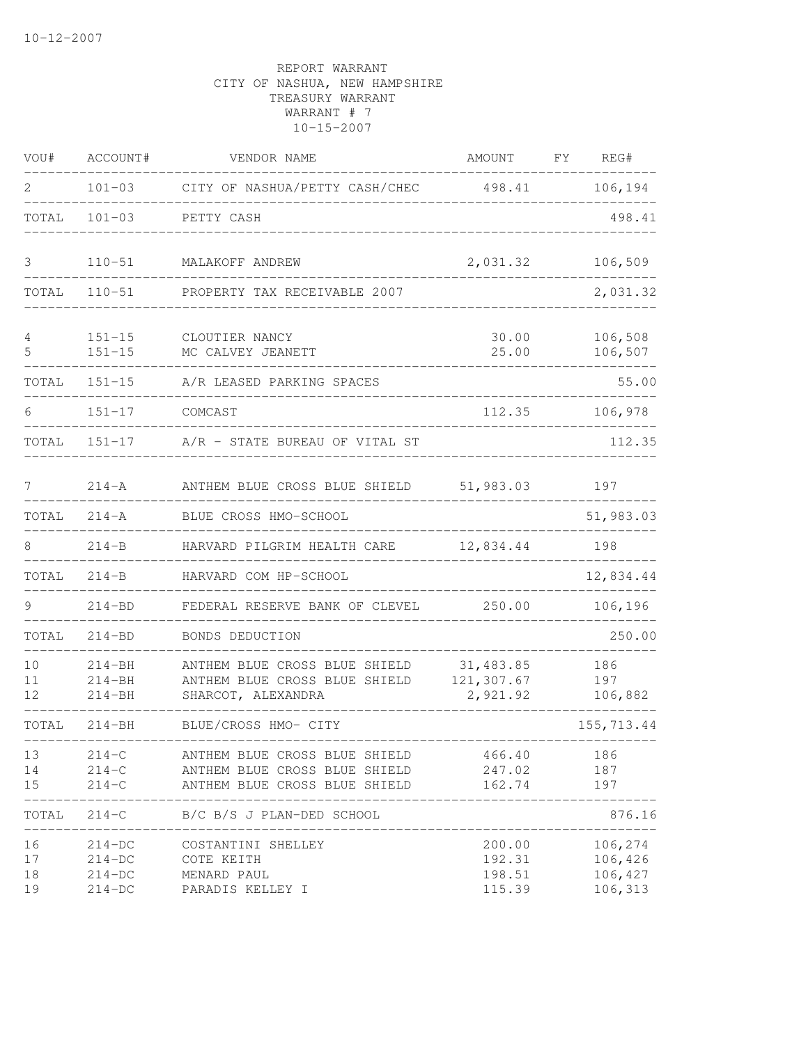10-12-2007

REPORT WARRANT
CITY OF NASHUA, NEW HAMPSHIRE
TREASURY WARRANT
WARRANT # 7
10-15-2007

| VOU# | ACCOUNT# | VENDOR NAME | AMOUNT | FY | REG# |
|---|---|---|---|---|---|
| 2 | 101-03 | CITY OF NASHUA/PETTY CASH/CHEC | 498.41 | | 106,194 |
| TOTAL | 101-03 | PETTY CASH | | | 498.41 |
| 3 | 110-51 | MALAKOFF ANDREW | 2,031.32 | | 106,509 |
| TOTAL | 110-51 | PROPERTY TAX RECEIVABLE 2007 | | | 2,031.32 |
| 4 | 151-15 | CLOUTIER NANCY | 30.00 | | 106,508 |
| 5 | 151-15 | MC CALVEY JEANETT | 25.00 | | 106,507 |
| TOTAL | 151-15 | A/R LEASED PARKING SPACES | | | 55.00 |
| 6 | 151-17 | COMCAST | 112.35 | | 106,978 |
| TOTAL | 151-17 | A/R - STATE BUREAU OF VITAL ST | | | 112.35 |
| 7 | 214-A | ANTHEM BLUE CROSS BLUE SHIELD | 51,983.03 | | 197 |
| TOTAL | 214-A | BLUE CROSS HMO-SCHOOL | | | 51,983.03 |
| 8 | 214-B | HARVARD PILGRIM HEALTH CARE | 12,834.44 | | 198 |
| TOTAL | 214-B | HARVARD COM HP-SCHOOL | | | 12,834.44 |
| 9 | 214-BD | FEDERAL RESERVE BANK OF CLEVEL | 250.00 | | 106,196 |
| TOTAL | 214-BD | BONDS DEDUCTION | | | 250.00 |
| 10 | 214-BH | ANTHEM BLUE CROSS BLUE SHIELD | 31,483.85 | | 186 |
| 11 | 214-BH | ANTHEM BLUE CROSS BLUE SHIELD | 121,307.67 | | 197 |
| 12 | 214-BH | SHARCOT, ALEXANDRA | 2,921.92 | | 106,882 |
| TOTAL | 214-BH | BLUE/CROSS HMO- CITY | | | 155,713.44 |
| 13 | 214-C | ANTHEM BLUE CROSS BLUE SHIELD | 466.40 | | 186 |
| 14 | 214-C | ANTHEM BLUE CROSS BLUE SHIELD | 247.02 | | 187 |
| 15 | 214-C | ANTHEM BLUE CROSS BLUE SHIELD | 162.74 | | 197 |
| TOTAL | 214-C | B/C B/S J PLAN-DED SCHOOL | | | 876.16 |
| 16 | 214-DC | COSTANTINI SHELLEY | 200.00 | | 106,274 |
| 17 | 214-DC | COTE KEITH | 192.31 | | 106,426 |
| 18 | 214-DC | MENARD PAUL | 198.51 | | 106,427 |
| 19 | 214-DC | PARADIS KELLEY I | 115.39 | | 106,313 |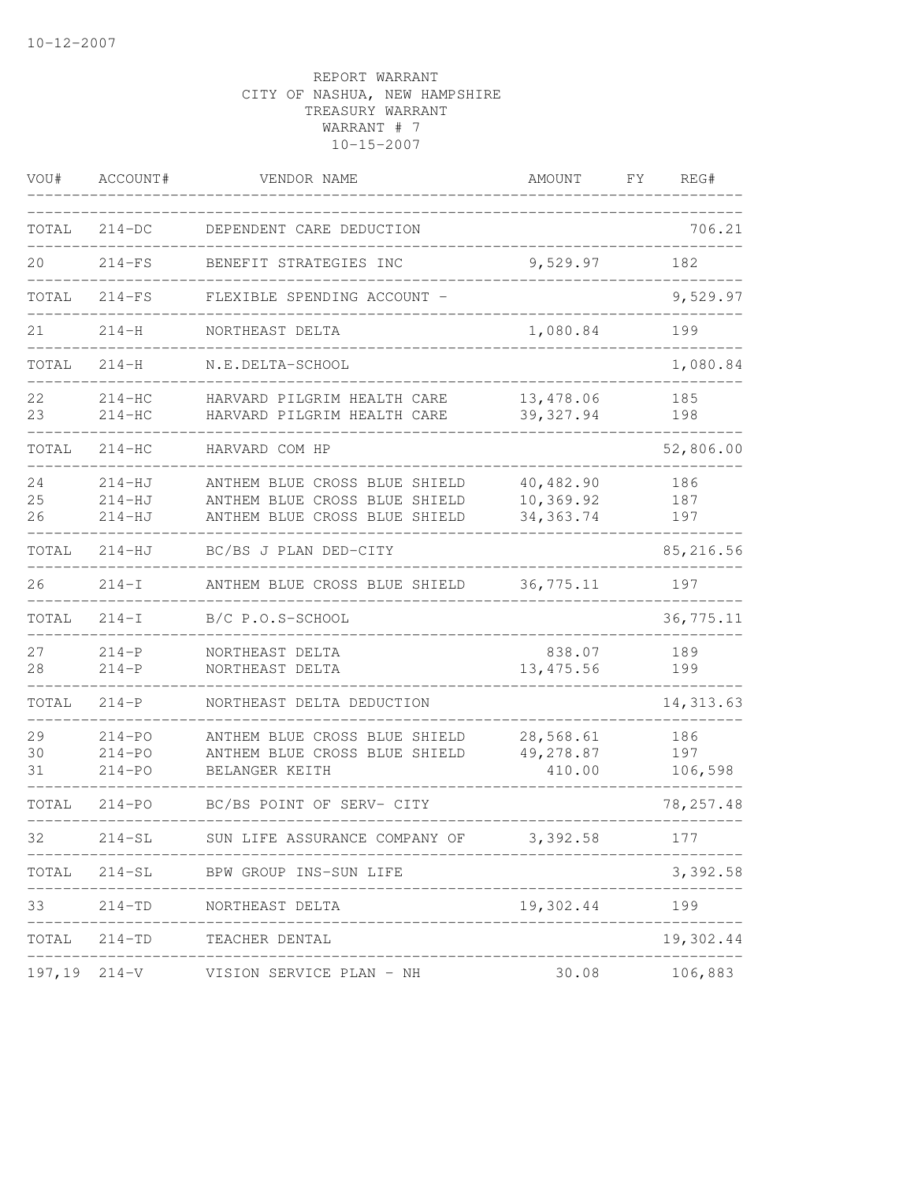REPORT WARRANT
CITY OF NASHUA, NEW HAMPSHIRE
TREASURY WARRANT
WARRANT # 7
10-15-2007

| VOU# | ACCOUNT# | VENDOR NAME | AMOUNT | FY | REG# |
|---|---|---|---|---|---|
| TOTAL | 214-DC | DEPENDENT CARE DEDUCTION | | | 706.21 |
| 20 | 214-FS | BENEFIT STRATEGIES INC | 9,529.97 | | 182 |
| TOTAL | 214-FS | FLEXIBLE SPENDING ACCOUNT - | | | 9,529.97 |
| 21 | 214-H | NORTHEAST DELTA | 1,080.84 | | 199 |
| TOTAL | 214-H | N.E.DELTA-SCHOOL | | | 1,080.84 |
| 22 | 214-HC | HARVARD PILGRIM HEALTH CARE | 13,478.06 | | 185 |
| 23 | 214-HC | HARVARD PILGRIM HEALTH CARE | 39,327.94 | | 198 |
| TOTAL | 214-HC | HARVARD COM HP | | | 52,806.00 |
| 24 | 214-HJ | ANTHEM BLUE CROSS BLUE SHIELD | 40,482.90 | | 186 |
| 25 | 214-HJ | ANTHEM BLUE CROSS BLUE SHIELD | 10,369.92 | | 187 |
| 26 | 214-HJ | ANTHEM BLUE CROSS BLUE SHIELD | 34,363.74 | | 197 |
| TOTAL | 214-HJ | BC/BS J PLAN DED-CITY | | | 85,216.56 |
| 26 | 214-I | ANTHEM BLUE CROSS BLUE SHIELD | 36,775.11 | | 197 |
| TOTAL | 214-I | B/C P.O.S-SCHOOL | | | 36,775.11 |
| 27 | 214-P | NORTHEAST DELTA | 838.07 | | 189 |
| 28 | 214-P | NORTHEAST DELTA | 13,475.56 | | 199 |
| TOTAL | 214-P | NORTHEAST DELTA DEDUCTION | | | 14,313.63 |
| 29 | 214-PO | ANTHEM BLUE CROSS BLUE SHIELD | 28,568.61 | | 186 |
| 30 | 214-PO | ANTHEM BLUE CROSS BLUE SHIELD | 49,278.87 | | 197 |
| 31 | 214-PO | BELANGER KEITH | 410.00 | | 106,598 |
| TOTAL | 214-PO | BC/BS POINT OF SERV- CITY | | | 78,257.48 |
| 32 | 214-SL | SUN LIFE ASSURANCE COMPANY OF | 3,392.58 | | 177 |
| TOTAL | 214-SL | BPW GROUP INS-SUN LIFE | | | 3,392.58 |
| 33 | 214-TD | NORTHEAST DELTA | 19,302.44 | | 199 |
| TOTAL | 214-TD | TEACHER DENTAL | | | 19,302.44 |
| 197,19 | 214-V | VISION SERVICE PLAN - NH | 30.08 | | 106,883 |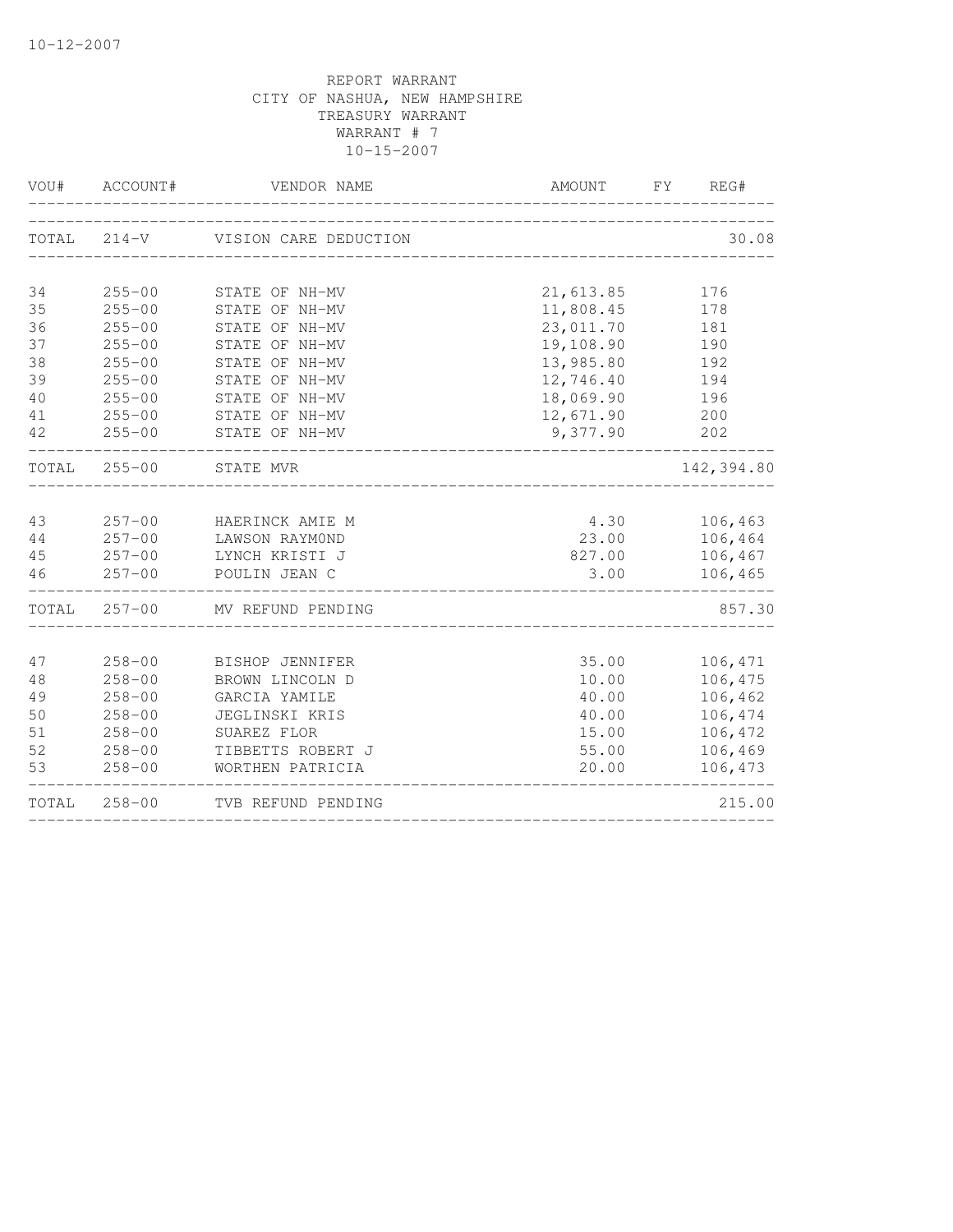REPORT WARRANT
CITY OF NASHUA, NEW HAMPSHIRE
TREASURY WARRANT
WARRANT # 7
10-15-2007

| VOU# | ACCOUNT# | VENDOR NAME | AMOUNT | FY | REG# |
|---|---|---|---|---|---|
| TOTAL | 214-V | VISION CARE DEDUCTION | | | 30.08 |
| 34 | 255-00 | STATE OF NH-MV | 21,613.85 | | 176 |
| 35 | 255-00 | STATE OF NH-MV | 11,808.45 | | 178 |
| 36 | 255-00 | STATE OF NH-MV | 23,011.70 | | 181 |
| 37 | 255-00 | STATE OF NH-MV | 19,108.90 | | 190 |
| 38 | 255-00 | STATE OF NH-MV | 13,985.80 | | 192 |
| 39 | 255-00 | STATE OF NH-MV | 12,746.40 | | 194 |
| 40 | 255-00 | STATE OF NH-MV | 18,069.90 | | 196 |
| 41 | 255-00 | STATE OF NH-MV | 12,671.90 | | 200 |
| 42 | 255-00 | STATE OF NH-MV | 9,377.90 | | 202 |
| TOTAL | 255-00 | STATE MVR | | | 142,394.80 |
| 43 | 257-00 | HAERINCK AMIE M | 4.30 | | 106,463 |
| 44 | 257-00 | LAWSON RAYMOND | 23.00 | | 106,464 |
| 45 | 257-00 | LYNCH KRISTI J | 827.00 | | 106,467 |
| 46 | 257-00 | POULIN JEAN C | 3.00 | | 106,465 |
| TOTAL | 257-00 | MV REFUND PENDING | | | 857.30 |
| 47 | 258-00 | BISHOP JENNIFER | 35.00 | | 106,471 |
| 48 | 258-00 | BROWN LINCOLN D | 10.00 | | 106,475 |
| 49 | 258-00 | GARCIA YAMILE | 40.00 | | 106,462 |
| 50 | 258-00 | JEGLINSKI KRIS | 40.00 | | 106,474 |
| 51 | 258-00 | SUAREZ FLOR | 15.00 | | 106,472 |
| 52 | 258-00 | TIBBETTS ROBERT J | 55.00 | | 106,469 |
| 53 | 258-00 | WORTHEN PATRICIA | 20.00 | | 106,473 |
| TOTAL | 258-00 | TVB REFUND PENDING | | | 215.00 |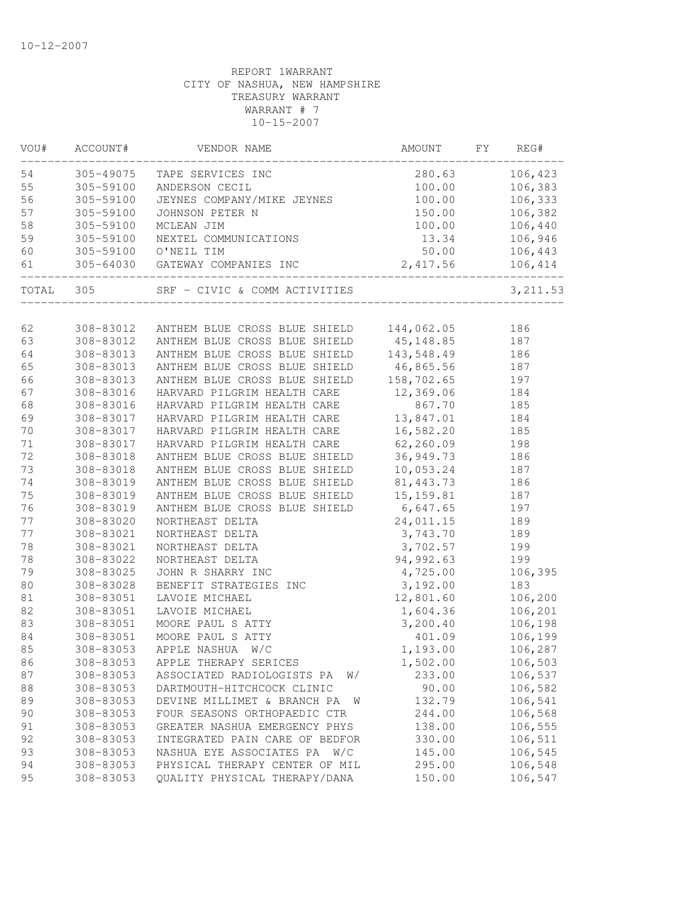REPORT 1WARRANT
CITY OF NASHUA, NEW HAMPSHIRE
TREASURY WARRANT
WARRANT # 7
10-15-2007

| VOU# | ACCOUNT# | VENDOR NAME | AMOUNT | FY | REG# |
|---|---|---|---|---|---|
| 54 | 305-49075 | TAPE SERVICES INC | 280.63 | | 106,423 |
| 55 | 305-59100 | ANDERSON CECIL | 100.00 | | 106,383 |
| 56 | 305-59100 | JEYNES COMPANY/MIKE JEYNES | 100.00 | | 106,333 |
| 57 | 305-59100 | JOHNSON PETER N | 150.00 | | 106,382 |
| 58 | 305-59100 | MCLEAN JIM | 100.00 | | 106,440 |
| 59 | 305-59100 | NEXTEL COMMUNICATIONS | 13.34 | | 106,946 |
| 60 | 305-59100 | O'NEIL TIM | 50.00 | | 106,443 |
| 61 | 305-64030 | GATEWAY COMPANIES INC | 2,417.56 | | 106,414 |
| TOTAL | 305 | SRF - CIVIC & COMM ACTIVITIES | | | 3,211.53 |
| 62 | 308-83012 | ANTHEM BLUE CROSS BLUE SHIELD | 144,062.05 | | 186 |
| 63 | 308-83012 | ANTHEM BLUE CROSS BLUE SHIELD | 45,148.85 | | 187 |
| 64 | 308-83013 | ANTHEM BLUE CROSS BLUE SHIELD | 143,548.49 | | 186 |
| 65 | 308-83013 | ANTHEM BLUE CROSS BLUE SHIELD | 46,865.56 | | 187 |
| 66 | 308-83013 | ANTHEM BLUE CROSS BLUE SHIELD | 158,702.65 | | 197 |
| 67 | 308-83016 | HARVARD PILGRIM HEALTH CARE | 12,369.06 | | 184 |
| 68 | 308-83016 | HARVARD PILGRIM HEALTH CARE | 867.70 | | 185 |
| 69 | 308-83017 | HARVARD PILGRIM HEALTH CARE | 13,847.01 | | 184 |
| 70 | 308-83017 | HARVARD PILGRIM HEALTH CARE | 16,582.20 | | 185 |
| 71 | 308-83017 | HARVARD PILGRIM HEALTH CARE | 62,260.09 | | 198 |
| 72 | 308-83018 | ANTHEM BLUE CROSS BLUE SHIELD | 36,949.73 | | 186 |
| 73 | 308-83018 | ANTHEM BLUE CROSS BLUE SHIELD | 10,053.24 | | 187 |
| 74 | 308-83019 | ANTHEM BLUE CROSS BLUE SHIELD | 81,443.73 | | 186 |
| 75 | 308-83019 | ANTHEM BLUE CROSS BLUE SHIELD | 15,159.81 | | 187 |
| 76 | 308-83019 | ANTHEM BLUE CROSS BLUE SHIELD | 6,647.65 | | 197 |
| 77 | 308-83020 | NORTHEAST DELTA | 24,011.15 | | 189 |
| 77 | 308-83021 | NORTHEAST DELTA | 3,743.70 | | 189 |
| 78 | 308-83021 | NORTHEAST DELTA | 3,702.57 | | 199 |
| 78 | 308-83022 | NORTHEAST DELTA | 94,992.63 | | 199 |
| 79 | 308-83025 | JOHN R SHARRY INC | 4,725.00 | | 106,395 |
| 80 | 308-83028 | BENEFIT STRATEGIES INC | 3,192.00 | | 183 |
| 81 | 308-83051 | LAVOIE MICHAEL | 12,801.60 | | 106,200 |
| 82 | 308-83051 | LAVOIE MICHAEL | 1,604.36 | | 106,201 |
| 83 | 308-83051 | MOORE PAUL S ATTY | 3,200.40 | | 106,198 |
| 84 | 308-83051 | MOORE PAUL S ATTY | 401.09 | | 106,199 |
| 85 | 308-83053 | APPLE NASHUA W/C | 1,193.00 | | 106,287 |
| 86 | 308-83053 | APPLE THERAPY SERICES | 1,502.00 | | 106,503 |
| 87 | 308-83053 | ASSOCIATED RADIOLOGISTS PA W/ | 233.00 | | 106,537 |
| 88 | 308-83053 | DARTMOUTH-HITCHCOCK CLINIC | 90.00 | | 106,582 |
| 89 | 308-83053 | DEVINE MILLIMET & BRANCH PA W | 132.79 | | 106,541 |
| 90 | 308-83053 | FOUR SEASONS ORTHOPAEDIC CTR | 244.00 | | 106,568 |
| 91 | 308-83053 | GREATER NASHUA EMERGENCY PHYS | 138.00 | | 106,555 |
| 92 | 308-83053 | INTEGRATED PAIN CARE OF BEDFOR | 330.00 | | 106,511 |
| 93 | 308-83053 | NASHUA EYE ASSOCIATES PA W/C | 145.00 | | 106,545 |
| 94 | 308-83053 | PHYSICAL THERAPY CENTER OF MIL | 295.00 | | 106,548 |
| 95 | 308-83053 | QUALITY PHYSICAL THERAPY/DANA | 150.00 | | 106,547 |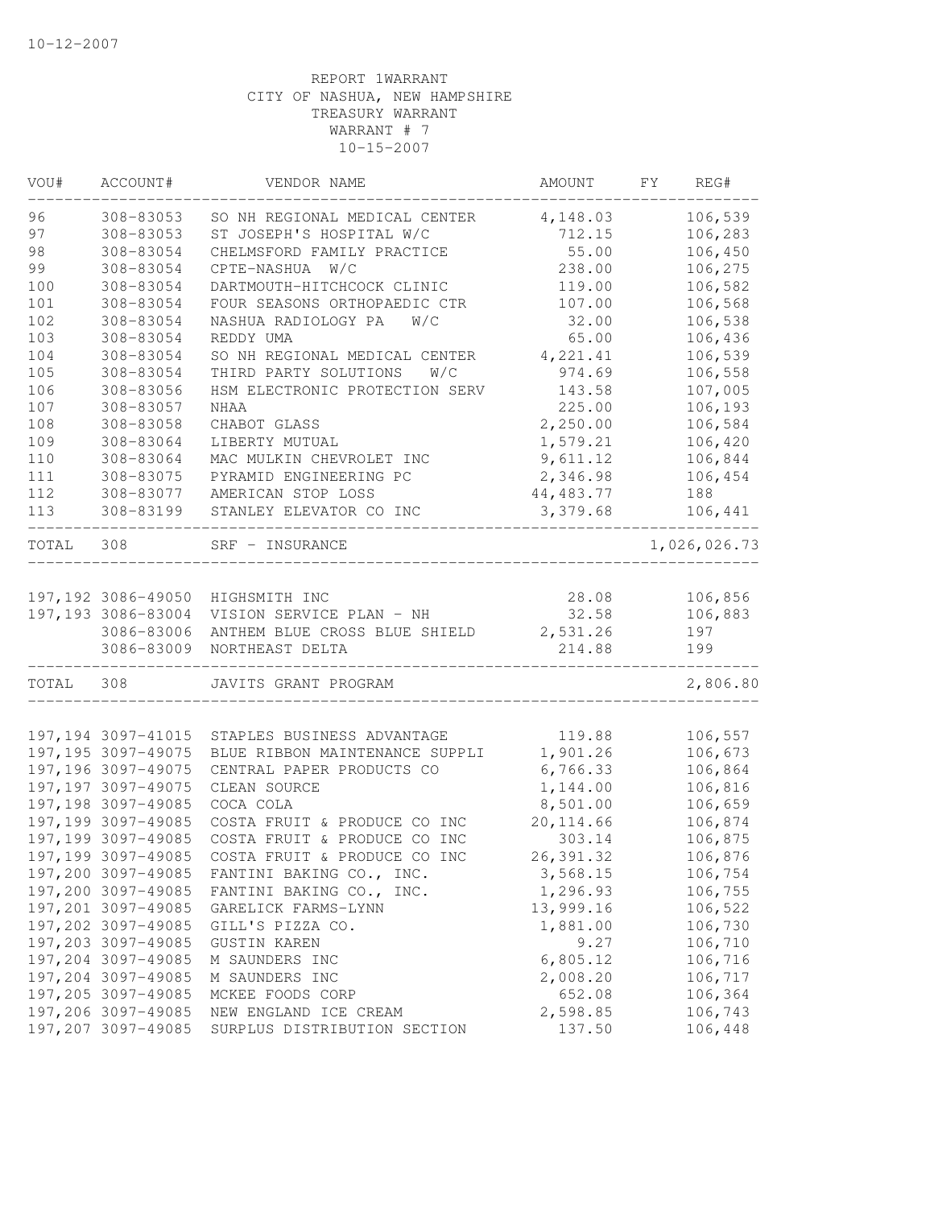10-12-2007

REPORT 1WARRANT
CITY OF NASHUA, NEW HAMPSHIRE
TREASURY WARRANT
WARRANT # 7
10-15-2007

| VOU# | ACCOUNT# | VENDOR NAME | AMOUNT | FY | REG# |
|---|---|---|---|---|---|
| 96 | 308-83053 | SO NH REGIONAL MEDICAL CENTER | 4,148.03 | | 106,539 |
| 97 | 308-83053 | ST JOSEPH'S HOSPITAL W/C | 712.15 | | 106,283 |
| 98 | 308-83054 | CHELMSFORD FAMILY PRACTICE | 55.00 | | 106,450 |
| 99 | 308-83054 | CPTE-NASHUA W/C | 238.00 | | 106,275 |
| 100 | 308-83054 | DARTMOUTH-HITCHCOCK CLINIC | 119.00 | | 106,582 |
| 101 | 308-83054 | FOUR SEASONS ORTHOPAEDIC CTR | 107.00 | | 106,568 |
| 102 | 308-83054 | NASHUA RADIOLOGY PA W/C | 32.00 | | 106,538 |
| 103 | 308-83054 | REDDY UMA | 65.00 | | 106,436 |
| 104 | 308-83054 | SO NH REGIONAL MEDICAL CENTER | 4,221.41 | | 106,539 |
| 105 | 308-83054 | THIRD PARTY SOLUTIONS W/C | 974.69 | | 106,558 |
| 106 | 308-83056 | HSM ELECTRONIC PROTECTION SERV | 143.58 | | 107,005 |
| 107 | 308-83057 | NHAA | 225.00 | | 106,193 |
| 108 | 308-83058 | CHABOT GLASS | 2,250.00 | | 106,584 |
| 109 | 308-83064 | LIBERTY MUTUAL | 1,579.21 | | 106,420 |
| 110 | 308-83064 | MAC MULKIN CHEVROLET INC | 9,611.12 | | 106,844 |
| 111 | 308-83075 | PYRAMID ENGINEERING PC | 2,346.98 | | 106,454 |
| 112 | 308-83077 | AMERICAN STOP LOSS | 44,483.77 | | 188 |
| 113 | 308-83199 | STANLEY ELEVATOR CO INC | 3,379.68 | | 106,441 |
| TOTAL | 308 | SRF - INSURANCE | | | 1,026,026.73 |
| 197,192 | 3086-49050 | HIGHSMITH INC | 28.08 | | 106,856 |
| 197,193 | 3086-83004 | VISION SERVICE PLAN - NH | 32.58 | | 106,883 |
| | 3086-83006 | ANTHEM BLUE CROSS BLUE SHIELD | 2,531.26 | | 197 |
| | 3086-83009 | NORTHEAST DELTA | 214.88 | | 199 |
| TOTAL | 308 | JAVITS GRANT PROGRAM | | | 2,806.80 |
| 197,194 | 3097-41015 | STAPLES BUSINESS ADVANTAGE | 119.88 | | 106,557 |
| 197,195 | 3097-49075 | BLUE RIBBON MAINTENANCE SUPPLI | 1,901.26 | | 106,673 |
| 197,196 | 3097-49075 | CENTRAL PAPER PRODUCTS CO | 6,766.33 | | 106,864 |
| 197,197 | 3097-49075 | CLEAN SOURCE | 1,144.00 | | 106,816 |
| 197,198 | 3097-49085 | COCA COLA | 8,501.00 | | 106,659 |
| 197,199 | 3097-49085 | COSTA FRUIT & PRODUCE CO INC | 20,114.66 | | 106,874 |
| 197,199 | 3097-49085 | COSTA FRUIT & PRODUCE CO INC | 303.14 | | 106,875 |
| 197,199 | 3097-49085 | COSTA FRUIT & PRODUCE CO INC | 26,391.32 | | 106,876 |
| 197,200 | 3097-49085 | FANTINI BAKING CO., INC. | 3,568.15 | | 106,754 |
| 197,200 | 3097-49085 | FANTINI BAKING CO., INC. | 1,296.93 | | 106,755 |
| 197,201 | 3097-49085 | GARELICK FARMS-LYNN | 13,999.16 | | 106,522 |
| 197,202 | 3097-49085 | GILL'S PIZZA CO. | 1,881.00 | | 106,730 |
| 197,203 | 3097-49085 | GUSTIN KAREN | 9.27 | | 106,710 |
| 197,204 | 3097-49085 | M SAUNDERS INC | 6,805.12 | | 106,716 |
| 197,204 | 3097-49085 | M SAUNDERS INC | 2,008.20 | | 106,717 |
| 197,205 | 3097-49085 | MCKEE FOODS CORP | 652.08 | | 106,364 |
| 197,206 | 3097-49085 | NEW ENGLAND ICE CREAM | 2,598.85 | | 106,743 |
| 197,207 | 3097-49085 | SURPLUS DISTRIBUTION SECTION | 137.50 | | 106,448 |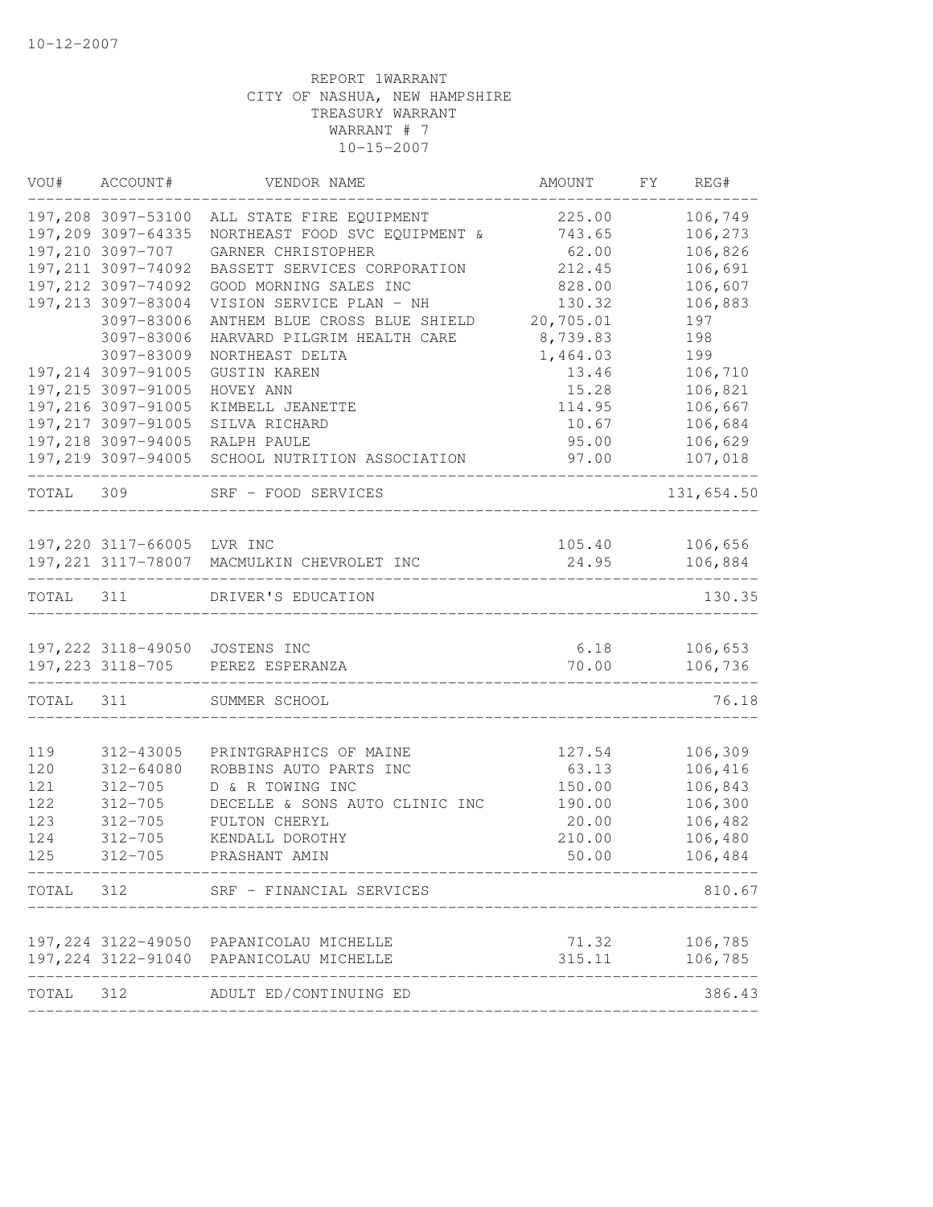10-12-2007

REPORT 1WARRANT
CITY OF NASHUA, NEW HAMPSHIRE
TREASURY WARRANT
WARRANT # 7
10-15-2007

| VOU# | ACCOUNT# | VENDOR NAME | AMOUNT | FY | REG# |
|---|---|---|---|---|---|
| 197,208 | 3097-53100 | ALL STATE FIRE EQUIPMENT | 225.00 | | 106,749 |
| 197,209 | 3097-64335 | NORTHEAST FOOD SVC EQUIPMENT & | 743.65 | | 106,273 |
| 197,210 | 3097-707 | GARNER CHRISTOPHER | 62.00 | | 106,826 |
| 197,211 | 3097-74092 | BASSETT SERVICES CORPORATION | 212.45 | | 106,691 |
| 197,212 | 3097-74092 | GOOD MORNING SALES INC | 828.00 | | 106,607 |
| 197,213 | 3097-83004 | VISION SERVICE PLAN - NH | 130.32 | | 106,883 |
| | 3097-83006 | ANTHEM BLUE CROSS BLUE SHIELD | 20,705.01 | | 197 |
| | 3097-83006 | HARVARD PILGRIM HEALTH CARE | 8,739.83 | | 198 |
| | 3097-83009 | NORTHEAST DELTA | 1,464.03 | | 199 |
| 197,214 | 3097-91005 | GUSTIN KAREN | 13.46 | | 106,710 |
| 197,215 | 3097-91005 | HOVEY ANN | 15.28 | | 106,821 |
| 197,216 | 3097-91005 | KIMBELL JEANETTE | 114.95 | | 106,667 |
| 197,217 | 3097-91005 | SILVA RICHARD | 10.67 | | 106,684 |
| 197,218 | 3097-94005 | RALPH PAULE | 95.00 | | 106,629 |
| 197,219 | 3097-94005 | SCHOOL NUTRITION ASSOCIATION | 97.00 | | 107,018 |
| TOTAL | 309 | SRF - FOOD SERVICES | | | 131,654.50 |
| 197,220 | 3117-66005 | LVR INC | 105.40 | | 106,656 |
| 197,221 | 3117-78007 | MACMULKIN CHEVROLET INC | 24.95 | | 106,884 |
| TOTAL | 311 | DRIVER'S EDUCATION | | | 130.35 |
| 197,222 | 3118-49050 | JOSTENS INC | 6.18 | | 106,653 |
| 197,223 | 3118-705 | PEREZ ESPERANZA | 70.00 | | 106,736 |
| TOTAL | 311 | SUMMER SCHOOL | | | 76.18 |
| 119 | 312-43005 | PRINTGRAPHICS OF MAINE | 127.54 | | 106,309 |
| 120 | 312-64080 | ROBBINS AUTO PARTS INC | 63.13 | | 106,416 |
| 121 | 312-705 | D & R TOWING INC | 150.00 | | 106,843 |
| 122 | 312-705 | DECELLE & SONS AUTO CLINIC INC | 190.00 | | 106,300 |
| 123 | 312-705 | FULTON CHERYL | 20.00 | | 106,482 |
| 124 | 312-705 | KENDALL DOROTHY | 210.00 | | 106,480 |
| 125 | 312-705 | PRASHANT AMIN | 50.00 | | 106,484 |
| TOTAL | 312 | SRF - FINANCIAL SERVICES | | | 810.67 |
| 197,224 | 3122-49050 | PAPANICOLAU MICHELLE | 71.32 | | 106,785 |
| 197,224 | 3122-91040 | PAPANICOLAU MICHELLE | 315.11 | | 106,785 |
| TOTAL | 312 | ADULT ED/CONTINUING ED | | | 386.43 |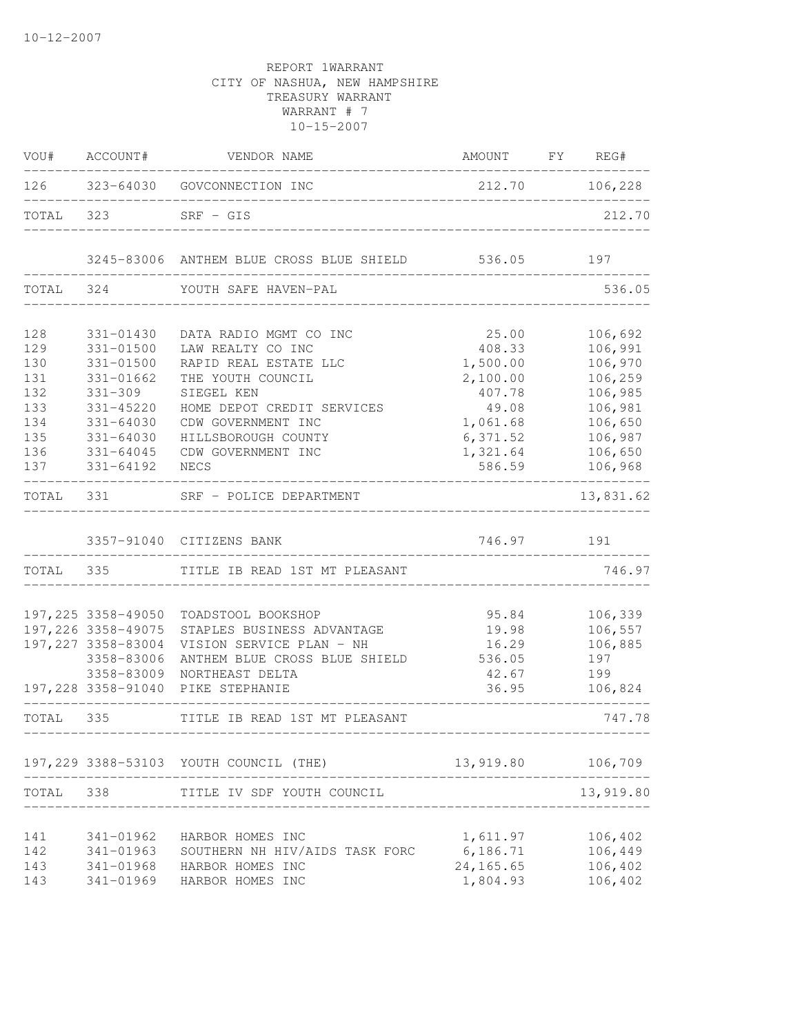10-12-2007

REPORT 1WARRANT
CITY OF NASHUA, NEW HAMPSHIRE
TREASURY WARRANT
WARRANT # 7
10-15-2007

| VOU# | ACCOUNT# | VENDOR NAME | AMOUNT | FY | REG# |
|---|---|---|---|---|---|
| 126 | 323-64030 | GOVCONNECTION INC | 212.70 | | 106,228 |
| TOTAL | 323 | SRF - GIS | | | 212.70 |
| | 3245-83006 | ANTHEM BLUE CROSS BLUE SHIELD | 536.05 | | 197 |
| TOTAL | 324 | YOUTH SAFE HAVEN-PAL | | | 536.05 |
| 128 | 331-01430 | DATA RADIO MGMT CO INC | 25.00 | | 106,692 |
| 129 | 331-01500 | LAW REALTY CO INC | 408.33 | | 106,991 |
| 130 | 331-01500 | RAPID REAL ESTATE LLC | 1,500.00 | | 106,970 |
| 131 | 331-01662 | THE YOUTH COUNCIL | 2,100.00 | | 106,259 |
| 132 | 331-309 | SIEGEL KEN | 407.78 | | 106,985 |
| 133 | 331-45220 | HOME DEPOT CREDIT SERVICES | 49.08 | | 106,981 |
| 134 | 331-64030 | CDW GOVERNMENT INC | 1,061.68 | | 106,650 |
| 135 | 331-64030 | HILLSBOROUGH COUNTY | 6,371.52 | | 106,987 |
| 136 | 331-64045 | CDW GOVERNMENT INC | 1,321.64 | | 106,650 |
| 137 | 331-64192 | NECS | 586.59 | | 106,968 |
| TOTAL | 331 | SRF - POLICE DEPARTMENT | | | 13,831.62 |
| | 3357-91040 | CITIZENS BANK | 746.97 | | 191 |
| TOTAL | 335 | TITLE IB READ 1ST MT PLEASANT | | | 746.97 |
| 197,225 | 3358-49050 | TOADSTOOL BOOKSHOP | 95.84 | | 106,339 |
| 197,226 | 3358-49075 | STAPLES BUSINESS ADVANTAGE | 19.98 | | 106,557 |
| 197,227 | 3358-83004 | VISION SERVICE PLAN - NH | 16.29 | | 106,885 |
| | 3358-83006 | ANTHEM BLUE CROSS BLUE SHIELD | 536.05 | | 197 |
| | 3358-83009 | NORTHEAST DELTA | 42.67 | | 199 |
| 197,228 | 3358-91040 | PIKE STEPHANIE | 36.95 | | 106,824 |
| TOTAL | 335 | TITLE IB READ 1ST MT PLEASANT | | | 747.78 |
| 197,229 | 3388-53103 | YOUTH COUNCIL (THE) | 13,919.80 | | 106,709 |
| TOTAL | 338 | TITLE IV SDF YOUTH COUNCIL | | | 13,919.80 |
| 141 | 341-01962 | HARBOR HOMES INC | 1,611.97 | | 106,402 |
| 142 | 341-01963 | SOUTHERN NH HIV/AIDS TASK FORC | 6,186.71 | | 106,449 |
| 143 | 341-01968 | HARBOR HOMES INC | 24,165.65 | | 106,402 |
| 143 | 341-01969 | HARBOR HOMES INC | 1,804.93 | | 106,402 |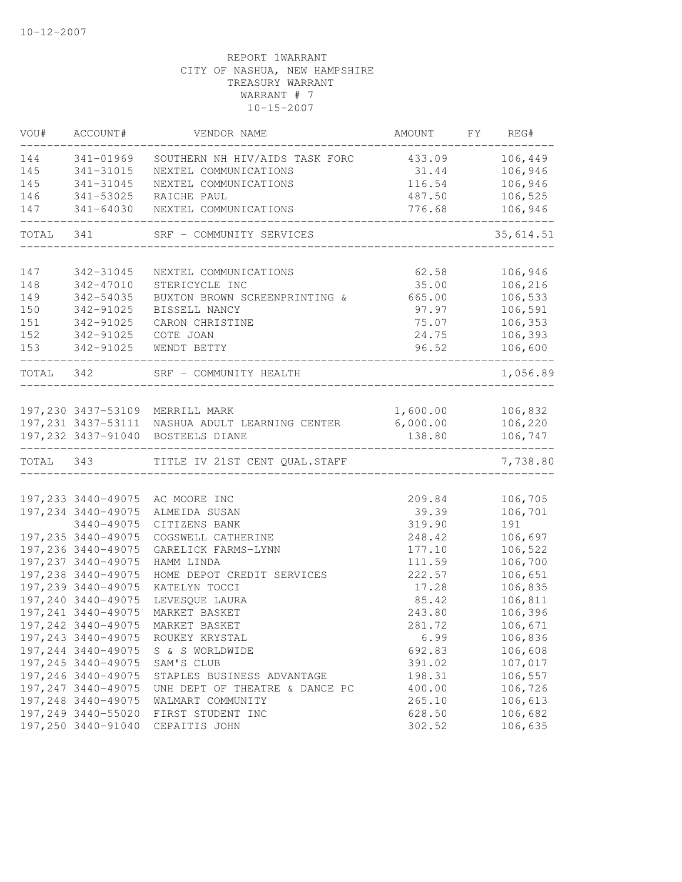10-12-2007

REPORT 1WARRANT
CITY OF NASHUA, NEW HAMPSHIRE
TREASURY WARRANT
WARRANT # 7
10-15-2007

| VOU# | ACCOUNT# | VENDOR NAME | AMOUNT | FY | REG# |
|---|---|---|---|---|---|
| 144 | 341-01969 | SOUTHERN NH HIV/AIDS TASK FORC | 433.09 | | 106,449 |
| 145 | 341-31015 | NEXTEL COMMUNICATIONS | 31.44 | | 106,946 |
| 145 | 341-31045 | NEXTEL COMMUNICATIONS | 116.54 | | 106,946 |
| 146 | 341-53025 | RAICHE PAUL | 487.50 | | 106,525 |
| 147 | 341-64030 | NEXTEL COMMUNICATIONS | 776.68 | | 106,946 |
| TOTAL | 341 | SRF - COMMUNITY SERVICES | | | 35,614.51 |
| 147 | 342-31045 | NEXTEL COMMUNICATIONS | 62.58 | | 106,946 |
| 148 | 342-47010 | STERICYCLE INC | 35.00 | | 106,216 |
| 149 | 342-54035 | BUXTON BROWN SCREENPRINTING & | 665.00 | | 106,533 |
| 150 | 342-91025 | BISSELL NANCY | 97.97 | | 106,591 |
| 151 | 342-91025 | CARON CHRISTINE | 75.07 | | 106,353 |
| 152 | 342-91025 | COTE JOAN | 24.75 | | 106,393 |
| 153 | 342-91025 | WENDT BETTY | 96.52 | | 106,600 |
| TOTAL | 342 | SRF - COMMUNITY HEALTH | | | 1,056.89 |
| 197,230 | 3437-53109 | MERRILL MARK | 1,600.00 | | 106,832 |
| 197,231 | 3437-53111 | NASHUA ADULT LEARNING CENTER | 6,000.00 | | 106,220 |
| 197,232 | 3437-91040 | BOSTEELS DIANE | 138.80 | | 106,747 |
| TOTAL | 343 | TITLE IV 21ST CENT QUAL.STAFF | | | 7,738.80 |
| 197,233 | 3440-49075 | AC MOORE INC | 209.84 | | 106,705 |
| 197,234 | 3440-49075 | ALMEIDA SUSAN | 39.39 | | 106,701 |
| | 3440-49075 | CITIZENS BANK | 319.90 | | 191 |
| 197,235 | 3440-49075 | COGSWELL CATHERINE | 248.42 | | 106,697 |
| 197,236 | 3440-49075 | GARELICK FARMS-LYNN | 177.10 | | 106,522 |
| 197,237 | 3440-49075 | HAMM LINDA | 111.59 | | 106,700 |
| 197,238 | 3440-49075 | HOME DEPOT CREDIT SERVICES | 222.57 | | 106,651 |
| 197,239 | 3440-49075 | KATELYN TOCCI | 17.28 | | 106,835 |
| 197,240 | 3440-49075 | LEVESQUE LAURA | 85.42 | | 106,811 |
| 197,241 | 3440-49075 | MARKET BASKET | 243.80 | | 106,396 |
| 197,242 | 3440-49075 | MARKET BASKET | 281.72 | | 106,671 |
| 197,243 | 3440-49075 | ROUKEY KRYSTAL | 6.99 | | 106,836 |
| 197,244 | 3440-49075 | S & S WORLDWIDE | 692.83 | | 106,608 |
| 197,245 | 3440-49075 | SAM'S CLUB | 391.02 | | 107,017 |
| 197,246 | 3440-49075 | STAPLES BUSINESS ADVANTAGE | 198.31 | | 106,557 |
| 197,247 | 3440-49075 | UNH DEPT OF THEATRE & DANCE PC | 400.00 | | 106,726 |
| 197,248 | 3440-49075 | WALMART COMMUNITY | 265.10 | | 106,613 |
| 197,249 | 3440-55020 | FIRST STUDENT INC | 628.50 | | 106,682 |
| 197,250 | 3440-91040 | CEPAITIS JOHN | 302.52 | | 106,635 |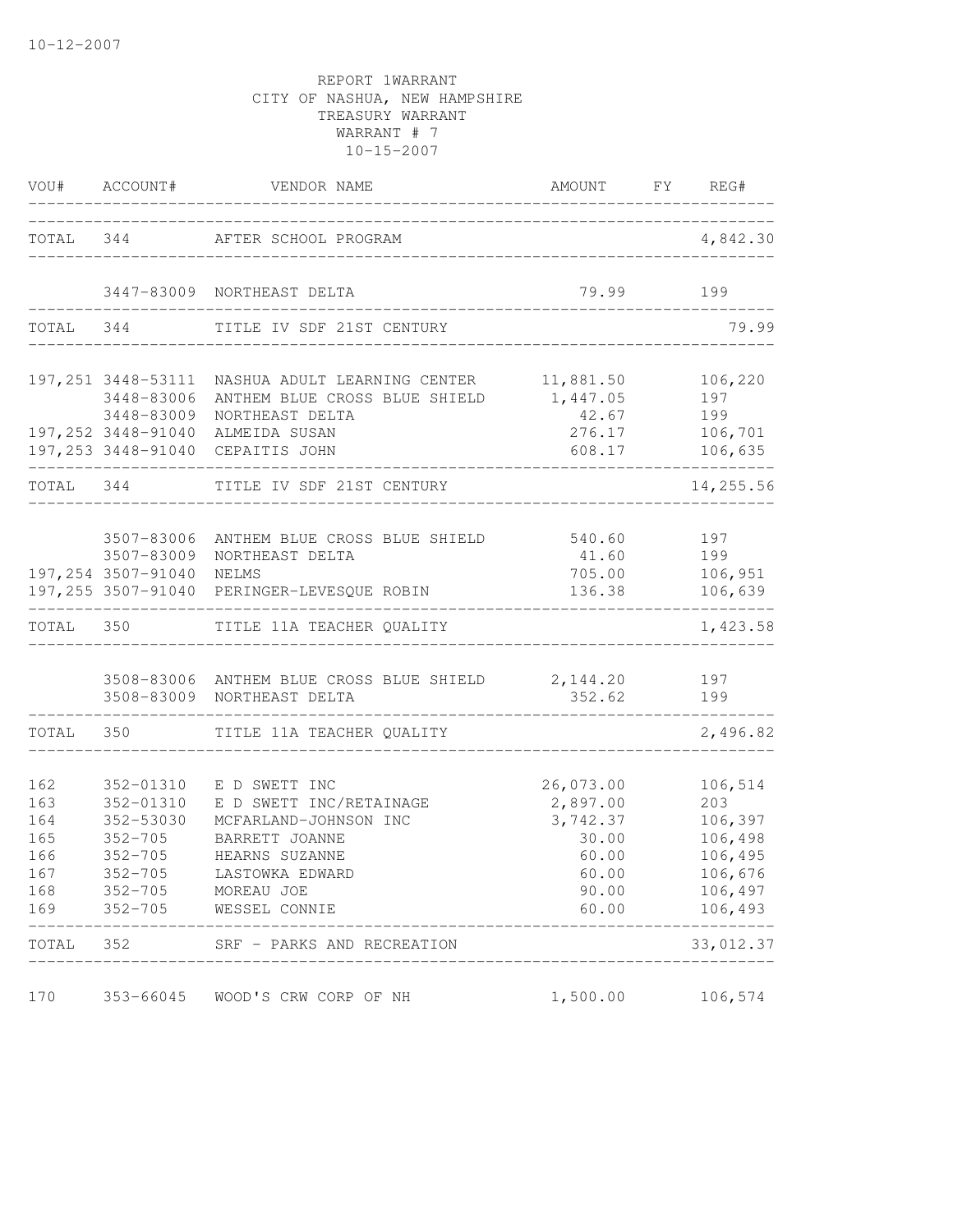10-12-2007

REPORT 1WARRANT
CITY OF NASHUA, NEW HAMPSHIRE
TREASURY WARRANT
WARRANT # 7
10-15-2007

| VOU# | ACCOUNT# | VENDOR NAME | AMOUNT | FY | REG# |
|---|---|---|---|---|---|
| TOTAL | 344 | AFTER SCHOOL PROGRAM | | | 4,842.30 |
| | 3447-83009 | NORTHEAST DELTA | 79.99 | | 199 |
| TOTAL | 344 | TITLE IV SDF 21ST CENTURY | | | 79.99 |
| 197,251 | 3448-53111 | NASHUA ADULT LEARNING CENTER | 11,881.50 | | 106,220 |
| | 3448-83006 | ANTHEM BLUE CROSS BLUE SHIELD | 1,447.05 | | 197 |
| | 3448-83009 | NORTHEAST DELTA | 42.67 | | 199 |
| 197,252 | 3448-91040 | ALMEIDA SUSAN | 276.17 | | 106,701 |
| 197,253 | 3448-91040 | CEPAITIS JOHN | 608.17 | | 106,635 |
| TOTAL | 344 | TITLE IV SDF 21ST CENTURY | | | 14,255.56 |
| | 3507-83006 | ANTHEM BLUE CROSS BLUE SHIELD | 540.60 | | 197 |
| | 3507-83009 | NORTHEAST DELTA | 41.60 | | 199 |
| 197,254 | 3507-91040 | NELMS | 705.00 | | 106,951 |
| 197,255 | 3507-91040 | PERINGER-LEVESQUE ROBIN | 136.38 | | 106,639 |
| TOTAL | 350 | TITLE 11A TEACHER QUALITY | | | 1,423.58 |
| | 3508-83006 | ANTHEM BLUE CROSS BLUE SHIELD | 2,144.20 | | 197 |
| | 3508-83009 | NORTHEAST DELTA | 352.62 | | 199 |
| TOTAL | 350 | TITLE 11A TEACHER QUALITY | | | 2,496.82 |
| 162 | 352-01310 | E D SWETT INC | 26,073.00 | | 106,514 |
| 163 | 352-01310 | E D SWETT INC/RETAINAGE | 2,897.00 | | 203 |
| 164 | 352-53030 | MCFARLAND-JOHNSON INC | 3,742.37 | | 106,397 |
| 165 | 352-705 | BARRETT JOANNE | 30.00 | | 106,498 |
| 166 | 352-705 | HEARNS SUZANNE | 60.00 | | 106,495 |
| 167 | 352-705 | LASTOWKA EDWARD | 60.00 | | 106,676 |
| 168 | 352-705 | MOREAU JOE | 90.00 | | 106,497 |
| 169 | 352-705 | WESSEL CONNIE | 60.00 | | 106,493 |
| TOTAL | 352 | SRF - PARKS AND RECREATION | | | 33,012.37 |
| 170 | 353-66045 | WOOD'S CRW CORP OF NH | 1,500.00 | | 106,574 |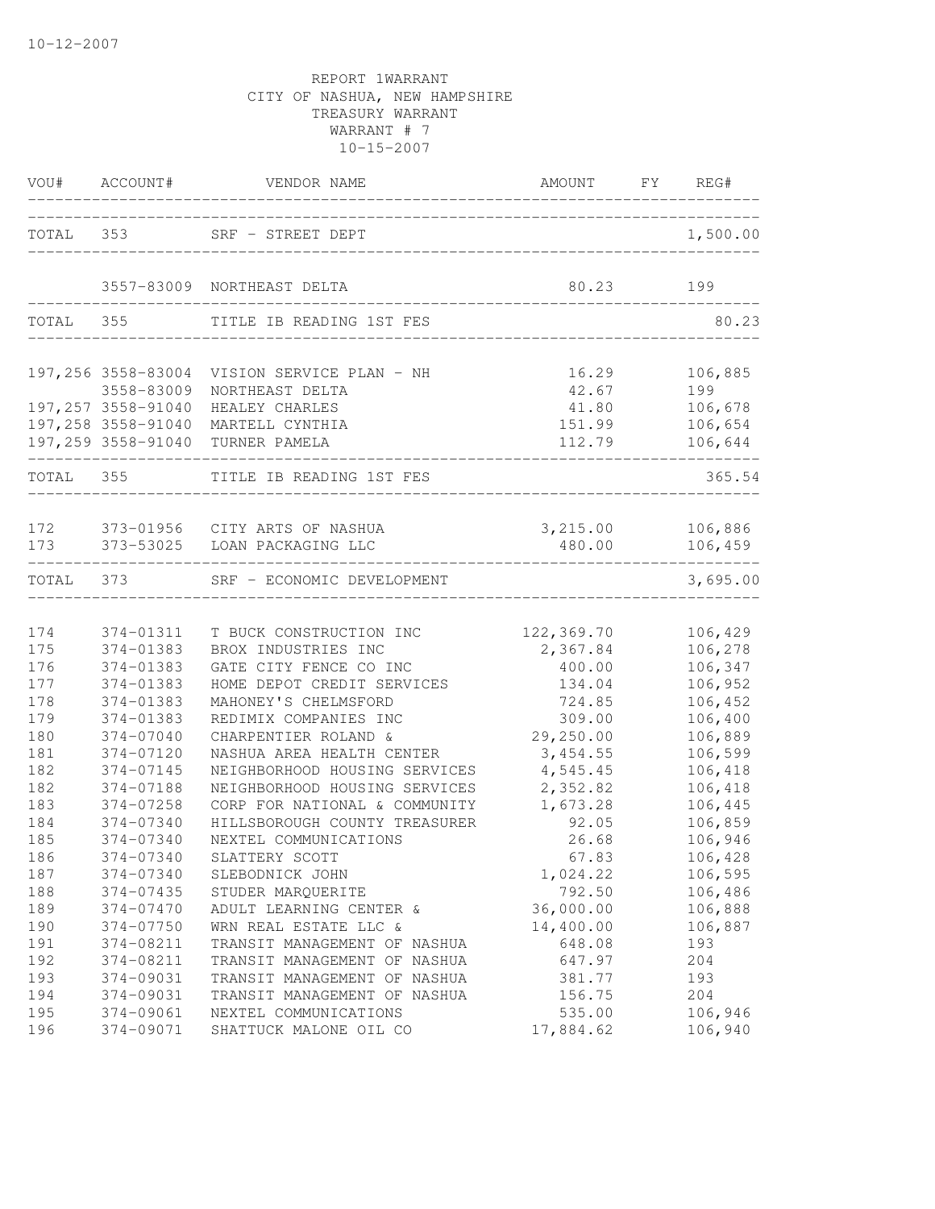10-12-2007

REPORT 1WARRANT
CITY OF NASHUA, NEW HAMPSHIRE
TREASURY WARRANT
WARRANT # 7
10-15-2007

| VOU# | ACCOUNT# | VENDOR NAME | AMOUNT | FY | REG# |
|---|---|---|---|---|---|
| TOTAL | 353 | SRF - STREET DEPT | | | 1,500.00 |
| | 3557-83009 | NORTHEAST DELTA | 80.23 | | 199 |
| TOTAL | 355 | TITLE IB READING 1ST FES | | | 80.23 |
| 197,256 | 3558-83004 | VISION SERVICE PLAN - NH | 16.29 | | 106,885 |
| | 3558-83009 | NORTHEAST DELTA | 42.67 | | 199 |
| 197,257 | 3558-91040 | HEALEY CHARLES | 41.80 | | 106,678 |
| 197,258 | 3558-91040 | MARTELL CYNTHIA | 151.99 | | 106,654 |
| 197,259 | 3558-91040 | TURNER PAMELA | 112.79 | | 106,644 |
| TOTAL | 355 | TITLE IB READING 1ST FES | | | 365.54 |
| 172 | 373-01956 | CITY ARTS OF NASHUA | 3,215.00 | | 106,886 |
| 173 | 373-53025 | LOAN PACKAGING LLC | 480.00 | | 106,459 |
| TOTAL | 373 | SRF - ECONOMIC DEVELOPMENT | | | 3,695.00 |
| 174 | 374-01311 | T BUCK CONSTRUCTION INC | 122,369.70 | | 106,429 |
| 175 | 374-01383 | BROX INDUSTRIES INC | 2,367.84 | | 106,278 |
| 176 | 374-01383 | GATE CITY FENCE CO INC | 400.00 | | 106,347 |
| 177 | 374-01383 | HOME DEPOT CREDIT SERVICES | 134.04 | | 106,952 |
| 178 | 374-01383 | MAHONEY'S CHELMSFORD | 724.85 | | 106,452 |
| 179 | 374-01383 | REDIMIX COMPANIES INC | 309.00 | | 106,400 |
| 180 | 374-07040 | CHARPENTIER ROLAND & | 29,250.00 | | 106,889 |
| 181 | 374-07120 | NASHUA AREA HEALTH CENTER | 3,454.55 | | 106,599 |
| 182 | 374-07145 | NEIGHBORHOOD HOUSING SERVICES | 4,545.45 | | 106,418 |
| 182 | 374-07188 | NEIGHBORHOOD HOUSING SERVICES | 2,352.82 | | 106,418 |
| 183 | 374-07258 | CORP FOR NATIONAL & COMMUNITY | 1,673.28 | | 106,445 |
| 184 | 374-07340 | HILLSBOROUGH COUNTY TREASURER | 92.05 | | 106,859 |
| 185 | 374-07340 | NEXTEL COMMUNICATIONS | 26.68 | | 106,946 |
| 186 | 374-07340 | SLATTERY SCOTT | 67.83 | | 106,428 |
| 187 | 374-07340 | SLEBODNICK JOHN | 1,024.22 | | 106,595 |
| 188 | 374-07435 | STUDER MARQUERITE | 792.50 | | 106,486 |
| 189 | 374-07470 | ADULT LEARNING CENTER & | 36,000.00 | | 106,888 |
| 190 | 374-07750 | WRN REAL ESTATE LLC & | 14,400.00 | | 106,887 |
| 191 | 374-08211 | TRANSIT MANAGEMENT OF NASHUA | 648.08 | | 193 |
| 192 | 374-08211 | TRANSIT MANAGEMENT OF NASHUA | 647.97 | | 204 |
| 193 | 374-09031 | TRANSIT MANAGEMENT OF NASHUA | 381.77 | | 193 |
| 194 | 374-09031 | TRANSIT MANAGEMENT OF NASHUA | 156.75 | | 204 |
| 195 | 374-09061 | NEXTEL COMMUNICATIONS | 535.00 | | 106,946 |
| 196 | 374-09071 | SHATTUCK MALONE OIL CO | 17,884.62 | | 106,940 |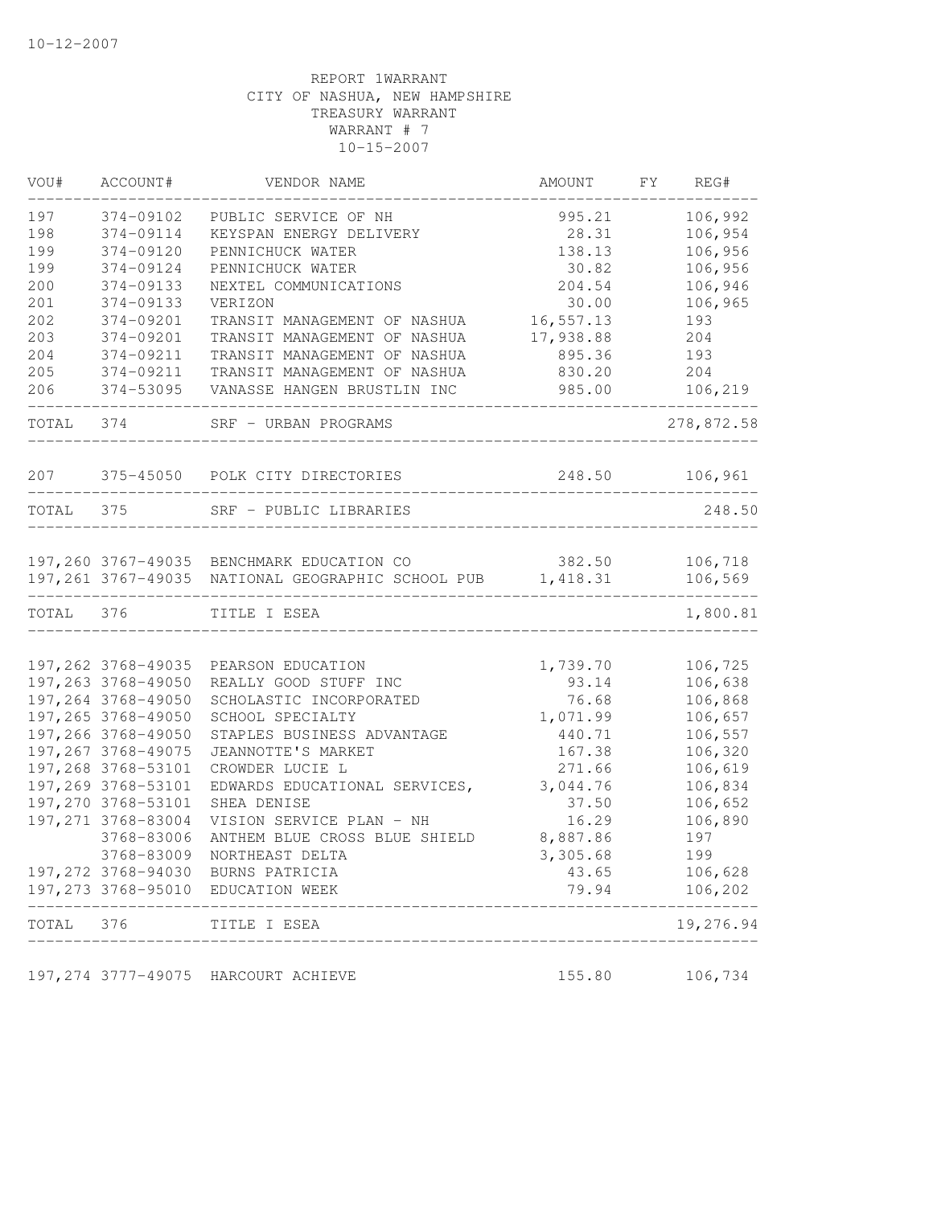10-12-2007

REPORT 1WARRANT
CITY OF NASHUA, NEW HAMPSHIRE
TREASURY WARRANT
WARRANT # 7
10-15-2007

| VOU# | ACCOUNT# | VENDOR NAME | AMOUNT | FY | REG# |
|---|---|---|---|---|---|
| 197 | 374-09102 | PUBLIC SERVICE OF NH | 995.21 | | 106,992 |
| 198 | 374-09114 | KEYSPAN ENERGY DELIVERY | 28.31 | | 106,954 |
| 199 | 374-09120 | PENNICHUCK WATER | 138.13 | | 106,956 |
| 199 | 374-09124 | PENNICHUCK WATER | 30.82 | | 106,956 |
| 200 | 374-09133 | NEXTEL COMMUNICATIONS | 204.54 | | 106,946 |
| 201 | 374-09133 | VERIZON | 30.00 | | 106,965 |
| 202 | 374-09201 | TRANSIT MANAGEMENT OF NASHUA | 16,557.13 | | 193 |
| 203 | 374-09201 | TRANSIT MANAGEMENT OF NASHUA | 17,938.88 | | 204 |
| 204 | 374-09211 | TRANSIT MANAGEMENT OF NASHUA | 895.36 | | 193 |
| 205 | 374-09211 | TRANSIT MANAGEMENT OF NASHUA | 830.20 | | 204 |
| 206 | 374-53095 | VANASSE HANGEN BRUSTLIN INC | 985.00 | | 106,219 |
| TOTAL | 374 | SRF - URBAN PROGRAMS | | | 278,872.58 |
| 207 | 375-45050 | POLK CITY DIRECTORIES | 248.50 | | 106,961 |
| TOTAL | 375 | SRF - PUBLIC LIBRARIES | | | 248.50 |
| 197,260 | 3767-49035 | BENCHMARK EDUCATION CO | 382.50 | | 106,718 |
| 197,261 | 3767-49035 | NATIONAL GEOGRAPHIC SCHOOL PUB | 1,418.31 | | 106,569 |
| TOTAL | 376 | TITLE I ESEA | | | 1,800.81 |
| 197,262 | 3768-49035 | PEARSON EDUCATION | 1,739.70 | | 106,725 |
| 197,263 | 3768-49050 | REALLY GOOD STUFF INC | 93.14 | | 106,638 |
| 197,264 | 3768-49050 | SCHOLASTIC INCORPORATED | 76.68 | | 106,868 |
| 197,265 | 3768-49050 | SCHOOL SPECIALTY | 1,071.99 | | 106,657 |
| 197,266 | 3768-49050 | STAPLES BUSINESS ADVANTAGE | 440.71 | | 106,557 |
| 197,267 | 3768-49075 | JEANNOTTE'S MARKET | 167.38 | | 106,320 |
| 197,268 | 3768-53101 | CROWDER LUCIE L | 271.66 | | 106,619 |
| 197,269 | 3768-53101 | EDWARDS EDUCATIONAL SERVICES, | 3,044.76 | | 106,834 |
| 197,270 | 3768-53101 | SHEA DENISE | 37.50 | | 106,652 |
| 197,271 | 3768-83004 | VISION SERVICE PLAN - NH | 16.29 | | 106,890 |
| | 3768-83006 | ANTHEM BLUE CROSS BLUE SHIELD | 8,887.86 | | 197 |
| | 3768-83009 | NORTHEAST DELTA | 3,305.68 | | 199 |
| 197,272 | 3768-94030 | BURNS PATRICIA | 43.65 | | 106,628 |
| 197,273 | 3768-95010 | EDUCATION WEEK | 79.94 | | 106,202 |
| TOTAL | 376 | TITLE I ESEA | | | 19,276.94 |
| 197,274 | 3777-49075 | HARCOURT ACHIEVE | 155.80 | | 106,734 |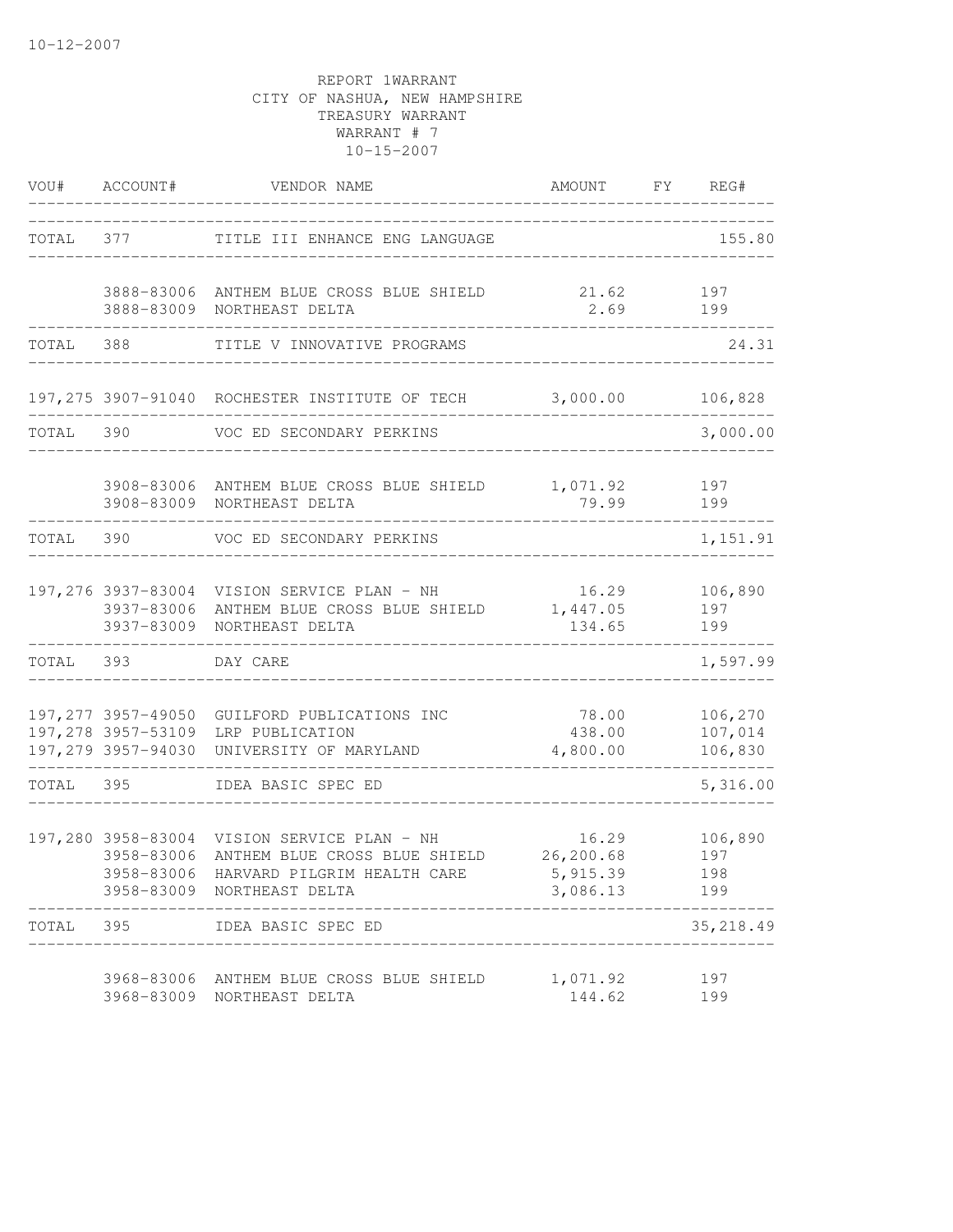10-12-2007

REPORT 1WARRANT
CITY OF NASHUA, NEW HAMPSHIRE
TREASURY WARRANT
WARRANT # 7
10-15-2007

| VOU# | ACCOUNT# | VENDOR NAME | AMOUNT | FY | REG# |
|---|---|---|---|---|---|
| TOTAL | 377 | TITLE III ENHANCE ENG LANGUAGE | | | 155.80 |
| | 3888-83006 | ANTHEM BLUE CROSS BLUE SHIELD | 21.62 | | 197 |
| | 3888-83009 | NORTHEAST DELTA | 2.69 | | 199 |
| TOTAL | 388 | TITLE V INNOVATIVE PROGRAMS | | | 24.31 |
| 197,275 | 3907-91040 | ROCHESTER INSTITUTE OF TECH | 3,000.00 | | 106,828 |
| TOTAL | 390 | VOC ED SECONDARY PERKINS | | | 3,000.00 |
| | 3908-83006 | ANTHEM BLUE CROSS BLUE SHIELD | 1,071.92 | | 197 |
| | 3908-83009 | NORTHEAST DELTA | 79.99 | | 199 |
| TOTAL | 390 | VOC ED SECONDARY PERKINS | | | 1,151.91 |
| 197,276 | 3937-83004 | VISION SERVICE PLAN - NH | 16.29 | | 106,890 |
| | 3937-83006 | ANTHEM BLUE CROSS BLUE SHIELD | 1,447.05 | | 197 |
| | 3937-83009 | NORTHEAST DELTA | 134.65 | | 199 |
| TOTAL | 393 | DAY CARE | | | 1,597.99 |
| 197,277 | 3957-49050 | GUILFORD PUBLICATIONS INC | 78.00 | | 106,270 |
| 197,278 | 3957-53109 | LRP PUBLICATION | 438.00 | | 107,014 |
| 197,279 | 3957-94030 | UNIVERSITY OF MARYLAND | 4,800.00 | | 106,830 |
| TOTAL | 395 | IDEA BASIC SPEC ED | | | 5,316.00 |
| 197,280 | 3958-83004 | VISION SERVICE PLAN - NH | 16.29 | | 106,890 |
| | 3958-83006 | ANTHEM BLUE CROSS BLUE SHIELD | 26,200.68 | | 197 |
| | 3958-83006 | HARVARD PILGRIM HEALTH CARE | 5,915.39 | | 198 |
| | 3958-83009 | NORTHEAST DELTA | 3,086.13 | | 199 |
| TOTAL | 395 | IDEA BASIC SPEC ED | | | 35,218.49 |
| | 3968-83006 | ANTHEM BLUE CROSS BLUE SHIELD | 1,071.92 | | 197 |
| | 3968-83009 | NORTHEAST DELTA | 144.62 | | 199 |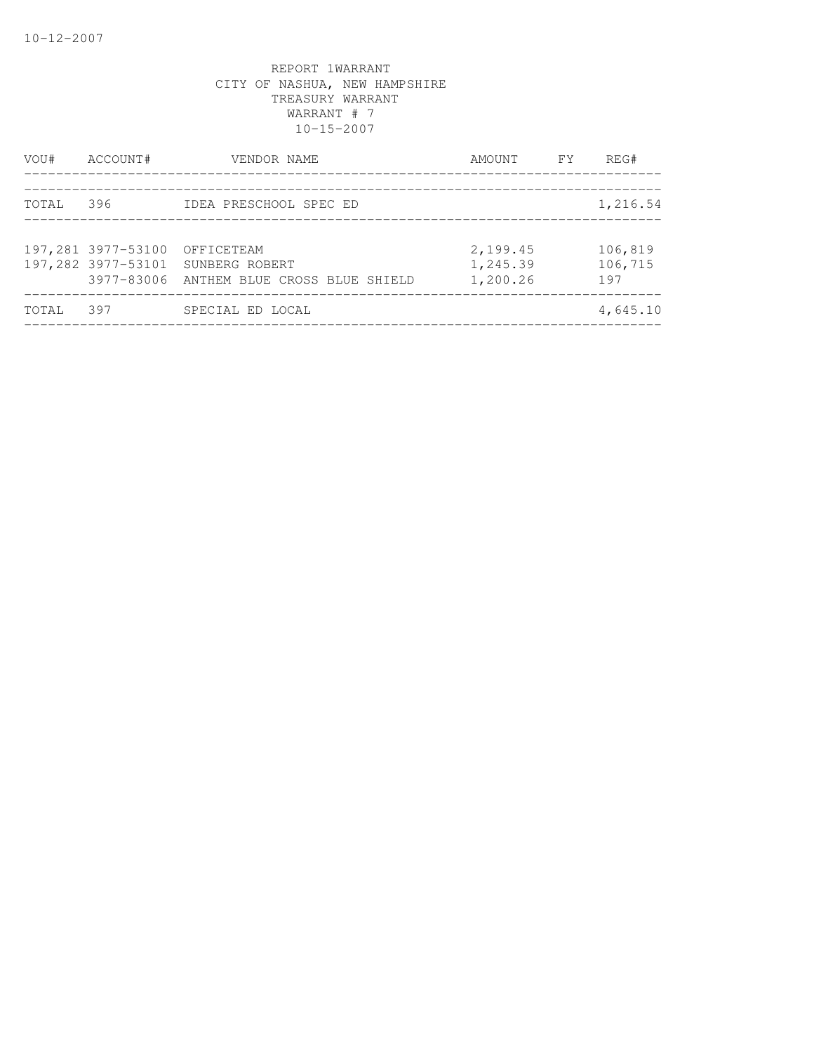10-12-2007

REPORT 1WARRANT
CITY OF NASHUA, NEW HAMPSHIRE
TREASURY WARRANT
WARRANT # 7
10-15-2007

| VOU# | ACCOUNT# | VENDOR NAME | AMOUNT | FY | REG# |
|---|---|---|---|---|---|
| TOTAL | 396 | IDEA PRESCHOOL SPEC ED | | | 1,216.54 |
| 197,281 | 3977-53100 | OFFICETEAM | 2,199.45 | | 106,819 |
| 197,282 | 3977-53101 | SUNBERG ROBERT | 1,245.39 | | 106,715 |
| | 3977-83006 | ANTHEM BLUE CROSS BLUE SHIELD | 1,200.26 | | 197 |
| TOTAL | 397 | SPECIAL ED LOCAL | | | 4,645.10 |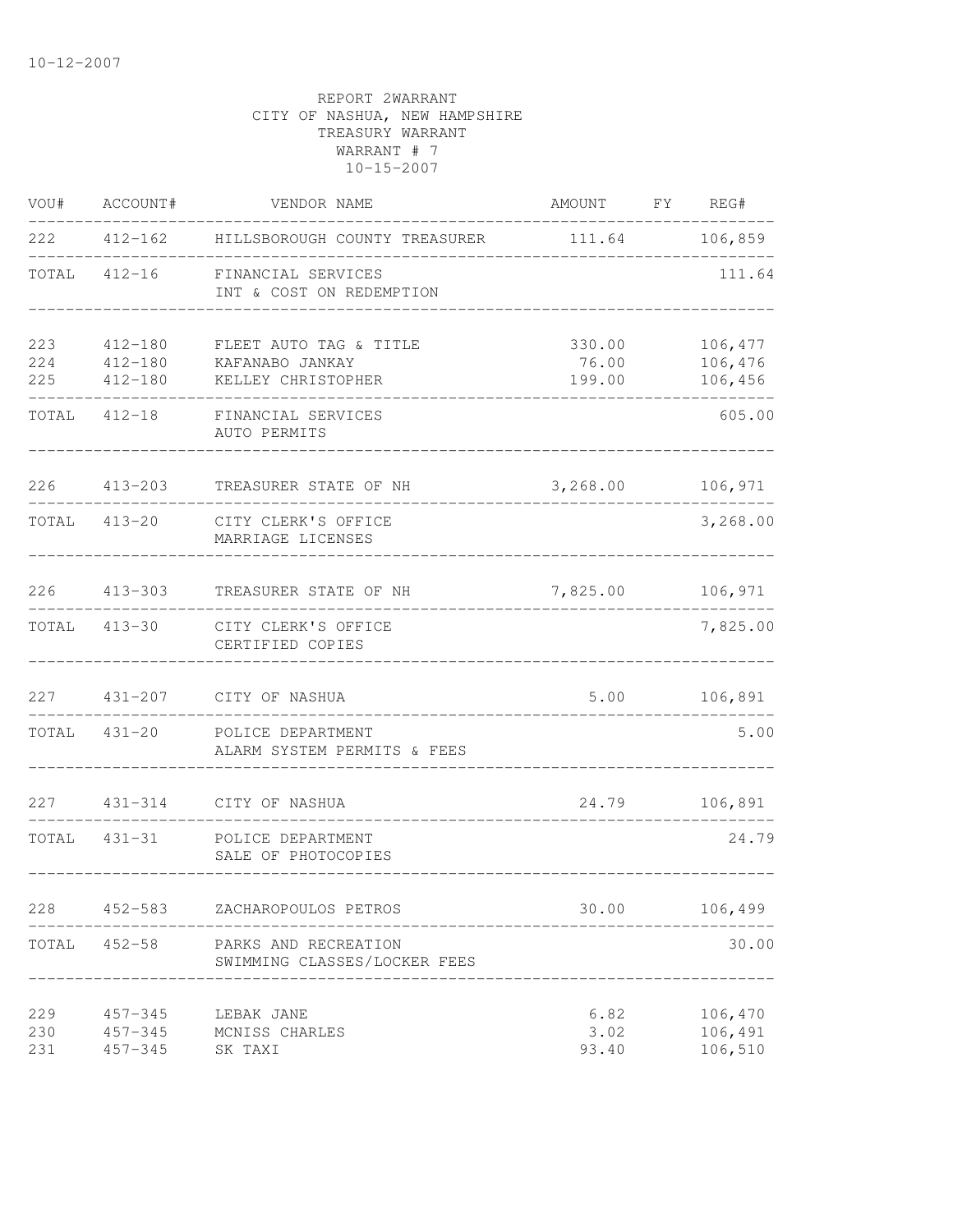10-12-2007

REPORT 2WARRANT
CITY OF NASHUA, NEW HAMPSHIRE
TREASURY WARRANT
WARRANT # 7
10-15-2007

| VOU# | ACCOUNT# | VENDOR NAME | AMOUNT | FY | REG# |
|---|---|---|---|---|---|
| 222 | 412-162 | HILLSBOROUGH COUNTY TREASURER | 111.64 | | 106,859 |
| TOTAL | 412-16 | FINANCIAL SERVICES<br>INT & COST ON REDEMPTION | | | 111.64 |
| 223 | 412-180 | FLEET AUTO TAG & TITLE | 330.00 | | 106,477 |
| 224 | 412-180 | KAFANABO JANKAY | 76.00 | | 106,476 |
| 225 | 412-180 | KELLEY CHRISTOPHER | 199.00 | | 106,456 |
| TOTAL | 412-18 | FINANCIAL SERVICES<br>AUTO PERMITS | | | 605.00 |
| 226 | 413-203 | TREASURER STATE OF NH | 3,268.00 | | 106,971 |
| TOTAL | 413-20 | CITY CLERK'S OFFICE<br>MARRIAGE LICENSES | | | 3,268.00 |
| 226 | 413-303 | TREASURER STATE OF NH | 7,825.00 | | 106,971 |
| TOTAL | 413-30 | CITY CLERK'S OFFICE<br>CERTIFIED COPIES | | | 7,825.00 |
| 227 | 431-207 | CITY OF NASHUA | 5.00 | | 106,891 |
| TOTAL | 431-20 | POLICE DEPARTMENT<br>ALARM SYSTEM PERMITS & FEES | | | 5.00 |
| 227 | 431-314 | CITY OF NASHUA | 24.79 | | 106,891 |
| TOTAL | 431-31 | POLICE DEPARTMENT<br>SALE OF PHOTOCOPIES | | | 24.79 |
| 228 | 452-583 | ZACHAROPOULOS PETROS | 30.00 | | 106,499 |
| TOTAL | 452-58 | PARKS AND RECREATION<br>SWIMMING CLASSES/LOCKER FEES | | | 30.00 |
| 229 | 457-345 | LEBAK JANE | 6.82 | | 106,470 |
| 230 | 457-345 | MCNISS CHARLES | 3.02 | | 106,491 |
| 231 | 457-345 | SK TAXI | 93.40 | | 106,510 |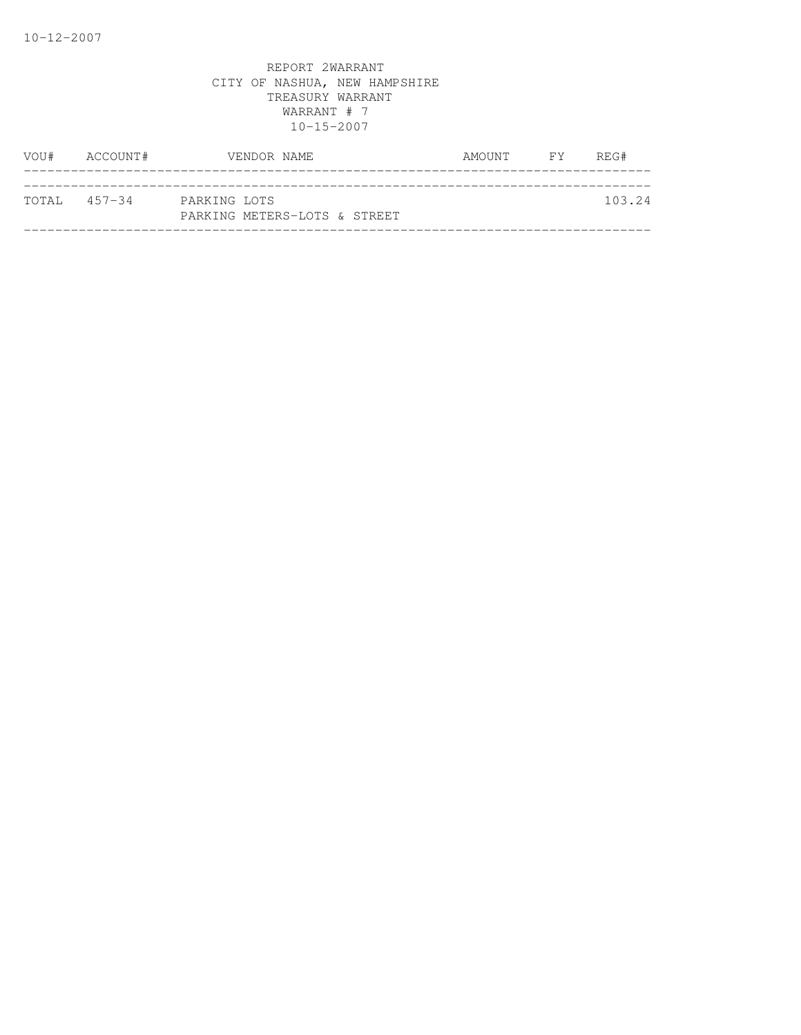REPORT 2WARRANT
CITY OF NASHUA, NEW HAMPSHIRE
TREASURY WARRANT
WARRANT # 7
10-15-2007

| VOU# | ACCOUNT# | VENDOR NAME | AMOUNT | FY | REG# |
|---|---|---|---|---|---|
| TOTAL | 457-34 | PARKING LOTS<br>PARKING METERS-LOTS & STREET | | | 103.24 |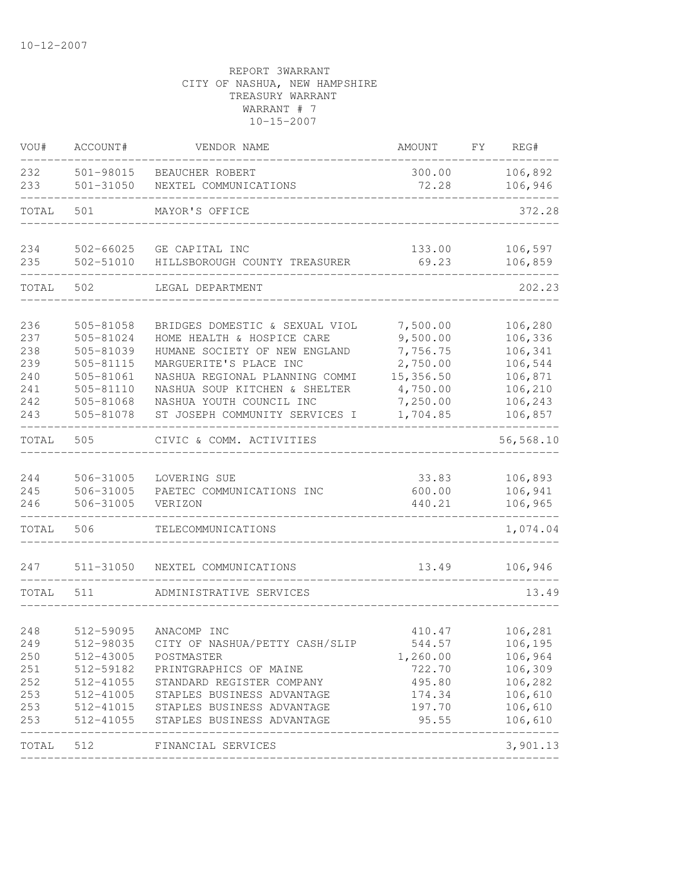10-12-2007

REPORT 3WARRANT
CITY OF NASHUA, NEW HAMPSHIRE
TREASURY WARRANT
WARRANT # 7
10-15-2007

| VOU# | ACCOUNT# | VENDOR NAME | AMOUNT | FY | REG# |
|---|---|---|---|---|---|
| 232 | 501-98015 | BEAUCHER ROBERT | 300.00 | | 106,892 |
| 233 | 501-31050 | NEXTEL COMMUNICATIONS | 72.28 | | 106,946 |
| TOTAL | 501 | MAYOR'S OFFICE | | | 372.28 |
| 234 | 502-66025 | GE CAPITAL INC | 133.00 | | 106,597 |
| 235 | 502-51010 | HILLSBOROUGH COUNTY TREASURER | 69.23 | | 106,859 |
| TOTAL | 502 | LEGAL DEPARTMENT | | | 202.23 |
| 236 | 505-81058 | BRIDGES DOMESTIC & SEXUAL VIOL | 7,500.00 | | 106,280 |
| 237 | 505-81024 | HOME HEALTH & HOSPICE CARE | 9,500.00 | | 106,336 |
| 238 | 505-81039 | HUMANE SOCIETY OF NEW ENGLAND | 7,756.75 | | 106,341 |
| 239 | 505-81115 | MARGUERITE'S PLACE INC | 2,750.00 | | 106,544 |
| 240 | 505-81061 | NASHUA REGIONAL PLANNING COMMI | 15,356.50 | | 106,871 |
| 241 | 505-81110 | NASHUA SOUP KITCHEN & SHELTER | 4,750.00 | | 106,210 |
| 242 | 505-81068 | NASHUA YOUTH COUNCIL INC | 7,250.00 | | 106,243 |
| 243 | 505-81078 | ST JOSEPH COMMUNITY SERVICES I | 1,704.85 | | 106,857 |
| TOTAL | 505 | CIVIC & COMM. ACTIVITIES | | | 56,568.10 |
| 244 | 506-31005 | LOVERING SUE | 33.83 | | 106,893 |
| 245 | 506-31005 | PAETEC COMMUNICATIONS INC | 600.00 | | 106,941 |
| 246 | 506-31005 | VERIZON | 440.21 | | 106,965 |
| TOTAL | 506 | TELECOMMUNICATIONS | | | 1,074.04 |
| 247 | 511-31050 | NEXTEL COMMUNICATIONS | 13.49 | | 106,946 |
| TOTAL | 511 | ADMINISTRATIVE SERVICES | | | 13.49 |
| 248 | 512-59095 | ANACOMP INC | 410.47 | | 106,281 |
| 249 | 512-98035 | CITY OF NASHUA/PETTY CASH/SLIP | 544.57 | | 106,195 |
| 250 | 512-43005 | POSTMASTER | 1,260.00 | | 106,964 |
| 251 | 512-59182 | PRINTGRAPHICS OF MAINE | 722.70 | | 106,309 |
| 252 | 512-41055 | STANDARD REGISTER COMPANY | 495.80 | | 106,282 |
| 253 | 512-41005 | STAPLES BUSINESS ADVANTAGE | 174.34 | | 106,610 |
| 253 | 512-41015 | STAPLES BUSINESS ADVANTAGE | 197.70 | | 106,610 |
| 253 | 512-41055 | STAPLES BUSINESS ADVANTAGE | 95.55 | | 106,610 |
| TOTAL | 512 | FINANCIAL SERVICES | | | 3,901.13 |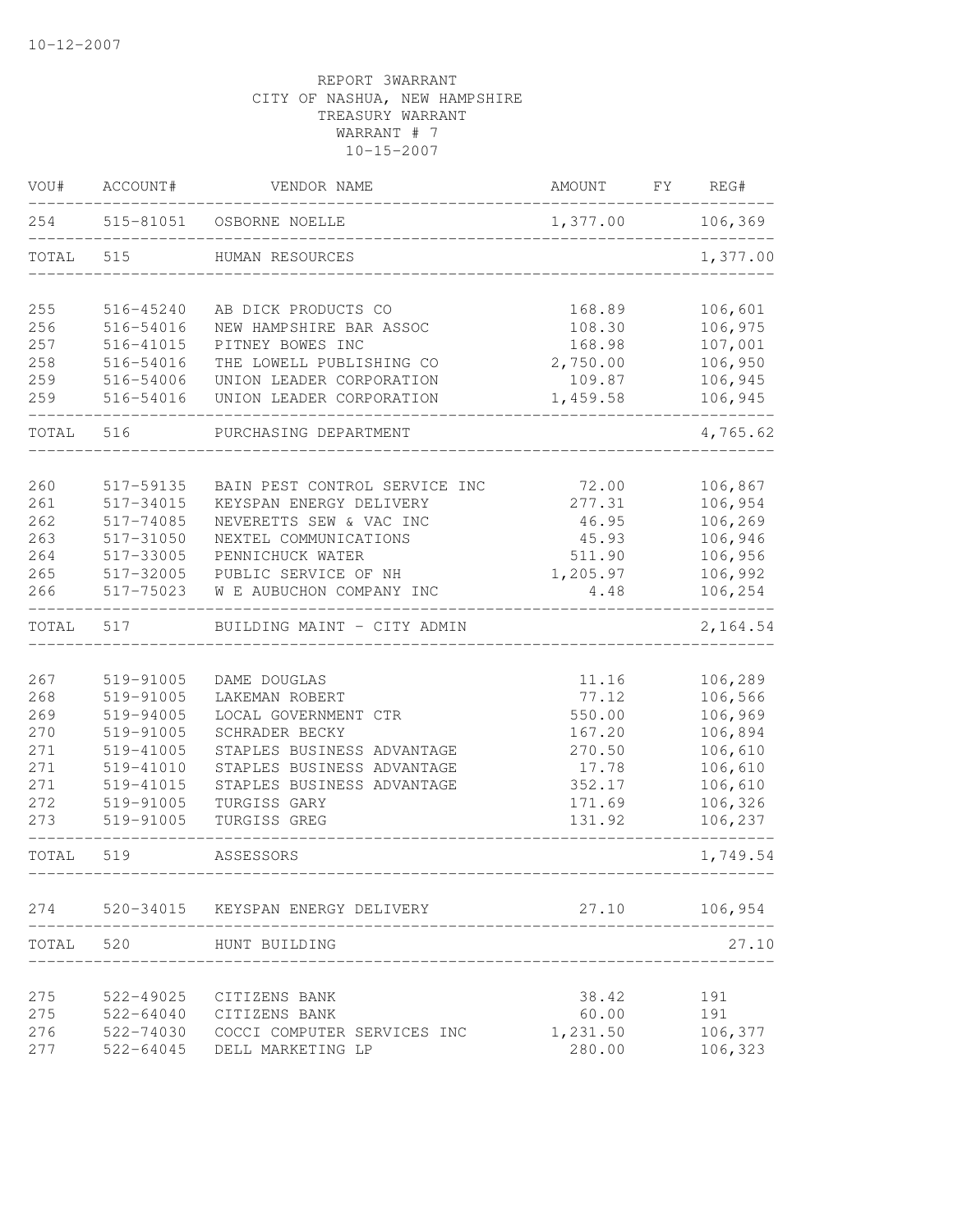10-12-2007

REPORT 3WARRANT
CITY OF NASHUA, NEW HAMPSHIRE
TREASURY WARRANT
WARRANT # 7
10-15-2007

| VOU# | ACCOUNT# | VENDOR NAME | AMOUNT | FY | REG# |
|---|---|---|---|---|---|
| 254 | 515-81051 | OSBORNE NOELLE | 1,377.00 | | 106,369 |
| TOTAL | 515 | HUMAN RESOURCES | | | 1,377.00 |
| 255 | 516-45240 | AB DICK PRODUCTS CO | 168.89 | | 106,601 |
| 256 | 516-54016 | NEW HAMPSHIRE BAR ASSOC | 108.30 | | 106,975 |
| 257 | 516-41015 | PITNEY BOWES INC | 168.98 | | 107,001 |
| 258 | 516-54016 | THE LOWELL PUBLISHING CO | 2,750.00 | | 106,950 |
| 259 | 516-54006 | UNION LEADER CORPORATION | 109.87 | | 106,945 |
| 259 | 516-54016 | UNION LEADER CORPORATION | 1,459.58 | | 106,945 |
| TOTAL | 516 | PURCHASING DEPARTMENT | | | 4,765.62 |
| 260 | 517-59135 | BAIN PEST CONTROL SERVICE INC | 72.00 | | 106,867 |
| 261 | 517-34015 | KEYSPAN ENERGY DELIVERY | 277.31 | | 106,954 |
| 262 | 517-74085 | NEVERETTS SEW & VAC INC | 46.95 | | 106,269 |
| 263 | 517-31050 | NEXTEL COMMUNICATIONS | 45.93 | | 106,946 |
| 264 | 517-33005 | PENNICHUCK WATER | 511.90 | | 106,956 |
| 265 | 517-32005 | PUBLIC SERVICE OF NH | 1,205.97 | | 106,992 |
| 266 | 517-75023 | W E AUBUCHON COMPANY INC | 4.48 | | 106,254 |
| TOTAL | 517 | BUILDING MAINT - CITY ADMIN | | | 2,164.54 |
| 267 | 519-91005 | DAME DOUGLAS | 11.16 | | 106,289 |
| 268 | 519-91005 | LAKEMAN ROBERT | 77.12 | | 106,566 |
| 269 | 519-94005 | LOCAL GOVERNMENT CTR | 550.00 | | 106,969 |
| 270 | 519-91005 | SCHRADER BECKY | 167.20 | | 106,894 |
| 271 | 519-41005 | STAPLES BUSINESS ADVANTAGE | 270.50 | | 106,610 |
| 271 | 519-41010 | STAPLES BUSINESS ADVANTAGE | 17.78 | | 106,610 |
| 271 | 519-41015 | STAPLES BUSINESS ADVANTAGE | 352.17 | | 106,610 |
| 272 | 519-91005 | TURGISS GARY | 171.69 | | 106,326 |
| 273 | 519-91005 | TURGISS GREG | 131.92 | | 106,237 |
| TOTAL | 519 | ASSESSORS | | | 1,749.54 |
| 274 | 520-34015 | KEYSPAN ENERGY DELIVERY | 27.10 | | 106,954 |
| TOTAL | 520 | HUNT BUILDING | | | 27.10 |
| 275 | 522-49025 | CITIZENS BANK | 38.42 | | 191 |
| 275 | 522-64040 | CITIZENS BANK | 60.00 | | 191 |
| 276 | 522-74030 | COCCI COMPUTER SERVICES INC | 1,231.50 | | 106,377 |
| 277 | 522-64045 | DELL MARKETING LP | 280.00 | | 106,323 |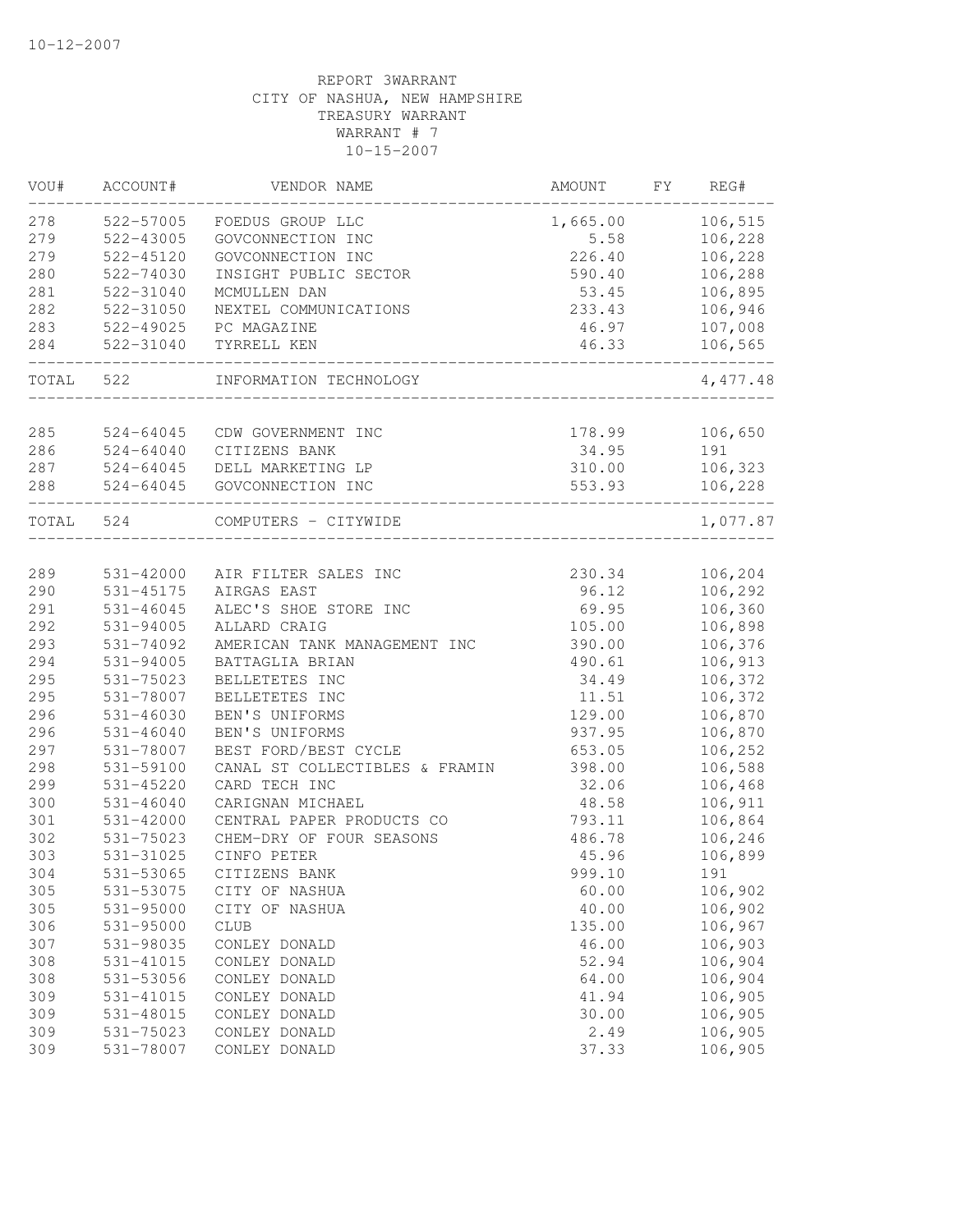10-12-2007

REPORT 3WARRANT
CITY OF NASHUA, NEW HAMPSHIRE
TREASURY WARRANT
WARRANT # 7
10-15-2007

| VOU# | ACCOUNT# | VENDOR NAME | AMOUNT | FY | REG# |
|---|---|---|---|---|---|
| 278 | 522-57005 | FOEDUS GROUP LLC | 1,665.00 | | 106,515 |
| 279 | 522-43005 | GOVCONNECTION INC | 5.58 | | 106,228 |
| 279 | 522-45120 | GOVCONNECTION INC | 226.40 | | 106,228 |
| 280 | 522-74030 | INSIGHT PUBLIC SECTOR | 590.40 | | 106,288 |
| 281 | 522-31040 | MCMULLEN DAN | 53.45 | | 106,895 |
| 282 | 522-31050 | NEXTEL COMMUNICATIONS | 233.43 | | 106,946 |
| 283 | 522-49025 | PC MAGAZINE | 46.97 | | 107,008 |
| 284 | 522-31040 | TYRRELL KEN | 46.33 | | 106,565 |
| TOTAL | 522 | INFORMATION TECHNOLOGY | | | 4,477.48 |
| 285 | 524-64045 | CDW GOVERNMENT INC | 178.99 | | 106,650 |
| 286 | 524-64040 | CITIZENS BANK | 34.95 | | 191 |
| 287 | 524-64045 | DELL MARKETING LP | 310.00 | | 106,323 |
| 288 | 524-64045 | GOVCONNECTION INC | 553.93 | | 106,228 |
| TOTAL | 524 | COMPUTERS - CITYWIDE | | | 1,077.87 |
| 289 | 531-42000 | AIR FILTER SALES INC | 230.34 | | 106,204 |
| 290 | 531-45175 | AIRGAS EAST | 96.12 | | 106,292 |
| 291 | 531-46045 | ALEC'S SHOE STORE INC | 69.95 | | 106,360 |
| 292 | 531-94005 | ALLARD CRAIG | 105.00 | | 106,898 |
| 293 | 531-74092 | AMERICAN TANK MANAGEMENT INC | 390.00 | | 106,376 |
| 294 | 531-94005 | BATTAGLIA BRIAN | 490.61 | | 106,913 |
| 295 | 531-75023 | BELLETETES INC | 34.49 | | 106,372 |
| 295 | 531-78007 | BELLETETES INC | 11.51 | | 106,372 |
| 296 | 531-46030 | BEN'S UNIFORMS | 129.00 | | 106,870 |
| 296 | 531-46040 | BEN'S UNIFORMS | 937.95 | | 106,870 |
| 297 | 531-78007 | BEST FORD/BEST CYCLE | 653.05 | | 106,252 |
| 298 | 531-59100 | CANAL ST COLLECTIBLES & FRAMIN | 398.00 | | 106,588 |
| 299 | 531-45220 | CARD TECH INC | 32.06 | | 106,468 |
| 300 | 531-46040 | CARIGNAN MICHAEL | 48.58 | | 106,911 |
| 301 | 531-42000 | CENTRAL PAPER PRODUCTS CO | 793.11 | | 106,864 |
| 302 | 531-75023 | CHEM-DRY OF FOUR SEASONS | 486.78 | | 106,246 |
| 303 | 531-31025 | CINFO PETER | 45.96 | | 106,899 |
| 304 | 531-53065 | CITIZENS BANK | 999.10 | | 191 |
| 305 | 531-53075 | CITY OF NASHUA | 60.00 | | 106,902 |
| 305 | 531-95000 | CITY OF NASHUA | 40.00 | | 106,902 |
| 306 | 531-95000 | CLUB | 135.00 | | 106,967 |
| 307 | 531-98035 | CONLEY DONALD | 46.00 | | 106,903 |
| 308 | 531-41015 | CONLEY DONALD | 52.94 | | 106,904 |
| 308 | 531-53056 | CONLEY DONALD | 64.00 | | 106,904 |
| 309 | 531-41015 | CONLEY DONALD | 41.94 | | 106,905 |
| 309 | 531-48015 | CONLEY DONALD | 30.00 | | 106,905 |
| 309 | 531-75023 | CONLEY DONALD | 2.49 | | 106,905 |
| 309 | 531-78007 | CONLEY DONALD | 37.33 | | 106,905 |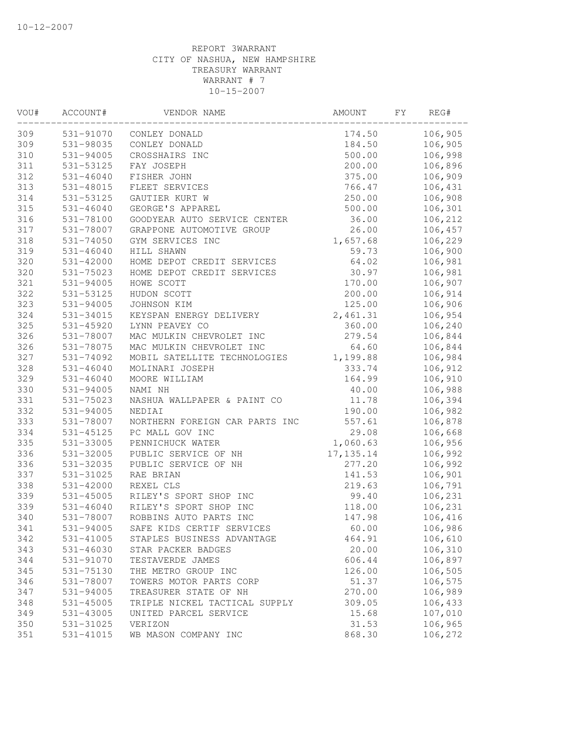10-12-2007

REPORT 3WARRANT
CITY OF NASHUA, NEW HAMPSHIRE
TREASURY WARRANT
WARRANT # 7
10-15-2007

| VOU# | ACCOUNT# | VENDOR NAME | AMOUNT | FY | REG# |
|---|---|---|---|---|---|
| 309 | 531-91070 | CONLEY DONALD | 174.50 | | 106,905 |
| 309 | 531-98035 | CONLEY DONALD | 184.50 | | 106,905 |
| 310 | 531-94005 | CROSSHAIRS INC | 500.00 | | 106,998 |
| 311 | 531-53125 | FAY JOSEPH | 200.00 | | 106,896 |
| 312 | 531-46040 | FISHER JOHN | 375.00 | | 106,909 |
| 313 | 531-48015 | FLEET SERVICES | 766.47 | | 106,431 |
| 314 | 531-53125 | GAUTIER KURT W | 250.00 | | 106,908 |
| 315 | 531-46040 | GEORGE'S APPAREL | 500.00 | | 106,301 |
| 316 | 531-78100 | GOODYEAR AUTO SERVICE CENTER | 36.00 | | 106,212 |
| 317 | 531-78007 | GRAPPONE AUTOMOTIVE GROUP | 26.00 | | 106,457 |
| 318 | 531-74050 | GYM SERVICES INC | 1,657.68 | | 106,229 |
| 319 | 531-46040 | HILL SHAWN | 59.73 | | 106,900 |
| 320 | 531-42000 | HOME DEPOT CREDIT SERVICES | 64.02 | | 106,981 |
| 320 | 531-75023 | HOME DEPOT CREDIT SERVICES | 30.97 | | 106,981 |
| 321 | 531-94005 | HOWE SCOTT | 170.00 | | 106,907 |
| 322 | 531-53125 | HUDON SCOTT | 200.00 | | 106,914 |
| 323 | 531-94005 | JOHNSON KIM | 125.00 | | 106,906 |
| 324 | 531-34015 | KEYSPAN ENERGY DELIVERY | 2,461.31 | | 106,954 |
| 325 | 531-45920 | LYNN PEAVEY CO | 360.00 | | 106,240 |
| 326 | 531-78007 | MAC MULKIN CHEVROLET INC | 279.54 | | 106,844 |
| 326 | 531-78075 | MAC MULKIN CHEVROLET INC | 64.60 | | 106,844 |
| 327 | 531-74092 | MOBIL SATELLITE TECHNOLOGIES | 1,199.88 | | 106,984 |
| 328 | 531-46040 | MOLINARI JOSEPH | 333.74 | | 106,912 |
| 329 | 531-46040 | MOORE WILLIAM | 164.99 | | 106,910 |
| 330 | 531-94005 | NAMI NH | 40.00 | | 106,988 |
| 331 | 531-75023 | NASHUA WALLPAPER & PAINT CO | 11.78 | | 106,394 |
| 332 | 531-94005 | NEDIAI | 190.00 | | 106,982 |
| 333 | 531-78007 | NORTHERN FOREIGN CAR PARTS INC | 557.61 | | 106,878 |
| 334 | 531-45125 | PC MALL GOV INC | 29.08 | | 106,668 |
| 335 | 531-33005 | PENNICHUCK WATER | 1,060.63 | | 106,956 |
| 336 | 531-32005 | PUBLIC SERVICE OF NH | 17,135.14 | | 106,992 |
| 336 | 531-32035 | PUBLIC SERVICE OF NH | 277.20 | | 106,992 |
| 337 | 531-31025 | RAE BRIAN | 141.53 | | 106,901 |
| 338 | 531-42000 | REXEL CLS | 219.63 | | 106,791 |
| 339 | 531-45005 | RILEY'S SPORT SHOP INC | 99.40 | | 106,231 |
| 339 | 531-46040 | RILEY'S SPORT SHOP INC | 118.00 | | 106,231 |
| 340 | 531-78007 | ROBBINS AUTO PARTS INC | 147.98 | | 106,416 |
| 341 | 531-94005 | SAFE KIDS CERTIF SERVICES | 60.00 | | 106,986 |
| 342 | 531-41005 | STAPLES BUSINESS ADVANTAGE | 464.91 | | 106,610 |
| 343 | 531-46030 | STAR PACKER BADGES | 20.00 | | 106,310 |
| 344 | 531-91070 | TESTAVERDE JAMES | 606.44 | | 106,897 |
| 345 | 531-75130 | THE METRO GROUP INC | 126.00 | | 106,505 |
| 346 | 531-78007 | TOWERS MOTOR PARTS CORP | 51.37 | | 106,575 |
| 347 | 531-94005 | TREASURER STATE OF NH | 270.00 | | 106,989 |
| 348 | 531-45005 | TRIPLE NICKEL TACTICAL SUPPLY | 309.05 | | 106,433 |
| 349 | 531-43005 | UNITED PARCEL SERVICE | 15.68 | | 107,010 |
| 350 | 531-31025 | VERIZON | 31.53 | | 106,965 |
| 351 | 531-41015 | WB MASON COMPANY INC | 868.30 | | 106,272 |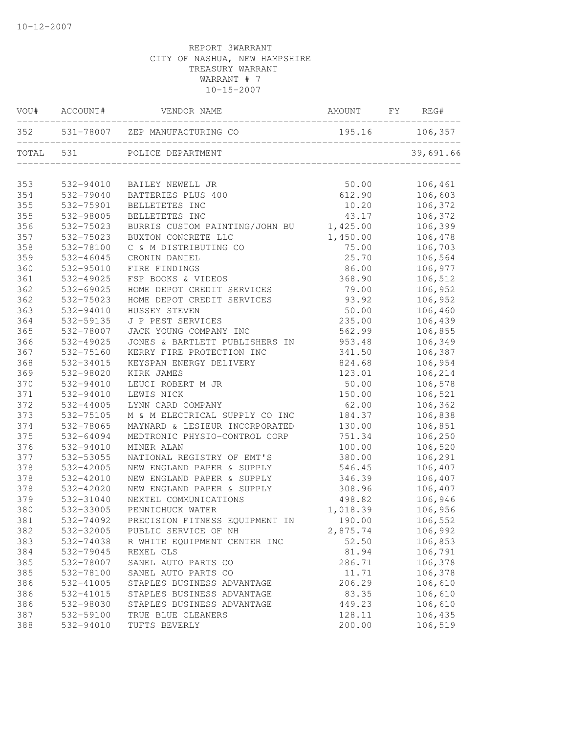10-12-2007

REPORT 3WARRANT
CITY OF NASHUA, NEW HAMPSHIRE
TREASURY WARRANT
WARRANT # 7
10-15-2007

| VOU# | ACCOUNT# | VENDOR NAME | AMOUNT | FY | REG# |
|---|---|---|---|---|---|
| 352 | 531-78007 | ZEP MANUFACTURING CO | 195.16 | | 106,357 |
| TOTAL | 531 | POLICE DEPARTMENT | | | 39,691.66 |
| 353 | 532-94010 | BAILEY NEWELL JR | 50.00 | | 106,461 |
| 354 | 532-79040 | BATTERIES PLUS 400 | 612.90 | | 106,603 |
| 355 | 532-75901 | BELLETETES INC | 10.20 | | 106,372 |
| 355 | 532-98005 | BELLETETES INC | 43.17 | | 106,372 |
| 356 | 532-75023 | BURRIS CUSTOM PAINTING/JOHN BU | 1,425.00 | | 106,399 |
| 357 | 532-75023 | BUXTON CONCRETE LLC | 1,450.00 | | 106,478 |
| 358 | 532-78100 | C & M DISTRIBUTING CO | 75.00 | | 106,703 |
| 359 | 532-46045 | CRONIN DANIEL | 25.70 | | 106,564 |
| 360 | 532-95010 | FIRE FINDINGS | 86.00 | | 106,977 |
| 361 | 532-49025 | FSP BOOKS & VIDEOS | 368.90 | | 106,512 |
| 362 | 532-69025 | HOME DEPOT CREDIT SERVICES | 79.00 | | 106,952 |
| 362 | 532-75023 | HOME DEPOT CREDIT SERVICES | 93.92 | | 106,952 |
| 363 | 532-94010 | HUSSEY STEVEN | 50.00 | | 106,460 |
| 364 | 532-59135 | J P PEST SERVICES | 235.00 | | 106,439 |
| 365 | 532-78007 | JACK YOUNG COMPANY INC | 562.99 | | 106,855 |
| 366 | 532-49025 | JONES & BARTLETT PUBLISHERS IN | 953.48 | | 106,349 |
| 367 | 532-75160 | KERRY FIRE PROTECTION INC | 341.50 | | 106,387 |
| 368 | 532-34015 | KEYSPAN ENERGY DELIVERY | 824.68 | | 106,954 |
| 369 | 532-98020 | KIRK JAMES | 123.01 | | 106,214 |
| 370 | 532-94010 | LEUCI ROBERT M JR | 50.00 | | 106,578 |
| 371 | 532-94010 | LEWIS NICK | 150.00 | | 106,521 |
| 372 | 532-44005 | LYNN CARD COMPANY | 62.00 | | 106,362 |
| 373 | 532-75105 | M & M ELECTRICAL SUPPLY CO INC | 184.37 | | 106,838 |
| 374 | 532-78065 | MAYNARD & LESIEUR INCORPORATED | 130.00 | | 106,851 |
| 375 | 532-64094 | MEDTRONIC PHYSIO-CONTROL CORP | 751.34 | | 106,250 |
| 376 | 532-94010 | MINER ALAN | 100.00 | | 106,520 |
| 377 | 532-53055 | NATIONAL REGISTRY OF EMT'S | 380.00 | | 106,291 |
| 378 | 532-42005 | NEW ENGLAND PAPER & SUPPLY | 546.45 | | 106,407 |
| 378 | 532-42010 | NEW ENGLAND PAPER & SUPPLY | 346.39 | | 106,407 |
| 378 | 532-42020 | NEW ENGLAND PAPER & SUPPLY | 308.96 | | 106,407 |
| 379 | 532-31040 | NEXTEL COMMUNICATIONS | 498.82 | | 106,946 |
| 380 | 532-33005 | PENNICHUCK WATER | 1,018.39 | | 106,956 |
| 381 | 532-74092 | PRECISION FITNESS EQUIPMENT IN | 190.00 | | 106,552 |
| 382 | 532-32005 | PUBLIC SERVICE OF NH | 2,875.74 | | 106,992 |
| 383 | 532-74038 | R WHITE EQUIPMENT CENTER INC | 52.50 | | 106,853 |
| 384 | 532-79045 | REXEL CLS | 81.94 | | 106,791 |
| 385 | 532-78007 | SANEL AUTO PARTS CO | 286.71 | | 106,378 |
| 385 | 532-78100 | SANEL AUTO PARTS CO | 11.71 | | 106,378 |
| 386 | 532-41005 | STAPLES BUSINESS ADVANTAGE | 206.29 | | 106,610 |
| 386 | 532-41015 | STAPLES BUSINESS ADVANTAGE | 83.35 | | 106,610 |
| 386 | 532-98030 | STAPLES BUSINESS ADVANTAGE | 449.23 | | 106,610 |
| 387 | 532-59100 | TRUE BLUE CLEANERS | 128.11 | | 106,435 |
| 388 | 532-94010 | TUFTS BEVERLY | 200.00 | | 106,519 |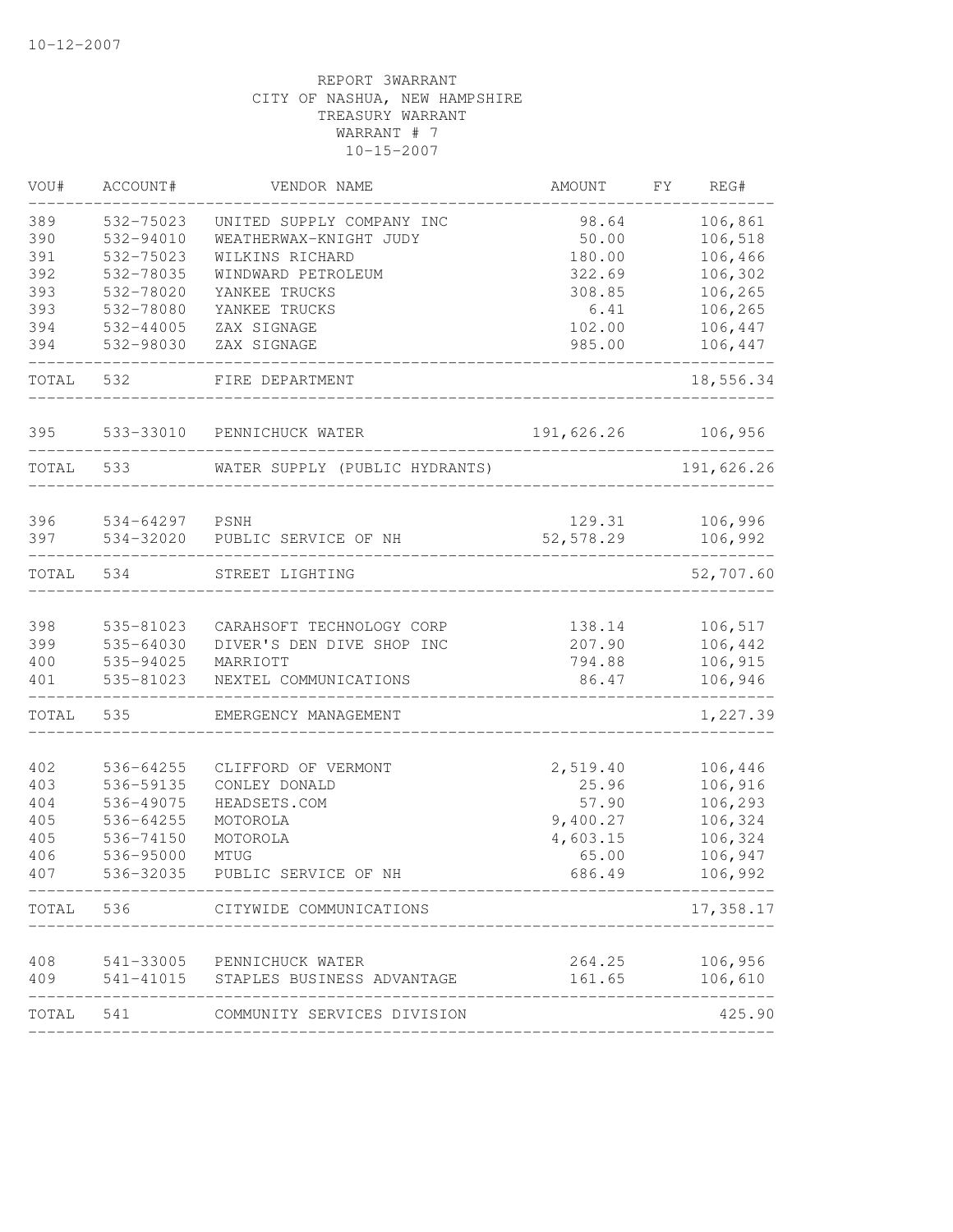10-12-2007

REPORT 3WARRANT
CITY OF NASHUA, NEW HAMPSHIRE
TREASURY WARRANT
WARRANT # 7
10-15-2007

| VOU# | ACCOUNT# | VENDOR NAME | AMOUNT | FY | REG# |
|---|---|---|---|---|---|
| 389 | 532-75023 | UNITED SUPPLY COMPANY INC | 98.64 | | 106,861 |
| 390 | 532-94010 | WEATHERWAX-KNIGHT JUDY | 50.00 | | 106,518 |
| 391 | 532-75023 | WILKINS RICHARD | 180.00 | | 106,466 |
| 392 | 532-78035 | WINDWARD PETROLEUM | 322.69 | | 106,302 |
| 393 | 532-78020 | YANKEE TRUCKS | 308.85 | | 106,265 |
| 393 | 532-78080 | YANKEE TRUCKS | 6.41 | | 106,265 |
| 394 | 532-44005 | ZAX SIGNAGE | 102.00 | | 106,447 |
| 394 | 532-98030 | ZAX SIGNAGE | 985.00 | | 106,447 |
| TOTAL | 532 | FIRE DEPARTMENT | | | 18,556.34 |
| 395 | 533-33010 | PENNICHUCK WATER | 191,626.26 | | 106,956 |
| TOTAL | 533 | WATER SUPPLY (PUBLIC HYDRANTS) | | | 191,626.26 |
| 396 | 534-64297 | PSNH | 129.31 | | 106,996 |
| 397 | 534-32020 | PUBLIC SERVICE OF NH | 52,578.29 | | 106,992 |
| TOTAL | 534 | STREET LIGHTING | | | 52,707.60 |
| 398 | 535-81023 | CARAHSOFT TECHNOLOGY CORP | 138.14 | | 106,517 |
| 399 | 535-64030 | DIVER'S DEN DIVE SHOP INC | 207.90 | | 106,442 |
| 400 | 535-94025 | MARRIOTT | 794.88 | | 106,915 |
| 401 | 535-81023 | NEXTEL COMMUNICATIONS | 86.47 | | 106,946 |
| TOTAL | 535 | EMERGENCY MANAGEMENT | | | 1,227.39 |
| 402 | 536-64255 | CLIFFORD OF VERMONT | 2,519.40 | | 106,446 |
| 403 | 536-59135 | CONLEY DONALD | 25.96 | | 106,916 |
| 404 | 536-49075 | HEADSETS.COM | 57.90 | | 106,293 |
| 405 | 536-64255 | MOTOROLA | 9,400.27 | | 106,324 |
| 405 | 536-74150 | MOTOROLA | 4,603.15 | | 106,324 |
| 406 | 536-95000 | MTUG | 65.00 | | 106,947 |
| 407 | 536-32035 | PUBLIC SERVICE OF NH | 686.49 | | 106,992 |
| TOTAL | 536 | CITYWIDE COMMUNICATIONS | | | 17,358.17 |
| 408 | 541-33005 | PENNICHUCK WATER | 264.25 | | 106,956 |
| 409 | 541-41015 | STAPLES BUSINESS ADVANTAGE | 161.65 | | 106,610 |
| TOTAL | 541 | COMMUNITY SERVICES DIVISION | | | 425.90 |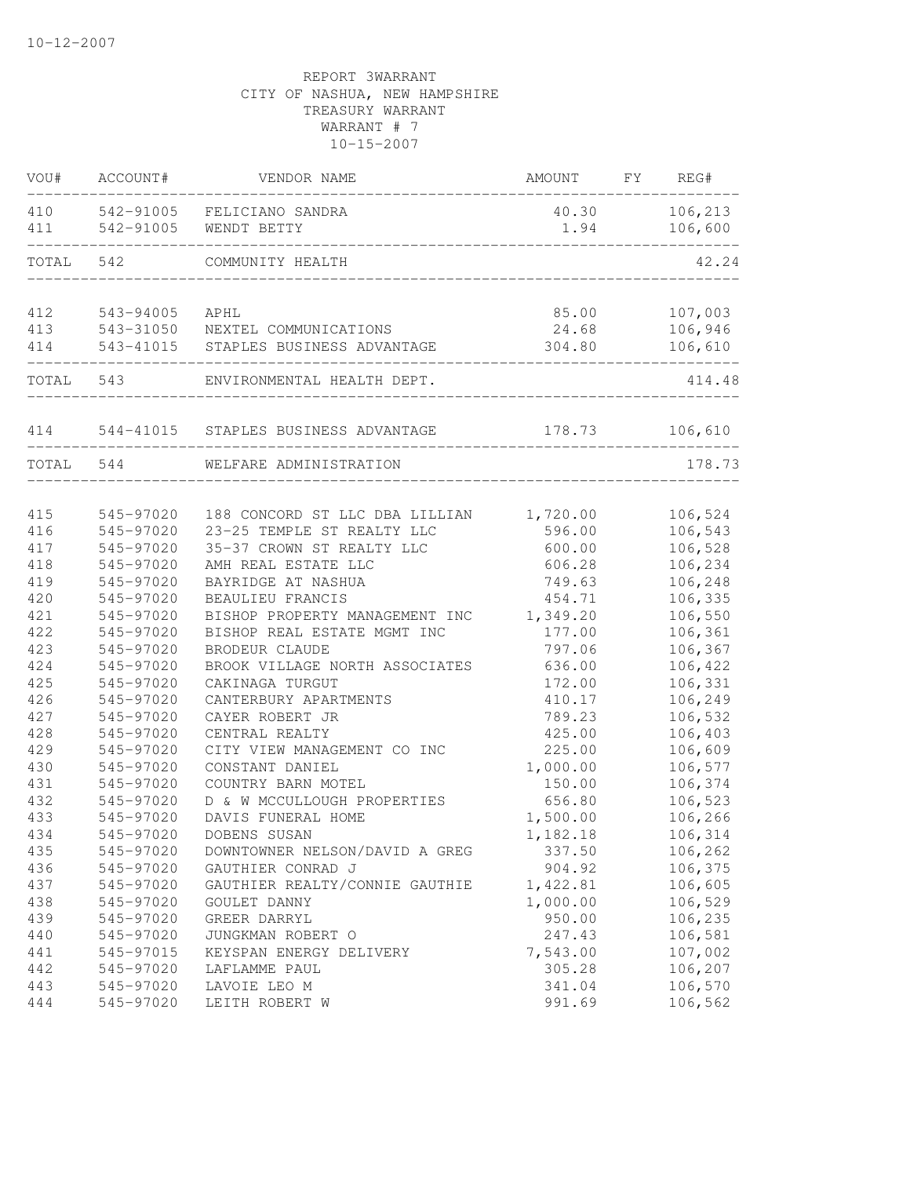10-12-2007

REPORT 3WARRANT
CITY OF NASHUA, NEW HAMPSHIRE
TREASURY WARRANT
WARRANT # 7
10-15-2007

| VOU# | ACCOUNT# | VENDOR NAME | AMOUNT | FY | REG# |
|---|---|---|---|---|---|
| 410 | 542-91005 | FELICIANO SANDRA | 40.30 | | 106,213 |
| 411 | 542-91005 | WENDT BETTY | 1.94 | | 106,600 |
| TOTAL | 542 | COMMUNITY HEALTH | | | 42.24 |
| 412 | 543-94005 | APHL | 85.00 | | 107,003 |
| 413 | 543-31050 | NEXTEL COMMUNICATIONS | 24.68 | | 106,946 |
| 414 | 543-41015 | STAPLES BUSINESS ADVANTAGE | 304.80 | | 106,610 |
| TOTAL | 543 | ENVIRONMENTAL HEALTH DEPT. | | | 414.48 |
| 414 | 544-41015 | STAPLES BUSINESS ADVANTAGE | 178.73 | | 106,610 |
| TOTAL | 544 | WELFARE ADMINISTRATION | | | 178.73 |
| 415 | 545-97020 | 188 CONCORD ST LLC DBA LILLIAN | 1,720.00 | | 106,524 |
| 416 | 545-97020 | 23-25 TEMPLE ST REALTY LLC | 596.00 | | 106,543 |
| 417 | 545-97020 | 35-37 CROWN ST REALTY LLC | 600.00 | | 106,528 |
| 418 | 545-97020 | AMH REAL ESTATE LLC | 606.28 | | 106,234 |
| 419 | 545-97020 | BAYRIDGE AT NASHUA | 749.63 | | 106,248 |
| 420 | 545-97020 | BEAULIEU FRANCIS | 454.71 | | 106,335 |
| 421 | 545-97020 | BISHOP PROPERTY MANAGEMENT INC | 1,349.20 | | 106,550 |
| 422 | 545-97020 | BISHOP REAL ESTATE MGMT INC | 177.00 | | 106,361 |
| 423 | 545-97020 | BRODEUR CLAUDE | 797.06 | | 106,367 |
| 424 | 545-97020 | BROOK VILLAGE NORTH ASSOCIATES | 636.00 | | 106,422 |
| 425 | 545-97020 | CAKINAGA TURGUT | 172.00 | | 106,331 |
| 426 | 545-97020 | CANTERBURY APARTMENTS | 410.17 | | 106,249 |
| 427 | 545-97020 | CAYER ROBERT JR | 789.23 | | 106,532 |
| 428 | 545-97020 | CENTRAL REALTY | 425.00 | | 106,403 |
| 429 | 545-97020 | CITY VIEW MANAGEMENT CO INC | 225.00 | | 106,609 |
| 430 | 545-97020 | CONSTANT DANIEL | 1,000.00 | | 106,577 |
| 431 | 545-97020 | COUNTRY BARN MOTEL | 150.00 | | 106,374 |
| 432 | 545-97020 | D & W MCCULLOUGH PROPERTIES | 656.80 | | 106,523 |
| 433 | 545-97020 | DAVIS FUNERAL HOME | 1,500.00 | | 106,266 |
| 434 | 545-97020 | DOBENS SUSAN | 1,182.18 | | 106,314 |
| 435 | 545-97020 | DOWNTOWNER NELSON/DAVID A GREG | 337.50 | | 106,262 |
| 436 | 545-97020 | GAUTHIER CONRAD J | 904.92 | | 106,375 |
| 437 | 545-97020 | GAUTHIER REALTY/CONNIE GAUTHIE | 1,422.81 | | 106,605 |
| 438 | 545-97020 | GOULET DANNY | 1,000.00 | | 106,529 |
| 439 | 545-97020 | GREER DARRYL | 950.00 | | 106,235 |
| 440 | 545-97020 | JUNGKMAN ROBERT O | 247.43 | | 106,581 |
| 441 | 545-97015 | KEYSPAN ENERGY DELIVERY | 7,543.00 | | 107,002 |
| 442 | 545-97020 | LAFLAMME PAUL | 305.28 | | 106,207 |
| 443 | 545-97020 | LAVOIE LEO M | 341.04 | | 106,570 |
| 444 | 545-97020 | LEITH ROBERT W | 991.69 | | 106,562 |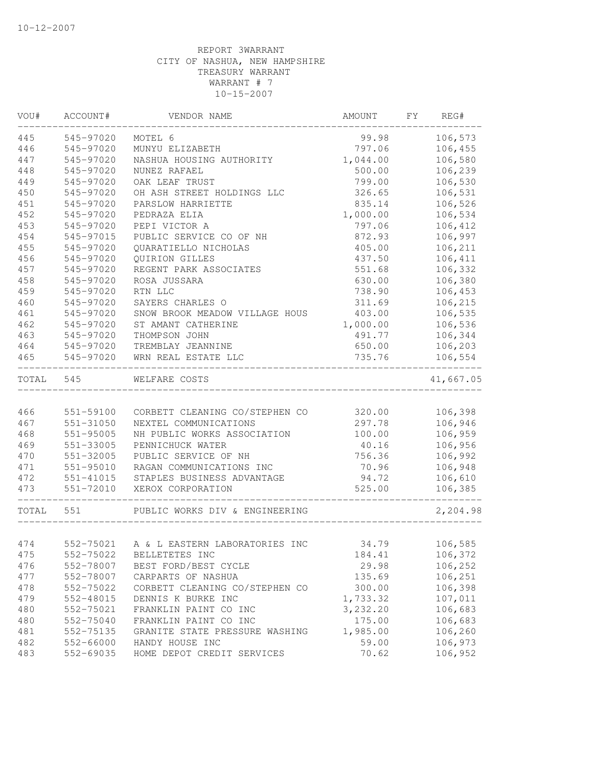10-12-2007

REPORT 3WARRANT
CITY OF NASHUA, NEW HAMPSHIRE
TREASURY WARRANT
WARRANT # 7
10-15-2007

| VOU# | ACCOUNT# | VENDOR NAME | AMOUNT | FY | REG# |
|---|---|---|---|---|---|
| 445 | 545-97020 | MOTEL 6 | 99.98 | | 106,573 |
| 446 | 545-97020 | MUNYU ELIZABETH | 797.06 | | 106,455 |
| 447 | 545-97020 | NASHUA HOUSING AUTHORITY | 1,044.00 | | 106,580 |
| 448 | 545-97020 | NUNEZ RAFAEL | 500.00 | | 106,239 |
| 449 | 545-97020 | OAK LEAF TRUST | 799.00 | | 106,530 |
| 450 | 545-97020 | OH ASH STREET HOLDINGS LLC | 326.65 | | 106,531 |
| 451 | 545-97020 | PARSLOW HARRIETTE | 835.14 | | 106,526 |
| 452 | 545-97020 | PEDRAZA ELIA | 1,000.00 | | 106,534 |
| 453 | 545-97020 | PEPI VICTOR A | 797.06 | | 106,412 |
| 454 | 545-97015 | PUBLIC SERVICE CO OF NH | 872.93 | | 106,997 |
| 455 | 545-97020 | QUARATIELLO NICHOLAS | 405.00 | | 106,211 |
| 456 | 545-97020 | QUIRION GILLES | 437.50 | | 106,411 |
| 457 | 545-97020 | REGENT PARK ASSOCIATES | 551.68 | | 106,332 |
| 458 | 545-97020 | ROSA JUSSARA | 630.00 | | 106,380 |
| 459 | 545-97020 | RTN LLC | 738.90 | | 106,453 |
| 460 | 545-97020 | SAYERS CHARLES O | 311.69 | | 106,215 |
| 461 | 545-97020 | SNOW BROOK MEADOW VILLAGE HOUS | 403.00 | | 106,535 |
| 462 | 545-97020 | ST AMANT CATHERINE | 1,000.00 | | 106,536 |
| 463 | 545-97020 | THOMPSON JOHN | 491.77 | | 106,344 |
| 464 | 545-97020 | TREMBLAY JEANNINE | 650.00 | | 106,203 |
| 465 | 545-97020 | WRN REAL ESTATE LLC | 735.76 | | 106,554 |
| TOTAL | 545 | WELFARE COSTS | | | 41,667.05 |
| 466 | 551-59100 | CORBETT CLEANING CO/STEPHEN CO | 320.00 | | 106,398 |
| 467 | 551-31050 | NEXTEL COMMUNICATIONS | 297.78 | | 106,946 |
| 468 | 551-95005 | NH PUBLIC WORKS ASSOCIATION | 100.00 | | 106,959 |
| 469 | 551-33005 | PENNICHUCK WATER | 40.16 | | 106,956 |
| 470 | 551-32005 | PUBLIC SERVICE OF NH | 756.36 | | 106,992 |
| 471 | 551-95010 | RAGAN COMMUNICATIONS INC | 70.96 | | 106,948 |
| 472 | 551-41015 | STAPLES BUSINESS ADVANTAGE | 94.72 | | 106,610 |
| 473 | 551-72010 | XEROX CORPORATION | 525.00 | | 106,385 |
| TOTAL | 551 | PUBLIC WORKS DIV & ENGINEERING | | | 2,204.98 |
| 474 | 552-75021 | A & L EASTERN LABORATORIES INC | 34.79 | | 106,585 |
| 475 | 552-75022 | BELLETETES INC | 184.41 | | 106,372 |
| 476 | 552-78007 | BEST FORD/BEST CYCLE | 29.98 | | 106,252 |
| 477 | 552-78007 | CARPARTS OF NASHUA | 135.69 | | 106,251 |
| 478 | 552-75022 | CORBETT CLEANING CO/STEPHEN CO | 300.00 | | 106,398 |
| 479 | 552-48015 | DENNIS K BURKE INC | 1,733.32 | | 107,011 |
| 480 | 552-75021 | FRANKLIN PAINT CO INC | 3,232.20 | | 106,683 |
| 480 | 552-75040 | FRANKLIN PAINT CO INC | 175.00 | | 106,683 |
| 481 | 552-75135 | GRANITE STATE PRESSURE WASHING | 1,985.00 | | 106,260 |
| 482 | 552-66000 | HANDY HOUSE INC | 59.00 | | 106,973 |
| 483 | 552-69035 | HOME DEPOT CREDIT SERVICES | 70.62 | | 106,952 |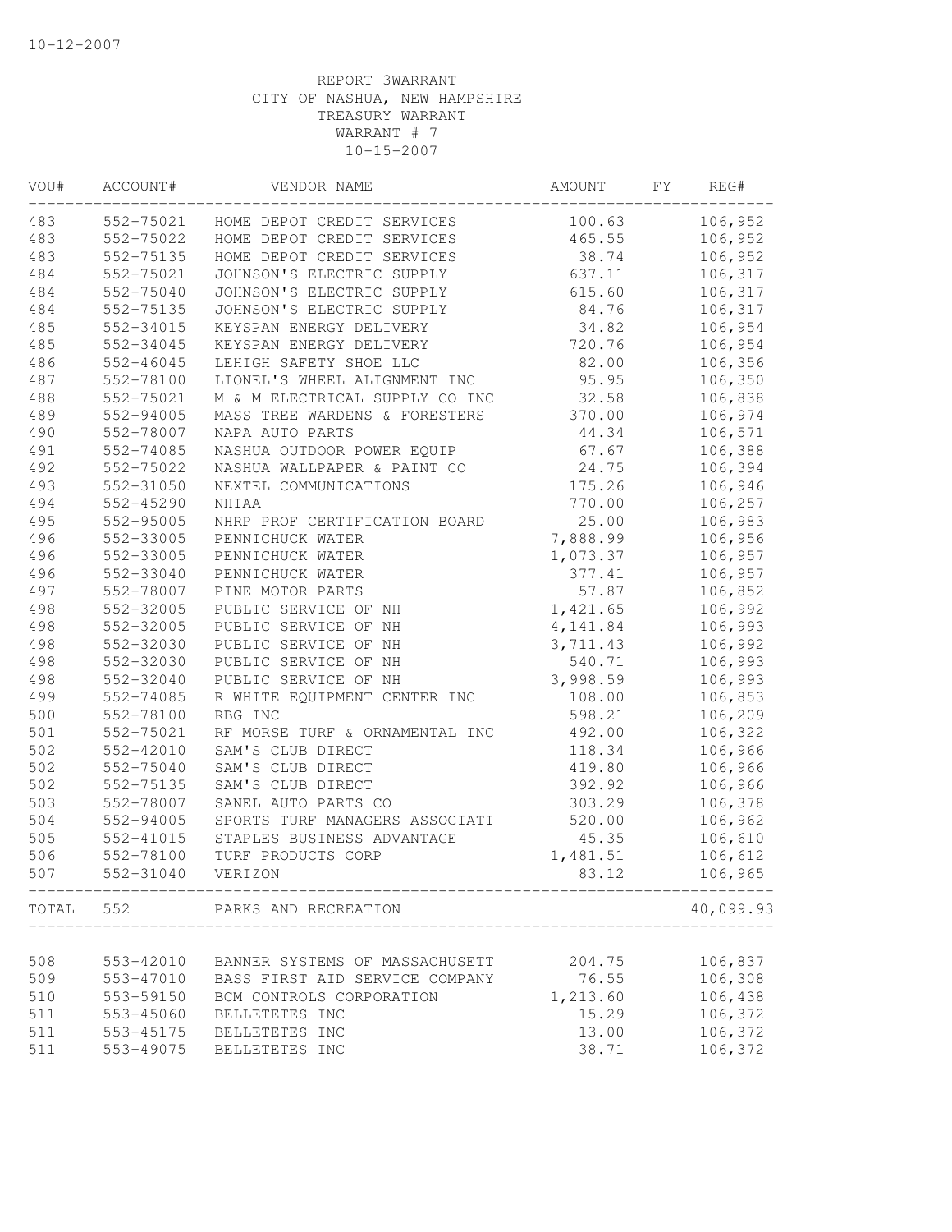10-12-2007

REPORT 3WARRANT
CITY OF NASHUA, NEW HAMPSHIRE
TREASURY WARRANT
WARRANT # 7
10-15-2007

| VOU# | ACCOUNT# | VENDOR NAME | AMOUNT | FY | REG# |
|---|---|---|---|---|---|
| 483 | 552-75021 | HOME DEPOT CREDIT SERVICES | 100.63 | | 106,952 |
| 483 | 552-75022 | HOME DEPOT CREDIT SERVICES | 465.55 | | 106,952 |
| 483 | 552-75135 | HOME DEPOT CREDIT SERVICES | 38.74 | | 106,952 |
| 484 | 552-75021 | JOHNSON'S ELECTRIC SUPPLY | 637.11 | | 106,317 |
| 484 | 552-75040 | JOHNSON'S ELECTRIC SUPPLY | 615.60 | | 106,317 |
| 484 | 552-75135 | JOHNSON'S ELECTRIC SUPPLY | 84.76 | | 106,317 |
| 485 | 552-34015 | KEYSPAN ENERGY DELIVERY | 34.82 | | 106,954 |
| 485 | 552-34045 | KEYSPAN ENERGY DELIVERY | 720.76 | | 106,954 |
| 486 | 552-46045 | LEHIGH SAFETY SHOE LLC | 82.00 | | 106,356 |
| 487 | 552-78100 | LIONEL'S WHEEL ALIGNMENT INC | 95.95 | | 106,350 |
| 488 | 552-75021 | M & M ELECTRICAL SUPPLY CO INC | 32.58 | | 106,838 |
| 489 | 552-94005 | MASS TREE WARDENS & FORESTERS | 370.00 | | 106,974 |
| 490 | 552-78007 | NAPA AUTO PARTS | 44.34 | | 106,571 |
| 491 | 552-74085 | NASHUA OUTDOOR POWER EQUIP | 67.67 | | 106,388 |
| 492 | 552-75022 | NASHUA WALLPAPER & PAINT CO | 24.75 | | 106,394 |
| 493 | 552-31050 | NEXTEL COMMUNICATIONS | 175.26 | | 106,946 |
| 494 | 552-45290 | NHIAA | 770.00 | | 106,257 |
| 495 | 552-95005 | NHRP PROF CERTIFICATION BOARD | 25.00 | | 106,983 |
| 496 | 552-33005 | PENNICHUCK WATER | 7,888.99 | | 106,956 |
| 496 | 552-33005 | PENNICHUCK WATER | 1,073.37 | | 106,957 |
| 496 | 552-33040 | PENNICHUCK WATER | 377.41 | | 106,957 |
| 497 | 552-78007 | PINE MOTOR PARTS | 57.87 | | 106,852 |
| 498 | 552-32005 | PUBLIC SERVICE OF NH | 1,421.65 | | 106,992 |
| 498 | 552-32005 | PUBLIC SERVICE OF NH | 4,141.84 | | 106,993 |
| 498 | 552-32030 | PUBLIC SERVICE OF NH | 3,711.43 | | 106,992 |
| 498 | 552-32030 | PUBLIC SERVICE OF NH | 540.71 | | 106,993 |
| 498 | 552-32040 | PUBLIC SERVICE OF NH | 3,998.59 | | 106,993 |
| 499 | 552-74085 | R WHITE EQUIPMENT CENTER INC | 108.00 | | 106,853 |
| 500 | 552-78100 | RBG INC | 598.21 | | 106,209 |
| 501 | 552-75021 | RF MORSE TURF & ORNAMENTAL INC | 492.00 | | 106,322 |
| 502 | 552-42010 | SAM'S CLUB DIRECT | 118.34 | | 106,966 |
| 502 | 552-75040 | SAM'S CLUB DIRECT | 419.80 | | 106,966 |
| 502 | 552-75135 | SAM'S CLUB DIRECT | 392.92 | | 106,966 |
| 503 | 552-78007 | SANEL AUTO PARTS CO | 303.29 | | 106,378 |
| 504 | 552-94005 | SPORTS TURF MANAGERS ASSOCIATI | 520.00 | | 106,962 |
| 505 | 552-41015 | STAPLES BUSINESS ADVANTAGE | 45.35 | | 106,610 |
| 506 | 552-78100 | TURF PRODUCTS CORP | 1,481.51 | | 106,612 |
| 507 | 552-31040 | VERIZON | 83.12 | | 106,965 |
| TOTAL | 552 | PARKS AND RECREATION | | | 40,099.93 |
| 508 | 553-42010 | BANNER SYSTEMS OF MASSACHUSETT | 204.75 | | 106,837 |
| 509 | 553-47010 | BASS FIRST AID SERVICE COMPANY | 76.55 | | 106,308 |
| 510 | 553-59150 | BCM CONTROLS CORPORATION | 1,213.60 | | 106,438 |
| 511 | 553-45060 | BELLETETES INC | 15.29 | | 106,372 |
| 511 | 553-45175 | BELLETETES INC | 13.00 | | 106,372 |
| 511 | 553-49075 | BELLETETES INC | 38.71 | | 106,372 |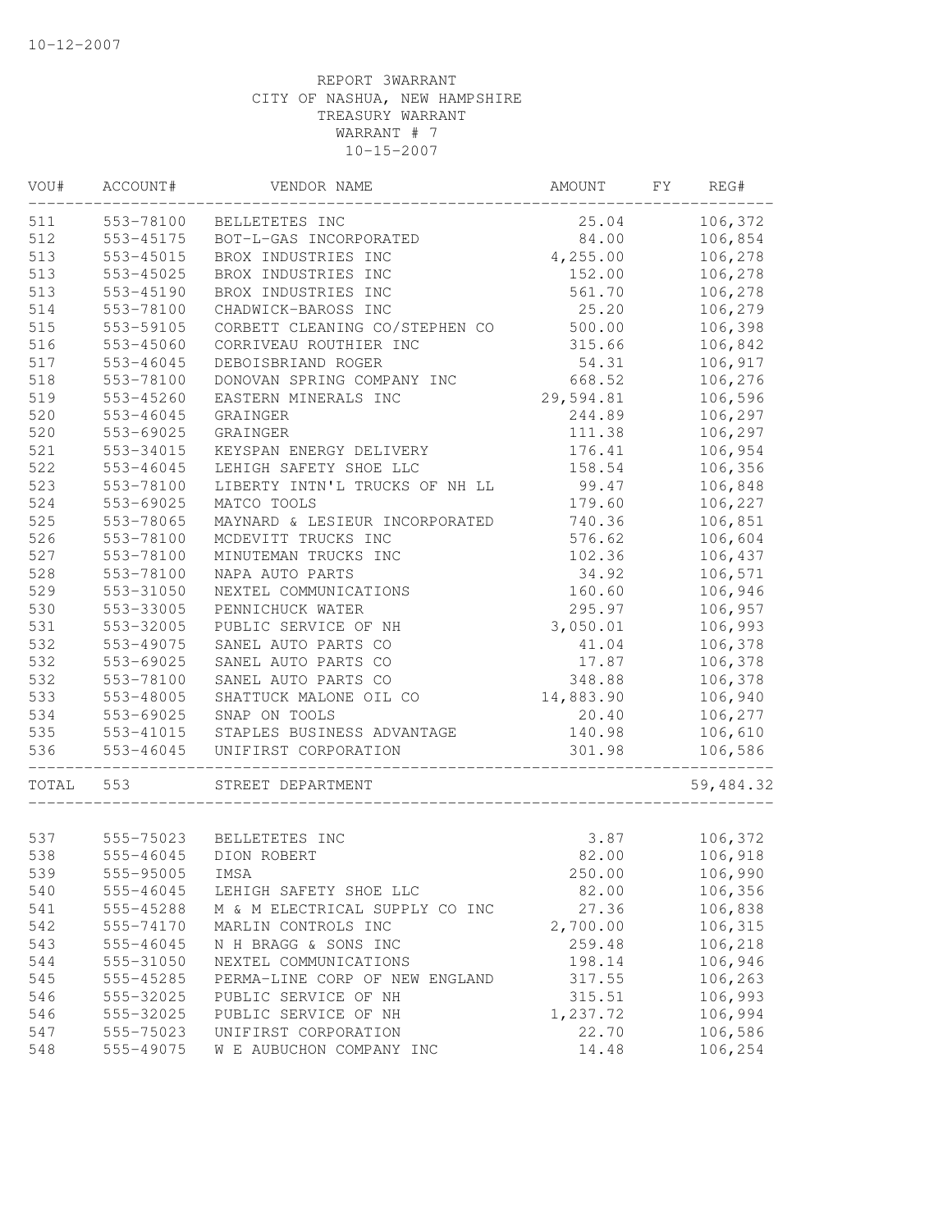10-12-2007

REPORT 3WARRANT
CITY OF NASHUA, NEW HAMPSHIRE
TREASURY WARRANT
WARRANT # 7
10-15-2007

| VOU# | ACCOUNT# | VENDOR NAME | AMOUNT | FY | REG# |
|---|---|---|---|---|---|
| 511 | 553-78100 | BELLETETES INC | 25.04 | | 106,372 |
| 512 | 553-45175 | BOT-L-GAS INCORPORATED | 84.00 | | 106,854 |
| 513 | 553-45015 | BROX INDUSTRIES INC | 4,255.00 | | 106,278 |
| 513 | 553-45025 | BROX INDUSTRIES INC | 152.00 | | 106,278 |
| 513 | 553-45190 | BROX INDUSTRIES INC | 561.70 | | 106,278 |
| 514 | 553-78100 | CHADWICK-BAROSS INC | 25.20 | | 106,279 |
| 515 | 553-59105 | CORBETT CLEANING CO/STEPHEN CO | 500.00 | | 106,398 |
| 516 | 553-45060 | CORRIVEAU ROUTHIER INC | 315.66 | | 106,842 |
| 517 | 553-46045 | DEBOISBRIAND ROGER | 54.31 | | 106,917 |
| 518 | 553-78100 | DONOVAN SPRING COMPANY INC | 668.52 | | 106,276 |
| 519 | 553-45260 | EASTERN MINERALS INC | 29,594.81 | | 106,596 |
| 520 | 553-46045 | GRAINGER | 244.89 | | 106,297 |
| 520 | 553-69025 | GRAINGER | 111.38 | | 106,297 |
| 521 | 553-34015 | KEYSPAN ENERGY DELIVERY | 176.41 | | 106,954 |
| 522 | 553-46045 | LEHIGH SAFETY SHOE LLC | 158.54 | | 106,356 |
| 523 | 553-78100 | LIBERTY INTN'L TRUCKS OF NH LL | 99.47 | | 106,848 |
| 524 | 553-69025 | MATCO TOOLS | 179.60 | | 106,227 |
| 525 | 553-78065 | MAYNARD & LESIEUR INCORPORATED | 740.36 | | 106,851 |
| 526 | 553-78100 | MCDEVITT TRUCKS INC | 576.62 | | 106,604 |
| 527 | 553-78100 | MINUTEMAN TRUCKS INC | 102.36 | | 106,437 |
| 528 | 553-78100 | NAPA AUTO PARTS | 34.92 | | 106,571 |
| 529 | 553-31050 | NEXTEL COMMUNICATIONS | 160.60 | | 106,946 |
| 530 | 553-33005 | PENNICHUCK WATER | 295.97 | | 106,957 |
| 531 | 553-32005 | PUBLIC SERVICE OF NH | 3,050.01 | | 106,993 |
| 532 | 553-49075 | SANEL AUTO PARTS CO | 41.04 | | 106,378 |
| 532 | 553-69025 | SANEL AUTO PARTS CO | 17.87 | | 106,378 |
| 532 | 553-78100 | SANEL AUTO PARTS CO | 348.88 | | 106,378 |
| 533 | 553-48005 | SHATTUCK MALONE OIL CO | 14,883.90 | | 106,940 |
| 534 | 553-69025 | SNAP ON TOOLS | 20.40 | | 106,277 |
| 535 | 553-41015 | STAPLES BUSINESS ADVANTAGE | 140.98 | | 106,610 |
| 536 | 553-46045 | UNIFIRST CORPORATION | 301.98 | | 106,586 |
| TOTAL | 553 | STREET DEPARTMENT | | | 59,484.32 |
| 537 | 555-75023 | BELLETETES INC | 3.87 | | 106,372 |
| 538 | 555-46045 | DION ROBERT | 82.00 | | 106,918 |
| 539 | 555-95005 | IMSA | 250.00 | | 106,990 |
| 540 | 555-46045 | LEHIGH SAFETY SHOE LLC | 82.00 | | 106,356 |
| 541 | 555-45288 | M & M ELECTRICAL SUPPLY CO INC | 27.36 | | 106,838 |
| 542 | 555-74170 | MARLIN CONTROLS INC | 2,700.00 | | 106,315 |
| 543 | 555-46045 | N H BRAGG & SONS INC | 259.48 | | 106,218 |
| 544 | 555-31050 | NEXTEL COMMUNICATIONS | 198.14 | | 106,946 |
| 545 | 555-45285 | PERMA-LINE CORP OF NEW ENGLAND | 317.55 | | 106,263 |
| 546 | 555-32025 | PUBLIC SERVICE OF NH | 315.51 | | 106,993 |
| 546 | 555-32025 | PUBLIC SERVICE OF NH | 1,237.72 | | 106,994 |
| 547 | 555-75023 | UNIFIRST CORPORATION | 22.70 | | 106,586 |
| 548 | 555-49075 | W E AUBUCHON COMPANY INC | 14.48 | | 106,254 |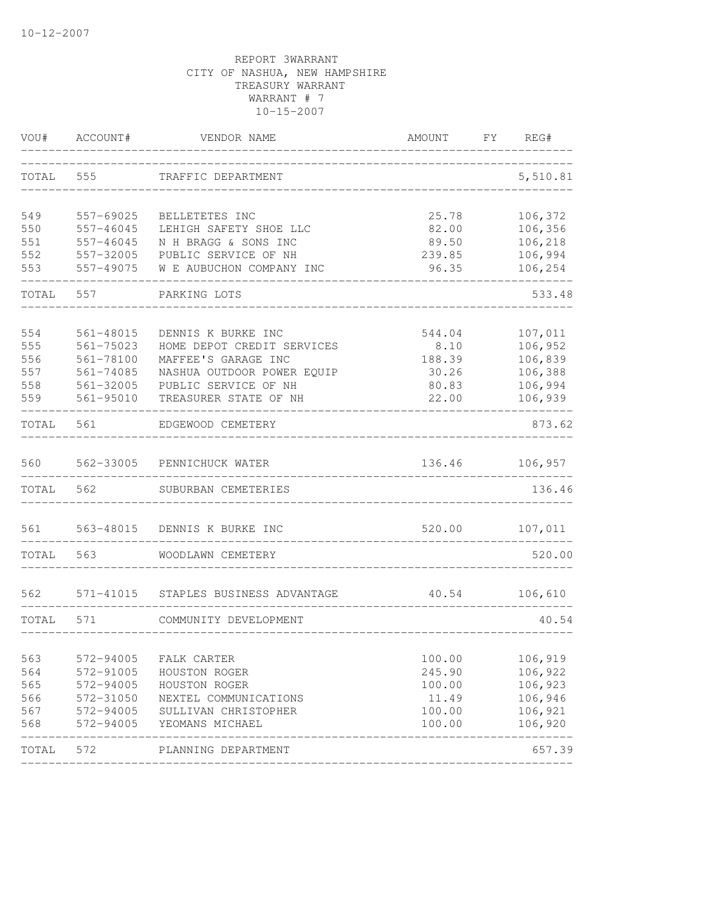10-12-2007

REPORT 3WARRANT
CITY OF NASHUA, NEW HAMPSHIRE
TREASURY WARRANT
WARRANT # 7
10-15-2007

| VOU# | ACCOUNT# | VENDOR NAME | AMOUNT | FY | REG# |
|---|---|---|---|---|---|
| TOTAL | 555 | TRAFFIC DEPARTMENT | | | 5,510.81 |
| 549 | 557-69025 | BELLETETES INC | 25.78 | | 106,372 |
| 550 | 557-46045 | LEHIGH SAFETY SHOE LLC | 82.00 | | 106,356 |
| 551 | 557-46045 | N H BRAGG & SONS INC | 89.50 | | 106,218 |
| 552 | 557-32005 | PUBLIC SERVICE OF NH | 239.85 | | 106,994 |
| 553 | 557-49075 | W E AUBUCHON COMPANY INC | 96.35 | | 106,254 |
| TOTAL | 557 | PARKING LOTS | | | 533.48 |
| 554 | 561-48015 | DENNIS K BURKE INC | 544.04 | | 107,011 |
| 555 | 561-75023 | HOME DEPOT CREDIT SERVICES | 8.10 | | 106,952 |
| 556 | 561-78100 | MAFFEE'S GARAGE INC | 188.39 | | 106,839 |
| 557 | 561-74085 | NASHUA OUTDOOR POWER EQUIP | 30.26 | | 106,388 |
| 558 | 561-32005 | PUBLIC SERVICE OF NH | 80.83 | | 106,994 |
| 559 | 561-95010 | TREASURER STATE OF NH | 22.00 | | 106,939 |
| TOTAL | 561 | EDGEWOOD CEMETERY | | | 873.62 |
| 560 | 562-33005 | PENNICHUCK WATER | 136.46 | | 106,957 |
| TOTAL | 562 | SUBURBAN CEMETERIES | | | 136.46 |
| 561 | 563-48015 | DENNIS K BURKE INC | 520.00 | | 107,011 |
| TOTAL | 563 | WOODLAWN CEMETERY | | | 520.00 |
| 562 | 571-41015 | STAPLES BUSINESS ADVANTAGE | 40.54 | | 106,610 |
| TOTAL | 571 | COMMUNITY DEVELOPMENT | | | 40.54 |
| 563 | 572-94005 | FALK CARTER | 100.00 | | 106,919 |
| 564 | 572-91005 | HOUSTON ROGER | 245.90 | | 106,922 |
| 565 | 572-94005 | HOUSTON ROGER | 100.00 | | 106,923 |
| 566 | 572-31050 | NEXTEL COMMUNICATIONS | 11.49 | | 106,946 |
| 567 | 572-94005 | SULLIVAN CHRISTOPHER | 100.00 | | 106,921 |
| 568 | 572-94005 | YEOMANS MICHAEL | 100.00 | | 106,920 |
| TOTAL | 572 | PLANNING DEPARTMENT | | | 657.39 |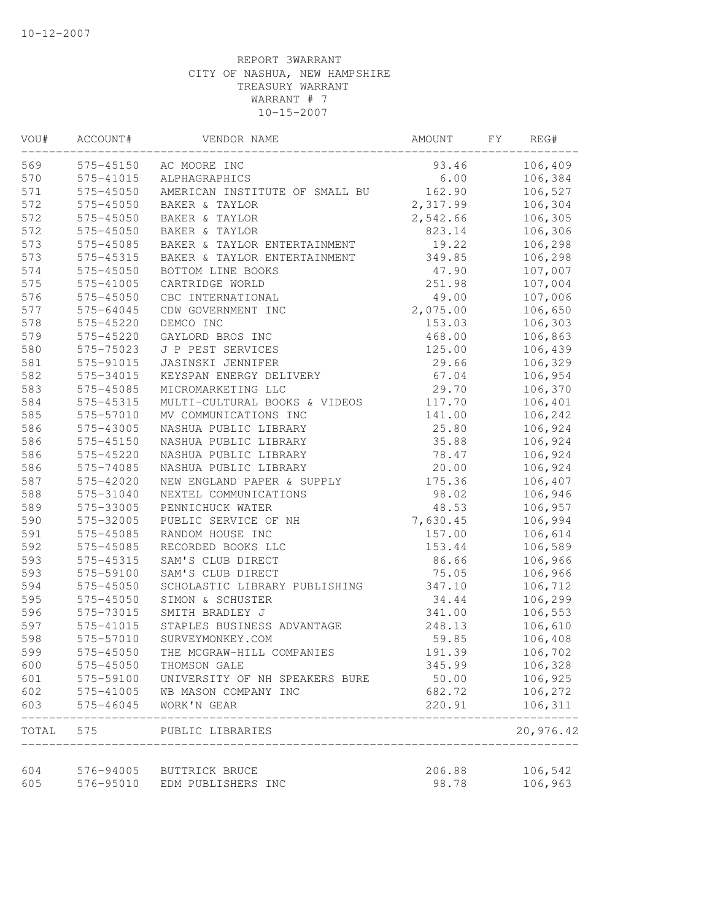10-12-2007

REPORT 3WARRANT
CITY OF NASHUA, NEW HAMPSHIRE
TREASURY WARRANT
WARRANT # 7
10-15-2007

| VOU# | ACCOUNT# | VENDOR NAME | AMOUNT | FY | REG# |
|---|---|---|---|---|---|
| 569 | 575-45150 | AC MOORE INC | 93.46 | | 106,409 |
| 570 | 575-41015 | ALPHAGRAPHICS | 6.00 | | 106,384 |
| 571 | 575-45050 | AMERICAN INSTITUTE OF SMALL BU | 162.90 | | 106,527 |
| 572 | 575-45050 | BAKER & TAYLOR | 2,317.99 | | 106,304 |
| 572 | 575-45050 | BAKER & TAYLOR | 2,542.66 | | 106,305 |
| 572 | 575-45050 | BAKER & TAYLOR | 823.14 | | 106,306 |
| 573 | 575-45085 | BAKER & TAYLOR ENTERTAINMENT | 19.22 | | 106,298 |
| 573 | 575-45315 | BAKER & TAYLOR ENTERTAINMENT | 349.85 | | 106,298 |
| 574 | 575-45050 | BOTTOM LINE BOOKS | 47.90 | | 107,007 |
| 575 | 575-41005 | CARTRIDGE WORLD | 251.98 | | 107,004 |
| 576 | 575-45050 | CBC INTERNATIONAL | 49.00 | | 107,006 |
| 577 | 575-64045 | CDW GOVERNMENT INC | 2,075.00 | | 106,650 |
| 578 | 575-45220 | DEMCO INC | 153.03 | | 106,303 |
| 579 | 575-45220 | GAYLORD BROS INC | 468.00 | | 106,863 |
| 580 | 575-75023 | J P PEST SERVICES | 125.00 | | 106,439 |
| 581 | 575-91015 | JASINSKI JENNIFER | 29.66 | | 106,329 |
| 582 | 575-34015 | KEYSPAN ENERGY DELIVERY | 67.04 | | 106,954 |
| 583 | 575-45085 | MICROMARKETING LLC | 29.70 | | 106,370 |
| 584 | 575-45315 | MULTI-CULTURAL BOOKS & VIDEOS | 117.70 | | 106,401 |
| 585 | 575-57010 | MV COMMUNICATIONS INC | 141.00 | | 106,242 |
| 586 | 575-43005 | NASHUA PUBLIC LIBRARY | 25.80 | | 106,924 |
| 586 | 575-45150 | NASHUA PUBLIC LIBRARY | 35.88 | | 106,924 |
| 586 | 575-45220 | NASHUA PUBLIC LIBRARY | 78.47 | | 106,924 |
| 586 | 575-74085 | NASHUA PUBLIC LIBRARY | 20.00 | | 106,924 |
| 587 | 575-42020 | NEW ENGLAND PAPER & SUPPLY | 175.36 | | 106,407 |
| 588 | 575-31040 | NEXTEL COMMUNICATIONS | 98.02 | | 106,946 |
| 589 | 575-33005 | PENNICHUCK WATER | 48.53 | | 106,957 |
| 590 | 575-32005 | PUBLIC SERVICE OF NH | 7,630.45 | | 106,994 |
| 591 | 575-45085 | RANDOM HOUSE INC | 157.00 | | 106,614 |
| 592 | 575-45085 | RECORDED BOOKS LLC | 153.44 | | 106,589 |
| 593 | 575-45315 | SAM'S CLUB DIRECT | 86.66 | | 106,966 |
| 593 | 575-59100 | SAM'S CLUB DIRECT | 75.05 | | 106,966 |
| 594 | 575-45050 | SCHOLASTIC LIBRARY PUBLISHING | 347.10 | | 106,712 |
| 595 | 575-45050 | SIMON & SCHUSTER | 34.44 | | 106,299 |
| 596 | 575-73015 | SMITH BRADLEY J | 341.00 | | 106,553 |
| 597 | 575-41015 | STAPLES BUSINESS ADVANTAGE | 248.13 | | 106,610 |
| 598 | 575-57010 | SURVEYMONKEY.COM | 59.85 | | 106,408 |
| 599 | 575-45050 | THE MCGRAW-HILL COMPANIES | 191.39 | | 106,702 |
| 600 | 575-45050 | THOMSON GALE | 345.99 | | 106,328 |
| 601 | 575-59100 | UNIVERSITY OF NH SPEAKERS BURE | 50.00 | | 106,925 |
| 602 | 575-41005 | WB MASON COMPANY INC | 682.72 | | 106,272 |
| 603 | 575-46045 | WORK'N GEAR | 220.91 | | 106,311 |
| TOTAL | 575 | PUBLIC LIBRARIES | | | 20,976.42 |
| 604 | 576-94005 | BUTTRICK BRUCE | 206.88 | | 106,542 |
| 605 | 576-95010 | EDM PUBLISHERS INC | 98.78 | | 106,963 |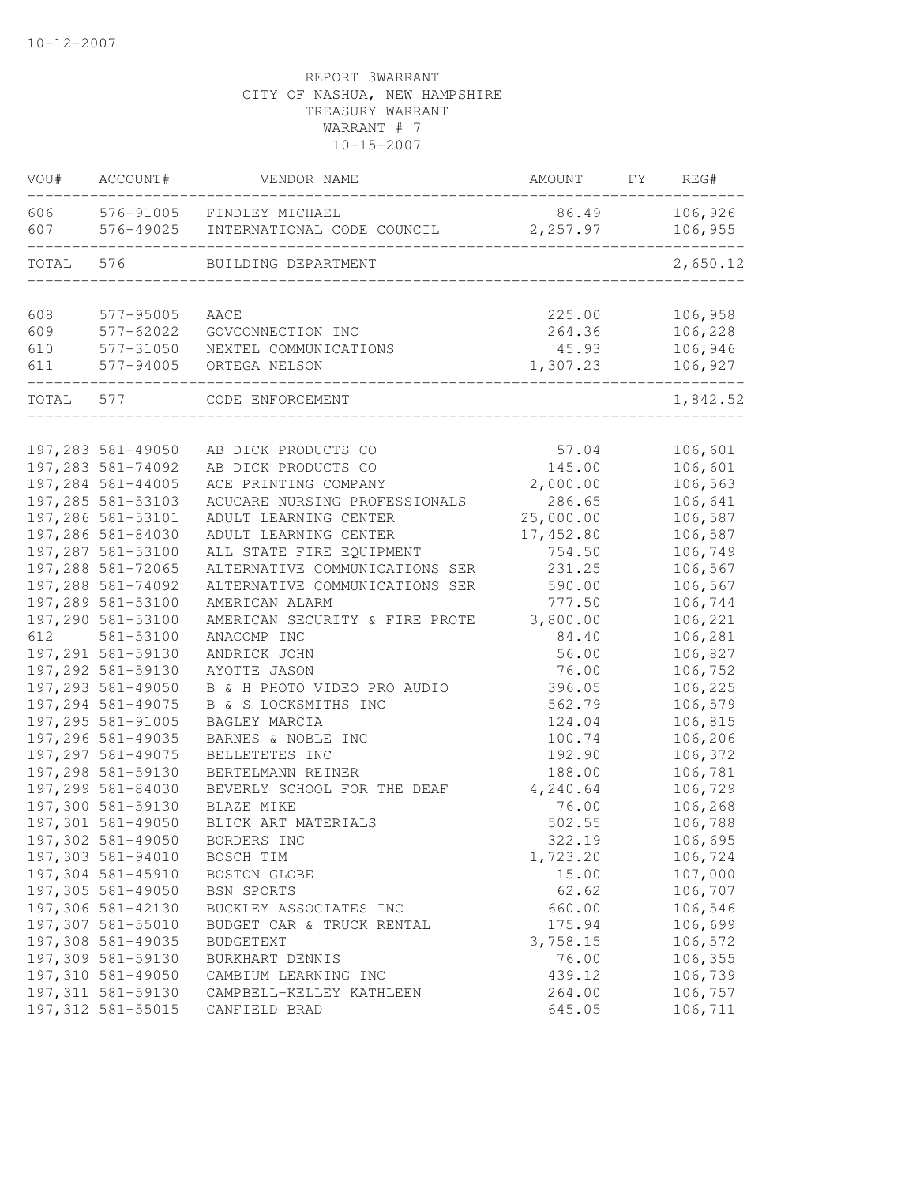10-12-2007

REPORT 3WARRANT
CITY OF NASHUA, NEW HAMPSHIRE
TREASURY WARRANT
WARRANT # 7
10-15-2007

| VOU# | ACCOUNT# | VENDOR NAME | AMOUNT | FY | REG# |
|---|---|---|---|---|---|
| 606 | 576-91005 | FINDLEY MICHAEL | 86.49 | | 106,926 |
| 607 | 576-49025 | INTERNATIONAL CODE COUNCIL | 2,257.97 | | 106,955 |
| TOTAL | 576 | BUILDING DEPARTMENT | | | 2,650.12 |
| 608 | 577-95005 | AACE | 225.00 | | 106,958 |
| 609 | 577-62022 | GOVCONNECTION INC | 264.36 | | 106,228 |
| 610 | 577-31050 | NEXTEL COMMUNICATIONS | 45.93 | | 106,946 |
| 611 | 577-94005 | ORTEGA NELSON | 1,307.23 | | 106,927 |
| TOTAL | 577 | CODE ENFORCEMENT | | | 1,842.52 |
| 197,283 | 581-49050 | AB DICK PRODUCTS CO | 57.04 | | 106,601 |
| 197,283 | 581-74092 | AB DICK PRODUCTS CO | 145.00 | | 106,601 |
| 197,284 | 581-44005 | ACE PRINTING COMPANY | 2,000.00 | | 106,563 |
| 197,285 | 581-53103 | ACUCARE NURSING PROFESSIONALS | 286.65 | | 106,641 |
| 197,286 | 581-53101 | ADULT LEARNING CENTER | 25,000.00 | | 106,587 |
| 197,286 | 581-84030 | ADULT LEARNING CENTER | 17,452.80 | | 106,587 |
| 197,287 | 581-53100 | ALL STATE FIRE EQUIPMENT | 754.50 | | 106,749 |
| 197,288 | 581-72065 | ALTERNATIVE COMMUNICATIONS SER | 231.25 | | 106,567 |
| 197,288 | 581-74092 | ALTERNATIVE COMMUNICATIONS SER | 590.00 | | 106,567 |
| 197,289 | 581-53100 | AMERICAN ALARM | 777.50 | | 106,744 |
| 197,290 | 581-53100 | AMERICAN SECURITY & FIRE PROTE | 3,800.00 | | 106,221 |
| 612 | 581-53100 | ANACOMP INC | 84.40 | | 106,281 |
| 197,291 | 581-59130 | ANDRICK JOHN | 56.00 | | 106,827 |
| 197,292 | 581-59130 | AYOTTE JASON | 76.00 | | 106,752 |
| 197,293 | 581-49050 | B & H PHOTO VIDEO PRO AUDIO | 396.05 | | 106,225 |
| 197,294 | 581-49075 | B & S LOCKSMITHS INC | 562.79 | | 106,579 |
| 197,295 | 581-91005 | BAGLEY MARCIA | 124.04 | | 106,815 |
| 197,296 | 581-49035 | BARNES & NOBLE INC | 100.74 | | 106,206 |
| 197,297 | 581-49075 | BELLETETES INC | 192.90 | | 106,372 |
| 197,298 | 581-59130 | BERTELMANN REINER | 188.00 | | 106,781 |
| 197,299 | 581-84030 | BEVERLY SCHOOL FOR THE DEAF | 4,240.64 | | 106,729 |
| 197,300 | 581-59130 | BLAZE MIKE | 76.00 | | 106,268 |
| 197,301 | 581-49050 | BLICK ART MATERIALS | 502.55 | | 106,788 |
| 197,302 | 581-49050 | BORDERS INC | 322.19 | | 106,695 |
| 197,303 | 581-94010 | BOSCH TIM | 1,723.20 | | 106,724 |
| 197,304 | 581-45910 | BOSTON GLOBE | 15.00 | | 107,000 |
| 197,305 | 581-49050 | BSN SPORTS | 62.62 | | 106,707 |
| 197,306 | 581-42130 | BUCKLEY ASSOCIATES INC | 660.00 | | 106,546 |
| 197,307 | 581-55010 | BUDGET CAR & TRUCK RENTAL | 175.94 | | 106,699 |
| 197,308 | 581-49035 | BUDGETEXT | 3,758.15 | | 106,572 |
| 197,309 | 581-59130 | BURKHART DENNIS | 76.00 | | 106,355 |
| 197,310 | 581-49050 | CAMBIUM LEARNING INC | 439.12 | | 106,739 |
| 197,311 | 581-59130 | CAMPBELL-KELLEY KATHLEEN | 264.00 | | 106,757 |
| 197,312 | 581-55015 | CANFIELD BRAD | 645.05 | | 106,711 |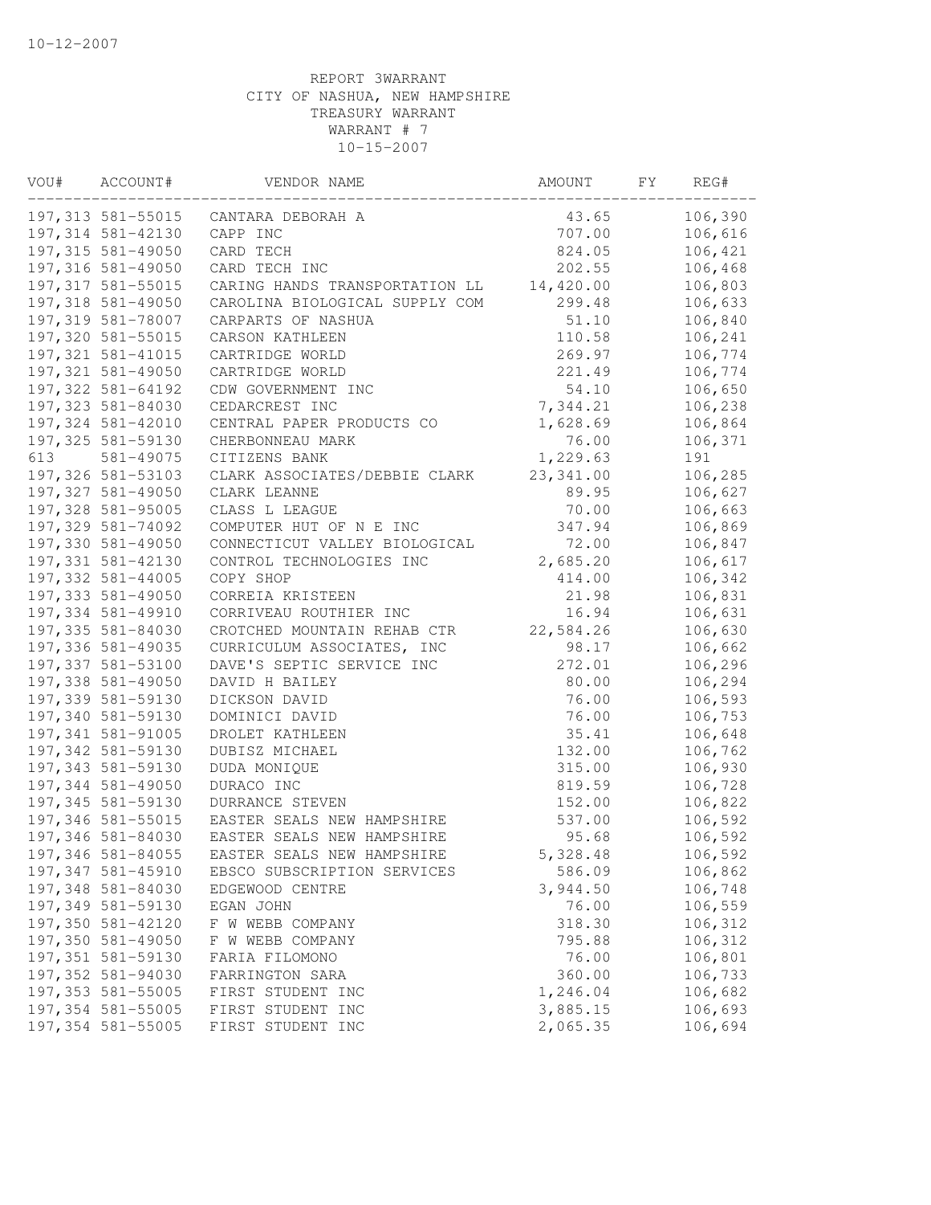10-12-2007

REPORT 3WARRANT
CITY OF NASHUA, NEW HAMPSHIRE
TREASURY WARRANT
WARRANT # 7
10-15-2007

| VOU# | ACCOUNT# | VENDOR NAME | AMOUNT | FY | REG# |
|---|---|---|---|---|---|
| 197,313 | 581-55015 | CANTARA DEBORAH A | 43.65 | | 106,390 |
| 197,314 | 581-42130 | CAPP INC | 707.00 | | 106,616 |
| 197,315 | 581-49050 | CARD TECH | 824.05 | | 106,421 |
| 197,316 | 581-49050 | CARD TECH INC | 202.55 | | 106,468 |
| 197,317 | 581-55015 | CARING HANDS TRANSPORTATION LL | 14,420.00 | | 106,803 |
| 197,318 | 581-49050 | CAROLINA BIOLOGICAL SUPPLY COM | 299.48 | | 106,633 |
| 197,319 | 581-78007 | CARPARTS OF NASHUA | 51.10 | | 106,840 |
| 197,320 | 581-55015 | CARSON KATHLEEN | 110.58 | | 106,241 |
| 197,321 | 581-41015 | CARTRIDGE WORLD | 269.97 | | 106,774 |
| 197,321 | 581-49050 | CARTRIDGE WORLD | 221.49 | | 106,774 |
| 197,322 | 581-64192 | CDW GOVERNMENT INC | 54.10 | | 106,650 |
| 197,323 | 581-84030 | CEDARCREST INC | 7,344.21 | | 106,238 |
| 197,324 | 581-42010 | CENTRAL PAPER PRODUCTS CO | 1,628.69 | | 106,864 |
| 197,325 | 581-59130 | CHERBONNEAU MARK | 76.00 | | 106,371 |
| 613 | 581-49075 | CITIZENS BANK | 1,229.63 | | 191 |
| 197,326 | 581-53103 | CLARK ASSOCIATES/DEBBIE CLARK | 23,341.00 | | 106,285 |
| 197,327 | 581-49050 | CLARK LEANNE | 89.95 | | 106,627 |
| 197,328 | 581-95005 | CLASS L LEAGUE | 70.00 | | 106,663 |
| 197,329 | 581-74092 | COMPUTER HUT OF N E INC | 347.94 | | 106,869 |
| 197,330 | 581-49050 | CONNECTICUT VALLEY BIOLOGICAL | 72.00 | | 106,847 |
| 197,331 | 581-42130 | CONTROL TECHNOLOGIES INC | 2,685.20 | | 106,617 |
| 197,332 | 581-44005 | COPY SHOP | 414.00 | | 106,342 |
| 197,333 | 581-49050 | CORREIA KRISTEEN | 21.98 | | 106,831 |
| 197,334 | 581-49910 | CORRIVEAU ROUTHIER INC | 16.94 | | 106,631 |
| 197,335 | 581-84030 | CROTCHED MOUNTAIN REHAB CTR | 22,584.26 | | 106,630 |
| 197,336 | 581-49035 | CURRICULUM ASSOCIATES, INC | 98.17 | | 106,662 |
| 197,337 | 581-53100 | DAVE'S SEPTIC SERVICE INC | 272.01 | | 106,296 |
| 197,338 | 581-49050 | DAVID H BAILEY | 80.00 | | 106,294 |
| 197,339 | 581-59130 | DICKSON DAVID | 76.00 | | 106,593 |
| 197,340 | 581-59130 | DOMINICI DAVID | 76.00 | | 106,753 |
| 197,341 | 581-91005 | DROLET KATHLEEN | 35.41 | | 106,648 |
| 197,342 | 581-59130 | DUBISZ MICHAEL | 132.00 | | 106,762 |
| 197,343 | 581-59130 | DUDA MONIQUE | 315.00 | | 106,930 |
| 197,344 | 581-49050 | DURACO INC | 819.59 | | 106,728 |
| 197,345 | 581-59130 | DURRANCE STEVEN | 152.00 | | 106,822 |
| 197,346 | 581-55015 | EASTER SEALS NEW HAMPSHIRE | 537.00 | | 106,592 |
| 197,346 | 581-84030 | EASTER SEALS NEW HAMPSHIRE | 95.68 | | 106,592 |
| 197,346 | 581-84055 | EASTER SEALS NEW HAMPSHIRE | 5,328.48 | | 106,592 |
| 197,347 | 581-45910 | EBSCO SUBSCRIPTION SERVICES | 586.09 | | 106,862 |
| 197,348 | 581-84030 | EDGEWOOD CENTRE | 3,944.50 | | 106,748 |
| 197,349 | 581-59130 | EGAN JOHN | 76.00 | | 106,559 |
| 197,350 | 581-42120 | F W WEBB COMPANY | 318.30 | | 106,312 |
| 197,350 | 581-49050 | F W WEBB COMPANY | 795.88 | | 106,312 |
| 197,351 | 581-59130 | FARIA FILOMONO | 76.00 | | 106,801 |
| 197,352 | 581-94030 | FARRINGTON SARA | 360.00 | | 106,733 |
| 197,353 | 581-55005 | FIRST STUDENT INC | 1,246.04 | | 106,682 |
| 197,354 | 581-55005 | FIRST STUDENT INC | 3,885.15 | | 106,693 |
| 197,354 | 581-55005 | FIRST STUDENT INC | 2,065.35 | | 106,694 |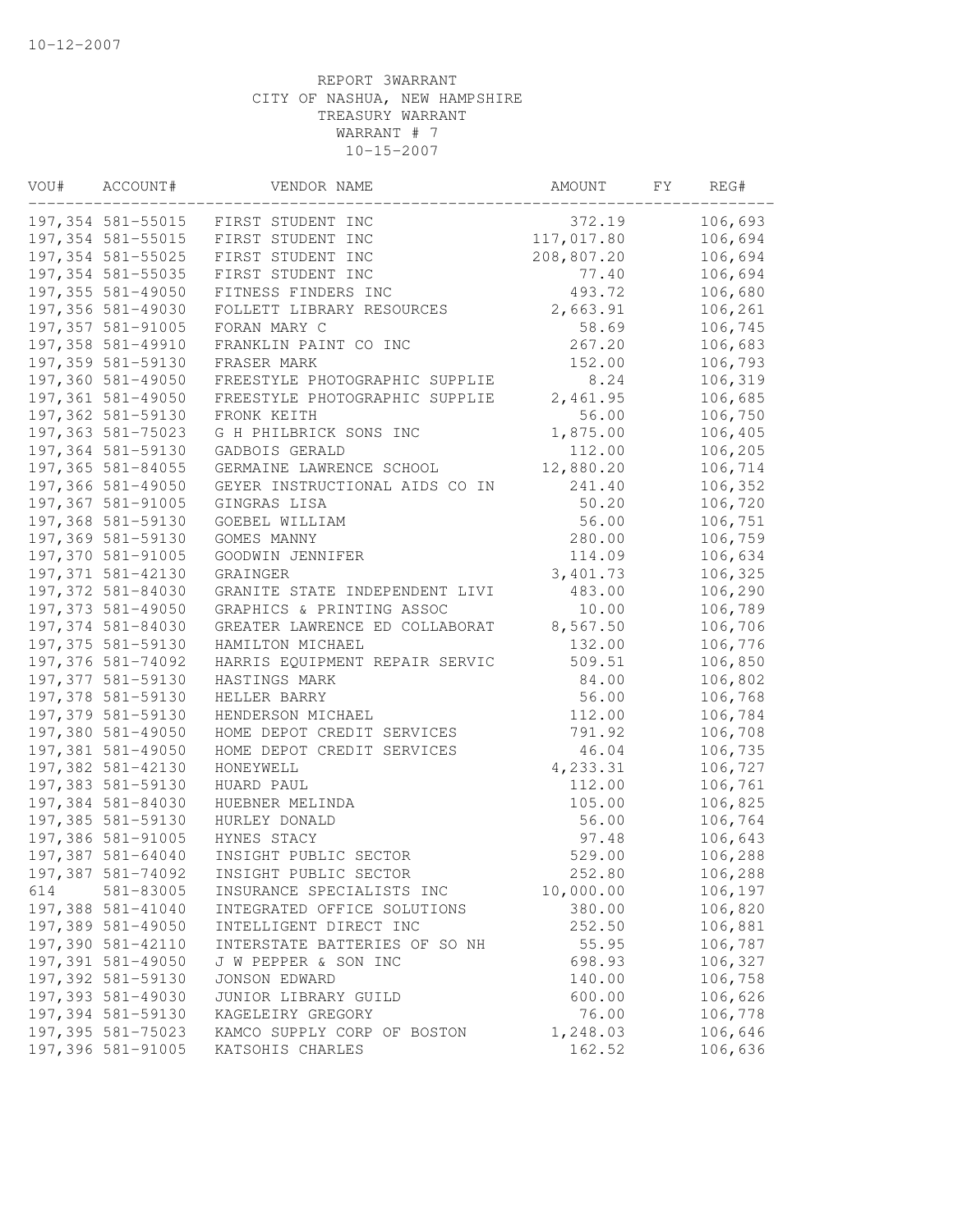10-12-2007

REPORT 3WARRANT
CITY OF NASHUA, NEW HAMPSHIRE
TREASURY WARRANT
WARRANT # 7
10-15-2007

| VOU# | ACCOUNT# | VENDOR NAME | AMOUNT | FY | REG# |
|---|---|---|---|---|---|
| 197,354 | 581-55015 | FIRST STUDENT INC | 372.19 | | 106,693 |
| 197,354 | 581-55015 | FIRST STUDENT INC | 117,017.80 | | 106,694 |
| 197,354 | 581-55025 | FIRST STUDENT INC | 208,807.20 | | 106,694 |
| 197,354 | 581-55035 | FIRST STUDENT INC | 77.40 | | 106,694 |
| 197,355 | 581-49050 | FITNESS FINDERS INC | 493.72 | | 106,680 |
| 197,356 | 581-49030 | FOLLETT LIBRARY RESOURCES | 2,663.91 | | 106,261 |
| 197,357 | 581-91005 | FORAN MARY C | 58.69 | | 106,745 |
| 197,358 | 581-49910 | FRANKLIN PAINT CO INC | 267.20 | | 106,683 |
| 197,359 | 581-59130 | FRASER MARK | 152.00 | | 106,793 |
| 197,360 | 581-49050 | FREESTYLE PHOTOGRAPHIC SUPPLIE | 8.24 | | 106,319 |
| 197,361 | 581-49050 | FREESTYLE PHOTOGRAPHIC SUPPLIE | 2,461.95 | | 106,685 |
| 197,362 | 581-59130 | FRONK KEITH | 56.00 | | 106,750 |
| 197,363 | 581-75023 | G H PHILBRICK SONS INC | 1,875.00 | | 106,405 |
| 197,364 | 581-59130 | GADBOIS GERALD | 112.00 | | 106,205 |
| 197,365 | 581-84055 | GERMAINE LAWRENCE SCHOOL | 12,880.20 | | 106,714 |
| 197,366 | 581-49050 | GEYER INSTRUCTIONAL AIDS CO IN | 241.40 | | 106,352 |
| 197,367 | 581-91005 | GINGRAS LISA | 50.20 | | 106,720 |
| 197,368 | 581-59130 | GOEBEL WILLIAM | 56.00 | | 106,751 |
| 197,369 | 581-59130 | GOMES MANNY | 280.00 | | 106,759 |
| 197,370 | 581-91005 | GOODWIN JENNIFER | 114.09 | | 106,634 |
| 197,371 | 581-42130 | GRAINGER | 3,401.73 | | 106,325 |
| 197,372 | 581-84030 | GRANITE STATE INDEPENDENT LIVI | 483.00 | | 106,290 |
| 197,373 | 581-49050 | GRAPHICS & PRINTING ASSOC | 10.00 | | 106,789 |
| 197,374 | 581-84030 | GREATER LAWRENCE ED COLLABORAT | 8,567.50 | | 106,706 |
| 197,375 | 581-59130 | HAMILTON MICHAEL | 132.00 | | 106,776 |
| 197,376 | 581-74092 | HARRIS EQUIPMENT REPAIR SERVIC | 509.51 | | 106,850 |
| 197,377 | 581-59130 | HASTINGS MARK | 84.00 | | 106,802 |
| 197,378 | 581-59130 | HELLER BARRY | 56.00 | | 106,768 |
| 197,379 | 581-59130 | HENDERSON MICHAEL | 112.00 | | 106,784 |
| 197,380 | 581-49050 | HOME DEPOT CREDIT SERVICES | 791.92 | | 106,708 |
| 197,381 | 581-49050 | HOME DEPOT CREDIT SERVICES | 46.04 | | 106,735 |
| 197,382 | 581-42130 | HONEYWELL | 4,233.31 | | 106,727 |
| 197,383 | 581-59130 | HUARD PAUL | 112.00 | | 106,761 |
| 197,384 | 581-84030 | HUEBNER MELINDA | 105.00 | | 106,825 |
| 197,385 | 581-59130 | HURLEY DONALD | 56.00 | | 106,764 |
| 197,386 | 581-91005 | HYNES STACY | 97.48 | | 106,643 |
| 197,387 | 581-64040 | INSIGHT PUBLIC SECTOR | 529.00 | | 106,288 |
| 197,387 | 581-74092 | INSIGHT PUBLIC SECTOR | 252.80 | | 106,288 |
| 614 | 581-83005 | INSURANCE SPECIALISTS INC | 10,000.00 | | 106,197 |
| 197,388 | 581-41040 | INTEGRATED OFFICE SOLUTIONS | 380.00 | | 106,820 |
| 197,389 | 581-49050 | INTELLIGENT DIRECT INC | 252.50 | | 106,881 |
| 197,390 | 581-42110 | INTERSTATE BATTERIES OF SO NH | 55.95 | | 106,787 |
| 197,391 | 581-49050 | J W PEPPER & SON INC | 698.93 | | 106,327 |
| 197,392 | 581-59130 | JONSON EDWARD | 140.00 | | 106,758 |
| 197,393 | 581-49030 | JUNIOR LIBRARY GUILD | 600.00 | | 106,626 |
| 197,394 | 581-59130 | KAGELEIRY GREGORY | 76.00 | | 106,778 |
| 197,395 | 581-75023 | KAMCO SUPPLY CORP OF BOSTON | 1,248.03 | | 106,646 |
| 197,396 | 581-91005 | KATSOHIS CHARLES | 162.52 | | 106,636 |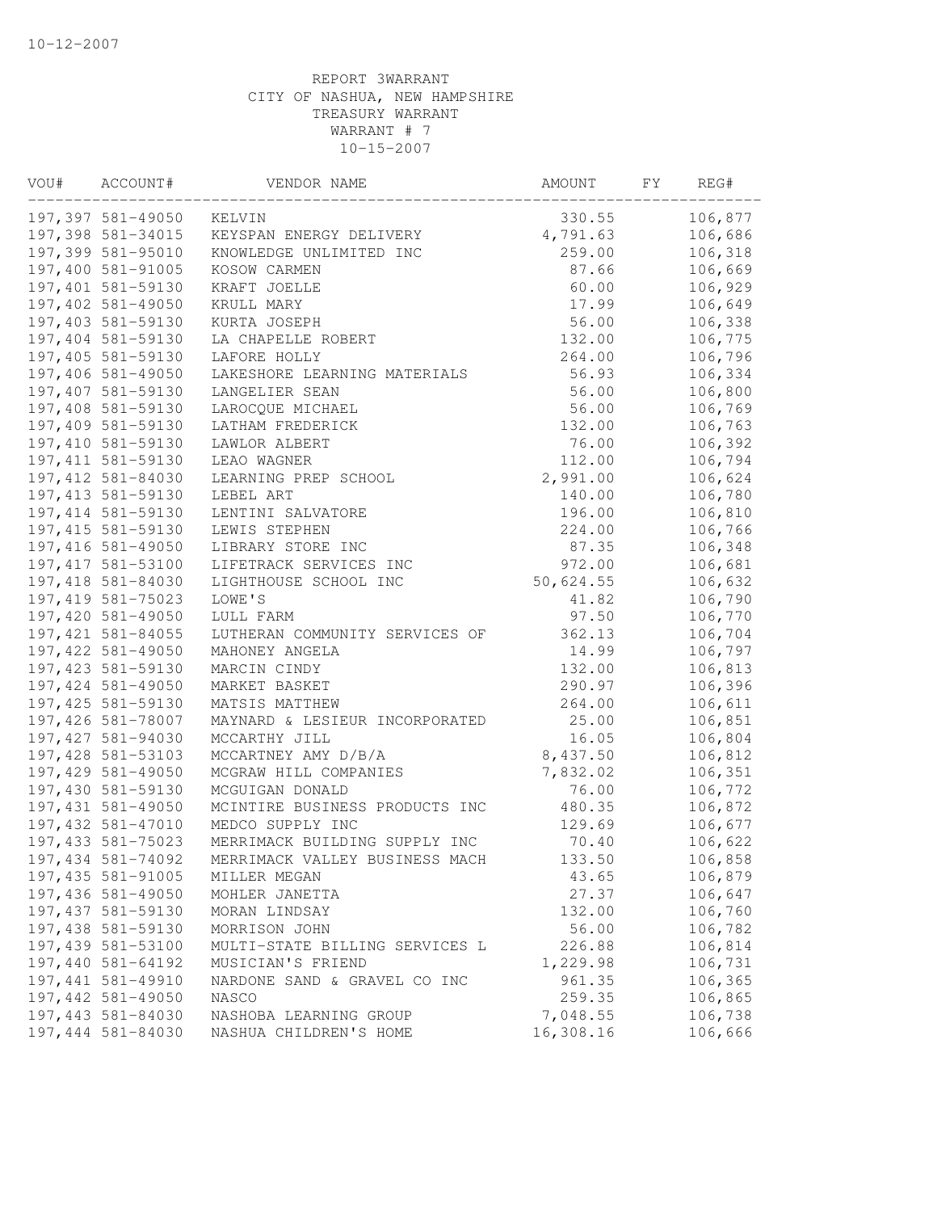10-12-2007

REPORT 3WARRANT
CITY OF NASHUA, NEW HAMPSHIRE
TREASURY WARRANT
WARRANT # 7
10-15-2007

| VOU# | ACCOUNT# | VENDOR NAME | AMOUNT | FY | REG# |
|---|---|---|---|---|---|
| 197,397 | 581-49050 | KELVIN | 330.55 | | 106,877 |
| 197,398 | 581-34015 | KEYSPAN ENERGY DELIVERY | 4,791.63 | | 106,686 |
| 197,399 | 581-95010 | KNOWLEDGE UNLIMITED INC | 259.00 | | 106,318 |
| 197,400 | 581-91005 | KOSOW CARMEN | 87.66 | | 106,669 |
| 197,401 | 581-59130 | KRAFT JOELLE | 60.00 | | 106,929 |
| 197,402 | 581-49050 | KRULL MARY | 17.99 | | 106,649 |
| 197,403 | 581-59130 | KURTA JOSEPH | 56.00 | | 106,338 |
| 197,404 | 581-59130 | LA CHAPELLE ROBERT | 132.00 | | 106,775 |
| 197,405 | 581-59130 | LAFORE HOLLY | 264.00 | | 106,796 |
| 197,406 | 581-49050 | LAKESHORE LEARNING MATERIALS | 56.93 | | 106,334 |
| 197,407 | 581-59130 | LANGELIER SEAN | 56.00 | | 106,800 |
| 197,408 | 581-59130 | LAROCQUE MICHAEL | 56.00 | | 106,769 |
| 197,409 | 581-59130 | LATHAM FREDERICK | 132.00 | | 106,763 |
| 197,410 | 581-59130 | LAWLOR ALBERT | 76.00 | | 106,392 |
| 197,411 | 581-59130 | LEAO WAGNER | 112.00 | | 106,794 |
| 197,412 | 581-84030 | LEARNING PREP SCHOOL | 2,991.00 | | 106,624 |
| 197,413 | 581-59130 | LEBEL ART | 140.00 | | 106,780 |
| 197,414 | 581-59130 | LENTINI SALVATORE | 196.00 | | 106,810 |
| 197,415 | 581-59130 | LEWIS STEPHEN | 224.00 | | 106,766 |
| 197,416 | 581-49050 | LIBRARY STORE INC | 87.35 | | 106,348 |
| 197,417 | 581-53100 | LIFETRACK SERVICES INC | 972.00 | | 106,681 |
| 197,418 | 581-84030 | LIGHTHOUSE SCHOOL INC | 50,624.55 | | 106,632 |
| 197,419 | 581-75023 | LOWE'S | 41.82 | | 106,790 |
| 197,420 | 581-49050 | LULL FARM | 97.50 | | 106,770 |
| 197,421 | 581-84055 | LUTHERAN COMMUNITY SERVICES OF | 362.13 | | 106,704 |
| 197,422 | 581-49050 | MAHONEY ANGELA | 14.99 | | 106,797 |
| 197,423 | 581-59130 | MARCIN CINDY | 132.00 | | 106,813 |
| 197,424 | 581-49050 | MARKET BASKET | 290.97 | | 106,396 |
| 197,425 | 581-59130 | MATSIS MATTHEW | 264.00 | | 106,611 |
| 197,426 | 581-78007 | MAYNARD & LESIEUR INCORPORATED | 25.00 | | 106,851 |
| 197,427 | 581-94030 | MCCARTHY JILL | 16.05 | | 106,804 |
| 197,428 | 581-53103 | MCCARTNEY AMY D/B/A | 8,437.50 | | 106,812 |
| 197,429 | 581-49050 | MCGRAW HILL COMPANIES | 7,832.02 | | 106,351 |
| 197,430 | 581-59130 | MCGUIGAN DONALD | 76.00 | | 106,772 |
| 197,431 | 581-49050 | MCINTIRE BUSINESS PRODUCTS INC | 480.35 | | 106,872 |
| 197,432 | 581-47010 | MEDCO SUPPLY INC | 129.69 | | 106,677 |
| 197,433 | 581-75023 | MERRIMACK BUILDING SUPPLY INC | 70.40 | | 106,622 |
| 197,434 | 581-74092 | MERRIMACK VALLEY BUSINESS MACH | 133.50 | | 106,858 |
| 197,435 | 581-91005 | MILLER MEGAN | 43.65 | | 106,879 |
| 197,436 | 581-49050 | MOHLER JANETTA | 27.37 | | 106,647 |
| 197,437 | 581-59130 | MORAN LINDSAY | 132.00 | | 106,760 |
| 197,438 | 581-59130 | MORRISON JOHN | 56.00 | | 106,782 |
| 197,439 | 581-53100 | MULTI-STATE BILLING SERVICES L | 226.88 | | 106,814 |
| 197,440 | 581-64192 | MUSICIAN'S FRIEND | 1,229.98 | | 106,731 |
| 197,441 | 581-49910 | NARDONE SAND & GRAVEL CO INC | 961.35 | | 106,365 |
| 197,442 | 581-49050 | NASCO | 259.35 | | 106,865 |
| 197,443 | 581-84030 | NASHOBA LEARNING GROUP | 7,048.55 | | 106,738 |
| 197,444 | 581-84030 | NASHUA CHILDREN'S HOME | 16,308.16 | | 106,666 |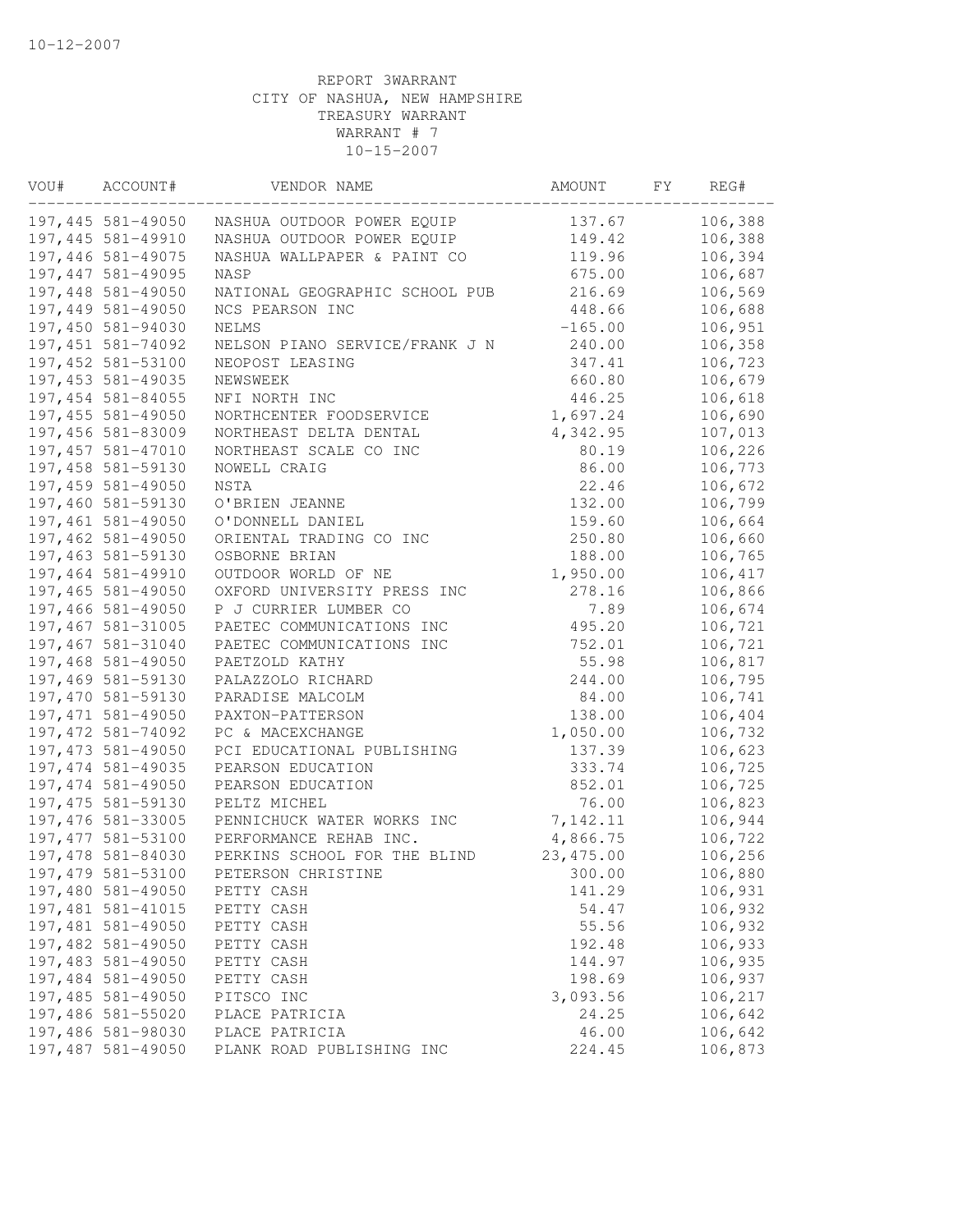10-12-2007

REPORT 3WARRANT
CITY OF NASHUA, NEW HAMPSHIRE
TREASURY WARRANT
WARRANT # 7
10-15-2007

| VOU# | ACCOUNT# | VENDOR NAME | AMOUNT | FY | REG# |
|---|---|---|---|---|---|
| 197,445 | 581-49050 | NASHUA OUTDOOR POWER EQUIP | 137.67 | | 106,388 |
| 197,445 | 581-49910 | NASHUA OUTDOOR POWER EQUIP | 149.42 | | 106,388 |
| 197,446 | 581-49075 | NASHUA WALLPAPER & PAINT CO | 119.96 | | 106,394 |
| 197,447 | 581-49095 | NASP | 675.00 | | 106,687 |
| 197,448 | 581-49050 | NATIONAL GEOGRAPHIC SCHOOL PUB | 216.69 | | 106,569 |
| 197,449 | 581-49050 | NCS PEARSON INC | 448.66 | | 106,688 |
| 197,450 | 581-94030 | NELMS | -165.00 | | 106,951 |
| 197,451 | 581-74092 | NELSON PIANO SERVICE/FRANK J N | 240.00 | | 106,358 |
| 197,452 | 581-53100 | NEOPOST LEASING | 347.41 | | 106,723 |
| 197,453 | 581-49035 | NEWSWEEK | 660.80 | | 106,679 |
| 197,454 | 581-84055 | NFI NORTH INC | 446.25 | | 106,618 |
| 197,455 | 581-49050 | NORTHCENTER FOODSERVICE | 1,697.24 | | 106,690 |
| 197,456 | 581-83009 | NORTHEAST DELTA DENTAL | 4,342.95 | | 107,013 |
| 197,457 | 581-47010 | NORTHEAST SCALE CO INC | 80.19 | | 106,226 |
| 197,458 | 581-59130 | NOWELL CRAIG | 86.00 | | 106,773 |
| 197,459 | 581-49050 | NSTA | 22.46 | | 106,672 |
| 197,460 | 581-59130 | O'BRIEN JEANNE | 132.00 | | 106,799 |
| 197,461 | 581-49050 | O'DONNELL DANIEL | 159.60 | | 106,664 |
| 197,462 | 581-49050 | ORIENTAL TRADING CO INC | 250.80 | | 106,660 |
| 197,463 | 581-59130 | OSBORNE BRIAN | 188.00 | | 106,765 |
| 197,464 | 581-49910 | OUTDOOR WORLD OF NE | 1,950.00 | | 106,417 |
| 197,465 | 581-49050 | OXFORD UNIVERSITY PRESS INC | 278.16 | | 106,866 |
| 197,466 | 581-49050 | P J CURRIER LUMBER CO | 7.89 | | 106,674 |
| 197,467 | 581-31005 | PAETEC COMMUNICATIONS INC | 495.20 | | 106,721 |
| 197,467 | 581-31040 | PAETEC COMMUNICATIONS INC | 752.01 | | 106,721 |
| 197,468 | 581-49050 | PAETZOLD KATHY | 55.98 | | 106,817 |
| 197,469 | 581-59130 | PALAZZOLO RICHARD | 244.00 | | 106,795 |
| 197,470 | 581-59130 | PARADISE MALCOLM | 84.00 | | 106,741 |
| 197,471 | 581-49050 | PAXTON-PATTERSON | 138.00 | | 106,404 |
| 197,472 | 581-74092 | PC & MACEXCHANGE | 1,050.00 | | 106,732 |
| 197,473 | 581-49050 | PCI EDUCATIONAL PUBLISHING | 137.39 | | 106,623 |
| 197,474 | 581-49035 | PEARSON EDUCATION | 333.74 | | 106,725 |
| 197,474 | 581-49050 | PEARSON EDUCATION | 852.01 | | 106,725 |
| 197,475 | 581-59130 | PELTZ MICHEL | 76.00 | | 106,823 |
| 197,476 | 581-33005 | PENNICHUCK WATER WORKS INC | 7,142.11 | | 106,944 |
| 197,477 | 581-53100 | PERFORMANCE REHAB INC. | 4,866.75 | | 106,722 |
| 197,478 | 581-84030 | PERKINS SCHOOL FOR THE BLIND | 23,475.00 | | 106,256 |
| 197,479 | 581-53100 | PETERSON CHRISTINE | 300.00 | | 106,880 |
| 197,480 | 581-49050 | PETTY CASH | 141.29 | | 106,931 |
| 197,481 | 581-41015 | PETTY CASH | 54.47 | | 106,932 |
| 197,481 | 581-49050 | PETTY CASH | 55.56 | | 106,932 |
| 197,482 | 581-49050 | PETTY CASH | 192.48 | | 106,933 |
| 197,483 | 581-49050 | PETTY CASH | 144.97 | | 106,935 |
| 197,484 | 581-49050 | PETTY CASH | 198.69 | | 106,937 |
| 197,485 | 581-49050 | PITSCO INC | 3,093.56 | | 106,217 |
| 197,486 | 581-55020 | PLACE PATRICIA | 24.25 | | 106,642 |
| 197,486 | 581-98030 | PLACE PATRICIA | 46.00 | | 106,642 |
| 197,487 | 581-49050 | PLANK ROAD PUBLISHING INC | 224.45 | | 106,873 |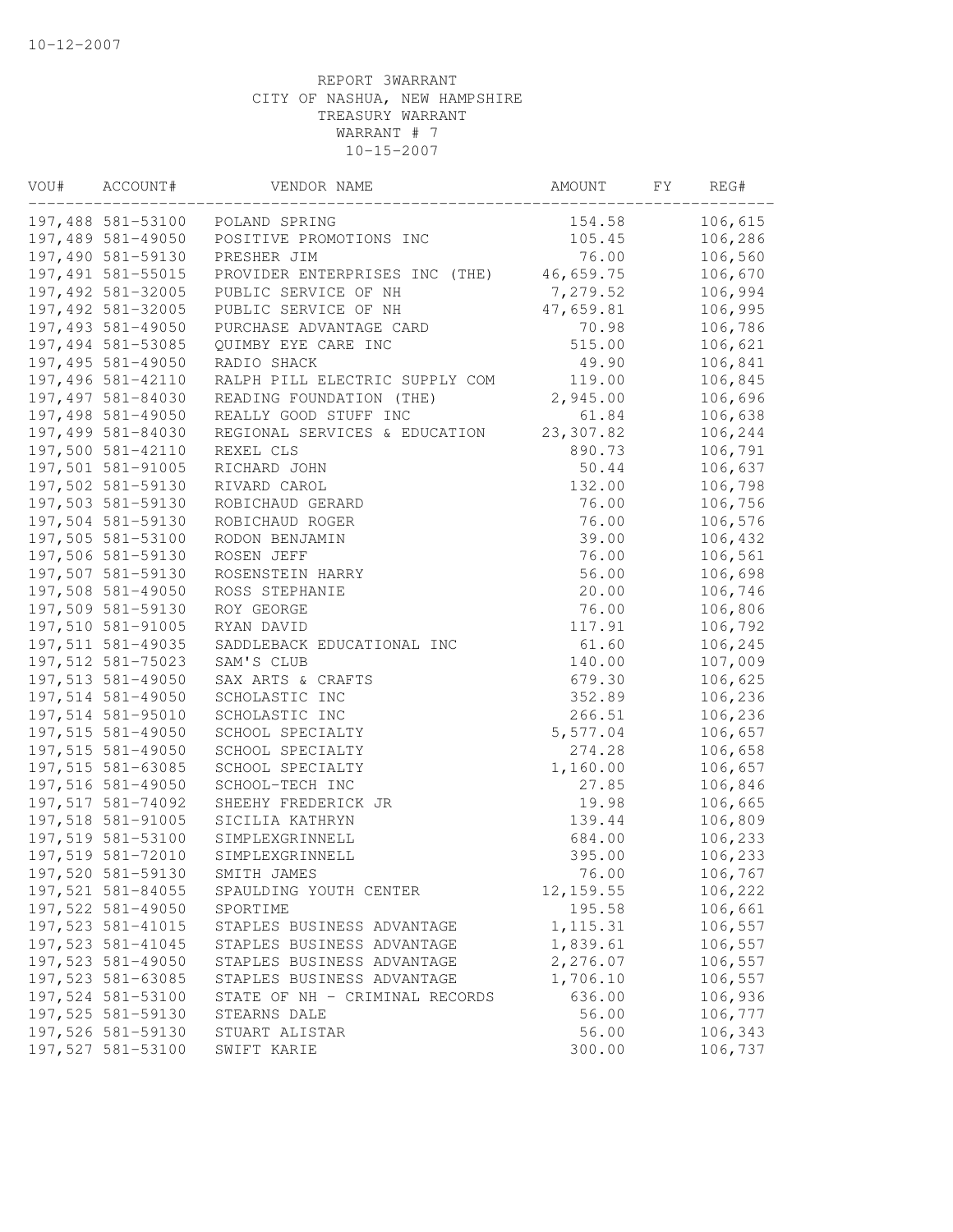10-12-2007

REPORT 3WARRANT
CITY OF NASHUA, NEW HAMPSHIRE
TREASURY WARRANT
WARRANT # 7
10-15-2007

| VOU# | ACCOUNT# | VENDOR NAME | AMOUNT | FY | REG# |
|---|---|---|---|---|---|
| 197,488 | 581-53100 | POLAND SPRING | 154.58 | | 106,615 |
| 197,489 | 581-49050 | POSITIVE PROMOTIONS INC | 105.45 | | 106,286 |
| 197,490 | 581-59130 | PRESHER JIM | 76.00 | | 106,560 |
| 197,491 | 581-55015 | PROVIDER ENTERPRISES INC (THE) | 46,659.75 | | 106,670 |
| 197,492 | 581-32005 | PUBLIC SERVICE OF NH | 7,279.52 | | 106,994 |
| 197,492 | 581-32005 | PUBLIC SERVICE OF NH | 47,659.81 | | 106,995 |
| 197,493 | 581-49050 | PURCHASE ADVANTAGE CARD | 70.98 | | 106,786 |
| 197,494 | 581-53085 | QUIMBY EYE CARE INC | 515.00 | | 106,621 |
| 197,495 | 581-49050 | RADIO SHACK | 49.90 | | 106,841 |
| 197,496 | 581-42110 | RALPH PILL ELECTRIC SUPPLY COM | 119.00 | | 106,845 |
| 197,497 | 581-84030 | READING FOUNDATION (THE) | 2,945.00 | | 106,696 |
| 197,498 | 581-49050 | REALLY GOOD STUFF INC | 61.84 | | 106,638 |
| 197,499 | 581-84030 | REGIONAL SERVICES & EDUCATION | 23,307.82 | | 106,244 |
| 197,500 | 581-42110 | REXEL CLS | 890.73 | | 106,791 |
| 197,501 | 581-91005 | RICHARD JOHN | 50.44 | | 106,637 |
| 197,502 | 581-59130 | RIVARD CAROL | 132.00 | | 106,798 |
| 197,503 | 581-59130 | ROBICHAUD GERARD | 76.00 | | 106,756 |
| 197,504 | 581-59130 | ROBICHAUD ROGER | 76.00 | | 106,576 |
| 197,505 | 581-53100 | RODON BENJAMIN | 39.00 | | 106,432 |
| 197,506 | 581-59130 | ROSEN JEFF | 76.00 | | 106,561 |
| 197,507 | 581-59130 | ROSENSTEIN HARRY | 56.00 | | 106,698 |
| 197,508 | 581-49050 | ROSS STEPHANIE | 20.00 | | 106,746 |
| 197,509 | 581-59130 | ROY GEORGE | 76.00 | | 106,806 |
| 197,510 | 581-91005 | RYAN DAVID | 117.91 | | 106,792 |
| 197,511 | 581-49035 | SADDLEBACK EDUCATIONAL INC | 61.60 | | 106,245 |
| 197,512 | 581-75023 | SAM'S CLUB | 140.00 | | 107,009 |
| 197,513 | 581-49050 | SAX ARTS & CRAFTS | 679.30 | | 106,625 |
| 197,514 | 581-49050 | SCHOLASTIC INC | 352.89 | | 106,236 |
| 197,514 | 581-95010 | SCHOLASTIC INC | 266.51 | | 106,236 |
| 197,515 | 581-49050 | SCHOOL SPECIALTY | 5,577.04 | | 106,657 |
| 197,515 | 581-49050 | SCHOOL SPECIALTY | 274.28 | | 106,658 |
| 197,515 | 581-63085 | SCHOOL SPECIALTY | 1,160.00 | | 106,657 |
| 197,516 | 581-49050 | SCHOOL-TECH INC | 27.85 | | 106,846 |
| 197,517 | 581-74092 | SHEEHY FREDERICK JR | 19.98 | | 106,665 |
| 197,518 | 581-91005 | SICILIA KATHRYN | 139.44 | | 106,809 |
| 197,519 | 581-53100 | SIMPLEXGRINNELL | 684.00 | | 106,233 |
| 197,519 | 581-72010 | SIMPLEXGRINNELL | 395.00 | | 106,233 |
| 197,520 | 581-59130 | SMITH JAMES | 76.00 | | 106,767 |
| 197,521 | 581-84055 | SPAULDING YOUTH CENTER | 12,159.55 | | 106,222 |
| 197,522 | 581-49050 | SPORTIME | 195.58 | | 106,661 |
| 197,523 | 581-41015 | STAPLES BUSINESS ADVANTAGE | 1,115.31 | | 106,557 |
| 197,523 | 581-41045 | STAPLES BUSINESS ADVANTAGE | 1,839.61 | | 106,557 |
| 197,523 | 581-49050 | STAPLES BUSINESS ADVANTAGE | 2,276.07 | | 106,557 |
| 197,523 | 581-63085 | STAPLES BUSINESS ADVANTAGE | 1,706.10 | | 106,557 |
| 197,524 | 581-53100 | STATE OF NH - CRIMINAL RECORDS | 636.00 | | 106,936 |
| 197,525 | 581-59130 | STEARNS DALE | 56.00 | | 106,777 |
| 197,526 | 581-59130 | STUART ALISTAR | 56.00 | | 106,343 |
| 197,527 | 581-53100 | SWIFT KARIE | 300.00 | | 106,737 |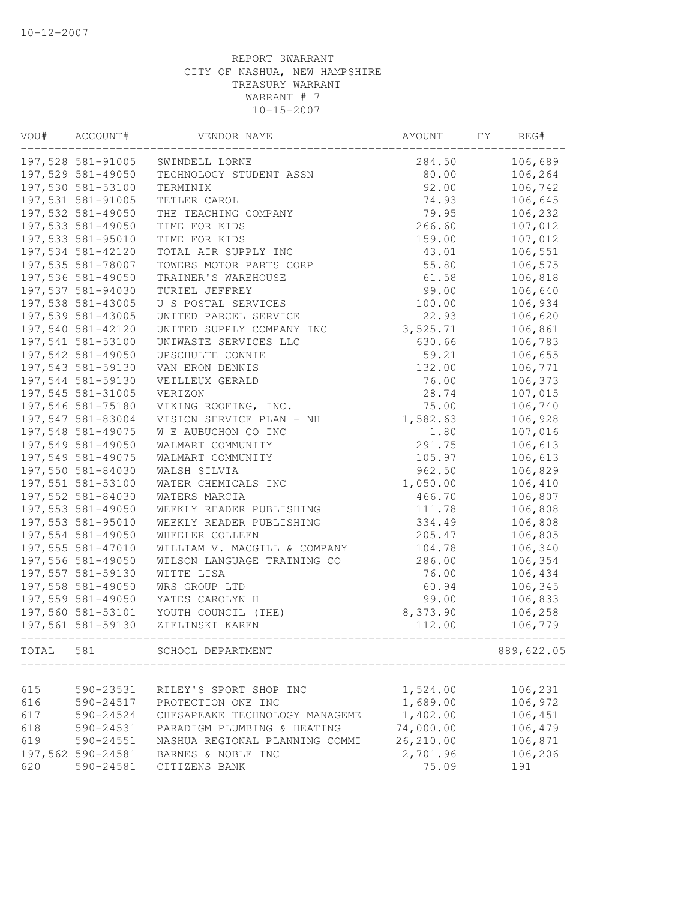10-12-2007

REPORT 3WARRANT
CITY OF NASHUA, NEW HAMPSHIRE
TREASURY WARRANT
WARRANT # 7
10-15-2007

| VOU# | ACCOUNT# | VENDOR NAME | AMOUNT | FY | REG# |
|---|---|---|---|---|---|
| 197,528 | 581-91005 | SWINDELL LORNE | 284.50 | | 106,689 |
| 197,529 | 581-49050 | TECHNOLOGY STUDENT ASSN | 80.00 | | 106,264 |
| 197,530 | 581-53100 | TERMINIX | 92.00 | | 106,742 |
| 197,531 | 581-91005 | TETLER CAROL | 74.93 | | 106,645 |
| 197,532 | 581-49050 | THE TEACHING COMPANY | 79.95 | | 106,232 |
| 197,533 | 581-49050 | TIME FOR KIDS | 266.60 | | 107,012 |
| 197,533 | 581-95010 | TIME FOR KIDS | 159.00 | | 107,012 |
| 197,534 | 581-42120 | TOTAL AIR SUPPLY INC | 43.01 | | 106,551 |
| 197,535 | 581-78007 | TOWERS MOTOR PARTS CORP | 55.80 | | 106,575 |
| 197,536 | 581-49050 | TRAINER'S WAREHOUSE | 61.58 | | 106,818 |
| 197,537 | 581-94030 | TURIEL JEFFREY | 99.00 | | 106,640 |
| 197,538 | 581-43005 | U S POSTAL SERVICES | 100.00 | | 106,934 |
| 197,539 | 581-43005 | UNITED PARCEL SERVICE | 22.93 | | 106,620 |
| 197,540 | 581-42120 | UNITED SUPPLY COMPANY INC | 3,525.71 | | 106,861 |
| 197,541 | 581-53100 | UNIWASTE SERVICES LLC | 630.66 | | 106,783 |
| 197,542 | 581-49050 | UPSCHULTE CONNIE | 59.21 | | 106,655 |
| 197,543 | 581-59130 | VAN ERON DENNIS | 132.00 | | 106,771 |
| 197,544 | 581-59130 | VEILLEUX GERALD | 76.00 | | 106,373 |
| 197,545 | 581-31005 | VERIZON | 28.74 | | 107,015 |
| 197,546 | 581-75180 | VIKING ROOFING, INC. | 75.00 | | 106,740 |
| 197,547 | 581-83004 | VISION SERVICE PLAN - NH | 1,582.63 | | 106,928 |
| 197,548 | 581-49075 | W E AUBUCHON CO INC | 1.80 | | 107,016 |
| 197,549 | 581-49050 | WALMART COMMUNITY | 291.75 | | 106,613 |
| 197,549 | 581-49075 | WALMART COMMUNITY | 105.97 | | 106,613 |
| 197,550 | 581-84030 | WALSH SILVIA | 962.50 | | 106,829 |
| 197,551 | 581-53100 | WATER CHEMICALS INC | 1,050.00 | | 106,410 |
| 197,552 | 581-84030 | WATERS MARCIA | 466.70 | | 106,807 |
| 197,553 | 581-49050 | WEEKLY READER PUBLISHING | 111.78 | | 106,808 |
| 197,553 | 581-95010 | WEEKLY READER PUBLISHING | 334.49 | | 106,808 |
| 197,554 | 581-49050 | WHEELER COLLEEN | 205.47 | | 106,805 |
| 197,555 | 581-47010 | WILLIAM V. MACGILL & COMPANY | 104.78 | | 106,340 |
| 197,556 | 581-49050 | WILSON LANGUAGE TRAINING CO | 286.00 | | 106,354 |
| 197,557 | 581-59130 | WITTE LISA | 76.00 | | 106,434 |
| 197,558 | 581-49050 | WRS GROUP LTD | 60.94 | | 106,345 |
| 197,559 | 581-49050 | YATES CAROLYN H | 99.00 | | 106,833 |
| 197,560 | 581-53101 | YOUTH COUNCIL (THE) | 8,373.90 | | 106,258 |
| 197,561 | 581-59130 | ZIELINSKI KAREN | 112.00 | | 106,779 |
| TOTAL | 581 | SCHOOL DEPARTMENT | | | 889,622.05 |
| 615 | 590-23531 | RILEY'S SPORT SHOP INC | 1,524.00 | | 106,231 |
| 616 | 590-24517 | PROTECTION ONE INC | 1,689.00 | | 106,972 |
| 617 | 590-24524 | CHESAPEAKE TECHNOLOGY MANAGEME | 1,402.00 | | 106,451 |
| 618 | 590-24531 | PARADIGM PLUMBING & HEATING | 74,000.00 | | 106,479 |
| 619 | 590-24551 | NASHUA REGIONAL PLANNING COMMI | 26,210.00 | | 106,871 |
| 197,562 | 590-24581 | BARNES & NOBLE INC | 2,701.96 | | 106,206 |
| 620 | 590-24581 | CITIZENS BANK | 75.09 | | 191 |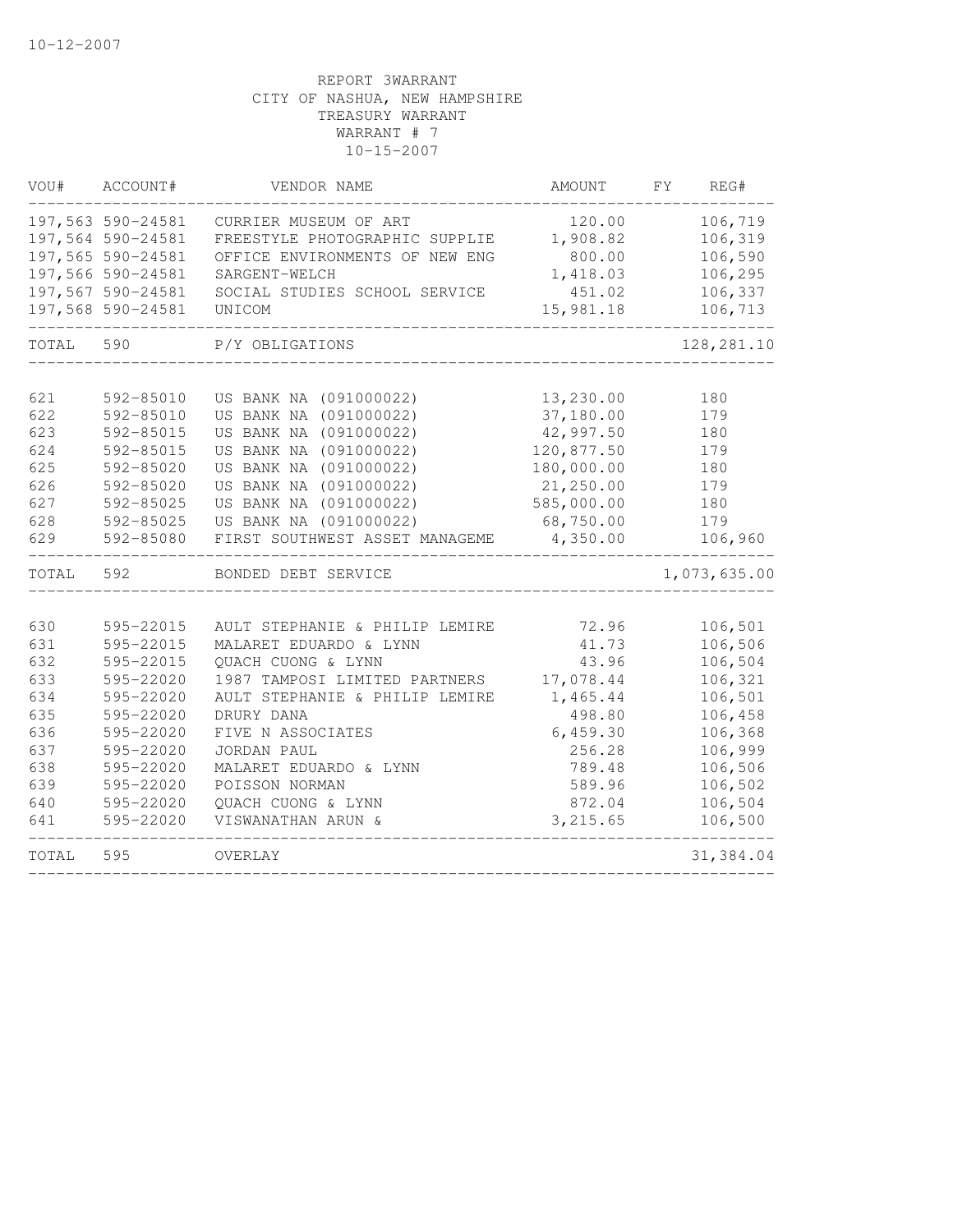10-12-2007

REPORT 3WARRANT
CITY OF NASHUA, NEW HAMPSHIRE
TREASURY WARRANT
WARRANT # 7
10-15-2007

| VOU# | ACCOUNT# | VENDOR NAME | AMOUNT | FY | REG# |
|---|---|---|---|---|---|
| 197,563 | 590-24581 | CURRIER MUSEUM OF ART | 120.00 | | 106,719 |
| 197,564 | 590-24581 | FREESTYLE PHOTOGRAPHIC SUPPLIE | 1,908.82 | | 106,319 |
| 197,565 | 590-24581 | OFFICE ENVIRONMENTS OF NEW ENG | 800.00 | | 106,590 |
| 197,566 | 590-24581 | SARGENT-WELCH | 1,418.03 | | 106,295 |
| 197,567 | 590-24581 | SOCIAL STUDIES SCHOOL SERVICE | 451.02 | | 106,337 |
| 197,568 | 590-24581 | UNICOM | 15,981.18 | | 106,713 |
| TOTAL | 590 | P/Y OBLIGATIONS | | | 128,281.10 |
| 621 | 592-85010 | US BANK NA (091000022) | 13,230.00 | | 180 |
| 622 | 592-85010 | US BANK NA (091000022) | 37,180.00 | | 179 |
| 623 | 592-85015 | US BANK NA (091000022) | 42,997.50 | | 180 |
| 624 | 592-85015 | US BANK NA (091000022) | 120,877.50 | | 179 |
| 625 | 592-85020 | US BANK NA (091000022) | 180,000.00 | | 180 |
| 626 | 592-85020 | US BANK NA (091000022) | 21,250.00 | | 179 |
| 627 | 592-85025 | US BANK NA (091000022) | 585,000.00 | | 180 |
| 628 | 592-85025 | US BANK NA (091000022) | 68,750.00 | | 179 |
| 629 | 592-85080 | FIRST SOUTHWEST ASSET MANAGEME | 4,350.00 | | 106,960 |
| TOTAL | 592 | BONDED DEBT SERVICE | | | 1,073,635.00 |
| 630 | 595-22015 | AULT STEPHANIE & PHILIP LEMIRE | 72.96 | | 106,501 |
| 631 | 595-22015 | MALARET EDUARDO & LYNN | 41.73 | | 106,506 |
| 632 | 595-22015 | QUACH CUONG & LYNN | 43.96 | | 106,504 |
| 633 | 595-22020 | 1987 TAMPOSI LIMITED PARTNERS | 17,078.44 | | 106,321 |
| 634 | 595-22020 | AULT STEPHANIE & PHILIP LEMIRE | 1,465.44 | | 106,501 |
| 635 | 595-22020 | DRURY DANA | 498.80 | | 106,458 |
| 636 | 595-22020 | FIVE N ASSOCIATES | 6,459.30 | | 106,368 |
| 637 | 595-22020 | JORDAN PAUL | 256.28 | | 106,999 |
| 638 | 595-22020 | MALARET EDUARDO & LYNN | 789.48 | | 106,506 |
| 639 | 595-22020 | POISSON NORMAN | 589.96 | | 106,502 |
| 640 | 595-22020 | QUACH CUONG & LYNN | 872.04 | | 106,504 |
| 641 | 595-22020 | VISWANATHAN ARUN & | 3,215.65 | | 106,500 |
| TOTAL | 595 | OVERLAY | | | 31,384.04 |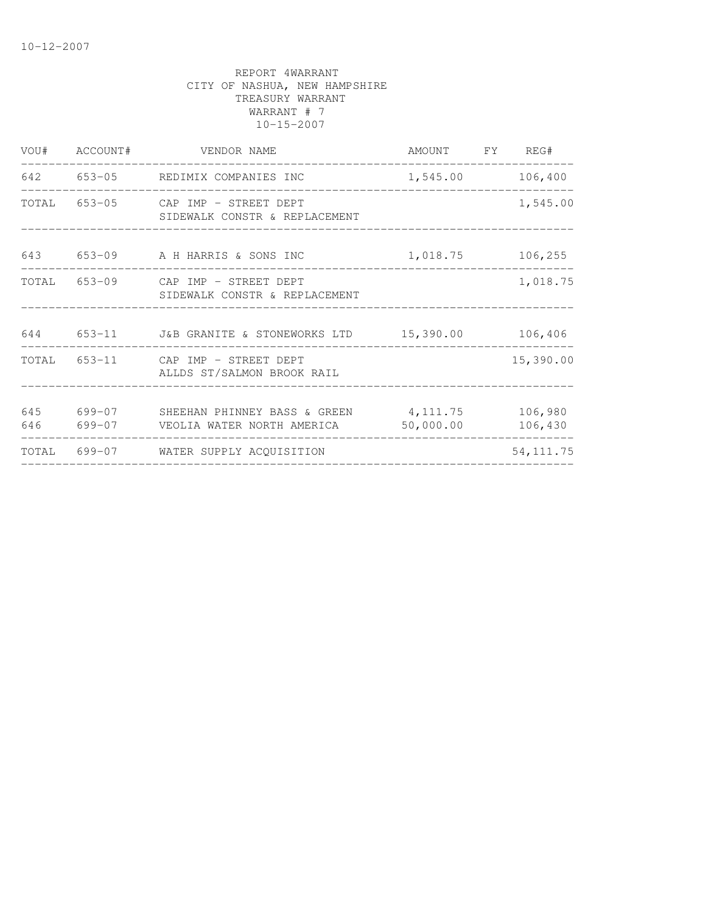10-12-2007

REPORT 4WARRANT
CITY OF NASHUA, NEW HAMPSHIRE
TREASURY WARRANT
WARRANT # 7
10-15-2007

| VOU# | ACCOUNT# | VENDOR NAME | AMOUNT | FY | REG# |
|---|---|---|---|---|---|
| 642 | 653-05 | REDIMIX COMPANIES INC | 1,545.00 | | 106,400 |
| TOTAL | 653-05 | CAP IMP - STREET DEPT SIDEWALK CONSTR & REPLACEMENT | | | 1,545.00 |
| 643 | 653-09 | A H HARRIS & SONS INC | 1,018.75 | | 106,255 |
| TOTAL | 653-09 | CAP IMP - STREET DEPT SIDEWALK CONSTR & REPLACEMENT | | | 1,018.75 |
| 644 | 653-11 | J&B GRANITE & STONEWORKS LTD | 15,390.00 | | 106,406 |
| TOTAL | 653-11 | CAP IMP - STREET DEPT ALLDS ST/SALMON BROOK RAIL | | | 15,390.00 |
| 645 | 699-07 | SHEEHAN PHINNEY BASS & GREEN | 4,111.75 | | 106,980 |
| 646 | 699-07 | VEOLIA WATER NORTH AMERICA | 50,000.00 | | 106,430 |
| TOTAL | 699-07 | WATER SUPPLY ACQUISITION | | | 54,111.75 |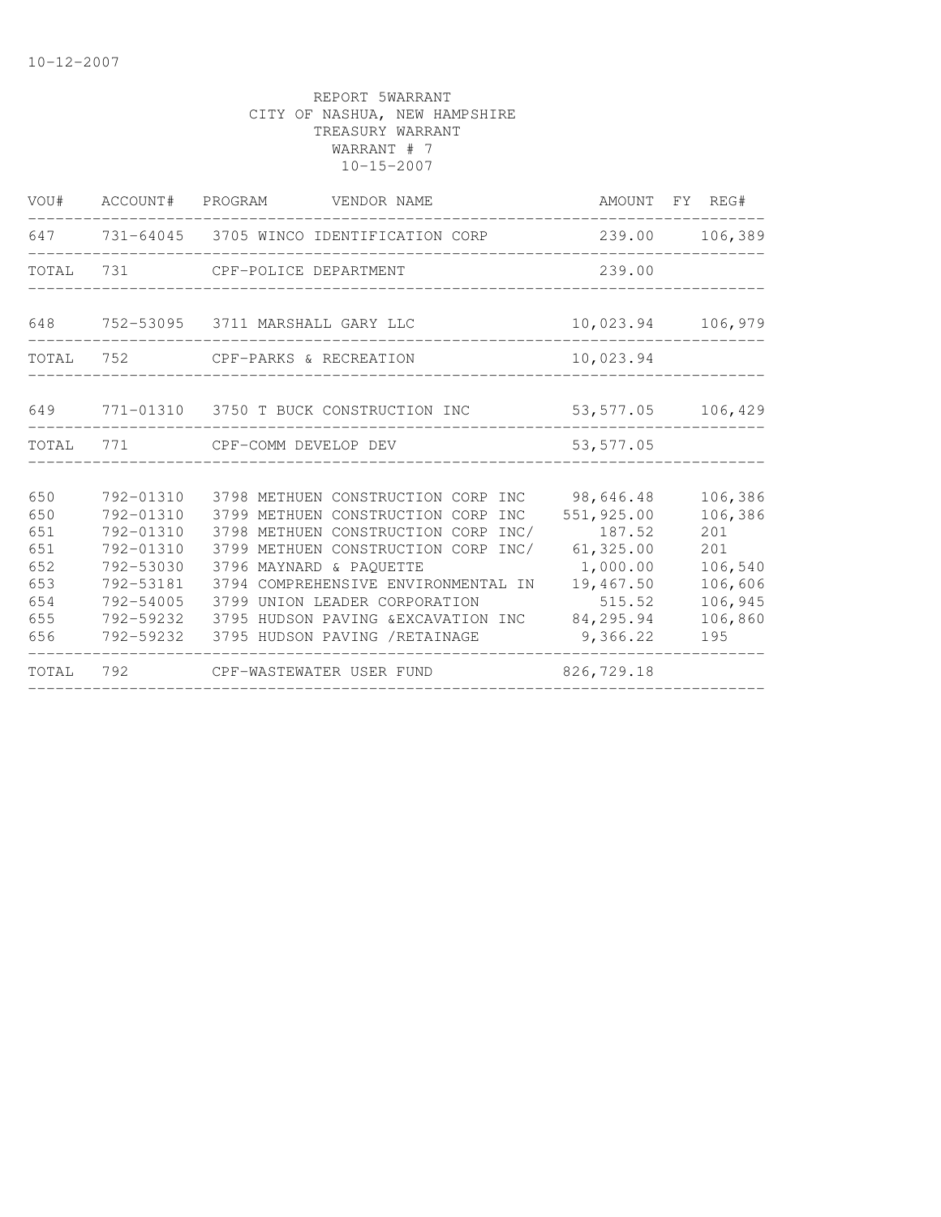10-12-2007

REPORT 5WARRANT
CITY OF NASHUA, NEW HAMPSHIRE
TREASURY WARRANT
WARRANT # 7
10-15-2007

| VOU# | ACCOUNT# | PROGRAM | VENDOR NAME | AMOUNT | FY | REG# |
|---|---|---|---|---|---|---|
| 647 | 731-64045 | 3705 | WINCO IDENTIFICATION CORP | 239.00 | | 106,389 |
| TOTAL | 731 | | CPF-POLICE DEPARTMENT | 239.00 | | |
| 648 | 752-53095 | 3711 | MARSHALL GARY LLC | 10,023.94 | | 106,979 |
| TOTAL | 752 | | CPF-PARKS & RECREATION | 10,023.94 | | |
| 649 | 771-01310 | 3750 | T BUCK CONSTRUCTION INC | 53,577.05 | | 106,429 |
| TOTAL | 771 | | CPF-COMM DEVELOP DEV | 53,577.05 | | |
| 650 | 792-01310 | 3798 | METHUEN CONSTRUCTION CORP INC | 98,646.48 | | 106,386 |
| 650 | 792-01310 | 3799 | METHUEN CONSTRUCTION CORP INC | 551,925.00 | | 106,386 |
| 651 | 792-01310 | 3798 | METHUEN CONSTRUCTION CORP INC/ | 187.52 | | 201 |
| 651 | 792-01310 | 3799 | METHUEN CONSTRUCTION CORP INC/ | 61,325.00 | | 201 |
| 652 | 792-53030 | 3796 | MAYNARD & PAQUETTE | 1,000.00 | | 106,540 |
| 653 | 792-53181 | 3794 | COMPREHENSIVE ENVIRONMENTAL IN | 19,467.50 | | 106,606 |
| 654 | 792-54005 | 3799 | UNION LEADER CORPORATION | 515.52 | | 106,945 |
| 655 | 792-59232 | 3795 | HUDSON PAVING &EXCAVATION INC | 84,295.94 | | 106,860 |
| 656 | 792-59232 | 3795 | HUDSON PAVING /RETAINAGE | 9,366.22 | | 195 |
| TOTAL | 792 | | CPF-WASTEWATER USER FUND | 826,729.18 | | |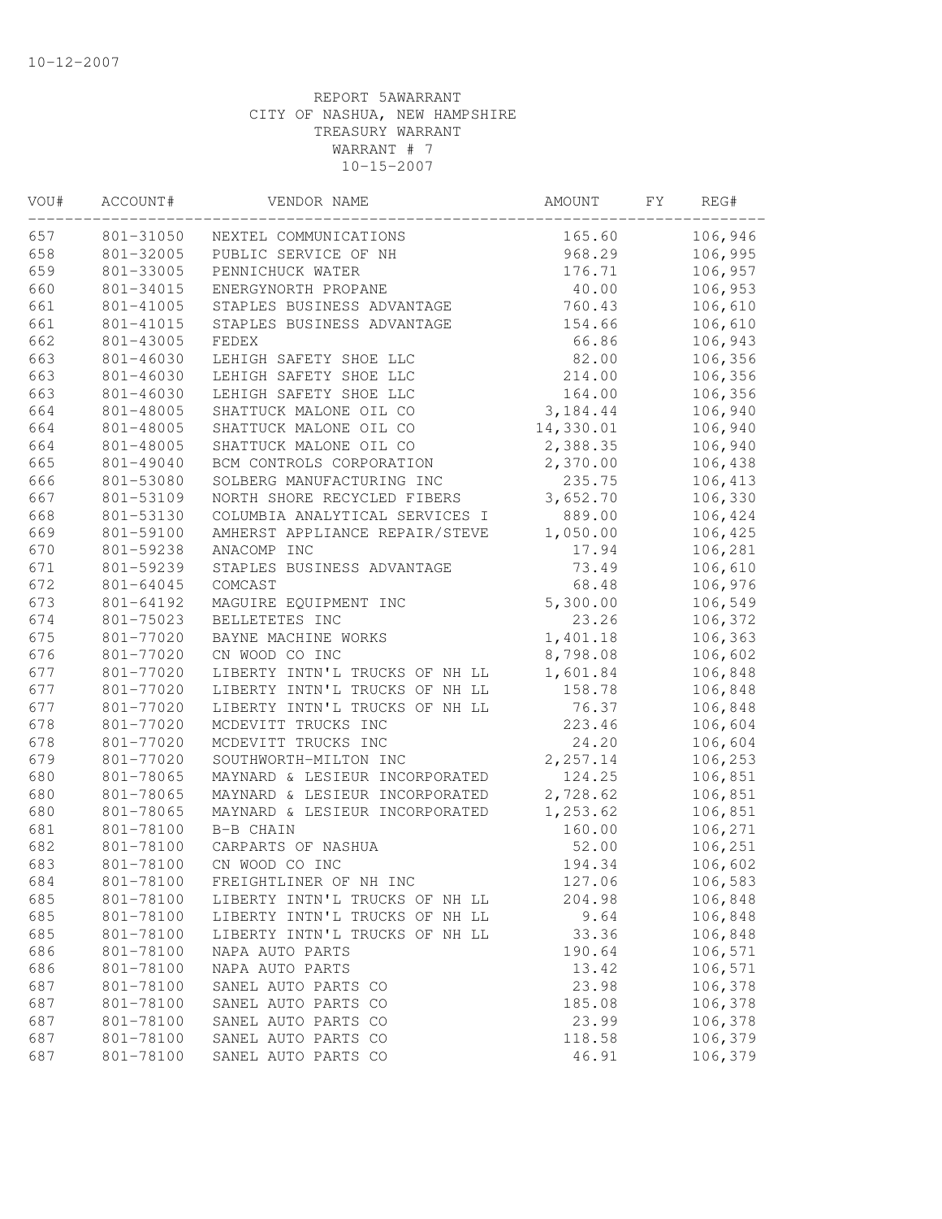10-12-2007

REPORT 5AWARRANT
CITY OF NASHUA, NEW HAMPSHIRE
TREASURY WARRANT
WARRANT # 7
10-15-2007

| VOU# | ACCOUNT# | VENDOR NAME | AMOUNT | FY | REG# |
|---|---|---|---|---|---|
| 657 | 801-31050 | NEXTEL COMMUNICATIONS | 165.60 | | 106,946 |
| 658 | 801-32005 | PUBLIC SERVICE OF NH | 968.29 | | 106,995 |
| 659 | 801-33005 | PENNICHUCK WATER | 176.71 | | 106,957 |
| 660 | 801-34015 | ENERGYNORTH PROPANE | 40.00 | | 106,953 |
| 661 | 801-41005 | STAPLES BUSINESS ADVANTAGE | 760.43 | | 106,610 |
| 661 | 801-41015 | STAPLES BUSINESS ADVANTAGE | 154.66 | | 106,610 |
| 662 | 801-43005 | FEDEX | 66.86 | | 106,943 |
| 663 | 801-46030 | LEHIGH SAFETY SHOE LLC | 82.00 | | 106,356 |
| 663 | 801-46030 | LEHIGH SAFETY SHOE LLC | 214.00 | | 106,356 |
| 663 | 801-46030 | LEHIGH SAFETY SHOE LLC | 164.00 | | 106,356 |
| 664 | 801-48005 | SHATTUCK MALONE OIL CO | 3,184.44 | | 106,940 |
| 664 | 801-48005 | SHATTUCK MALONE OIL CO | 14,330.01 | | 106,940 |
| 664 | 801-48005 | SHATTUCK MALONE OIL CO | 2,388.35 | | 106,940 |
| 665 | 801-49040 | BCM CONTROLS CORPORATION | 2,370.00 | | 106,438 |
| 666 | 801-53080 | SOLBERG MANUFACTURING INC | 235.75 | | 106,413 |
| 667 | 801-53109 | NORTH SHORE RECYCLED FIBERS | 3,652.70 | | 106,330 |
| 668 | 801-53130 | COLUMBIA ANALYTICAL SERVICES I | 889.00 | | 106,424 |
| 669 | 801-59100 | AMHERST APPLIANCE REPAIR/STEVE | 1,050.00 | | 106,425 |
| 670 | 801-59238 | ANACOMP INC | 17.94 | | 106,281 |
| 671 | 801-59239 | STAPLES BUSINESS ADVANTAGE | 73.49 | | 106,610 |
| 672 | 801-64045 | COMCAST | 68.48 | | 106,976 |
| 673 | 801-64192 | MAGUIRE EQUIPMENT INC | 5,300.00 | | 106,549 |
| 674 | 801-75023 | BELLETETES INC | 23.26 | | 106,372 |
| 675 | 801-77020 | BAYNE MACHINE WORKS | 1,401.18 | | 106,363 |
| 676 | 801-77020 | CN WOOD CO INC | 8,798.08 | | 106,602 |
| 677 | 801-77020 | LIBERTY INTN'L TRUCKS OF NH LL | 1,601.84 | | 106,848 |
| 677 | 801-77020 | LIBERTY INTN'L TRUCKS OF NH LL | 158.78 | | 106,848 |
| 677 | 801-77020 | LIBERTY INTN'L TRUCKS OF NH LL | 76.37 | | 106,848 |
| 678 | 801-77020 | MCDEVITT TRUCKS INC | 223.46 | | 106,604 |
| 678 | 801-77020 | MCDEVITT TRUCKS INC | 24.20 | | 106,604 |
| 679 | 801-77020 | SOUTHWORTH-MILTON INC | 2,257.14 | | 106,253 |
| 680 | 801-78065 | MAYNARD & LESIEUR INCORPORATED | 124.25 | | 106,851 |
| 680 | 801-78065 | MAYNARD & LESIEUR INCORPORATED | 2,728.62 | | 106,851 |
| 680 | 801-78065 | MAYNARD & LESIEUR INCORPORATED | 1,253.62 | | 106,851 |
| 681 | 801-78100 | B-B CHAIN | 160.00 | | 106,271 |
| 682 | 801-78100 | CARPARTS OF NASHUA | 52.00 | | 106,251 |
| 683 | 801-78100 | CN WOOD CO INC | 194.34 | | 106,602 |
| 684 | 801-78100 | FREIGHTLINER OF NH INC | 127.06 | | 106,583 |
| 685 | 801-78100 | LIBERTY INTN'L TRUCKS OF NH LL | 204.98 | | 106,848 |
| 685 | 801-78100 | LIBERTY INTN'L TRUCKS OF NH LL | 9.64 | | 106,848 |
| 685 | 801-78100 | LIBERTY INTN'L TRUCKS OF NH LL | 33.36 | | 106,848 |
| 686 | 801-78100 | NAPA AUTO PARTS | 190.64 | | 106,571 |
| 686 | 801-78100 | NAPA AUTO PARTS | 13.42 | | 106,571 |
| 687 | 801-78100 | SANEL AUTO PARTS CO | 23.98 | | 106,378 |
| 687 | 801-78100 | SANEL AUTO PARTS CO | 185.08 | | 106,378 |
| 687 | 801-78100 | SANEL AUTO PARTS CO | 23.99 | | 106,378 |
| 687 | 801-78100 | SANEL AUTO PARTS CO | 118.58 | | 106,379 |
| 687 | 801-78100 | SANEL AUTO PARTS CO | 46.91 | | 106,379 |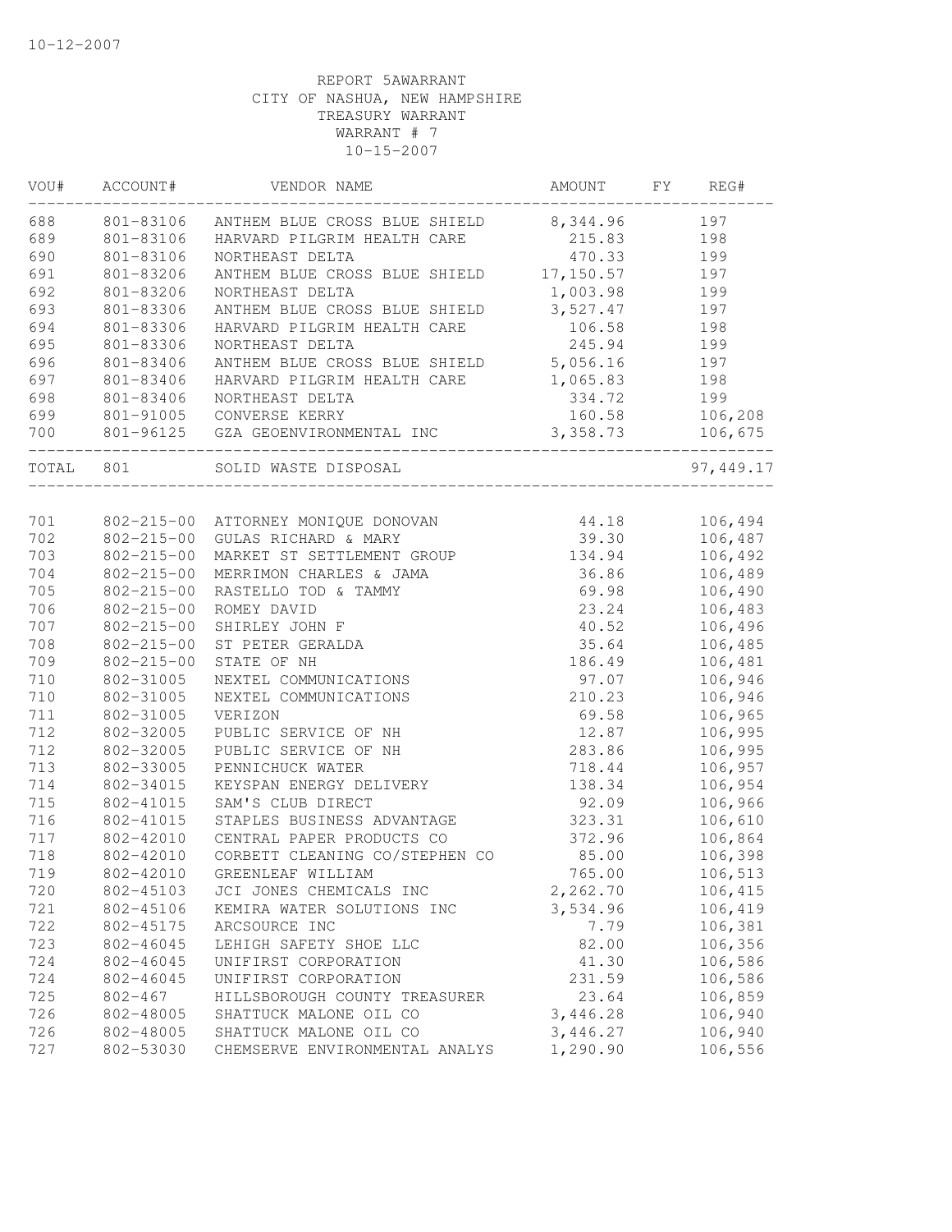10-12-2007

REPORT 5AWARRANT
CITY OF NASHUA, NEW HAMPSHIRE
TREASURY WARRANT
WARRANT # 7
10-15-2007

| VOU# | ACCOUNT# | VENDOR NAME | AMOUNT | FY | REG# |
|---|---|---|---|---|---|
| 688 | 801-83106 | ANTHEM BLUE CROSS BLUE SHIELD | 8,344.96 | | 197 |
| 689 | 801-83106 | HARVARD PILGRIM HEALTH CARE | 215.83 | | 198 |
| 690 | 801-83106 | NORTHEAST DELTA | 470.33 | | 199 |
| 691 | 801-83206 | ANTHEM BLUE CROSS BLUE SHIELD | 17,150.57 | | 197 |
| 692 | 801-83206 | NORTHEAST DELTA | 1,003.98 | | 199 |
| 693 | 801-83306 | ANTHEM BLUE CROSS BLUE SHIELD | 3,527.47 | | 197 |
| 694 | 801-83306 | HARVARD PILGRIM HEALTH CARE | 106.58 | | 198 |
| 695 | 801-83306 | NORTHEAST DELTA | 245.94 | | 199 |
| 696 | 801-83406 | ANTHEM BLUE CROSS BLUE SHIELD | 5,056.16 | | 197 |
| 697 | 801-83406 | HARVARD PILGRIM HEALTH CARE | 1,065.83 | | 198 |
| 698 | 801-83406 | NORTHEAST DELTA | 334.72 | | 199 |
| 699 | 801-91005 | CONVERSE KERRY | 160.58 | | 106,208 |
| 700 | 801-96125 | GZA GEOENVIRONMENTAL INC | 3,358.73 | | 106,675 |
| TOTAL | 801 | SOLID WASTE DISPOSAL | | | 97,449.17 |
| 701 | 802-215-00 | ATTORNEY MONIQUE DONOVAN | 44.18 | | 106,494 |
| 702 | 802-215-00 | GULAS RICHARD & MARY | 39.30 | | 106,487 |
| 703 | 802-215-00 | MARKET ST SETTLEMENT GROUP | 134.94 | | 106,492 |
| 704 | 802-215-00 | MERRIMON CHARLES & JAMA | 36.86 | | 106,489 |
| 705 | 802-215-00 | RASTELLO TOD & TAMMY | 69.98 | | 106,490 |
| 706 | 802-215-00 | ROMEY DAVID | 23.24 | | 106,483 |
| 707 | 802-215-00 | SHIRLEY JOHN F | 40.52 | | 106,496 |
| 708 | 802-215-00 | ST PETER GERALDA | 35.64 | | 106,485 |
| 709 | 802-215-00 | STATE OF NH | 186.49 | | 106,481 |
| 710 | 802-31005 | NEXTEL COMMUNICATIONS | 97.07 | | 106,946 |
| 710 | 802-31005 | NEXTEL COMMUNICATIONS | 210.23 | | 106,946 |
| 711 | 802-31005 | VERIZON | 69.58 | | 106,965 |
| 712 | 802-32005 | PUBLIC SERVICE OF NH | 12.87 | | 106,995 |
| 712 | 802-32005 | PUBLIC SERVICE OF NH | 283.86 | | 106,995 |
| 713 | 802-33005 | PENNICHUCK WATER | 718.44 | | 106,957 |
| 714 | 802-34015 | KEYSPAN ENERGY DELIVERY | 138.34 | | 106,954 |
| 715 | 802-41015 | SAM'S CLUB DIRECT | 92.09 | | 106,966 |
| 716 | 802-41015 | STAPLES BUSINESS ADVANTAGE | 323.31 | | 106,610 |
| 717 | 802-42010 | CENTRAL PAPER PRODUCTS CO | 372.96 | | 106,864 |
| 718 | 802-42010 | CORBETT CLEANING CO/STEPHEN CO | 85.00 | | 106,398 |
| 719 | 802-42010 | GREENLEAF WILLIAM | 765.00 | | 106,513 |
| 720 | 802-45103 | JCI JONES CHEMICALS INC | 2,262.70 | | 106,415 |
| 721 | 802-45106 | KEMIRA WATER SOLUTIONS INC | 3,534.96 | | 106,419 |
| 722 | 802-45175 | ARCSOURCE INC | 7.79 | | 106,381 |
| 723 | 802-46045 | LEHIGH SAFETY SHOE LLC | 82.00 | | 106,356 |
| 724 | 802-46045 | UNIFIRST CORPORATION | 41.30 | | 106,586 |
| 724 | 802-46045 | UNIFIRST CORPORATION | 231.59 | | 106,586 |
| 725 | 802-467 | HILLSBOROUGH COUNTY TREASURER | 23.64 | | 106,859 |
| 726 | 802-48005 | SHATTUCK MALONE OIL CO | 3,446.28 | | 106,940 |
| 726 | 802-48005 | SHATTUCK MALONE OIL CO | 3,446.27 | | 106,940 |
| 727 | 802-53030 | CHEMSERVE ENVIRONMENTAL ANALYS | 1,290.90 | | 106,556 |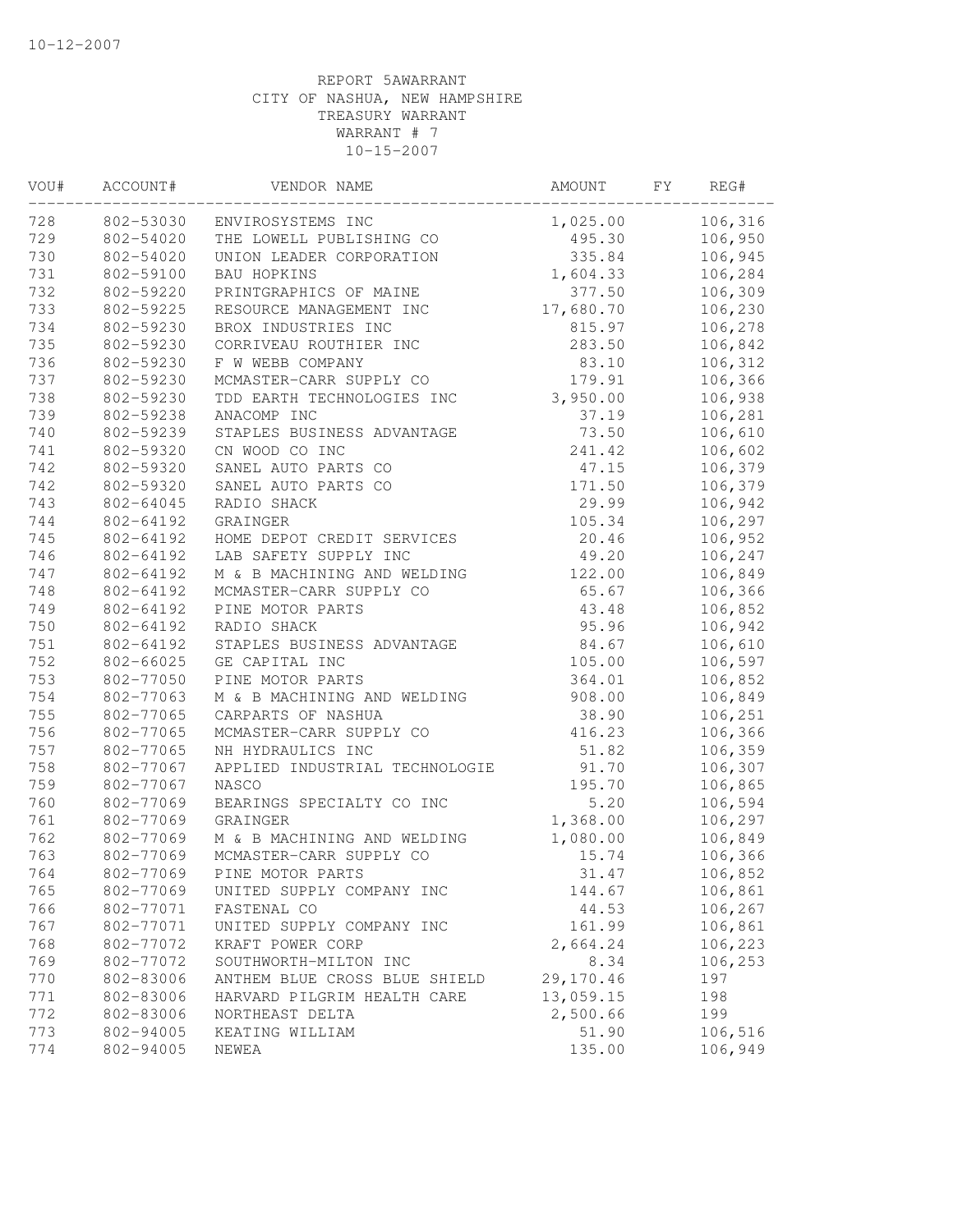10-12-2007

REPORT 5AWARRANT
CITY OF NASHUA, NEW HAMPSHIRE
TREASURY WARRANT
WARRANT # 7
10-15-2007

| VOU# | ACCOUNT# | VENDOR NAME | AMOUNT | FY | REG# |
|---|---|---|---|---|---|
| 728 | 802-53030 | ENVIROSYSTEMS INC | 1,025.00 | | 106,316 |
| 729 | 802-54020 | THE LOWELL PUBLISHING CO | 495.30 | | 106,950 |
| 730 | 802-54020 | UNION LEADER CORPORATION | 335.84 | | 106,945 |
| 731 | 802-59100 | BAU HOPKINS | 1,604.33 | | 106,284 |
| 732 | 802-59220 | PRINTGRAPHICS OF MAINE | 377.50 | | 106,309 |
| 733 | 802-59225 | RESOURCE MANAGEMENT INC | 17,680.70 | | 106,230 |
| 734 | 802-59230 | BROX INDUSTRIES INC | 815.97 | | 106,278 |
| 735 | 802-59230 | CORRIVEAU ROUTHIER INC | 283.50 | | 106,842 |
| 736 | 802-59230 | F W WEBB COMPANY | 83.10 | | 106,312 |
| 737 | 802-59230 | MCMASTER-CARR SUPPLY CO | 179.91 | | 106,366 |
| 738 | 802-59230 | TDD EARTH TECHNOLOGIES INC | 3,950.00 | | 106,938 |
| 739 | 802-59238 | ANACOMP INC | 37.19 | | 106,281 |
| 740 | 802-59239 | STAPLES BUSINESS ADVANTAGE | 73.50 | | 106,610 |
| 741 | 802-59320 | CN WOOD CO INC | 241.42 | | 106,602 |
| 742 | 802-59320 | SANEL AUTO PARTS CO | 47.15 | | 106,379 |
| 742 | 802-59320 | SANEL AUTO PARTS CO | 171.50 | | 106,379 |
| 743 | 802-64045 | RADIO SHACK | 29.99 | | 106,942 |
| 744 | 802-64192 | GRAINGER | 105.34 | | 106,297 |
| 745 | 802-64192 | HOME DEPOT CREDIT SERVICES | 20.46 | | 106,952 |
| 746 | 802-64192 | LAB SAFETY SUPPLY INC | 49.20 | | 106,247 |
| 747 | 802-64192 | M & B MACHINING AND WELDING | 122.00 | | 106,849 |
| 748 | 802-64192 | MCMASTER-CARR SUPPLY CO | 65.67 | | 106,366 |
| 749 | 802-64192 | PINE MOTOR PARTS | 43.48 | | 106,852 |
| 750 | 802-64192 | RADIO SHACK | 95.96 | | 106,942 |
| 751 | 802-64192 | STAPLES BUSINESS ADVANTAGE | 84.67 | | 106,610 |
| 752 | 802-66025 | GE CAPITAL INC | 105.00 | | 106,597 |
| 753 | 802-77050 | PINE MOTOR PARTS | 364.01 | | 106,852 |
| 754 | 802-77063 | M & B MACHINING AND WELDING | 908.00 | | 106,849 |
| 755 | 802-77065 | CARPARTS OF NASHUA | 38.90 | | 106,251 |
| 756 | 802-77065 | MCMASTER-CARR SUPPLY CO | 416.23 | | 106,366 |
| 757 | 802-77065 | NH HYDRAULICS INC | 51.82 | | 106,359 |
| 758 | 802-77067 | APPLIED INDUSTRIAL TECHNOLOGIE | 91.70 | | 106,307 |
| 759 | 802-77067 | NASCO | 195.70 | | 106,865 |
| 760 | 802-77069 | BEARINGS SPECIALTY CO INC | 5.20 | | 106,594 |
| 761 | 802-77069 | GRAINGER | 1,368.00 | | 106,297 |
| 762 | 802-77069 | M & B MACHINING AND WELDING | 1,080.00 | | 106,849 |
| 763 | 802-77069 | MCMASTER-CARR SUPPLY CO | 15.74 | | 106,366 |
| 764 | 802-77069 | PINE MOTOR PARTS | 31.47 | | 106,852 |
| 765 | 802-77069 | UNITED SUPPLY COMPANY INC | 144.67 | | 106,861 |
| 766 | 802-77071 | FASTENAL CO | 44.53 | | 106,267 |
| 767 | 802-77071 | UNITED SUPPLY COMPANY INC | 161.99 | | 106,861 |
| 768 | 802-77072 | KRAFT POWER CORP | 2,664.24 | | 106,223 |
| 769 | 802-77072 | SOUTHWORTH-MILTON INC | 8.34 | | 106,253 |
| 770 | 802-83006 | ANTHEM BLUE CROSS BLUE SHIELD | 29,170.46 | | 197 |
| 771 | 802-83006 | HARVARD PILGRIM HEALTH CARE | 13,059.15 | | 198 |
| 772 | 802-83006 | NORTHEAST DELTA | 2,500.66 | | 199 |
| 773 | 802-94005 | KEATING WILLIAM | 51.90 | | 106,516 |
| 774 | 802-94005 | NEWEA | 135.00 | | 106,949 |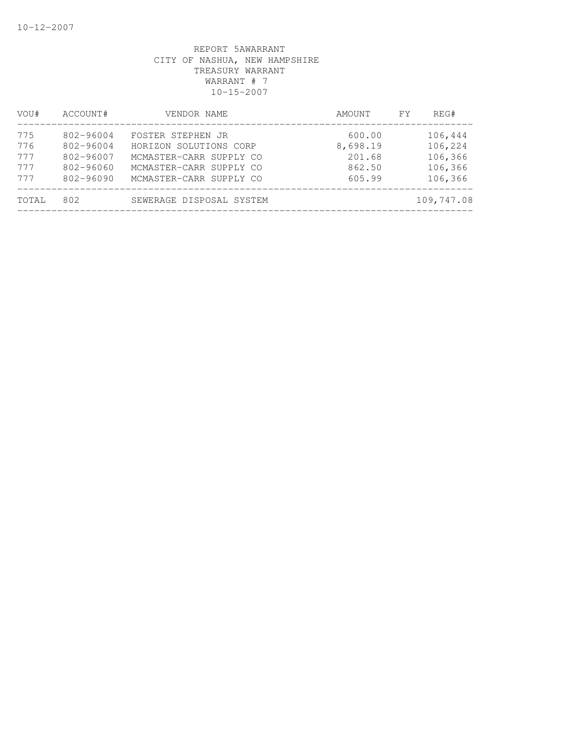REPORT 5AWARRANT
CITY OF NASHUA, NEW HAMPSHIRE
TREASURY WARRANT
WARRANT # 7
10-15-2007

| VOU# | ACCOUNT# | VENDOR NAME | AMOUNT | FY | REG# |
|---|---|---|---|---|---|
| 775 | 802-96004 | FOSTER STEPHEN JR | 600.00 | | 106,444 |
| 776 | 802-96004 | HORIZON SOLUTIONS CORP | 8,698.19 | | 106,224 |
| 777 | 802-96007 | MCMASTER-CARR SUPPLY CO | 201.68 | | 106,366 |
| 777 | 802-96060 | MCMASTER-CARR SUPPLY CO | 862.50 | | 106,366 |
| 777 | 802-96090 | MCMASTER-CARR SUPPLY CO | 605.99 | | 106,366 |
| TOTAL | 802 | SEWERAGE DISPOSAL SYSTEM | | | 109,747.08 |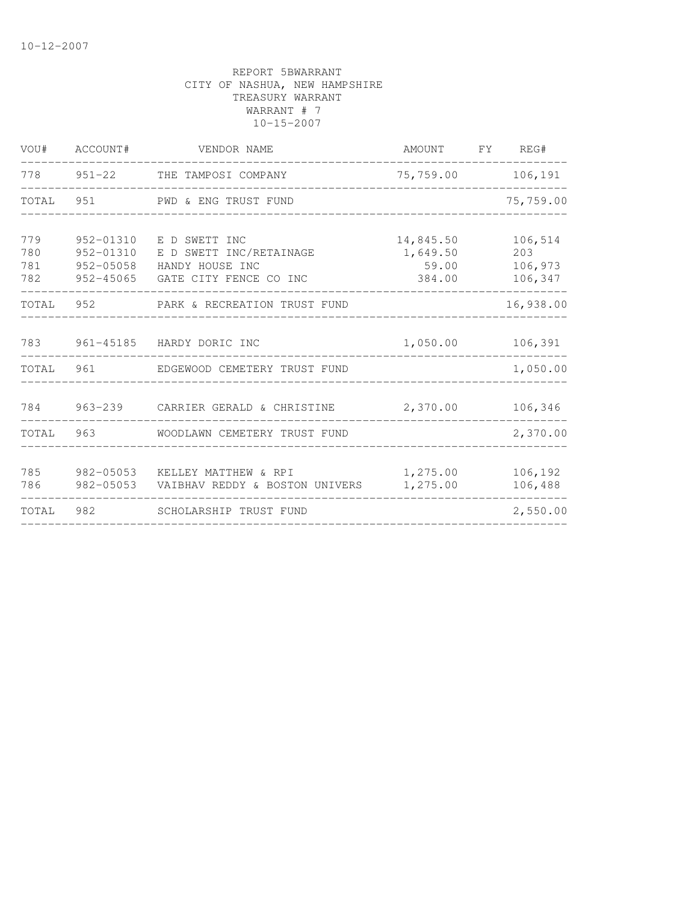10-12-2007

REPORT 5BWARRANT
CITY OF NASHUA, NEW HAMPSHIRE
TREASURY WARRANT
WARRANT # 7
10-15-2007

| VOU# | ACCOUNT# | VENDOR NAME | AMOUNT | FY | REG# |
|---|---|---|---|---|---|
| 778 | 951-22 | THE TAMPOSI COMPANY | 75,759.00 | | 106,191 |
| TOTAL | 951 | PWD & ENG TRUST FUND | | | 75,759.00 |
| 779 | 952-01310 | E D SWETT INC | 14,845.50 | | 106,514 |
| 780 | 952-01310 | E D SWETT INC/RETAINAGE | 1,649.50 | | 203 |
| 781 | 952-05058 | HANDY HOUSE INC | 59.00 | | 106,973 |
| 782 | 952-45065 | GATE CITY FENCE CO INC | 384.00 | | 106,347 |
| TOTAL | 952 | PARK & RECREATION TRUST FUND | | | 16,938.00 |
| 783 | 961-45185 | HARDY DORIC INC | 1,050.00 | | 106,391 |
| TOTAL | 961 | EDGEWOOD CEMETERY TRUST FUND | | | 1,050.00 |
| 784 | 963-239 | CARRIER GERALD & CHRISTINE | 2,370.00 | | 106,346 |
| TOTAL | 963 | WOODLAWN CEMETERY TRUST FUND | | | 2,370.00 |
| 785 | 982-05053 | KELLEY MATTHEW & RPI | 1,275.00 | | 106,192 |
| 786 | 982-05053 | VAIBHAV REDDY & BOSTON UNIVERS | 1,275.00 | | 106,488 |
| TOTAL | 982 | SCHOLARSHIP TRUST FUND | | | 2,550.00 |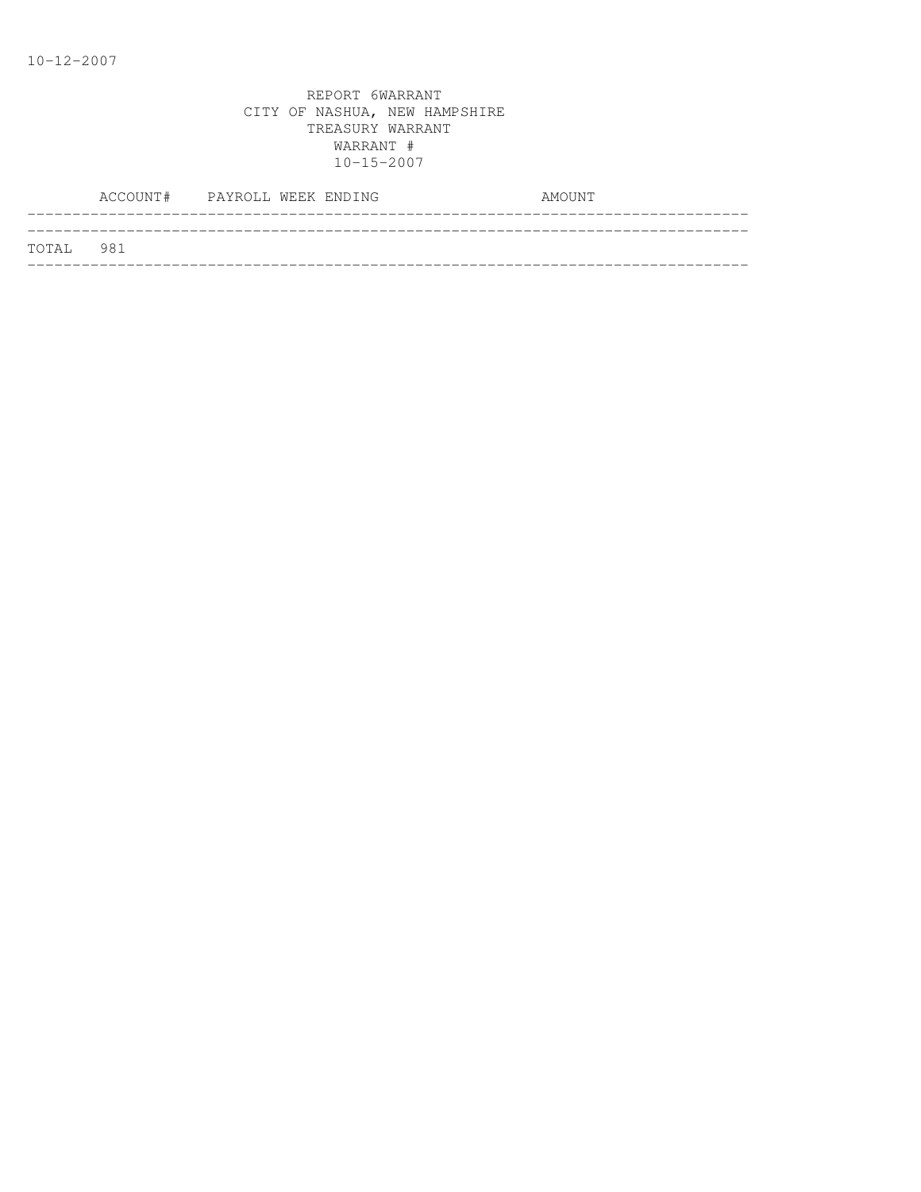10-12-2007

REPORT 6WARRANT
CITY OF NASHUA, NEW HAMPSHIRE
TREASURY WARRANT
WARRANT #
10-15-2007

| | ACCOUNT# | PAYROLL WEEK ENDING | AMOUNT |
|---|---|---|---|
| TOTAL | 981 | | |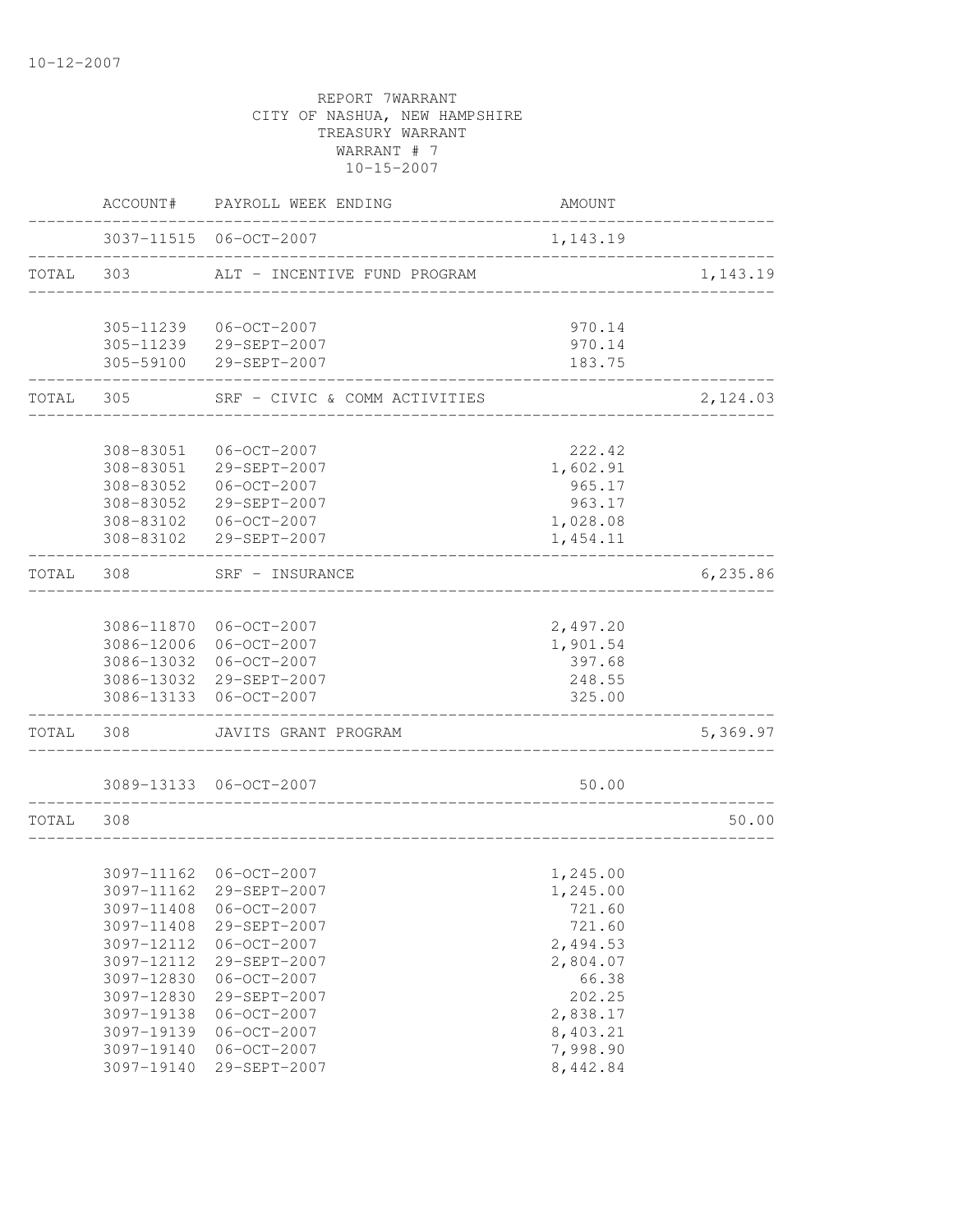10-12-2007

REPORT 7WARRANT
CITY OF NASHUA, NEW HAMPSHIRE
TREASURY WARRANT
WARRANT # 7
10-15-2007

| | ACCOUNT# | PAYROLL WEEK ENDING | AMOUNT | |
|---|---|---|---|---|
| | 3037-11515 | 06-OCT-2007 | 1,143.19 | |
| TOTAL | 303 | ALT - INCENTIVE FUND PROGRAM | | 1,143.19 |
| | 305-11239 | 06-OCT-2007 | 970.14 | |
| | 305-11239 | 29-SEPT-2007 | 970.14 | |
| | 305-59100 | 29-SEPT-2007 | 183.75 | |
| TOTAL | 305 | SRF - CIVIC & COMM ACTIVITIES | | 2,124.03 |
| | 308-83051 | 06-OCT-2007 | 222.42 | |
| | 308-83051 | 29-SEPT-2007 | 1,602.91 | |
| | 308-83052 | 06-OCT-2007 | 965.17 | |
| | 308-83052 | 29-SEPT-2007 | 963.17 | |
| | 308-83102 | 06-OCT-2007 | 1,028.08 | |
| | 308-83102 | 29-SEPT-2007 | 1,454.11 | |
| TOTAL | 308 | SRF - INSURANCE | | 6,235.86 |
| | 3086-11870 | 06-OCT-2007 | 2,497.20 | |
| | 3086-12006 | 06-OCT-2007 | 1,901.54 | |
| | 3086-13032 | 06-OCT-2007 | 397.68 | |
| | 3086-13032 | 29-SEPT-2007 | 248.55 | |
| | 3086-13133 | 06-OCT-2007 | 325.00 | |
| TOTAL | 308 | JAVITS GRANT PROGRAM | | 5,369.97 |
| | 3089-13133 | 06-OCT-2007 | 50.00 | |
| TOTAL | 308 | | | 50.00 |
| | 3097-11162 | 06-OCT-2007 | 1,245.00 | |
| | 3097-11162 | 29-SEPT-2007 | 1,245.00 | |
| | 3097-11408 | 06-OCT-2007 | 721.60 | |
| | 3097-11408 | 29-SEPT-2007 | 721.60 | |
| | 3097-12112 | 06-OCT-2007 | 2,494.53 | |
| | 3097-12112 | 29-SEPT-2007 | 2,804.07 | |
| | 3097-12830 | 06-OCT-2007 | 66.38 | |
| | 3097-12830 | 29-SEPT-2007 | 202.25 | |
| | 3097-19138 | 06-OCT-2007 | 2,838.17 | |
| | 3097-19139 | 06-OCT-2007 | 8,403.21 | |
| | 3097-19140 | 06-OCT-2007 | 7,998.90 | |
| | 3097-19140 | 29-SEPT-2007 | 8,442.84 | |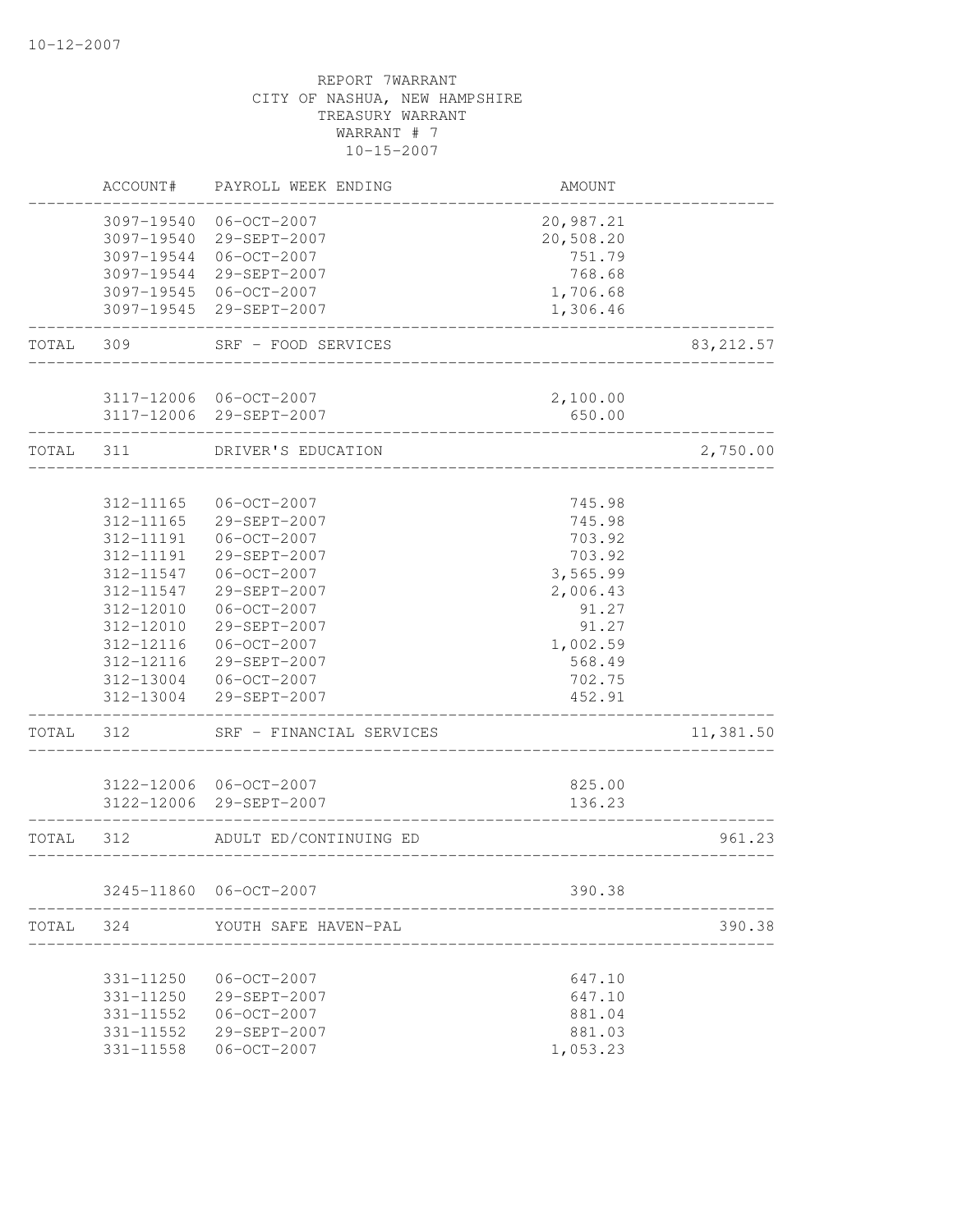10-12-2007

REPORT 7WARRANT
CITY OF NASHUA, NEW HAMPSHIRE
TREASURY WARRANT
WARRANT # 7
10-15-2007

| | ACCOUNT# | PAYROLL WEEK ENDING | AMOUNT | |
|---|---|---|---|---|
| | 3097-19540 | 06-OCT-2007 | 20,987.21 | |
| | 3097-19540 | 29-SEPT-2007 | 20,508.20 | |
| | 3097-19544 | 06-OCT-2007 | 751.79 | |
| | 3097-19544 | 29-SEPT-2007 | 768.68 | |
| | 3097-19545 | 06-OCT-2007 | 1,706.68 | |
| | 3097-19545 | 29-SEPT-2007 | 1,306.46 | |
| TOTAL | 309 | SRF - FOOD SERVICES | | 83,212.57 |
| | 3117-12006 | 06-OCT-2007 | 2,100.00 | |
| | 3117-12006 | 29-SEPT-2007 | 650.00 | |
| TOTAL | 311 | DRIVER'S EDUCATION | | 2,750.00 |
| | 312-11165 | 06-OCT-2007 | 745.98 | |
| | 312-11165 | 29-SEPT-2007 | 745.98 | |
| | 312-11191 | 06-OCT-2007 | 703.92 | |
| | 312-11191 | 29-SEPT-2007 | 703.92 | |
| | 312-11547 | 06-OCT-2007 | 3,565.99 | |
| | 312-11547 | 29-SEPT-2007 | 2,006.43 | |
| | 312-12010 | 06-OCT-2007 | 91.27 | |
| | 312-12010 | 29-SEPT-2007 | 91.27 | |
| | 312-12116 | 06-OCT-2007 | 1,002.59 | |
| | 312-12116 | 29-SEPT-2007 | 568.49 | |
| | 312-13004 | 06-OCT-2007 | 702.75 | |
| | 312-13004 | 29-SEPT-2007 | 452.91 | |
| TOTAL | 312 | SRF - FINANCIAL SERVICES | | 11,381.50 |
| | 3122-12006 | 06-OCT-2007 | 825.00 | |
| | 3122-12006 | 29-SEPT-2007 | 136.23 | |
| TOTAL | 312 | ADULT ED/CONTINUING ED | | 961.23 |
| | 3245-11860 | 06-OCT-2007 | 390.38 | |
| TOTAL | 324 | YOUTH SAFE HAVEN-PAL | | 390.38 |
| | 331-11250 | 06-OCT-2007 | 647.10 | |
| | 331-11250 | 29-SEPT-2007 | 647.10 | |
| | 331-11552 | 06-OCT-2007 | 881.04 | |
| | 331-11552 | 29-SEPT-2007 | 881.03 | |
| | 331-11558 | 06-OCT-2007 | 1,053.23 | |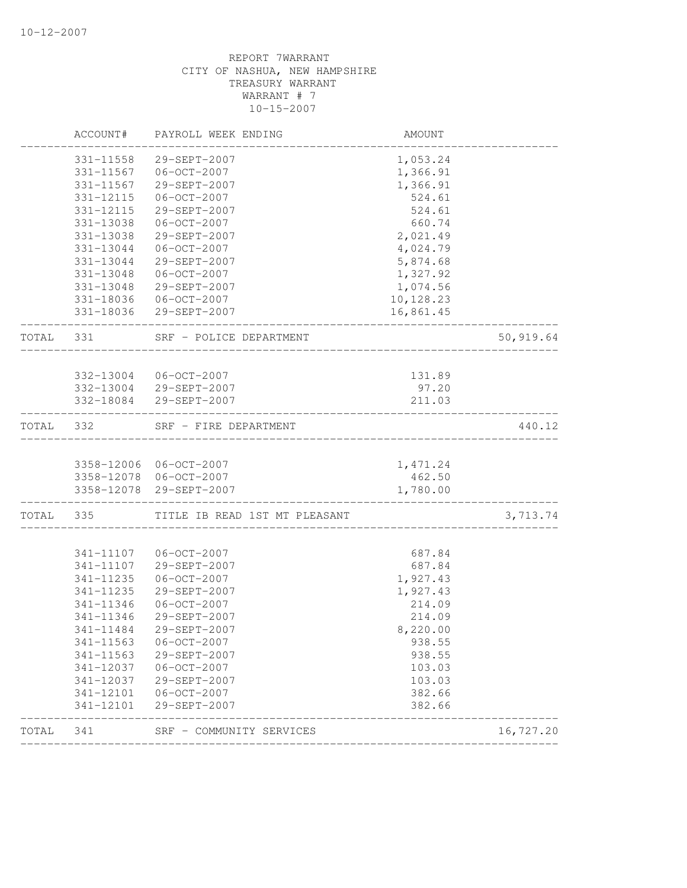10-12-2007

REPORT 7WARRANT
CITY OF NASHUA, NEW HAMPSHIRE
TREASURY WARRANT
WARRANT # 7
10-15-2007

| | ACCOUNT# | PAYROLL WEEK ENDING | AMOUNT | |
|---|---|---|---|---|
| | 331-11558 | 29-SEPT-2007 | 1,053.24 | |
| | 331-11567 | 06-OCT-2007 | 1,366.91 | |
| | 331-11567 | 29-SEPT-2007 | 1,366.91 | |
| | 331-12115 | 06-OCT-2007 | 524.61 | |
| | 331-12115 | 29-SEPT-2007 | 524.61 | |
| | 331-13038 | 06-OCT-2007 | 660.74 | |
| | 331-13038 | 29-SEPT-2007 | 2,021.49 | |
| | 331-13044 | 06-OCT-2007 | 4,024.79 | |
| | 331-13044 | 29-SEPT-2007 | 5,874.68 | |
| | 331-13048 | 06-OCT-2007 | 1,327.92 | |
| | 331-13048 | 29-SEPT-2007 | 1,074.56 | |
| | 331-18036 | 06-OCT-2007 | 10,128.23 | |
| | 331-18036 | 29-SEPT-2007 | 16,861.45 | |
| TOTAL | 331 | SRF - POLICE DEPARTMENT | | 50,919.64 |
| | 332-13004 | 06-OCT-2007 | 131.89 | |
| | 332-13004 | 29-SEPT-2007 | 97.20 | |
| | 332-18084 | 29-SEPT-2007 | 211.03 | |
| TOTAL | 332 | SRF - FIRE DEPARTMENT | | 440.12 |
| | 3358-12006 | 06-OCT-2007 | 1,471.24 | |
| | 3358-12078 | 06-OCT-2007 | 462.50 | |
| | 3358-12078 | 29-SEPT-2007 | 1,780.00 | |
| TOTAL | 335 | TITLE IB READ 1ST MT PLEASANT | | 3,713.74 |
| | 341-11107 | 06-OCT-2007 | 687.84 | |
| | 341-11107 | 29-SEPT-2007 | 687.84 | |
| | 341-11235 | 06-OCT-2007 | 1,927.43 | |
| | 341-11235 | 29-SEPT-2007 | 1,927.43 | |
| | 341-11346 | 06-OCT-2007 | 214.09 | |
| | 341-11346 | 29-SEPT-2007 | 214.09 | |
| | 341-11484 | 29-SEPT-2007 | 8,220.00 | |
| | 341-11563 | 06-OCT-2007 | 938.55 | |
| | 341-11563 | 29-SEPT-2007 | 938.55 | |
| | 341-12037 | 06-OCT-2007 | 103.03 | |
| | 341-12037 | 29-SEPT-2007 | 103.03 | |
| | 341-12101 | 06-OCT-2007 | 382.66 | |
| | 341-12101 | 29-SEPT-2007 | 382.66 | |
| TOTAL | 341 | SRF - COMMUNITY SERVICES | | 16,727.20 |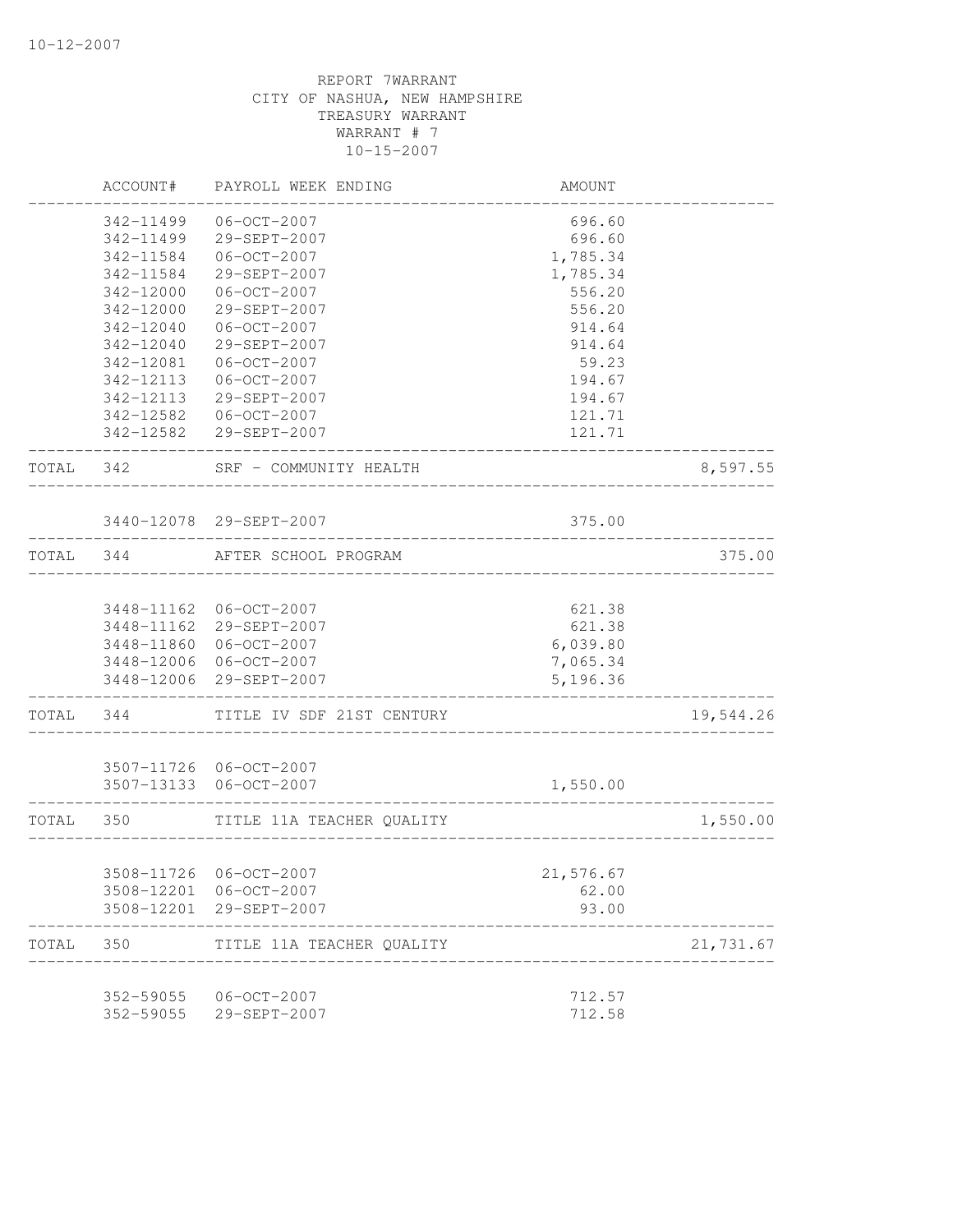10-12-2007

REPORT 7WARRANT
CITY OF NASHUA, NEW HAMPSHIRE
TREASURY WARRANT
WARRANT # 7
10-15-2007

| | ACCOUNT# | PAYROLL WEEK ENDING | AMOUNT | |
|---|---|---|---|---|
| | 342-11499 | 06-OCT-2007 | 696.60 | |
| | 342-11499 | 29-SEPT-2007 | 696.60 | |
| | 342-11584 | 06-OCT-2007 | 1,785.34 | |
| | 342-11584 | 29-SEPT-2007 | 1,785.34 | |
| | 342-12000 | 06-OCT-2007 | 556.20 | |
| | 342-12000 | 29-SEPT-2007 | 556.20 | |
| | 342-12040 | 06-OCT-2007 | 914.64 | |
| | 342-12040 | 29-SEPT-2007 | 914.64 | |
| | 342-12081 | 06-OCT-2007 | 59.23 | |
| | 342-12113 | 06-OCT-2007 | 194.67 | |
| | 342-12113 | 29-SEPT-2007 | 194.67 | |
| | 342-12582 | 06-OCT-2007 | 121.71 | |
| | 342-12582 | 29-SEPT-2007 | 121.71 | |
| TOTAL | 342 | SRF - COMMUNITY HEALTH | | 8,597.55 |
| | 3440-12078 | 29-SEPT-2007 | 375.00 | |
| TOTAL | 344 | AFTER SCHOOL PROGRAM | | 375.00 |
| | 3448-11162 | 06-OCT-2007 | 621.38 | |
| | 3448-11162 | 29-SEPT-2007 | 621.38 | |
| | 3448-11860 | 06-OCT-2007 | 6,039.80 | |
| | 3448-12006 | 06-OCT-2007 | 7,065.34 | |
| | 3448-12006 | 29-SEPT-2007 | 5,196.36 | |
| TOTAL | 344 | TITLE IV SDF 21ST CENTURY | | 19,544.26 |
| | 3507-11726 | 06-OCT-2007 | | |
| | 3507-13133 | 06-OCT-2007 | 1,550.00 | |
| TOTAL | 350 | TITLE 11A TEACHER QUALITY | | 1,550.00 |
| | 3508-11726 | 06-OCT-2007 | 21,576.67 | |
| | 3508-12201 | 06-OCT-2007 | 62.00 | |
| | 3508-12201 | 29-SEPT-2007 | 93.00 | |
| TOTAL | 350 | TITLE 11A TEACHER QUALITY | | 21,731.67 |
| | 352-59055 | 06-OCT-2007 | 712.57 | |
| | 352-59055 | 29-SEPT-2007 | 712.58 | |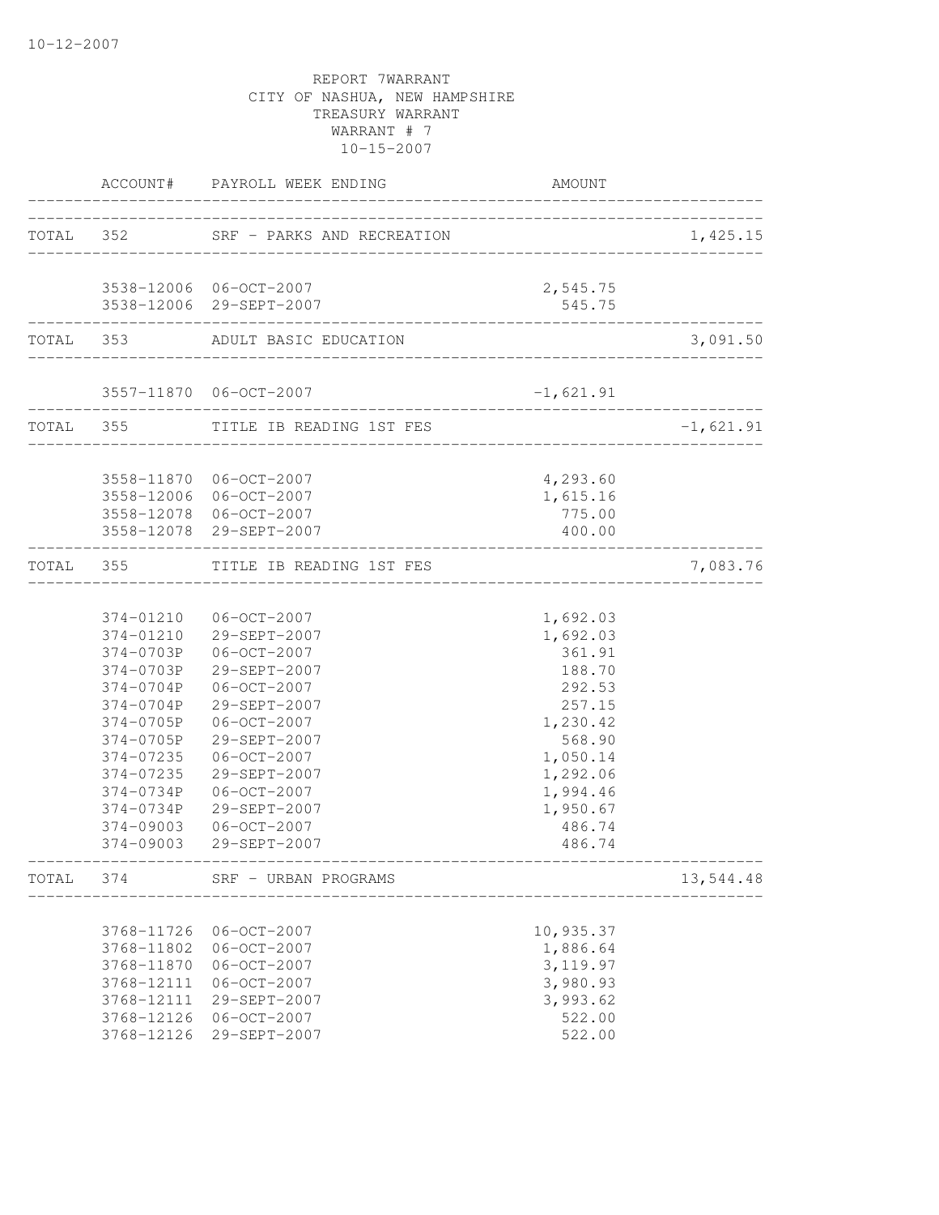10-12-2007

REPORT 7WARRANT
CITY OF NASHUA, NEW HAMPSHIRE
TREASURY WARRANT
WARRANT # 7
10-15-2007

| | ACCOUNT# | PAYROLL WEEK ENDING | AMOUNT | |
|---|---|---|---|---|
| TOTAL | 352 | SRF - PARKS AND RECREATION | | 1,425.15 |
| | 3538-12006 | 06-OCT-2007 | 2,545.75 | |
| | 3538-12006 | 29-SEPT-2007 | 545.75 | |
| TOTAL | 353 | ADULT BASIC EDUCATION | | 3,091.50 |
| | 3557-11870 | 06-OCT-2007 | -1,621.91 | |
| TOTAL | 355 | TITLE IB READING 1ST FES | | -1,621.91 |
| | 3558-11870 | 06-OCT-2007 | 4,293.60 | |
| | 3558-12006 | 06-OCT-2007 | 1,615.16 | |
| | 3558-12078 | 06-OCT-2007 | 775.00 | |
| | 3558-12078 | 29-SEPT-2007 | 400.00 | |
| TOTAL | 355 | TITLE IB READING 1ST FES | | 7,083.76 |
| | 374-01210 | 06-OCT-2007 | 1,692.03 | |
| | 374-01210 | 29-SEPT-2007 | 1,692.03 | |
| | 374-0703P | 06-OCT-2007 | 361.91 | |
| | 374-0703P | 29-SEPT-2007 | 188.70 | |
| | 374-0704P | 06-OCT-2007 | 292.53 | |
| | 374-0704P | 29-SEPT-2007 | 257.15 | |
| | 374-0705P | 06-OCT-2007 | 1,230.42 | |
| | 374-0705P | 29-SEPT-2007 | 568.90 | |
| | 374-07235 | 06-OCT-2007 | 1,050.14 | |
| | 374-07235 | 29-SEPT-2007 | 1,292.06 | |
| | 374-0734P | 06-OCT-2007 | 1,994.46 | |
| | 374-0734P | 29-SEPT-2007 | 1,950.67 | |
| | 374-09003 | 06-OCT-2007 | 486.74 | |
| | 374-09003 | 29-SEPT-2007 | 486.74 | |
| TOTAL | 374 | SRF - URBAN PROGRAMS | | 13,544.48 |
| | 3768-11726 | 06-OCT-2007 | 10,935.37 | |
| | 3768-11802 | 06-OCT-2007 | 1,886.64 | |
| | 3768-11870 | 06-OCT-2007 | 3,119.97 | |
| | 3768-12111 | 06-OCT-2007 | 3,980.93 | |
| | 3768-12111 | 29-SEPT-2007 | 3,993.62 | |
| | 3768-12126 | 06-OCT-2007 | 522.00 | |
| | 3768-12126 | 29-SEPT-2007 | 522.00 | |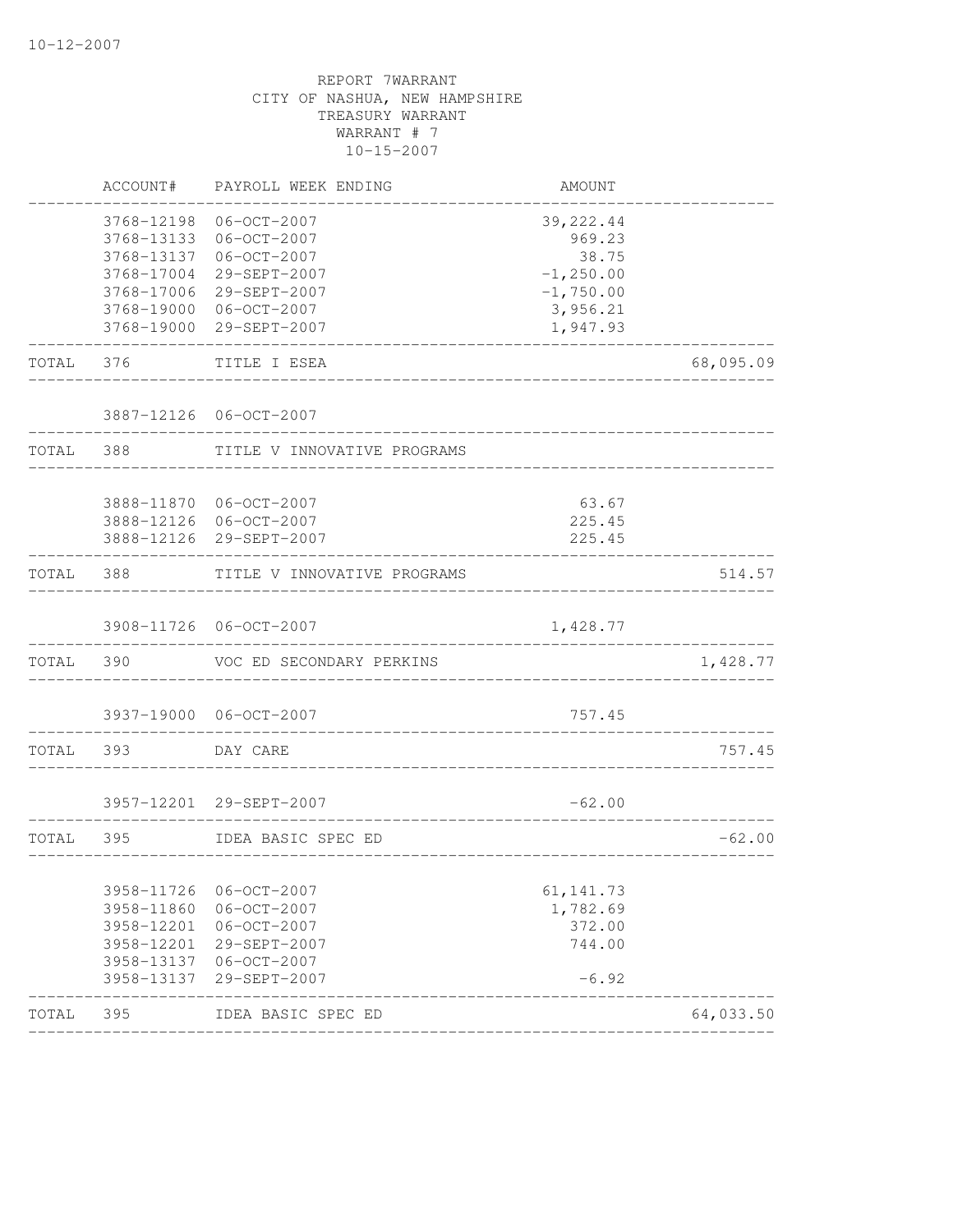10-12-2007

REPORT 7WARRANT
CITY OF NASHUA, NEW HAMPSHIRE
TREASURY WARRANT
WARRANT # 7
10-15-2007

| | ACCOUNT# | PAYROLL WEEK ENDING | AMOUNT | |
|---|---|---|---|---|
| | 3768-12198 | 06-OCT-2007 | 39,222.44 | |
| | 3768-13133 | 06-OCT-2007 | 969.23 | |
| | 3768-13137 | 06-OCT-2007 | 38.75 | |
| | 3768-17004 | 29-SEPT-2007 | -1,250.00 | |
| | 3768-17006 | 29-SEPT-2007 | -1,750.00 | |
| | 3768-19000 | 06-OCT-2007 | 3,956.21 | |
| | 3768-19000 | 29-SEPT-2007 | 1,947.93 | |
| TOTAL | 376 | TITLE I ESEA | | 68,095.09 |
| | 3887-12126 | 06-OCT-2007 | | |
| TOTAL | 388 | TITLE V INNOVATIVE PROGRAMS | | |
| | 3888-11870 | 06-OCT-2007 | 63.67 | |
| | 3888-12126 | 06-OCT-2007 | 225.45 | |
| | 3888-12126 | 29-SEPT-2007 | 225.45 | |
| TOTAL | 388 | TITLE V INNOVATIVE PROGRAMS | | 514.57 |
| | 3908-11726 | 06-OCT-2007 | 1,428.77 | |
| TOTAL | 390 | VOC ED SECONDARY PERKINS | | 1,428.77 |
| | 3937-19000 | 06-OCT-2007 | 757.45 | |
| TOTAL | 393 | DAY CARE | | 757.45 |
| | 3957-12201 | 29-SEPT-2007 | -62.00 | |
| TOTAL | 395 | IDEA BASIC SPEC ED | | -62.00 |
| | 3958-11726 | 06-OCT-2007 | 61,141.73 | |
| | 3958-11860 | 06-OCT-2007 | 1,782.69 | |
| | 3958-12201 | 06-OCT-2007 | 372.00 | |
| | 3958-12201 | 29-SEPT-2007 | 744.00 | |
| | 3958-13137 | 06-OCT-2007 | | |
| | 3958-13137 | 29-SEPT-2007 | -6.92 | |
| TOTAL | 395 | IDEA BASIC SPEC ED | | 64,033.50 |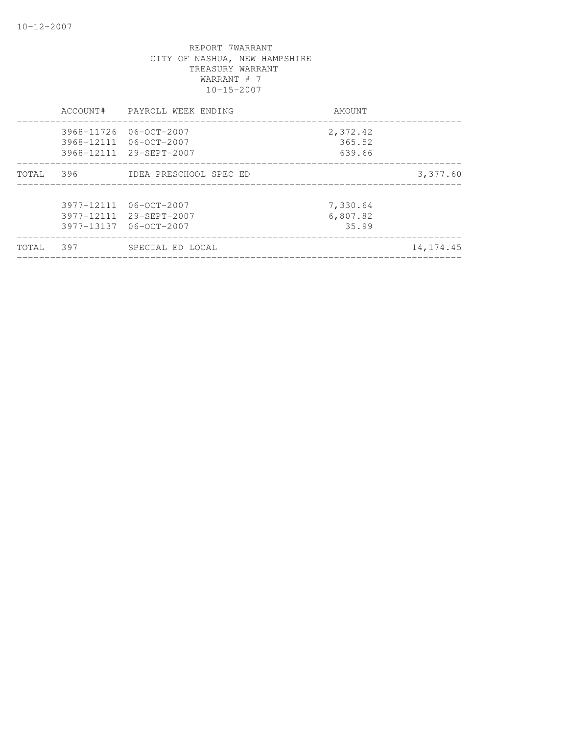REPORT 7WARRANT
CITY OF NASHUA, NEW HAMPSHIRE
TREASURY WARRANT
WARRANT # 7
10-15-2007

| | ACCOUNT# | PAYROLL WEEK ENDING | AMOUNT | |
|---|---|---|---|---|
| | 3968-11726 | 06-OCT-2007 | 2,372.42 | |
| | 3968-12111 | 06-OCT-2007 | 365.52 | |
| | 3968-12111 | 29-SEPT-2007 | 639.66 | |
| TOTAL | 396 | IDEA PRESCHOOL SPEC ED | | 3,377.60 |
| | 3977-12111 | 06-OCT-2007 | 7,330.64 | |
| | 3977-12111 | 29-SEPT-2007 | 6,807.82 | |
| | 3977-13137 | 06-OCT-2007 | 35.99 | |
| TOTAL | 397 | SPECIAL ED LOCAL | | 14,174.45 |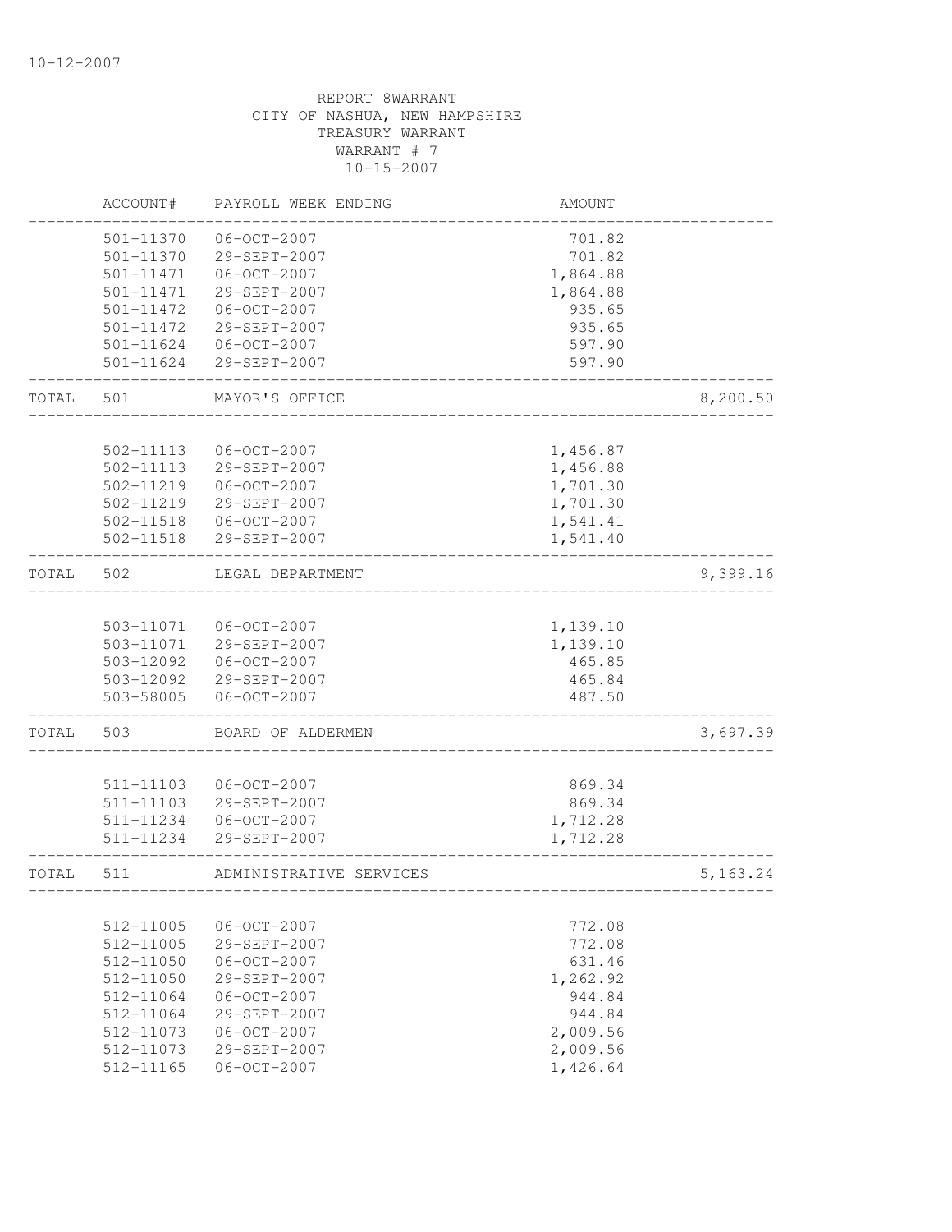10-12-2007

REPORT 8WARRANT
CITY OF NASHUA, NEW HAMPSHIRE
TREASURY WARRANT
WARRANT # 7
10-15-2007

| | ACCOUNT# | PAYROLL WEEK ENDING | AMOUNT | |
|---|---|---|---|---|
| | 501-11370 | 06-OCT-2007 | 701.82 | |
| | 501-11370 | 29-SEPT-2007 | 701.82 | |
| | 501-11471 | 06-OCT-2007 | 1,864.88 | |
| | 501-11471 | 29-SEPT-2007 | 1,864.88 | |
| | 501-11472 | 06-OCT-2007 | 935.65 | |
| | 501-11472 | 29-SEPT-2007 | 935.65 | |
| | 501-11624 | 06-OCT-2007 | 597.90 | |
| | 501-11624 | 29-SEPT-2007 | 597.90 | |
| TOTAL | 501 | MAYOR'S OFFICE | | 8,200.50 |
| | 502-11113 | 06-OCT-2007 | 1,456.87 | |
| | 502-11113 | 29-SEPT-2007 | 1,456.88 | |
| | 502-11219 | 06-OCT-2007 | 1,701.30 | |
| | 502-11219 | 29-SEPT-2007 | 1,701.30 | |
| | 502-11518 | 06-OCT-2007 | 1,541.41 | |
| | 502-11518 | 29-SEPT-2007 | 1,541.40 | |
| TOTAL | 502 | LEGAL DEPARTMENT | | 9,399.16 |
| | 503-11071 | 06-OCT-2007 | 1,139.10 | |
| | 503-11071 | 29-SEPT-2007 | 1,139.10 | |
| | 503-12092 | 06-OCT-2007 | 465.85 | |
| | 503-12092 | 29-SEPT-2007 | 465.84 | |
| | 503-58005 | 06-OCT-2007 | 487.50 | |
| TOTAL | 503 | BOARD OF ALDERMEN | | 3,697.39 |
| | 511-11103 | 06-OCT-2007 | 869.34 | |
| | 511-11103 | 29-SEPT-2007 | 869.34 | |
| | 511-11234 | 06-OCT-2007 | 1,712.28 | |
| | 511-11234 | 29-SEPT-2007 | 1,712.28 | |
| TOTAL | 511 | ADMINISTRATIVE SERVICES | | 5,163.24 |
| | 512-11005 | 06-OCT-2007 | 772.08 | |
| | 512-11005 | 29-SEPT-2007 | 772.08 | |
| | 512-11050 | 06-OCT-2007 | 631.46 | |
| | 512-11050 | 29-SEPT-2007 | 1,262.92 | |
| | 512-11064 | 06-OCT-2007 | 944.84 | |
| | 512-11064 | 29-SEPT-2007 | 944.84 | |
| | 512-11073 | 06-OCT-2007 | 2,009.56 | |
| | 512-11073 | 29-SEPT-2007 | 2,009.56 | |
| | 512-11165 | 06-OCT-2007 | 1,426.64 | |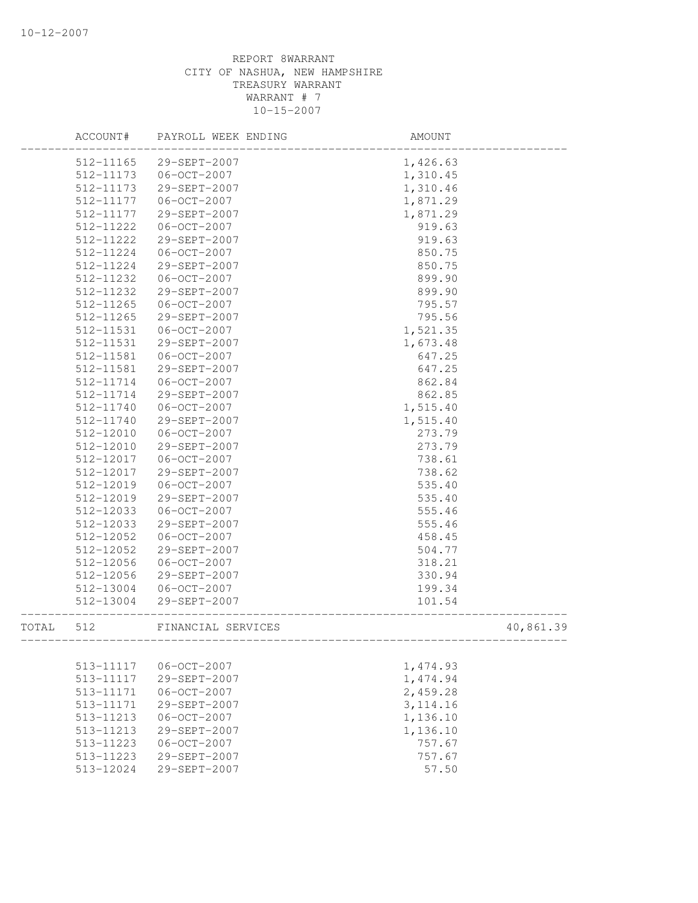REPORT 8WARRANT
CITY OF NASHUA, NEW HAMPSHIRE
TREASURY WARRANT
WARRANT # 7
10-15-2007

| | ACCOUNT# | PAYROLL WEEK ENDING | AMOUNT | |
|---|---|---|---|---|
| | 512-11165 | 29-SEPT-2007 | 1,426.63 | |
| | 512-11173 | 06-OCT-2007 | 1,310.45 | |
| | 512-11173 | 29-SEPT-2007 | 1,310.46 | |
| | 512-11177 | 06-OCT-2007 | 1,871.29 | |
| | 512-11177 | 29-SEPT-2007 | 1,871.29 | |
| | 512-11222 | 06-OCT-2007 | 919.63 | |
| | 512-11222 | 29-SEPT-2007 | 919.63 | |
| | 512-11224 | 06-OCT-2007 | 850.75 | |
| | 512-11224 | 29-SEPT-2007 | 850.75 | |
| | 512-11232 | 06-OCT-2007 | 899.90 | |
| | 512-11232 | 29-SEPT-2007 | 899.90 | |
| | 512-11265 | 06-OCT-2007 | 795.57 | |
| | 512-11265 | 29-SEPT-2007 | 795.56 | |
| | 512-11531 | 06-OCT-2007 | 1,521.35 | |
| | 512-11531 | 29-SEPT-2007 | 1,673.48 | |
| | 512-11581 | 06-OCT-2007 | 647.25 | |
| | 512-11581 | 29-SEPT-2007 | 647.25 | |
| | 512-11714 | 06-OCT-2007 | 862.84 | |
| | 512-11714 | 29-SEPT-2007 | 862.85 | |
| | 512-11740 | 06-OCT-2007 | 1,515.40 | |
| | 512-11740 | 29-SEPT-2007 | 1,515.40 | |
| | 512-12010 | 06-OCT-2007 | 273.79 | |
| | 512-12010 | 29-SEPT-2007 | 273.79 | |
| | 512-12017 | 06-OCT-2007 | 738.61 | |
| | 512-12017 | 29-SEPT-2007 | 738.62 | |
| | 512-12019 | 06-OCT-2007 | 535.40 | |
| | 512-12019 | 29-SEPT-2007 | 535.40 | |
| | 512-12033 | 06-OCT-2007 | 555.46 | |
| | 512-12033 | 29-SEPT-2007 | 555.46 | |
| | 512-12052 | 06-OCT-2007 | 458.45 | |
| | 512-12052 | 29-SEPT-2007 | 504.77 | |
| | 512-12056 | 06-OCT-2007 | 318.21 | |
| | 512-12056 | 29-SEPT-2007 | 330.94 | |
| | 512-13004 | 06-OCT-2007 | 199.34 | |
| | 512-13004 | 29-SEPT-2007 | 101.54 | |
| TOTAL | 512 | FINANCIAL SERVICES | | 40,861.39 |
| | 513-11117 | 06-OCT-2007 | 1,474.93 | |
| | 513-11117 | 29-SEPT-2007 | 1,474.94 | |
| | 513-11171 | 06-OCT-2007 | 2,459.28 | |
| | 513-11171 | 29-SEPT-2007 | 3,114.16 | |
| | 513-11213 | 06-OCT-2007 | 1,136.10 | |
| | 513-11213 | 29-SEPT-2007 | 1,136.10 | |
| | 513-11223 | 06-OCT-2007 | 757.67 | |
| | 513-11223 | 29-SEPT-2007 | 757.67 | |
| | 513-12024 | 29-SEPT-2007 | 57.50 | |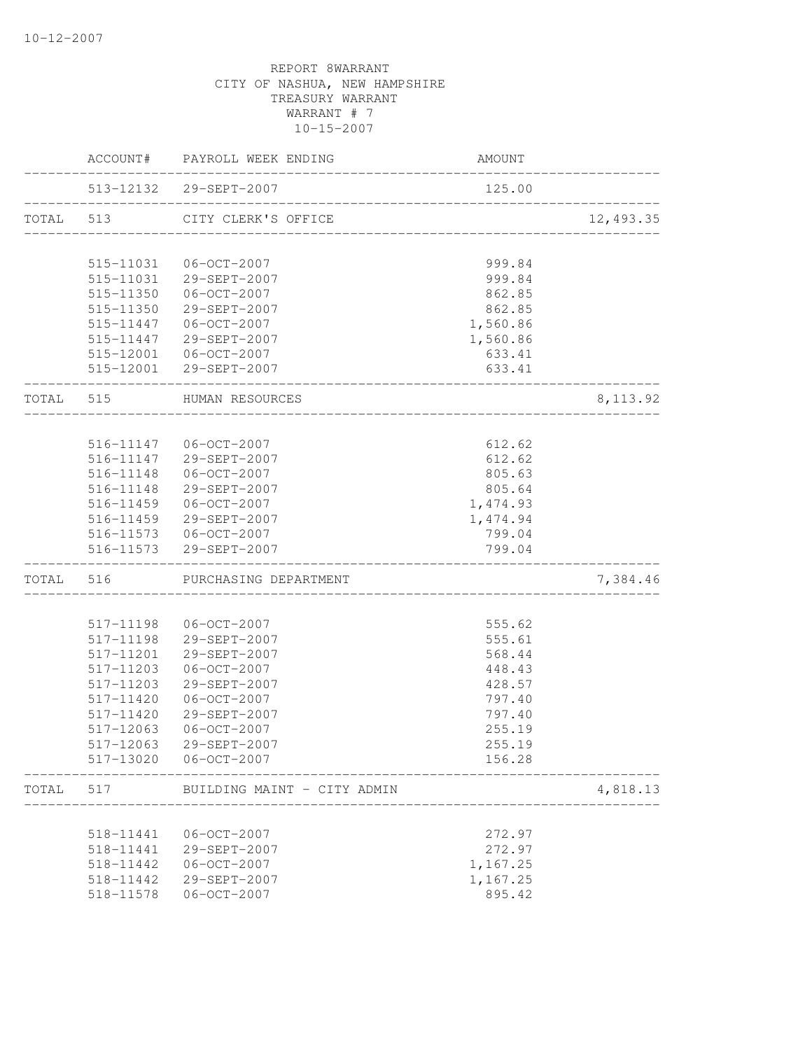REPORT 8WARRANT
CITY OF NASHUA, NEW HAMPSHIRE
TREASURY WARRANT
WARRANT # 7
10-15-2007

| | ACCOUNT# | PAYROLL WEEK ENDING | AMOUNT | |
|---|---|---|---|---|
| | 513-12132 | 29-SEPT-2007 | 125.00 | |
| TOTAL | 513 | CITY CLERK'S OFFICE | | 12,493.35 |
| | 515-11031 | 06-OCT-2007 | 999.84 | |
| | 515-11031 | 29-SEPT-2007 | 999.84 | |
| | 515-11350 | 06-OCT-2007 | 862.85 | |
| | 515-11350 | 29-SEPT-2007 | 862.85 | |
| | 515-11447 | 06-OCT-2007 | 1,560.86 | |
| | 515-11447 | 29-SEPT-2007 | 1,560.86 | |
| | 515-12001 | 06-OCT-2007 | 633.41 | |
| | 515-12001 | 29-SEPT-2007 | 633.41 | |
| TOTAL | 515 | HUMAN RESOURCES | | 8,113.92 |
| | 516-11147 | 06-OCT-2007 | 612.62 | |
| | 516-11147 | 29-SEPT-2007 | 612.62 | |
| | 516-11148 | 06-OCT-2007 | 805.63 | |
| | 516-11148 | 29-SEPT-2007 | 805.64 | |
| | 516-11459 | 06-OCT-2007 | 1,474.93 | |
| | 516-11459 | 29-SEPT-2007 | 1,474.94 | |
| | 516-11573 | 06-OCT-2007 | 799.04 | |
| | 516-11573 | 29-SEPT-2007 | 799.04 | |
| TOTAL | 516 | PURCHASING DEPARTMENT | | 7,384.46 |
| | 517-11198 | 06-OCT-2007 | 555.62 | |
| | 517-11198 | 29-SEPT-2007 | 555.61 | |
| | 517-11201 | 29-SEPT-2007 | 568.44 | |
| | 517-11203 | 06-OCT-2007 | 448.43 | |
| | 517-11203 | 29-SEPT-2007 | 428.57 | |
| | 517-11420 | 06-OCT-2007 | 797.40 | |
| | 517-11420 | 29-SEPT-2007 | 797.40 | |
| | 517-12063 | 06-OCT-2007 | 255.19 | |
| | 517-12063 | 29-SEPT-2007 | 255.19 | |
| | 517-13020 | 06-OCT-2007 | 156.28 | |
| TOTAL | 517 | BUILDING MAINT - CITY ADMIN | | 4,818.13 |
| | 518-11441 | 06-OCT-2007 | 272.97 | |
| | 518-11441 | 29-SEPT-2007 | 272.97 | |
| | 518-11442 | 06-OCT-2007 | 1,167.25 | |
| | 518-11442 | 29-SEPT-2007 | 1,167.25 | |
| | 518-11578 | 06-OCT-2007 | 895.42 | |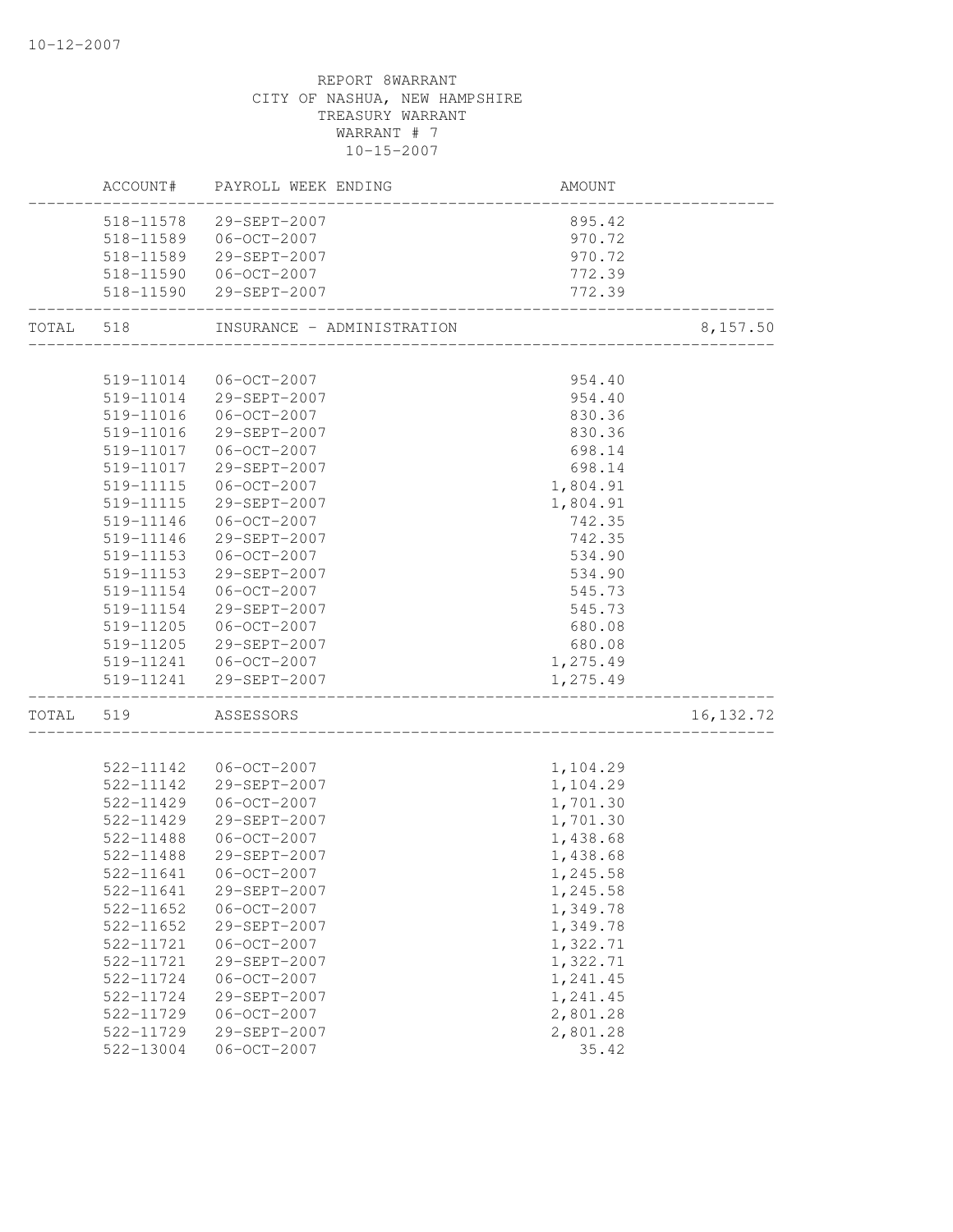10-12-2007

REPORT 8WARRANT
CITY OF NASHUA, NEW HAMPSHIRE
TREASURY WARRANT
WARRANT # 7
10-15-2007

| | ACCOUNT# | PAYROLL WEEK ENDING | AMOUNT | |
|---|---|---|---|---|
| | 518-11578 | 29-SEPT-2007 | 895.42 | |
| | 518-11589 | 06-OCT-2007 | 970.72 | |
| | 518-11589 | 29-SEPT-2007 | 970.72 | |
| | 518-11590 | 06-OCT-2007 | 772.39 | |
| | 518-11590 | 29-SEPT-2007 | 772.39 | |
| TOTAL | 518 | INSURANCE - ADMINISTRATION | | 8,157.50 |
| | 519-11014 | 06-OCT-2007 | 954.40 | |
| | 519-11014 | 29-SEPT-2007 | 954.40 | |
| | 519-11016 | 06-OCT-2007 | 830.36 | |
| | 519-11016 | 29-SEPT-2007 | 830.36 | |
| | 519-11017 | 06-OCT-2007 | 698.14 | |
| | 519-11017 | 29-SEPT-2007 | 698.14 | |
| | 519-11115 | 06-OCT-2007 | 1,804.91 | |
| | 519-11115 | 29-SEPT-2007 | 1,804.91 | |
| | 519-11146 | 06-OCT-2007 | 742.35 | |
| | 519-11146 | 29-SEPT-2007 | 742.35 | |
| | 519-11153 | 06-OCT-2007 | 534.90 | |
| | 519-11153 | 29-SEPT-2007 | 534.90 | |
| | 519-11154 | 06-OCT-2007 | 545.73 | |
| | 519-11154 | 29-SEPT-2007 | 545.73 | |
| | 519-11205 | 06-OCT-2007 | 680.08 | |
| | 519-11205 | 29-SEPT-2007 | 680.08 | |
| | 519-11241 | 06-OCT-2007 | 1,275.49 | |
| | 519-11241 | 29-SEPT-2007 | 1,275.49 | |
| TOTAL | 519 | ASSESSORS | | 16,132.72 |
| | 522-11142 | 06-OCT-2007 | 1,104.29 | |
| | 522-11142 | 29-SEPT-2007 | 1,104.29 | |
| | 522-11429 | 06-OCT-2007 | 1,701.30 | |
| | 522-11429 | 29-SEPT-2007 | 1,701.30 | |
| | 522-11488 | 06-OCT-2007 | 1,438.68 | |
| | 522-11488 | 29-SEPT-2007 | 1,438.68 | |
| | 522-11641 | 06-OCT-2007 | 1,245.58 | |
| | 522-11641 | 29-SEPT-2007 | 1,245.58 | |
| | 522-11652 | 06-OCT-2007 | 1,349.78 | |
| | 522-11652 | 29-SEPT-2007 | 1,349.78 | |
| | 522-11721 | 06-OCT-2007 | 1,322.71 | |
| | 522-11721 | 29-SEPT-2007 | 1,322.71 | |
| | 522-11724 | 06-OCT-2007 | 1,241.45 | |
| | 522-11724 | 29-SEPT-2007 | 1,241.45 | |
| | 522-11729 | 06-OCT-2007 | 2,801.28 | |
| | 522-11729 | 29-SEPT-2007 | 2,801.28 | |
| | 522-13004 | 06-OCT-2007 | 35.42 | |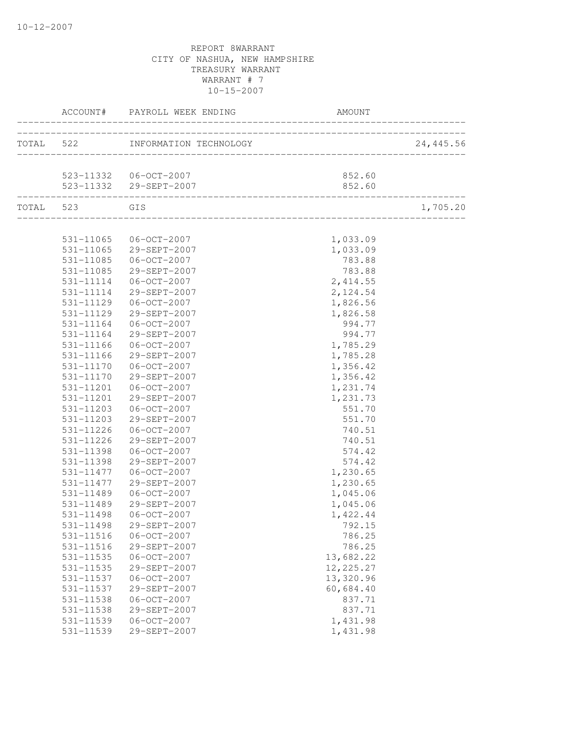REPORT 8WARRANT
CITY OF NASHUA, NEW HAMPSHIRE
TREASURY WARRANT
WARRANT # 7
10-15-2007

| | ACCOUNT# | PAYROLL WEEK ENDING | AMOUNT | |
|---|---|---|---|---|
| TOTAL | 522 | INFORMATION TECHNOLOGY | | 24,445.56 |
| | 523-11332 | 06-OCT-2007 | 852.60 | |
| | 523-11332 | 29-SEPT-2007 | 852.60 | |
| TOTAL | 523 | GIS | | 1,705.20 |
| | 531-11065 | 06-OCT-2007 | 1,033.09 | |
| | 531-11065 | 29-SEPT-2007 | 1,033.09 | |
| | 531-11085 | 06-OCT-2007 | 783.88 | |
| | 531-11085 | 29-SEPT-2007 | 783.88 | |
| | 531-11114 | 06-OCT-2007 | 2,414.55 | |
| | 531-11114 | 29-SEPT-2007 | 2,124.54 | |
| | 531-11129 | 06-OCT-2007 | 1,826.56 | |
| | 531-11129 | 29-SEPT-2007 | 1,826.58 | |
| | 531-11164 | 06-OCT-2007 | 994.77 | |
| | 531-11164 | 29-SEPT-2007 | 994.77 | |
| | 531-11166 | 06-OCT-2007 | 1,785.29 | |
| | 531-11166 | 29-SEPT-2007 | 1,785.28 | |
| | 531-11170 | 06-OCT-2007 | 1,356.42 | |
| | 531-11170 | 29-SEPT-2007 | 1,356.42 | |
| | 531-11201 | 06-OCT-2007 | 1,231.74 | |
| | 531-11201 | 29-SEPT-2007 | 1,231.73 | |
| | 531-11203 | 06-OCT-2007 | 551.70 | |
| | 531-11203 | 29-SEPT-2007 | 551.70 | |
| | 531-11226 | 06-OCT-2007 | 740.51 | |
| | 531-11226 | 29-SEPT-2007 | 740.51 | |
| | 531-11398 | 06-OCT-2007 | 574.42 | |
| | 531-11398 | 29-SEPT-2007 | 574.42 | |
| | 531-11477 | 06-OCT-2007 | 1,230.65 | |
| | 531-11477 | 29-SEPT-2007 | 1,230.65 | |
| | 531-11489 | 06-OCT-2007 | 1,045.06 | |
| | 531-11489 | 29-SEPT-2007 | 1,045.06 | |
| | 531-11498 | 06-OCT-2007 | 1,422.44 | |
| | 531-11498 | 29-SEPT-2007 | 792.15 | |
| | 531-11516 | 06-OCT-2007 | 786.25 | |
| | 531-11516 | 29-SEPT-2007 | 786.25 | |
| | 531-11535 | 06-OCT-2007 | 13,682.22 | |
| | 531-11535 | 29-SEPT-2007 | 12,225.27 | |
| | 531-11537 | 06-OCT-2007 | 13,320.96 | |
| | 531-11537 | 29-SEPT-2007 | 60,684.40 | |
| | 531-11538 | 06-OCT-2007 | 837.71 | |
| | 531-11538 | 29-SEPT-2007 | 837.71 | |
| | 531-11539 | 06-OCT-2007 | 1,431.98 | |
| | 531-11539 | 29-SEPT-2007 | 1,431.98 | |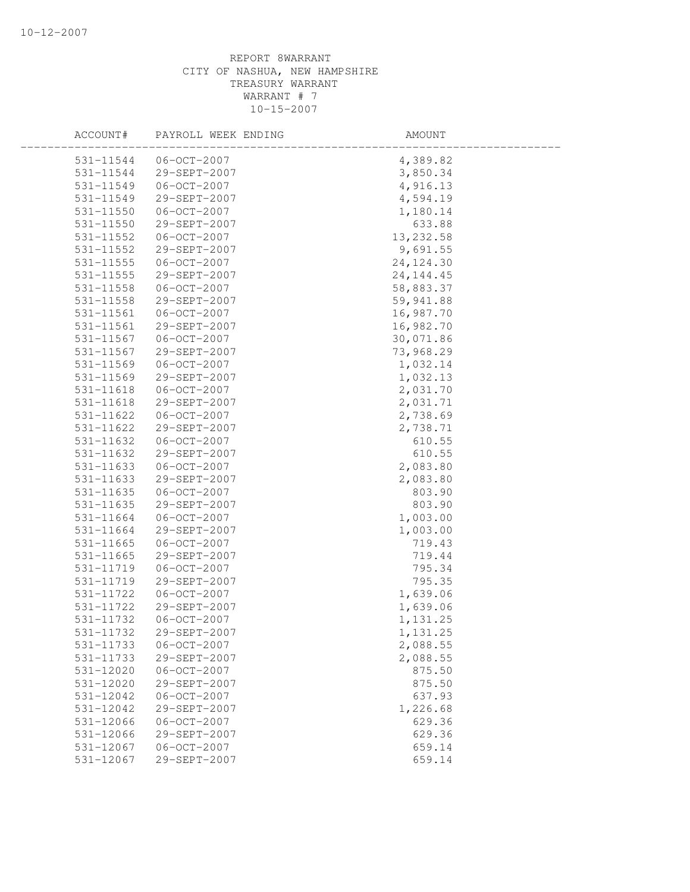REPORT 8WARRANT
CITY OF NASHUA, NEW HAMPSHIRE
TREASURY WARRANT
WARRANT # 7
10-15-2007

| ACCOUNT# | PAYROLL WEEK ENDING | AMOUNT |
|---|---|---|
| 531-11544 | 06-OCT-2007 | 4,389.82 |
| 531-11544 | 29-SEPT-2007 | 3,850.34 |
| 531-11549 | 06-OCT-2007 | 4,916.13 |
| 531-11549 | 29-SEPT-2007 | 4,594.19 |
| 531-11550 | 06-OCT-2007 | 1,180.14 |
| 531-11550 | 29-SEPT-2007 | 633.88 |
| 531-11552 | 06-OCT-2007 | 13,232.58 |
| 531-11552 | 29-SEPT-2007 | 9,691.55 |
| 531-11555 | 06-OCT-2007 | 24,124.30 |
| 531-11555 | 29-SEPT-2007 | 24,144.45 |
| 531-11558 | 06-OCT-2007 | 58,883.37 |
| 531-11558 | 29-SEPT-2007 | 59,941.88 |
| 531-11561 | 06-OCT-2007 | 16,987.70 |
| 531-11561 | 29-SEPT-2007 | 16,982.70 |
| 531-11567 | 06-OCT-2007 | 30,071.86 |
| 531-11567 | 29-SEPT-2007 | 73,968.29 |
| 531-11569 | 06-OCT-2007 | 1,032.14 |
| 531-11569 | 29-SEPT-2007 | 1,032.13 |
| 531-11618 | 06-OCT-2007 | 2,031.70 |
| 531-11618 | 29-SEPT-2007 | 2,031.71 |
| 531-11622 | 06-OCT-2007 | 2,738.69 |
| 531-11622 | 29-SEPT-2007 | 2,738.71 |
| 531-11632 | 06-OCT-2007 | 610.55 |
| 531-11632 | 29-SEPT-2007 | 610.55 |
| 531-11633 | 06-OCT-2007 | 2,083.80 |
| 531-11633 | 29-SEPT-2007 | 2,083.80 |
| 531-11635 | 06-OCT-2007 | 803.90 |
| 531-11635 | 29-SEPT-2007 | 803.90 |
| 531-11664 | 06-OCT-2007 | 1,003.00 |
| 531-11664 | 29-SEPT-2007 | 1,003.00 |
| 531-11665 | 06-OCT-2007 | 719.43 |
| 531-11665 | 29-SEPT-2007 | 719.44 |
| 531-11719 | 06-OCT-2007 | 795.34 |
| 531-11719 | 29-SEPT-2007 | 795.35 |
| 531-11722 | 06-OCT-2007 | 1,639.06 |
| 531-11722 | 29-SEPT-2007 | 1,639.06 |
| 531-11732 | 06-OCT-2007 | 1,131.25 |
| 531-11732 | 29-SEPT-2007 | 1,131.25 |
| 531-11733 | 06-OCT-2007 | 2,088.55 |
| 531-11733 | 29-SEPT-2007 | 2,088.55 |
| 531-12020 | 06-OCT-2007 | 875.50 |
| 531-12020 | 29-SEPT-2007 | 875.50 |
| 531-12042 | 06-OCT-2007 | 637.93 |
| 531-12042 | 29-SEPT-2007 | 1,226.68 |
| 531-12066 | 06-OCT-2007 | 629.36 |
| 531-12066 | 29-SEPT-2007 | 629.36 |
| 531-12067 | 06-OCT-2007 | 659.14 |
| 531-12067 | 29-SEPT-2007 | 659.14 |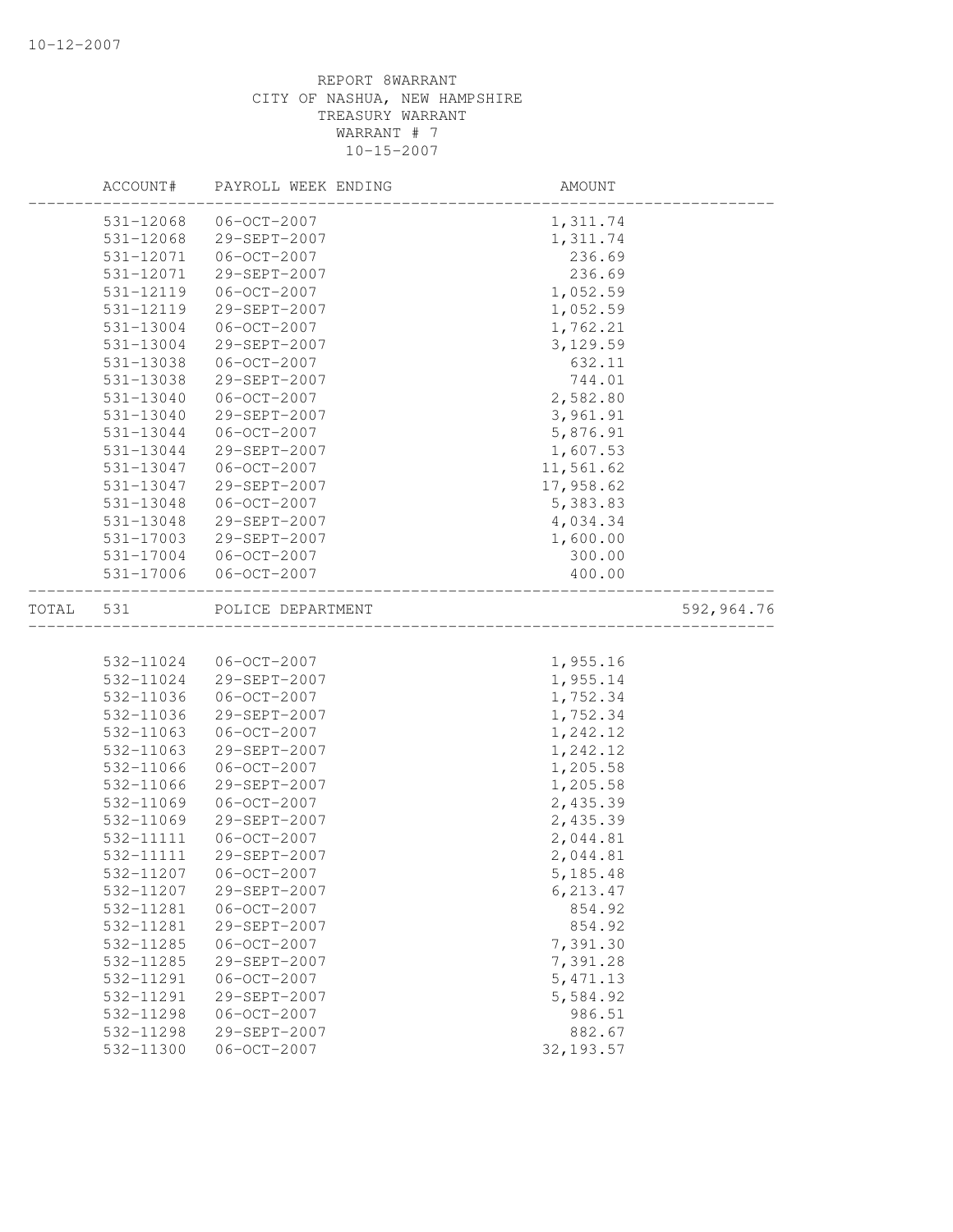REPORT 8WARRANT
CITY OF NASHUA, NEW HAMPSHIRE
TREASURY WARRANT
WARRANT # 7
10-15-2007

| ACCOUNT# | PAYROLL WEEK ENDING | AMOUNT | |
|---|---|---|---|
| 531-12068 | 06-OCT-2007 | 1,311.74 | |
| 531-12068 | 29-SEPT-2007 | 1,311.74 | |
| 531-12071 | 06-OCT-2007 | 236.69 | |
| 531-12071 | 29-SEPT-2007 | 236.69 | |
| 531-12119 | 06-OCT-2007 | 1,052.59 | |
| 531-12119 | 29-SEPT-2007 | 1,052.59 | |
| 531-13004 | 06-OCT-2007 | 1,762.21 | |
| 531-13004 | 29-SEPT-2007 | 3,129.59 | |
| 531-13038 | 06-OCT-2007 | 632.11 | |
| 531-13038 | 29-SEPT-2007 | 744.01 | |
| 531-13040 | 06-OCT-2007 | 2,582.80 | |
| 531-13040 | 29-SEPT-2007 | 3,961.91 | |
| 531-13044 | 06-OCT-2007 | 5,876.91 | |
| 531-13044 | 29-SEPT-2007 | 1,607.53 | |
| 531-13047 | 06-OCT-2007 | 11,561.62 | |
| 531-13047 | 29-SEPT-2007 | 17,958.62 | |
| 531-13048 | 06-OCT-2007 | 5,383.83 | |
| 531-13048 | 29-SEPT-2007 | 4,034.34 | |
| 531-17003 | 29-SEPT-2007 | 1,600.00 | |
| 531-17004 | 06-OCT-2007 | 300.00 | |
| 531-17006 | 06-OCT-2007 | 400.00 | |
| TOTAL 531 | POLICE DEPARTMENT | | 592,964.76 |
| 532-11024 | 06-OCT-2007 | 1,955.16 | |
| 532-11024 | 29-SEPT-2007 | 1,955.14 | |
| 532-11036 | 06-OCT-2007 | 1,752.34 | |
| 532-11036 | 29-SEPT-2007 | 1,752.34 | |
| 532-11063 | 06-OCT-2007 | 1,242.12 | |
| 532-11063 | 29-SEPT-2007 | 1,242.12 | |
| 532-11066 | 06-OCT-2007 | 1,205.58 | |
| 532-11066 | 29-SEPT-2007 | 1,205.58 | |
| 532-11069 | 06-OCT-2007 | 2,435.39 | |
| 532-11069 | 29-SEPT-2007 | 2,435.39 | |
| 532-11111 | 06-OCT-2007 | 2,044.81 | |
| 532-11111 | 29-SEPT-2007 | 2,044.81 | |
| 532-11207 | 06-OCT-2007 | 5,185.48 | |
| 532-11207 | 29-SEPT-2007 | 6,213.47 | |
| 532-11281 | 06-OCT-2007 | 854.92 | |
| 532-11281 | 29-SEPT-2007 | 854.92 | |
| 532-11285 | 06-OCT-2007 | 7,391.30 | |
| 532-11285 | 29-SEPT-2007 | 7,391.28 | |
| 532-11291 | 06-OCT-2007 | 5,471.13 | |
| 532-11291 | 29-SEPT-2007 | 5,584.92 | |
| 532-11298 | 06-OCT-2007 | 986.51 | |
| 532-11298 | 29-SEPT-2007 | 882.67 | |
| 532-11300 | 06-OCT-2007 | 32,193.57 | |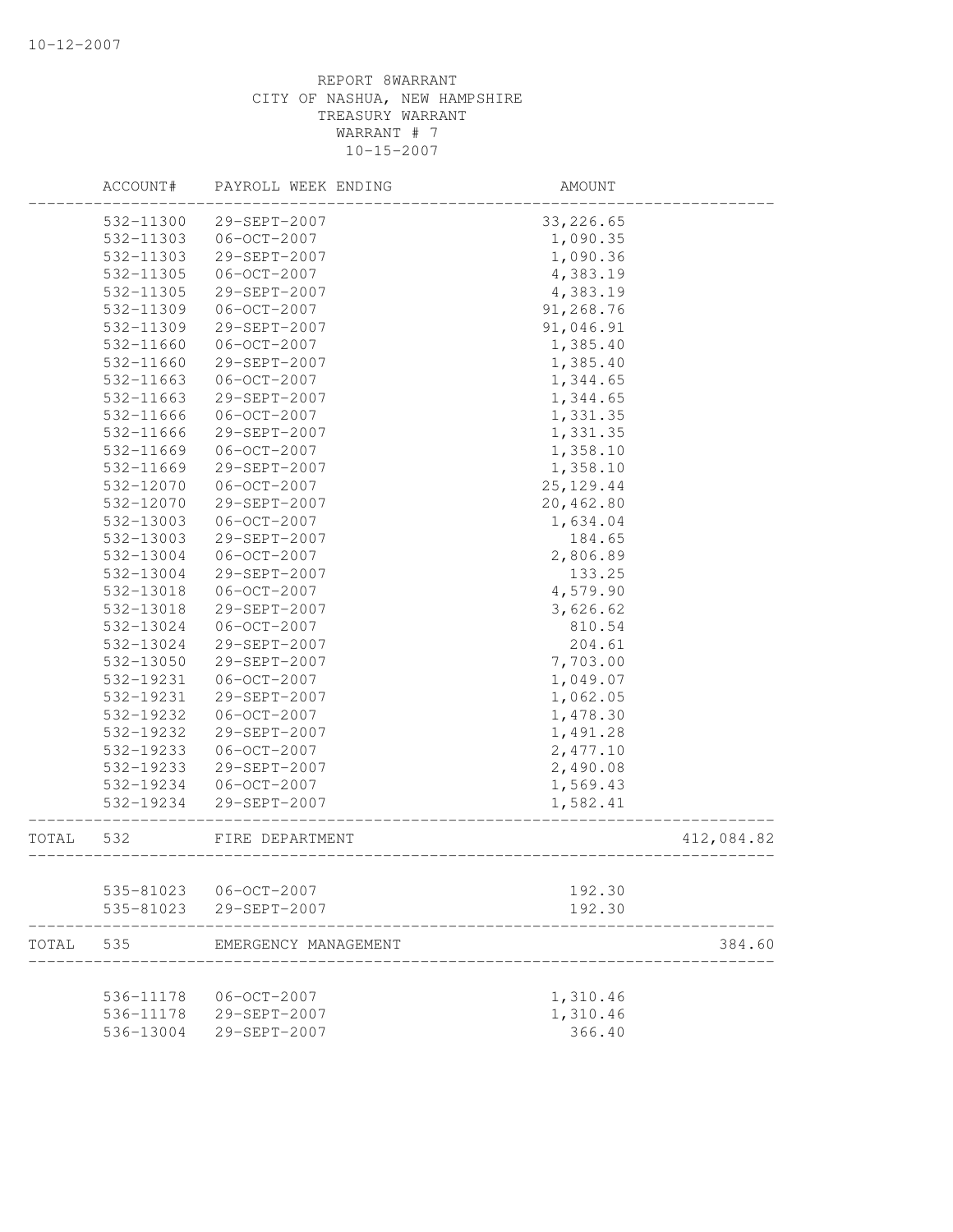REPORT 8WARRANT
CITY OF NASHUA, NEW HAMPSHIRE
TREASURY WARRANT
WARRANT # 7
10-15-2007

| | ACCOUNT# | PAYROLL WEEK ENDING | AMOUNT | |
|---|---|---|---|---|
| | 532-11300 | 29-SEPT-2007 | 33,226.65 | |
| | 532-11303 | 06-OCT-2007 | 1,090.35 | |
| | 532-11303 | 29-SEPT-2007 | 1,090.36 | |
| | 532-11305 | 06-OCT-2007 | 4,383.19 | |
| | 532-11305 | 29-SEPT-2007 | 4,383.19 | |
| | 532-11309 | 06-OCT-2007 | 91,268.76 | |
| | 532-11309 | 29-SEPT-2007 | 91,046.91 | |
| | 532-11660 | 06-OCT-2007 | 1,385.40 | |
| | 532-11660 | 29-SEPT-2007 | 1,385.40 | |
| | 532-11663 | 06-OCT-2007 | 1,344.65 | |
| | 532-11663 | 29-SEPT-2007 | 1,344.65 | |
| | 532-11666 | 06-OCT-2007 | 1,331.35 | |
| | 532-11666 | 29-SEPT-2007 | 1,331.35 | |
| | 532-11669 | 06-OCT-2007 | 1,358.10 | |
| | 532-11669 | 29-SEPT-2007 | 1,358.10 | |
| | 532-12070 | 06-OCT-2007 | 25,129.44 | |
| | 532-12070 | 29-SEPT-2007 | 20,462.80 | |
| | 532-13003 | 06-OCT-2007 | 1,634.04 | |
| | 532-13003 | 29-SEPT-2007 | 184.65 | |
| | 532-13004 | 06-OCT-2007 | 2,806.89 | |
| | 532-13004 | 29-SEPT-2007 | 133.25 | |
| | 532-13018 | 06-OCT-2007 | 4,579.90 | |
| | 532-13018 | 29-SEPT-2007 | 3,626.62 | |
| | 532-13024 | 06-OCT-2007 | 810.54 | |
| | 532-13024 | 29-SEPT-2007 | 204.61 | |
| | 532-13050 | 29-SEPT-2007 | 7,703.00 | |
| | 532-19231 | 06-OCT-2007 | 1,049.07 | |
| | 532-19231 | 29-SEPT-2007 | 1,062.05 | |
| | 532-19232 | 06-OCT-2007 | 1,478.30 | |
| | 532-19232 | 29-SEPT-2007 | 1,491.28 | |
| | 532-19233 | 06-OCT-2007 | 2,477.10 | |
| | 532-19233 | 29-SEPT-2007 | 2,490.08 | |
| | 532-19234 | 06-OCT-2007 | 1,569.43 | |
| | 532-19234 | 29-SEPT-2007 | 1,582.41 | |
| TOTAL | 532 | FIRE DEPARTMENT | | 412,084.82 |
| | 535-81023 | 06-OCT-2007 | 192.30 | |
| | 535-81023 | 29-SEPT-2007 | 192.30 | |
| TOTAL | 535 | EMERGENCY MANAGEMENT | | 384.60 |
| | 536-11178 | 06-OCT-2007 | 1,310.46 | |
| | 536-11178 | 29-SEPT-2007 | 1,310.46 | |
| | 536-13004 | 29-SEPT-2007 | 366.40 | |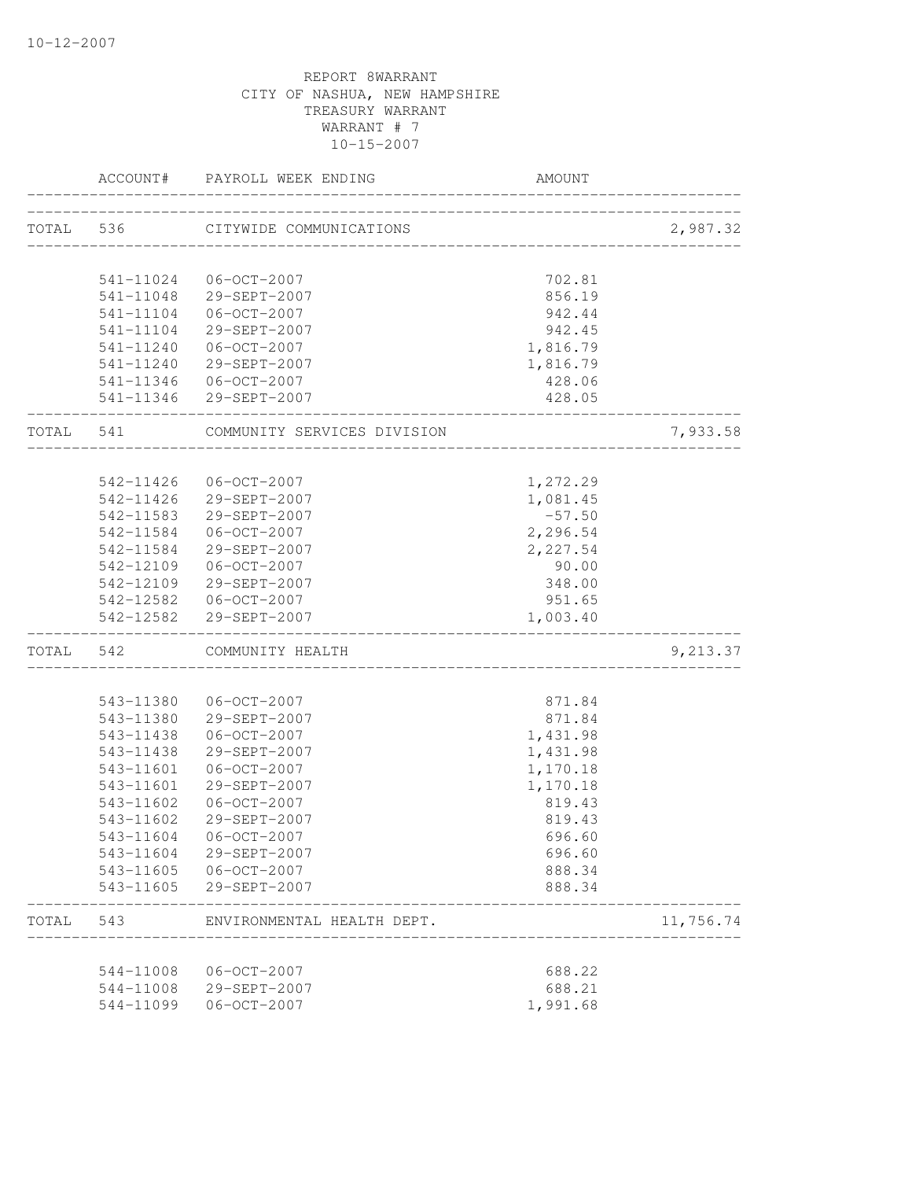REPORT 8WARRANT
CITY OF NASHUA, NEW HAMPSHIRE
TREASURY WARRANT
WARRANT # 7
10-15-2007

| | ACCOUNT# | PAYROLL WEEK ENDING | AMOUNT | |
|---|---|---|---|---|
| TOTAL | 536 | CITYWIDE COMMUNICATIONS | | 2,987.32 |
| | 541-11024 | 06-OCT-2007 | 702.81 | |
| | 541-11048 | 29-SEPT-2007 | 856.19 | |
| | 541-11104 | 06-OCT-2007 | 942.44 | |
| | 541-11104 | 29-SEPT-2007 | 942.45 | |
| | 541-11240 | 06-OCT-2007 | 1,816.79 | |
| | 541-11240 | 29-SEPT-2007 | 1,816.79 | |
| | 541-11346 | 06-OCT-2007 | 428.06 | |
| | 541-11346 | 29-SEPT-2007 | 428.05 | |
| TOTAL | 541 | COMMUNITY SERVICES DIVISION | | 7,933.58 |
| | 542-11426 | 06-OCT-2007 | 1,272.29 | |
| | 542-11426 | 29-SEPT-2007 | 1,081.45 | |
| | 542-11583 | 29-SEPT-2007 | -57.50 | |
| | 542-11584 | 06-OCT-2007 | 2,296.54 | |
| | 542-11584 | 29-SEPT-2007 | 2,227.54 | |
| | 542-12109 | 06-OCT-2007 | 90.00 | |
| | 542-12109 | 29-SEPT-2007 | 348.00 | |
| | 542-12582 | 06-OCT-2007 | 951.65 | |
| | 542-12582 | 29-SEPT-2007 | 1,003.40 | |
| TOTAL | 542 | COMMUNITY HEALTH | | 9,213.37 |
| | 543-11380 | 06-OCT-2007 | 871.84 | |
| | 543-11380 | 29-SEPT-2007 | 871.84 | |
| | 543-11438 | 06-OCT-2007 | 1,431.98 | |
| | 543-11438 | 29-SEPT-2007 | 1,431.98 | |
| | 543-11601 | 06-OCT-2007 | 1,170.18 | |
| | 543-11601 | 29-SEPT-2007 | 1,170.18 | |
| | 543-11602 | 06-OCT-2007 | 819.43 | |
| | 543-11602 | 29-SEPT-2007 | 819.43 | |
| | 543-11604 | 06-OCT-2007 | 696.60 | |
| | 543-11604 | 29-SEPT-2007 | 696.60 | |
| | 543-11605 | 06-OCT-2007 | 888.34 | |
| | 543-11605 | 29-SEPT-2007 | 888.34 | |
| TOTAL | 543 | ENVIRONMENTAL HEALTH DEPT. | | 11,756.74 |
| | 544-11008 | 06-OCT-2007 | 688.22 | |
| | 544-11008 | 29-SEPT-2007 | 688.21 | |
| | 544-11099 | 06-OCT-2007 | 1,991.68 | |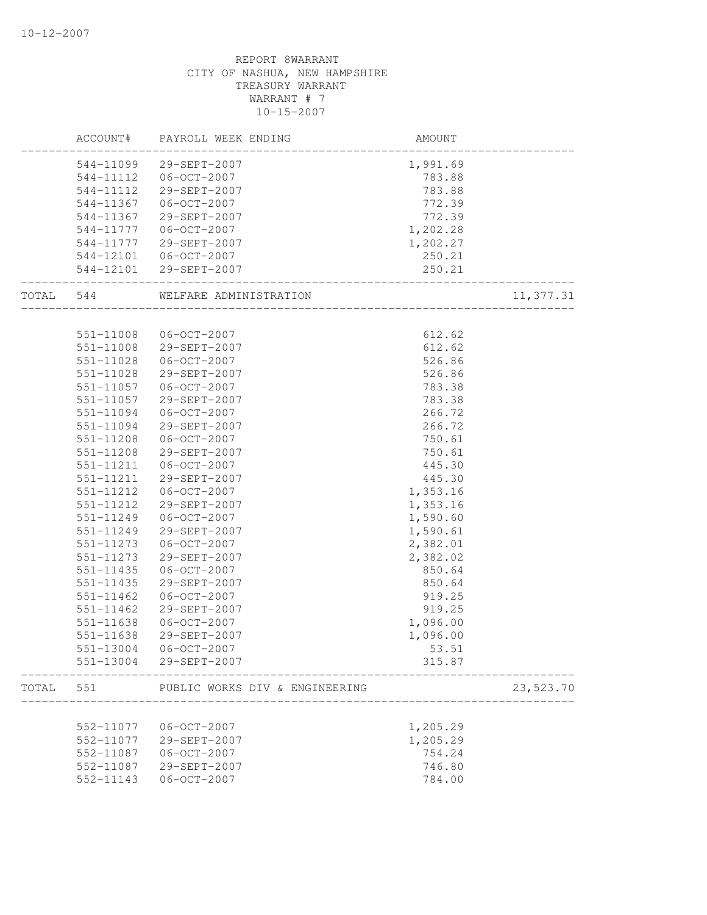REPORT 8WARRANT
CITY OF NASHUA, NEW HAMPSHIRE
TREASURY WARRANT
WARRANT # 7
10-15-2007

| ACCOUNT# | PAYROLL WEEK ENDING | AMOUNT | |
|---|---|---|---|
| 544-11099 | 29-SEPT-2007 | 1,991.69 | |
| 544-11112 | 06-OCT-2007 | 783.88 | |
| 544-11112 | 29-SEPT-2007 | 783.88 | |
| 544-11367 | 06-OCT-2007 | 772.39 | |
| 544-11367 | 29-SEPT-2007 | 772.39 | |
| 544-11777 | 06-OCT-2007 | 1,202.28 | |
| 544-11777 | 29-SEPT-2007 | 1,202.27 | |
| 544-12101 | 06-OCT-2007 | 250.21 | |
| 544-12101 | 29-SEPT-2007 | 250.21 | |
| TOTAL 544 | WELFARE ADMINISTRATION | | 11,377.31 |
| 551-11008 | 06-OCT-2007 | 612.62 | |
| 551-11008 | 29-SEPT-2007 | 612.62 | |
| 551-11028 | 06-OCT-2007 | 526.86 | |
| 551-11028 | 29-SEPT-2007 | 526.86 | |
| 551-11057 | 06-OCT-2007 | 783.38 | |
| 551-11057 | 29-SEPT-2007 | 783.38 | |
| 551-11094 | 06-OCT-2007 | 266.72 | |
| 551-11094 | 29-SEPT-2007 | 266.72 | |
| 551-11208 | 06-OCT-2007 | 750.61 | |
| 551-11208 | 29-SEPT-2007 | 750.61 | |
| 551-11211 | 06-OCT-2007 | 445.30 | |
| 551-11211 | 29-SEPT-2007 | 445.30 | |
| 551-11212 | 06-OCT-2007 | 1,353.16 | |
| 551-11212 | 29-SEPT-2007 | 1,353.16 | |
| 551-11249 | 06-OCT-2007 | 1,590.60 | |
| 551-11249 | 29-SEPT-2007 | 1,590.61 | |
| 551-11273 | 06-OCT-2007 | 2,382.01 | |
| 551-11273 | 29-SEPT-2007 | 2,382.02 | |
| 551-11435 | 06-OCT-2007 | 850.64 | |
| 551-11435 | 29-SEPT-2007 | 850.64 | |
| 551-11462 | 06-OCT-2007 | 919.25 | |
| 551-11462 | 29-SEPT-2007 | 919.25 | |
| 551-11638 | 06-OCT-2007 | 1,096.00 | |
| 551-11638 | 29-SEPT-2007 | 1,096.00 | |
| 551-13004 | 06-OCT-2007 | 53.51 | |
| 551-13004 | 29-SEPT-2007 | 315.87 | |
| TOTAL 551 | PUBLIC WORKS DIV & ENGINEERING | | 23,523.70 |
| 552-11077 | 06-OCT-2007 | 1,205.29 | |
| 552-11077 | 29-SEPT-2007 | 1,205.29 | |
| 552-11087 | 06-OCT-2007 | 754.24 | |
| 552-11087 | 29-SEPT-2007 | 746.80 | |
| 552-11143 | 06-OCT-2007 | 784.00 | |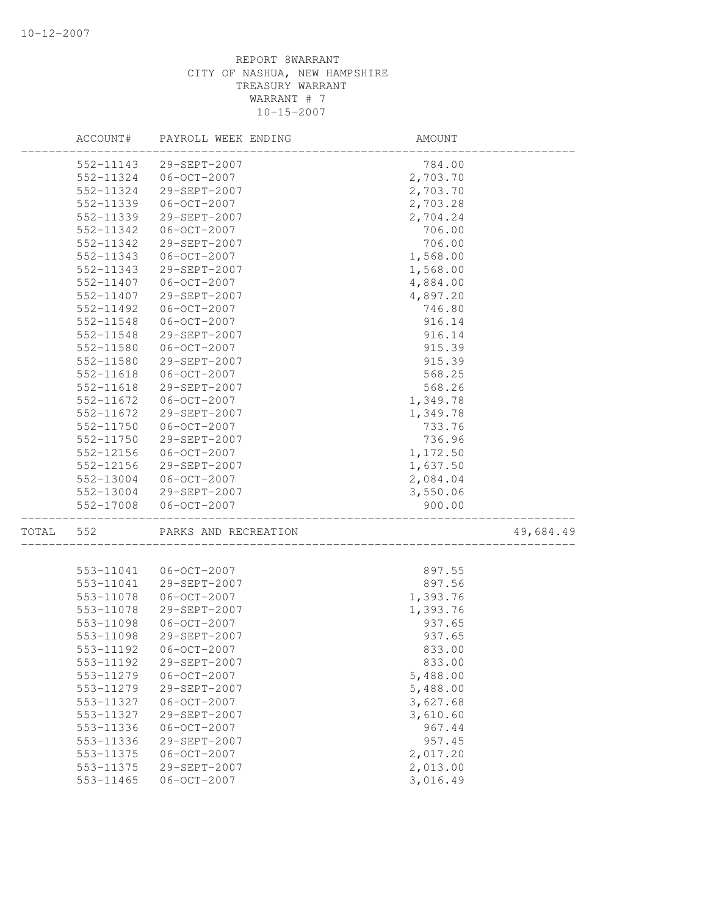REPORT 8WARRANT
CITY OF NASHUA, NEW HAMPSHIRE
TREASURY WARRANT
WARRANT # 7
10-15-2007

| | ACCOUNT# | PAYROLL WEEK ENDING | AMOUNT | |
|---|---|---|---|---|
| | 552-11143 | 29-SEPT-2007 | 784.00 | |
| | 552-11324 | 06-OCT-2007 | 2,703.70 | |
| | 552-11324 | 29-SEPT-2007 | 2,703.70 | |
| | 552-11339 | 06-OCT-2007 | 2,703.28 | |
| | 552-11339 | 29-SEPT-2007 | 2,704.24 | |
| | 552-11342 | 06-OCT-2007 | 706.00 | |
| | 552-11342 | 29-SEPT-2007 | 706.00 | |
| | 552-11343 | 06-OCT-2007 | 1,568.00 | |
| | 552-11343 | 29-SEPT-2007 | 1,568.00 | |
| | 552-11407 | 06-OCT-2007 | 4,884.00 | |
| | 552-11407 | 29-SEPT-2007 | 4,897.20 | |
| | 552-11492 | 06-OCT-2007 | 746.80 | |
| | 552-11548 | 06-OCT-2007 | 916.14 | |
| | 552-11548 | 29-SEPT-2007 | 916.14 | |
| | 552-11580 | 06-OCT-2007 | 915.39 | |
| | 552-11580 | 29-SEPT-2007 | 915.39 | |
| | 552-11618 | 06-OCT-2007 | 568.25 | |
| | 552-11618 | 29-SEPT-2007 | 568.26 | |
| | 552-11672 | 06-OCT-2007 | 1,349.78 | |
| | 552-11672 | 29-SEPT-2007 | 1,349.78 | |
| | 552-11750 | 06-OCT-2007 | 733.76 | |
| | 552-11750 | 29-SEPT-2007 | 736.96 | |
| | 552-12156 | 06-OCT-2007 | 1,172.50 | |
| | 552-12156 | 29-SEPT-2007 | 1,637.50 | |
| | 552-13004 | 06-OCT-2007 | 2,084.04 | |
| | 552-13004 | 29-SEPT-2007 | 3,550.06 | |
| | 552-17008 | 06-OCT-2007 | 900.00 | |
| TOTAL | 552 | PARKS AND RECREATION | | 49,684.49 |
| | 553-11041 | 06-OCT-2007 | 897.55 | |
| | 553-11041 | 29-SEPT-2007 | 897.56 | |
| | 553-11078 | 06-OCT-2007 | 1,393.76 | |
| | 553-11078 | 29-SEPT-2007 | 1,393.76 | |
| | 553-11098 | 06-OCT-2007 | 937.65 | |
| | 553-11098 | 29-SEPT-2007 | 937.65 | |
| | 553-11192 | 06-OCT-2007 | 833.00 | |
| | 553-11192 | 29-SEPT-2007 | 833.00 | |
| | 553-11279 | 06-OCT-2007 | 5,488.00 | |
| | 553-11279 | 29-SEPT-2007 | 5,488.00 | |
| | 553-11327 | 06-OCT-2007 | 3,627.68 | |
| | 553-11327 | 29-SEPT-2007 | 3,610.60 | |
| | 553-11336 | 06-OCT-2007 | 967.44 | |
| | 553-11336 | 29-SEPT-2007 | 957.45 | |
| | 553-11375 | 06-OCT-2007 | 2,017.20 | |
| | 553-11375 | 29-SEPT-2007 | 2,013.00 | |
| | 553-11465 | 06-OCT-2007 | 3,016.49 | |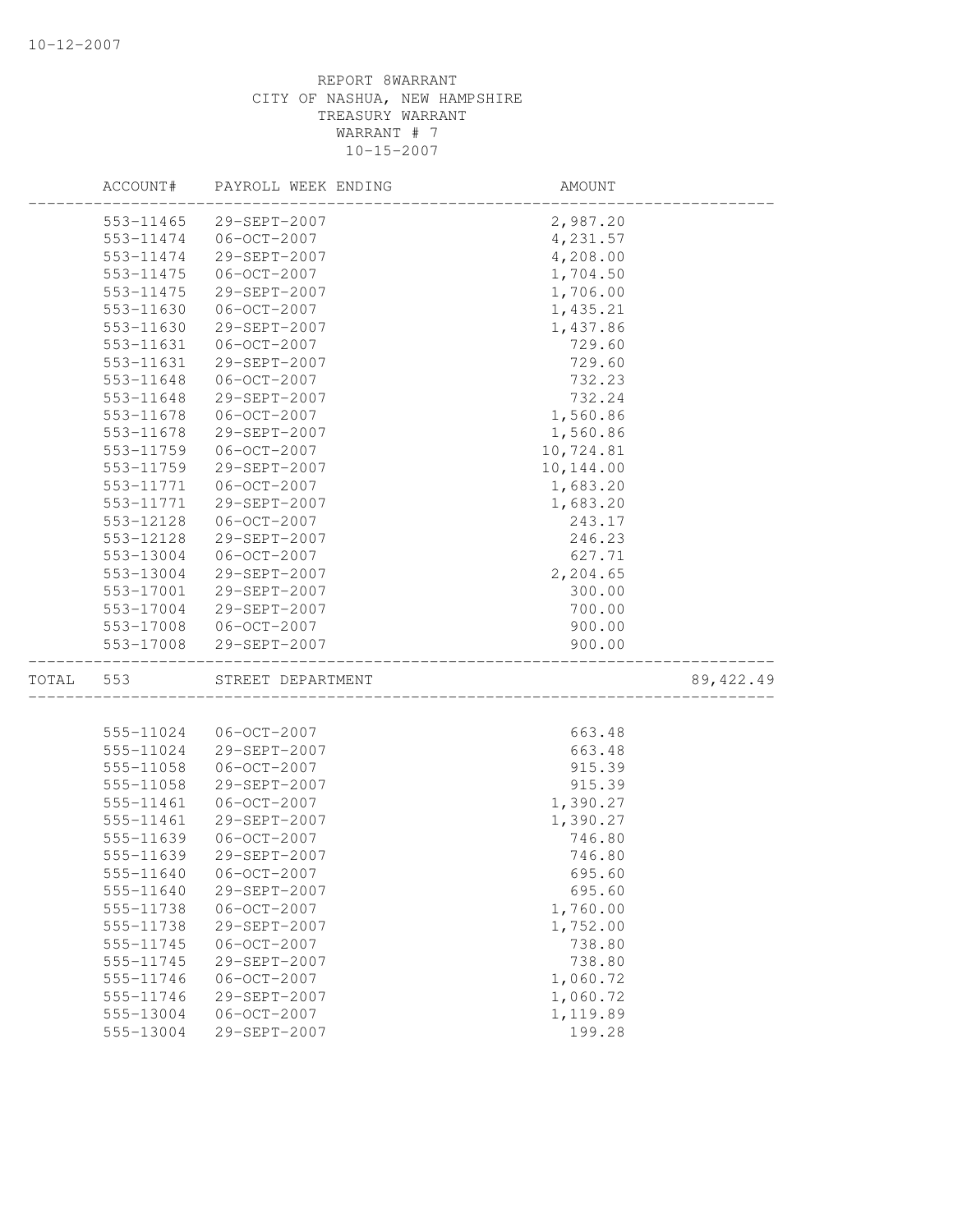REPORT 8WARRANT
CITY OF NASHUA, NEW HAMPSHIRE
TREASURY WARRANT
WARRANT # 7
10-15-2007

| ACCOUNT# | PAYROLL WEEK ENDING | AMOUNT | |
|---|---|---|---|
| 553-11465 | 29-SEPT-2007 | 2,987.20 | |
| 553-11474 | 06-OCT-2007 | 4,231.57 | |
| 553-11474 | 29-SEPT-2007 | 4,208.00 | |
| 553-11475 | 06-OCT-2007 | 1,704.50 | |
| 553-11475 | 29-SEPT-2007 | 1,706.00 | |
| 553-11630 | 06-OCT-2007 | 1,435.21 | |
| 553-11630 | 29-SEPT-2007 | 1,437.86 | |
| 553-11631 | 06-OCT-2007 | 729.60 | |
| 553-11631 | 29-SEPT-2007 | 729.60 | |
| 553-11648 | 06-OCT-2007 | 732.23 | |
| 553-11648 | 29-SEPT-2007 | 732.24 | |
| 553-11678 | 06-OCT-2007 | 1,560.86 | |
| 553-11678 | 29-SEPT-2007 | 1,560.86 | |
| 553-11759 | 06-OCT-2007 | 10,724.81 | |
| 553-11759 | 29-SEPT-2007 | 10,144.00 | |
| 553-11771 | 06-OCT-2007 | 1,683.20 | |
| 553-11771 | 29-SEPT-2007 | 1,683.20 | |
| 553-12128 | 06-OCT-2007 | 243.17 | |
| 553-12128 | 29-SEPT-2007 | 246.23 | |
| 553-13004 | 06-OCT-2007 | 627.71 | |
| 553-13004 | 29-SEPT-2007 | 2,204.65 | |
| 553-17001 | 29-SEPT-2007 | 300.00 | |
| 553-17004 | 29-SEPT-2007 | 700.00 | |
| 553-17008 | 06-OCT-2007 | 900.00 | |
| 553-17008 | 29-SEPT-2007 | 900.00 | |
| TOTAL 553 | STREET DEPARTMENT | | 89,422.49 |
| 555-11024 | 06-OCT-2007 | 663.48 | |
| 555-11024 | 29-SEPT-2007 | 663.48 | |
| 555-11058 | 06-OCT-2007 | 915.39 | |
| 555-11058 | 29-SEPT-2007 | 915.39 | |
| 555-11461 | 06-OCT-2007 | 1,390.27 | |
| 555-11461 | 29-SEPT-2007 | 1,390.27 | |
| 555-11639 | 06-OCT-2007 | 746.80 | |
| 555-11639 | 29-SEPT-2007 | 746.80 | |
| 555-11640 | 06-OCT-2007 | 695.60 | |
| 555-11640 | 29-SEPT-2007 | 695.60 | |
| 555-11738 | 06-OCT-2007 | 1,760.00 | |
| 555-11738 | 29-SEPT-2007 | 1,752.00 | |
| 555-11745 | 06-OCT-2007 | 738.80 | |
| 555-11745 | 29-SEPT-2007 | 738.80 | |
| 555-11746 | 06-OCT-2007 | 1,060.72 | |
| 555-11746 | 29-SEPT-2007 | 1,060.72 | |
| 555-13004 | 06-OCT-2007 | 1,119.89 | |
| 555-13004 | 29-SEPT-2007 | 199.28 | |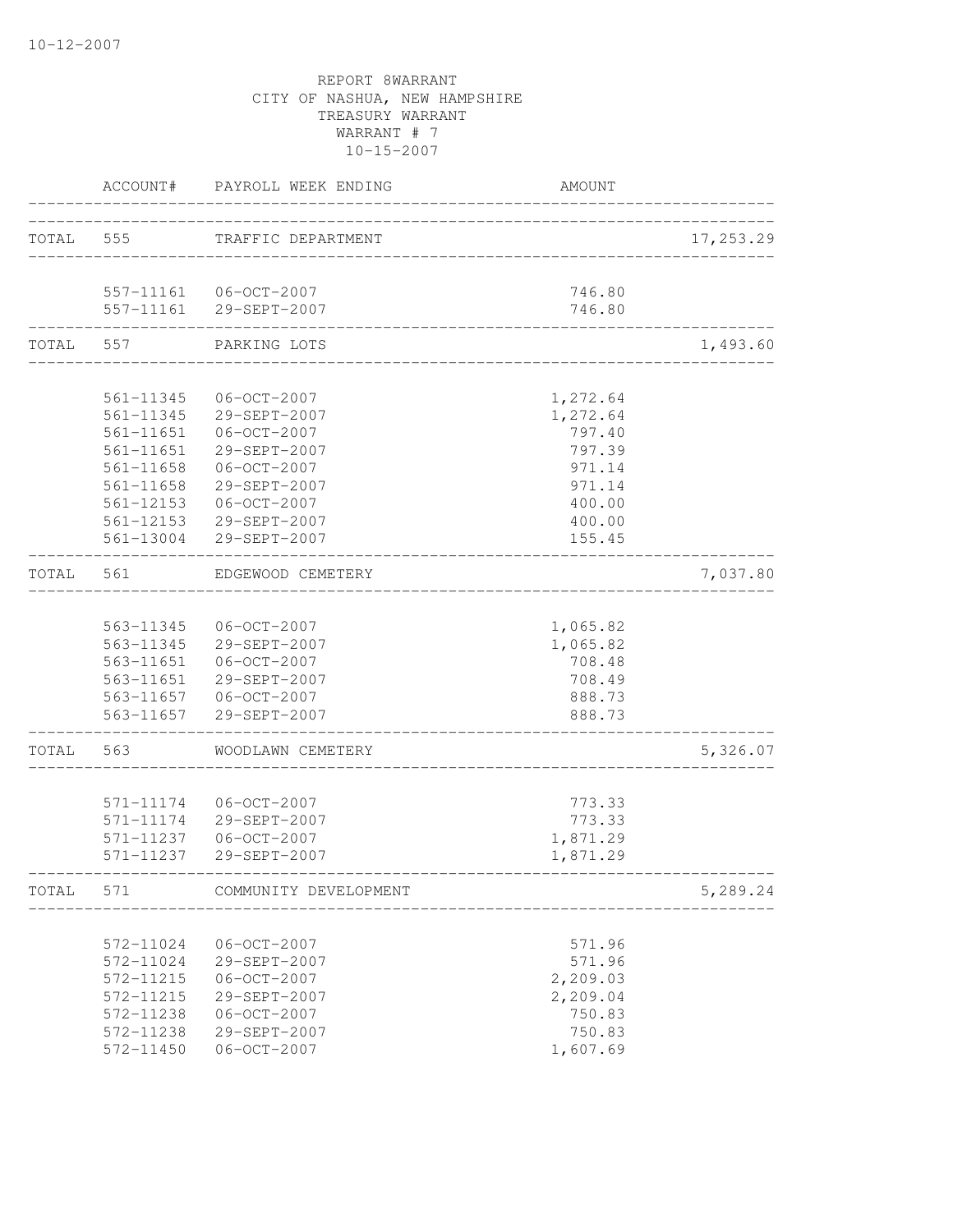10-12-2007

REPORT 8WARRANT
CITY OF NASHUA, NEW HAMPSHIRE
TREASURY WARRANT
WARRANT # 7
10-15-2007

| | ACCOUNT# | PAYROLL WEEK ENDING | AMOUNT | |
|---|---|---|---|---|
| TOTAL | 555 | TRAFFIC DEPARTMENT | | 17,253.29 |
| | 557-11161 | 06-OCT-2007 | 746.80 | |
| | 557-11161 | 29-SEPT-2007 | 746.80 | |
| TOTAL | 557 | PARKING LOTS | | 1,493.60 |
| | 561-11345 | 06-OCT-2007 | 1,272.64 | |
| | 561-11345 | 29-SEPT-2007 | 1,272.64 | |
| | 561-11651 | 06-OCT-2007 | 797.40 | |
| | 561-11651 | 29-SEPT-2007 | 797.39 | |
| | 561-11658 | 06-OCT-2007 | 971.14 | |
| | 561-11658 | 29-SEPT-2007 | 971.14 | |
| | 561-12153 | 06-OCT-2007 | 400.00 | |
| | 561-12153 | 29-SEPT-2007 | 400.00 | |
| | 561-13004 | 29-SEPT-2007 | 155.45 | |
| TOTAL | 561 | EDGEWOOD CEMETERY | | 7,037.80 |
| | 563-11345 | 06-OCT-2007 | 1,065.82 | |
| | 563-11345 | 29-SEPT-2007 | 1,065.82 | |
| | 563-11651 | 06-OCT-2007 | 708.48 | |
| | 563-11651 | 29-SEPT-2007 | 708.49 | |
| | 563-11657 | 06-OCT-2007 | 888.73 | |
| | 563-11657 | 29-SEPT-2007 | 888.73 | |
| TOTAL | 563 | WOODLAWN CEMETERY | | 5,326.07 |
| | 571-11174 | 06-OCT-2007 | 773.33 | |
| | 571-11174 | 29-SEPT-2007 | 773.33 | |
| | 571-11237 | 06-OCT-2007 | 1,871.29 | |
| | 571-11237 | 29-SEPT-2007 | 1,871.29 | |
| TOTAL | 571 | COMMUNITY DEVELOPMENT | | 5,289.24 |
| | 572-11024 | 06-OCT-2007 | 571.96 | |
| | 572-11024 | 29-SEPT-2007 | 571.96 | |
| | 572-11215 | 06-OCT-2007 | 2,209.03 | |
| | 572-11215 | 29-SEPT-2007 | 2,209.04 | |
| | 572-11238 | 06-OCT-2007 | 750.83 | |
| | 572-11238 | 29-SEPT-2007 | 750.83 | |
| | 572-11450 | 06-OCT-2007 | 1,607.69 | |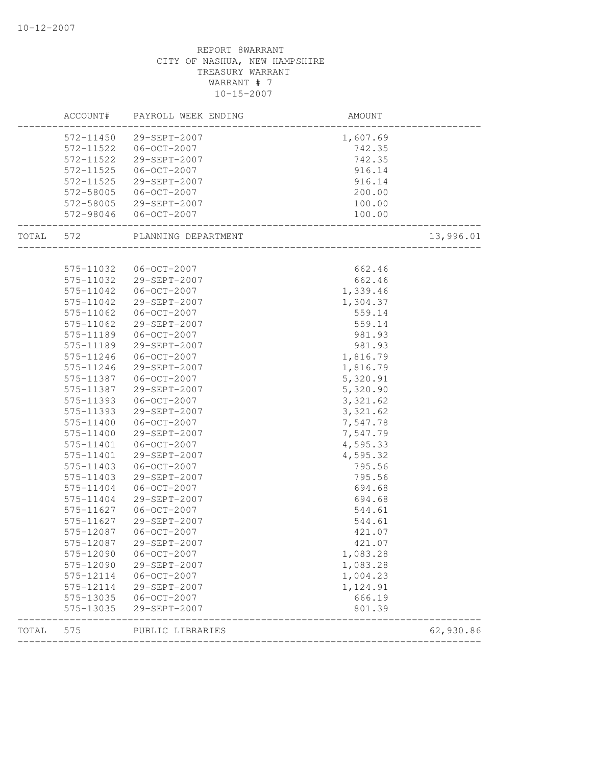10-12-2007

REPORT 8WARRANT
CITY OF NASHUA, NEW HAMPSHIRE
TREASURY WARRANT
WARRANT # 7
10-15-2007

| | ACCOUNT# | PAYROLL WEEK ENDING | AMOUNT | |
|---|---|---|---|---|
| | 572-11450 | 29-SEPT-2007 | 1,607.69 | |
| | 572-11522 | 06-OCT-2007 | 742.35 | |
| | 572-11522 | 29-SEPT-2007 | 742.35 | |
| | 572-11525 | 06-OCT-2007 | 916.14 | |
| | 572-11525 | 29-SEPT-2007 | 916.14 | |
| | 572-58005 | 06-OCT-2007 | 200.00 | |
| | 572-58005 | 29-SEPT-2007 | 100.00 | |
| | 572-98046 | 06-OCT-2007 | 100.00 | |
| TOTAL | 572 | PLANNING DEPARTMENT | | 13,996.01 |
| | 575-11032 | 06-OCT-2007 | 662.46 | |
| | 575-11032 | 29-SEPT-2007 | 662.46 | |
| | 575-11042 | 06-OCT-2007 | 1,339.46 | |
| | 575-11042 | 29-SEPT-2007 | 1,304.37 | |
| | 575-11062 | 06-OCT-2007 | 559.14 | |
| | 575-11062 | 29-SEPT-2007 | 559.14 | |
| | 575-11189 | 06-OCT-2007 | 981.93 | |
| | 575-11189 | 29-SEPT-2007 | 981.93 | |
| | 575-11246 | 06-OCT-2007 | 1,816.79 | |
| | 575-11246 | 29-SEPT-2007 | 1,816.79 | |
| | 575-11387 | 06-OCT-2007 | 5,320.91 | |
| | 575-11387 | 29-SEPT-2007 | 5,320.90 | |
| | 575-11393 | 06-OCT-2007 | 3,321.62 | |
| | 575-11393 | 29-SEPT-2007 | 3,321.62 | |
| | 575-11400 | 06-OCT-2007 | 7,547.78 | |
| | 575-11400 | 29-SEPT-2007 | 7,547.79 | |
| | 575-11401 | 06-OCT-2007 | 4,595.33 | |
| | 575-11401 | 29-SEPT-2007 | 4,595.32 | |
| | 575-11403 | 06-OCT-2007 | 795.56 | |
| | 575-11403 | 29-SEPT-2007 | 795.56 | |
| | 575-11404 | 06-OCT-2007 | 694.68 | |
| | 575-11404 | 29-SEPT-2007 | 694.68 | |
| | 575-11627 | 06-OCT-2007 | 544.61 | |
| | 575-11627 | 29-SEPT-2007 | 544.61 | |
| | 575-12087 | 06-OCT-2007 | 421.07 | |
| | 575-12087 | 29-SEPT-2007 | 421.07 | |
| | 575-12090 | 06-OCT-2007 | 1,083.28 | |
| | 575-12090 | 29-SEPT-2007 | 1,083.28 | |
| | 575-12114 | 06-OCT-2007 | 1,004.23 | |
| | 575-12114 | 29-SEPT-2007 | 1,124.91 | |
| | 575-13035 | 06-OCT-2007 | 666.19 | |
| | 575-13035 | 29-SEPT-2007 | 801.39 | |
| TOTAL | 575 | PUBLIC LIBRARIES | | 62,930.86 |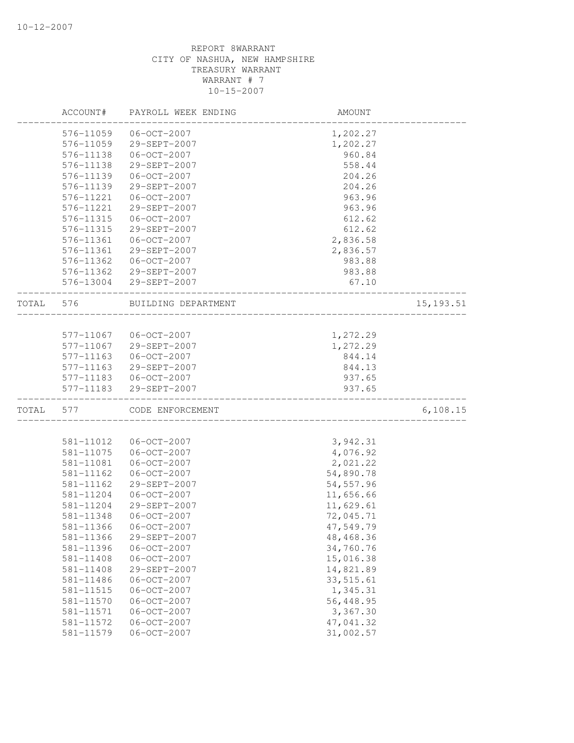REPORT 8WARRANT
CITY OF NASHUA, NEW HAMPSHIRE
TREASURY WARRANT
WARRANT # 7
10-15-2007

| | ACCOUNT# | PAYROLL WEEK ENDING | AMOUNT | |
|---|---|---|---|---|
| | 576-11059 | 06-OCT-2007 | 1,202.27 | |
| | 576-11059 | 29-SEPT-2007 | 1,202.27 | |
| | 576-11138 | 06-OCT-2007 | 960.84 | |
| | 576-11138 | 29-SEPT-2007 | 558.44 | |
| | 576-11139 | 06-OCT-2007 | 204.26 | |
| | 576-11139 | 29-SEPT-2007 | 204.26 | |
| | 576-11221 | 06-OCT-2007 | 963.96 | |
| | 576-11221 | 29-SEPT-2007 | 963.96 | |
| | 576-11315 | 06-OCT-2007 | 612.62 | |
| | 576-11315 | 29-SEPT-2007 | 612.62 | |
| | 576-11361 | 06-OCT-2007 | 2,836.58 | |
| | 576-11361 | 29-SEPT-2007 | 2,836.57 | |
| | 576-11362 | 06-OCT-2007 | 983.88 | |
| | 576-11362 | 29-SEPT-2007 | 983.88 | |
| | 576-13004 | 29-SEPT-2007 | 67.10 | |
| TOTAL | 576 | BUILDING DEPARTMENT | | 15,193.51 |
| | 577-11067 | 06-OCT-2007 | 1,272.29 | |
| | 577-11067 | 29-SEPT-2007 | 1,272.29 | |
| | 577-11163 | 06-OCT-2007 | 844.14 | |
| | 577-11163 | 29-SEPT-2007 | 844.13 | |
| | 577-11183 | 06-OCT-2007 | 937.65 | |
| | 577-11183 | 29-SEPT-2007 | 937.65 | |
| TOTAL | 577 | CODE ENFORCEMENT | | 6,108.15 |
| | 581-11012 | 06-OCT-2007 | 3,942.31 | |
| | 581-11075 | 06-OCT-2007 | 4,076.92 | |
| | 581-11081 | 06-OCT-2007 | 2,021.22 | |
| | 581-11162 | 06-OCT-2007 | 54,890.78 | |
| | 581-11162 | 29-SEPT-2007 | 54,557.96 | |
| | 581-11204 | 06-OCT-2007 | 11,656.66 | |
| | 581-11204 | 29-SEPT-2007 | 11,629.61 | |
| | 581-11348 | 06-OCT-2007 | 72,045.71 | |
| | 581-11366 | 06-OCT-2007 | 47,549.79 | |
| | 581-11366 | 29-SEPT-2007 | 48,468.36 | |
| | 581-11396 | 06-OCT-2007 | 34,760.76 | |
| | 581-11408 | 06-OCT-2007 | 15,016.38 | |
| | 581-11408 | 29-SEPT-2007 | 14,821.89 | |
| | 581-11486 | 06-OCT-2007 | 33,515.61 | |
| | 581-11515 | 06-OCT-2007 | 1,345.31 | |
| | 581-11570 | 06-OCT-2007 | 56,448.95 | |
| | 581-11571 | 06-OCT-2007 | 3,367.30 | |
| | 581-11572 | 06-OCT-2007 | 47,041.32 | |
| | 581-11579 | 06-OCT-2007 | 31,002.57 | |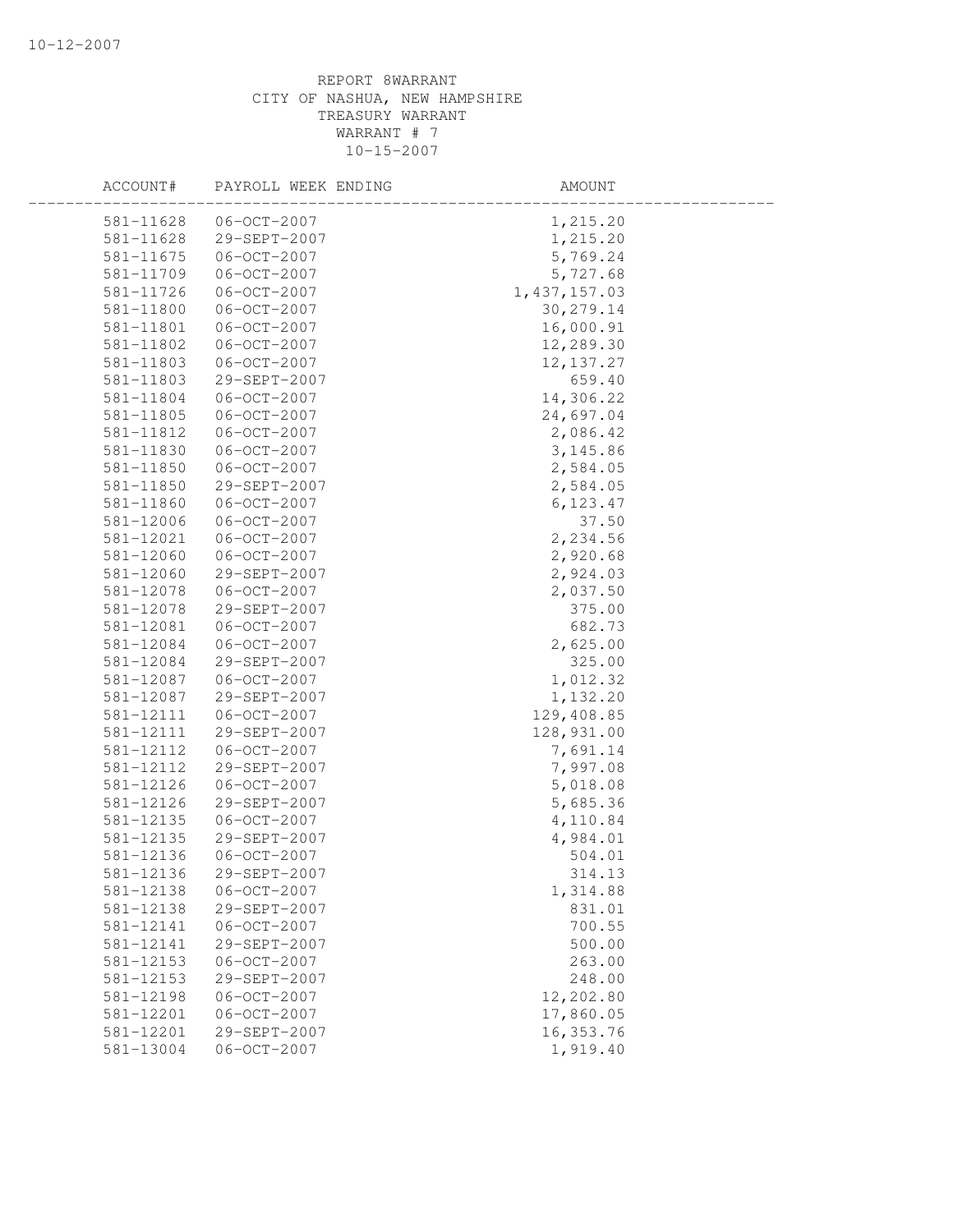REPORT 8WARRANT
CITY OF NASHUA, NEW HAMPSHIRE
TREASURY WARRANT
WARRANT # 7
10-15-2007

| ACCOUNT# | PAYROLL WEEK ENDING | AMOUNT |
|---|---|---|
| 581-11628 | 06-OCT-2007 | 1,215.20 |
| 581-11628 | 29-SEPT-2007 | 1,215.20 |
| 581-11675 | 06-OCT-2007 | 5,769.24 |
| 581-11709 | 06-OCT-2007 | 5,727.68 |
| 581-11726 | 06-OCT-2007 | 1,437,157.03 |
| 581-11800 | 06-OCT-2007 | 30,279.14 |
| 581-11801 | 06-OCT-2007 | 16,000.91 |
| 581-11802 | 06-OCT-2007 | 12,289.30 |
| 581-11803 | 06-OCT-2007 | 12,137.27 |
| 581-11803 | 29-SEPT-2007 | 659.40 |
| 581-11804 | 06-OCT-2007 | 14,306.22 |
| 581-11805 | 06-OCT-2007 | 24,697.04 |
| 581-11812 | 06-OCT-2007 | 2,086.42 |
| 581-11830 | 06-OCT-2007 | 3,145.86 |
| 581-11850 | 06-OCT-2007 | 2,584.05 |
| 581-11850 | 29-SEPT-2007 | 2,584.05 |
| 581-11860 | 06-OCT-2007 | 6,123.47 |
| 581-12006 | 06-OCT-2007 | 37.50 |
| 581-12021 | 06-OCT-2007 | 2,234.56 |
| 581-12060 | 06-OCT-2007 | 2,920.68 |
| 581-12060 | 29-SEPT-2007 | 2,924.03 |
| 581-12078 | 06-OCT-2007 | 2,037.50 |
| 581-12078 | 29-SEPT-2007 | 375.00 |
| 581-12081 | 06-OCT-2007 | 682.73 |
| 581-12084 | 06-OCT-2007 | 2,625.00 |
| 581-12084 | 29-SEPT-2007 | 325.00 |
| 581-12087 | 06-OCT-2007 | 1,012.32 |
| 581-12087 | 29-SEPT-2007 | 1,132.20 |
| 581-12111 | 06-OCT-2007 | 129,408.85 |
| 581-12111 | 29-SEPT-2007 | 128,931.00 |
| 581-12112 | 06-OCT-2007 | 7,691.14 |
| 581-12112 | 29-SEPT-2007 | 7,997.08 |
| 581-12126 | 06-OCT-2007 | 5,018.08 |
| 581-12126 | 29-SEPT-2007 | 5,685.36 |
| 581-12135 | 06-OCT-2007 | 4,110.84 |
| 581-12135 | 29-SEPT-2007 | 4,984.01 |
| 581-12136 | 06-OCT-2007 | 504.01 |
| 581-12136 | 29-SEPT-2007 | 314.13 |
| 581-12138 | 06-OCT-2007 | 1,314.88 |
| 581-12138 | 29-SEPT-2007 | 831.01 |
| 581-12141 | 06-OCT-2007 | 700.55 |
| 581-12141 | 29-SEPT-2007 | 500.00 |
| 581-12153 | 06-OCT-2007 | 263.00 |
| 581-12153 | 29-SEPT-2007 | 248.00 |
| 581-12198 | 06-OCT-2007 | 12,202.80 |
| 581-12201 | 06-OCT-2007 | 17,860.05 |
| 581-12201 | 29-SEPT-2007 | 16,353.76 |
| 581-13004 | 06-OCT-2007 | 1,919.40 |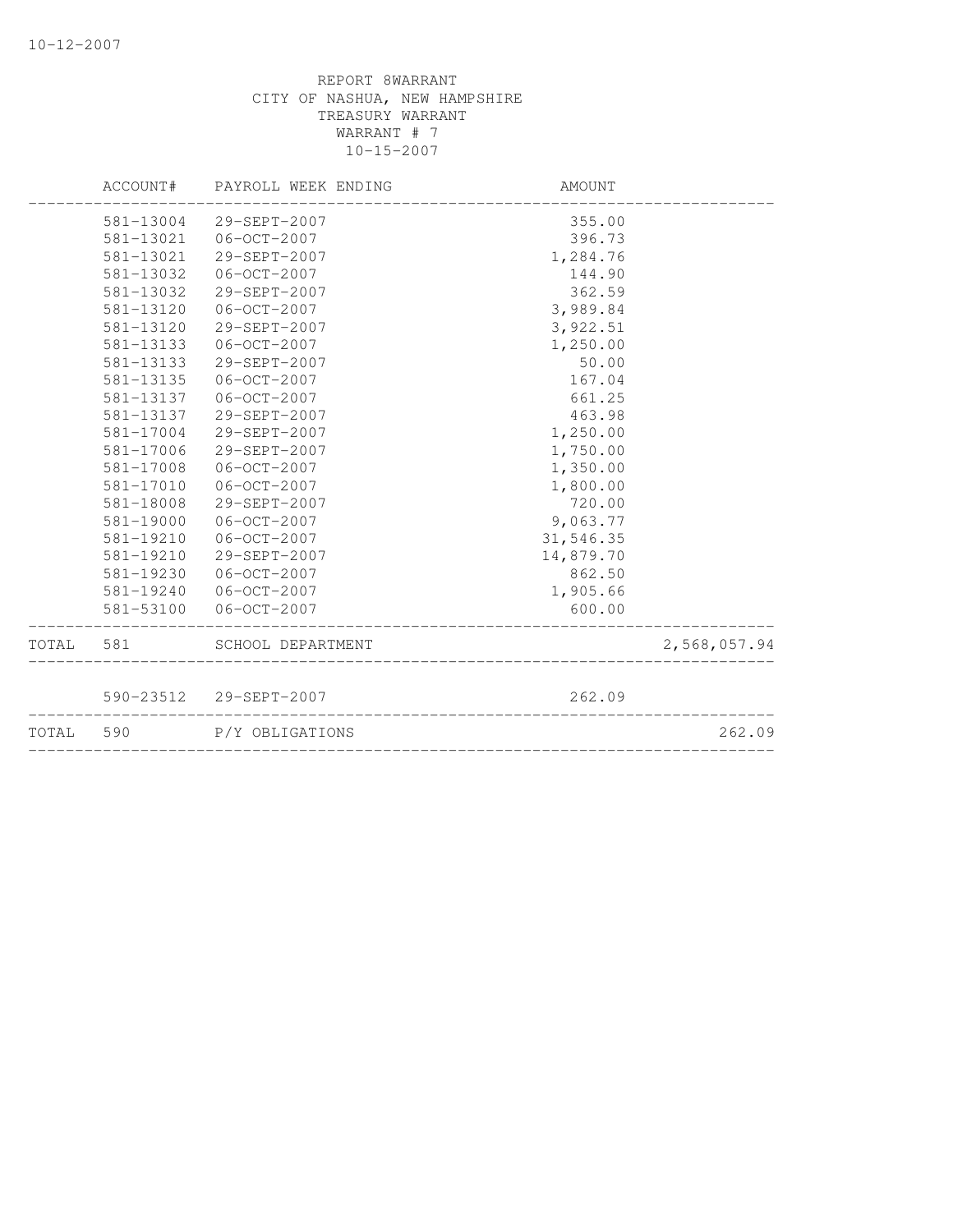REPORT 8WARRANT
CITY OF NASHUA, NEW HAMPSHIRE
TREASURY WARRANT
WARRANT # 7
10-15-2007

| | ACCOUNT# | PAYROLL WEEK ENDING | AMOUNT | |
|---|---|---|---|---|
| | 581-13004 | 29-SEPT-2007 | 355.00 | |
| | 581-13021 | 06-OCT-2007 | 396.73 | |
| | 581-13021 | 29-SEPT-2007 | 1,284.76 | |
| | 581-13032 | 06-OCT-2007 | 144.90 | |
| | 581-13032 | 29-SEPT-2007 | 362.59 | |
| | 581-13120 | 06-OCT-2007 | 3,989.84 | |
| | 581-13120 | 29-SEPT-2007 | 3,922.51 | |
| | 581-13133 | 06-OCT-2007 | 1,250.00 | |
| | 581-13133 | 29-SEPT-2007 | 50.00 | |
| | 581-13135 | 06-OCT-2007 | 167.04 | |
| | 581-13137 | 06-OCT-2007 | 661.25 | |
| | 581-13137 | 29-SEPT-2007 | 463.98 | |
| | 581-17004 | 29-SEPT-2007 | 1,250.00 | |
| | 581-17006 | 29-SEPT-2007 | 1,750.00 | |
| | 581-17008 | 06-OCT-2007 | 1,350.00 | |
| | 581-17010 | 06-OCT-2007 | 1,800.00 | |
| | 581-18008 | 29-SEPT-2007 | 720.00 | |
| | 581-19000 | 06-OCT-2007 | 9,063.77 | |
| | 581-19210 | 06-OCT-2007 | 31,546.35 | |
| | 581-19210 | 29-SEPT-2007 | 14,879.70 | |
| | 581-19230 | 06-OCT-2007 | 862.50 | |
| | 581-19240 | 06-OCT-2007 | 1,905.66 | |
| | 581-53100 | 06-OCT-2007 | 600.00 | |
| TOTAL | 581 | SCHOOL DEPARTMENT | | 2,568,057.94 |
| | 590-23512 | 29-SEPT-2007 | 262.09 | |
| TOTAL | 590 | P/Y OBLIGATIONS | | 262.09 |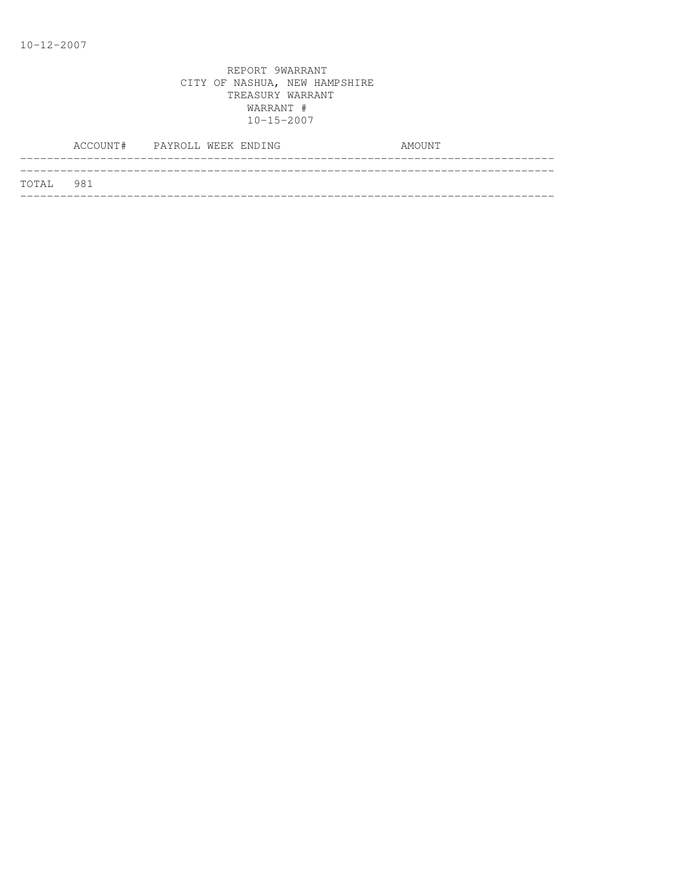10-12-2007

REPORT 9WARRANT
CITY OF NASHUA, NEW HAMPSHIRE
TREASURY WARRANT
WARRANT #
10-15-2007

| ACCOUNT# | PAYROLL WEEK ENDING | AMOUNT |
| --- | --- | --- |
| TOTAL 981 | | |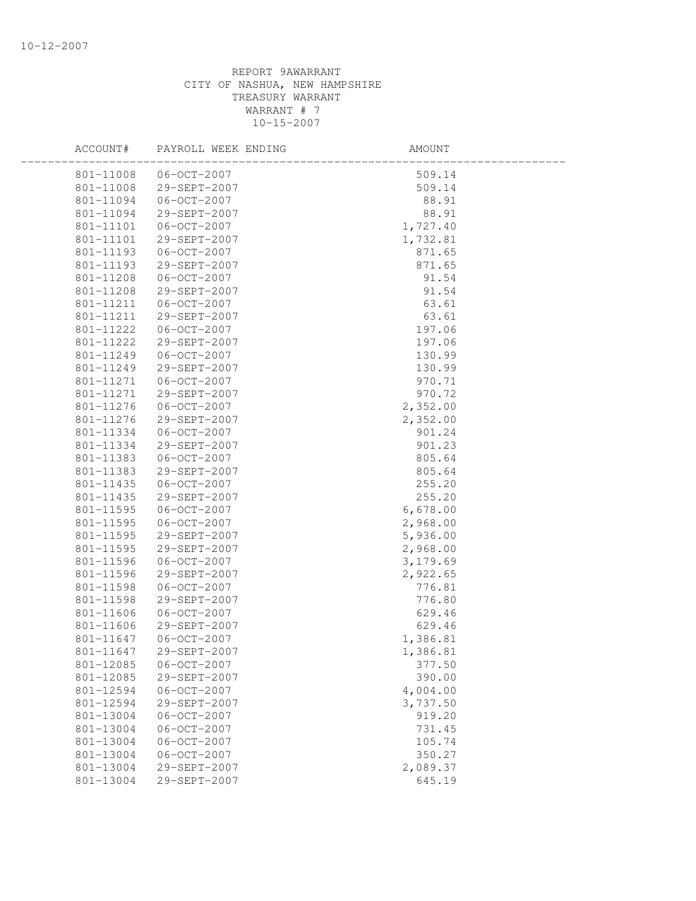REPORT 9AWARRANT
CITY OF NASHUA, NEW HAMPSHIRE
TREASURY WARRANT
WARRANT # 7
10-15-2007

| ACCOUNT# | PAYROLL WEEK ENDING | AMOUNT |
|---|---|---|
| 801-11008 | 06-OCT-2007 | 509.14 |
| 801-11008 | 29-SEPT-2007 | 509.14 |
| 801-11094 | 06-OCT-2007 | 88.91 |
| 801-11094 | 29-SEPT-2007 | 88.91 |
| 801-11101 | 06-OCT-2007 | 1,727.40 |
| 801-11101 | 29-SEPT-2007 | 1,732.81 |
| 801-11193 | 06-OCT-2007 | 871.65 |
| 801-11193 | 29-SEPT-2007 | 871.65 |
| 801-11208 | 06-OCT-2007 | 91.54 |
| 801-11208 | 29-SEPT-2007 | 91.54 |
| 801-11211 | 06-OCT-2007 | 63.61 |
| 801-11211 | 29-SEPT-2007 | 63.61 |
| 801-11222 | 06-OCT-2007 | 197.06 |
| 801-11222 | 29-SEPT-2007 | 197.06 |
| 801-11249 | 06-OCT-2007 | 130.99 |
| 801-11249 | 29-SEPT-2007 | 130.99 |
| 801-11271 | 06-OCT-2007 | 970.71 |
| 801-11271 | 29-SEPT-2007 | 970.72 |
| 801-11276 | 06-OCT-2007 | 2,352.00 |
| 801-11276 | 29-SEPT-2007 | 2,352.00 |
| 801-11334 | 06-OCT-2007 | 901.24 |
| 801-11334 | 29-SEPT-2007 | 901.23 |
| 801-11383 | 06-OCT-2007 | 805.64 |
| 801-11383 | 29-SEPT-2007 | 805.64 |
| 801-11435 | 06-OCT-2007 | 255.20 |
| 801-11435 | 29-SEPT-2007 | 255.20 |
| 801-11595 | 06-OCT-2007 | 6,678.00 |
| 801-11595 | 06-OCT-2007 | 2,968.00 |
| 801-11595 | 29-SEPT-2007 | 5,936.00 |
| 801-11595 | 29-SEPT-2007 | 2,968.00 |
| 801-11596 | 06-OCT-2007 | 3,179.69 |
| 801-11596 | 29-SEPT-2007 | 2,922.65 |
| 801-11598 | 06-OCT-2007 | 776.81 |
| 801-11598 | 29-SEPT-2007 | 776.80 |
| 801-11606 | 06-OCT-2007 | 629.46 |
| 801-11606 | 29-SEPT-2007 | 629.46 |
| 801-11647 | 06-OCT-2007 | 1,386.81 |
| 801-11647 | 29-SEPT-2007 | 1,386.81 |
| 801-12085 | 06-OCT-2007 | 377.50 |
| 801-12085 | 29-SEPT-2007 | 390.00 |
| 801-12594 | 06-OCT-2007 | 4,004.00 |
| 801-12594 | 29-SEPT-2007 | 3,737.50 |
| 801-13004 | 06-OCT-2007 | 919.20 |
| 801-13004 | 06-OCT-2007 | 731.45 |
| 801-13004 | 06-OCT-2007 | 105.74 |
| 801-13004 | 06-OCT-2007 | 350.27 |
| 801-13004 | 29-SEPT-2007 | 2,089.37 |
| 801-13004 | 29-SEPT-2007 | 645.19 |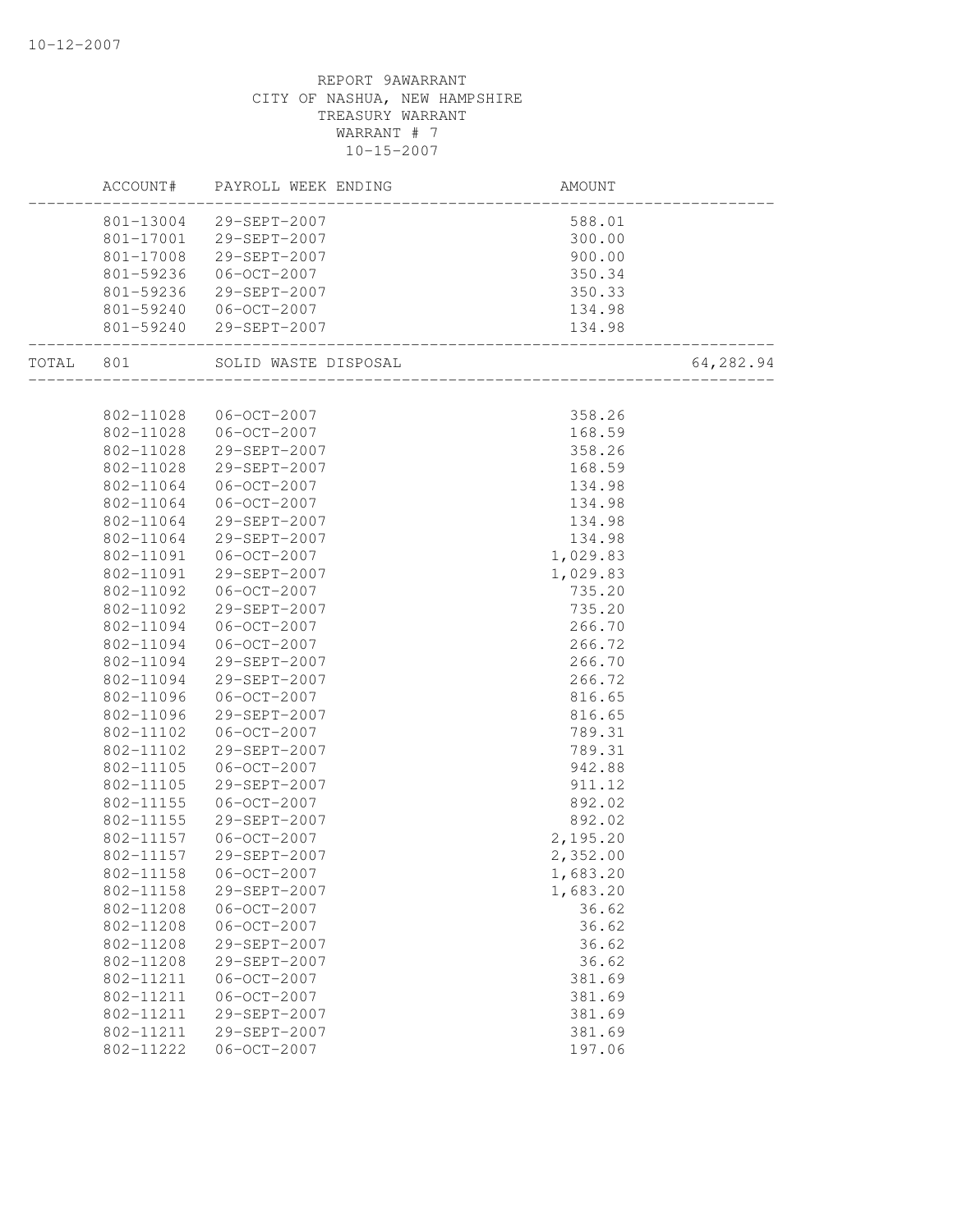10-12-2007

REPORT 9AWARRANT
CITY OF NASHUA, NEW HAMPSHIRE
TREASURY WARRANT
WARRANT # 7
10-15-2007

| | ACCOUNT# | PAYROLL WEEK ENDING | AMOUNT | |
|---|---|---|---|---|
| | 801-13004 | 29-SEPT-2007 | 588.01 | |
| | 801-17001 | 29-SEPT-2007 | 300.00 | |
| | 801-17008 | 29-SEPT-2007 | 900.00 | |
| | 801-59236 | 06-OCT-2007 | 350.34 | |
| | 801-59236 | 29-SEPT-2007 | 350.33 | |
| | 801-59240 | 06-OCT-2007 | 134.98 | |
| | 801-59240 | 29-SEPT-2007 | 134.98 | |
| TOTAL | 801 | SOLID WASTE DISPOSAL | | 64,282.94 |
| | 802-11028 | 06-OCT-2007 | 358.26 | |
| | 802-11028 | 06-OCT-2007 | 168.59 | |
| | 802-11028 | 29-SEPT-2007 | 358.26 | |
| | 802-11028 | 29-SEPT-2007 | 168.59 | |
| | 802-11064 | 06-OCT-2007 | 134.98 | |
| | 802-11064 | 06-OCT-2007 | 134.98 | |
| | 802-11064 | 29-SEPT-2007 | 134.98 | |
| | 802-11064 | 29-SEPT-2007 | 134.98 | |
| | 802-11091 | 06-OCT-2007 | 1,029.83 | |
| | 802-11091 | 29-SEPT-2007 | 1,029.83 | |
| | 802-11092 | 06-OCT-2007 | 735.20 | |
| | 802-11092 | 29-SEPT-2007 | 735.20 | |
| | 802-11094 | 06-OCT-2007 | 266.70 | |
| | 802-11094 | 06-OCT-2007 | 266.72 | |
| | 802-11094 | 29-SEPT-2007 | 266.70 | |
| | 802-11094 | 29-SEPT-2007 | 266.72 | |
| | 802-11096 | 06-OCT-2007 | 816.65 | |
| | 802-11096 | 29-SEPT-2007 | 816.65 | |
| | 802-11102 | 06-OCT-2007 | 789.31 | |
| | 802-11102 | 29-SEPT-2007 | 789.31 | |
| | 802-11105 | 06-OCT-2007 | 942.88 | |
| | 802-11105 | 29-SEPT-2007 | 911.12 | |
| | 802-11155 | 06-OCT-2007 | 892.02 | |
| | 802-11155 | 29-SEPT-2007 | 892.02 | |
| | 802-11157 | 06-OCT-2007 | 2,195.20 | |
| | 802-11157 | 29-SEPT-2007 | 2,352.00 | |
| | 802-11158 | 06-OCT-2007 | 1,683.20 | |
| | 802-11158 | 29-SEPT-2007 | 1,683.20 | |
| | 802-11208 | 06-OCT-2007 | 36.62 | |
| | 802-11208 | 06-OCT-2007 | 36.62 | |
| | 802-11208 | 29-SEPT-2007 | 36.62 | |
| | 802-11208 | 29-SEPT-2007 | 36.62 | |
| | 802-11211 | 06-OCT-2007 | 381.69 | |
| | 802-11211 | 06-OCT-2007 | 381.69 | |
| | 802-11211 | 29-SEPT-2007 | 381.69 | |
| | 802-11211 | 29-SEPT-2007 | 381.69 | |
| | 802-11222 | 06-OCT-2007 | 197.06 | |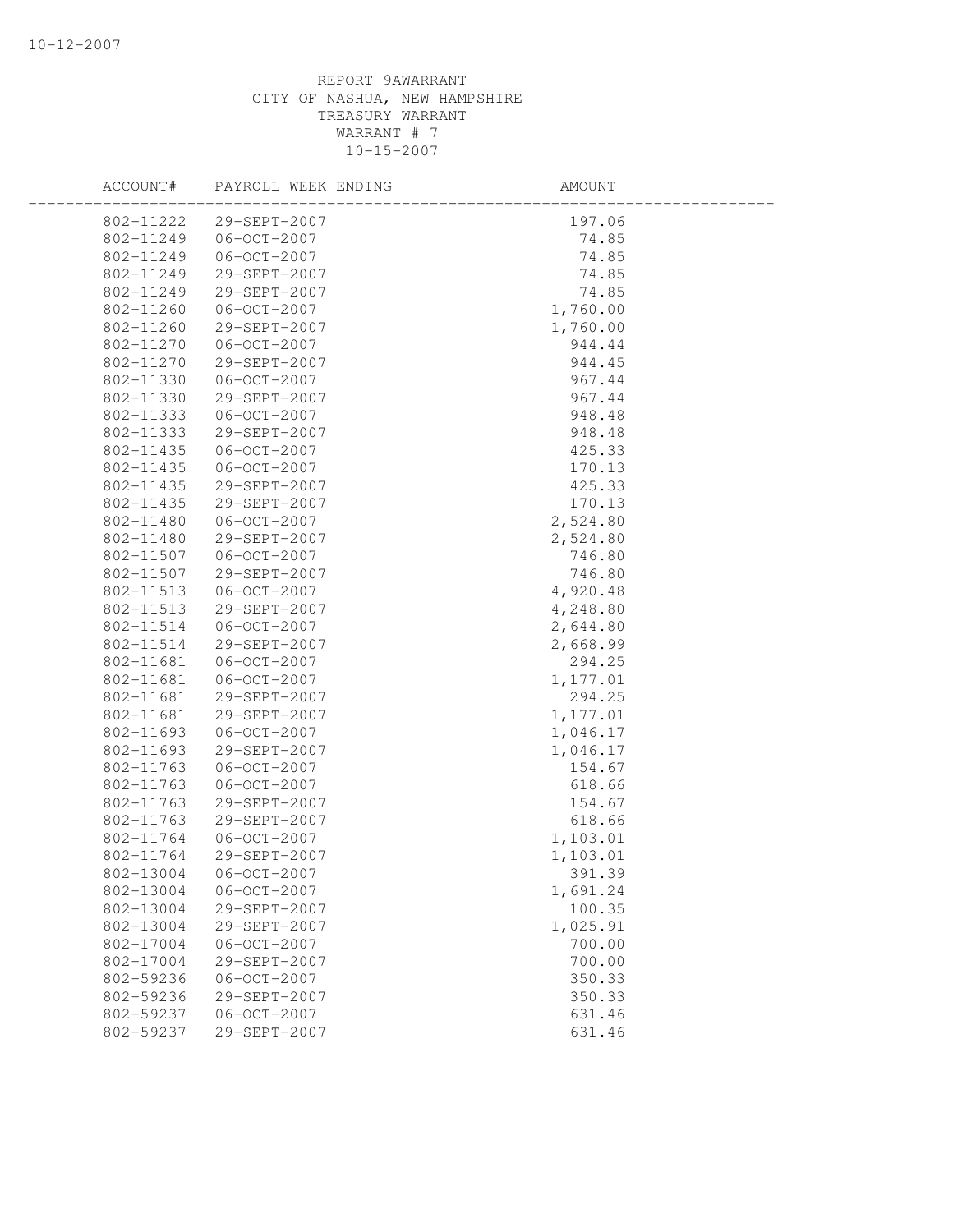REPORT 9AWARRANT
CITY OF NASHUA, NEW HAMPSHIRE
TREASURY WARRANT
WARRANT # 7
10-15-2007

| ACCOUNT# | PAYROLL WEEK ENDING | AMOUNT |
|---|---|---|
| 802-11222 | 29-SEPT-2007 | 197.06 |
| 802-11249 | 06-OCT-2007 | 74.85 |
| 802-11249 | 06-OCT-2007 | 74.85 |
| 802-11249 | 29-SEPT-2007 | 74.85 |
| 802-11249 | 29-SEPT-2007 | 74.85 |
| 802-11260 | 06-OCT-2007 | 1,760.00 |
| 802-11260 | 29-SEPT-2007 | 1,760.00 |
| 802-11270 | 06-OCT-2007 | 944.44 |
| 802-11270 | 29-SEPT-2007 | 944.45 |
| 802-11330 | 06-OCT-2007 | 967.44 |
| 802-11330 | 29-SEPT-2007 | 967.44 |
| 802-11333 | 06-OCT-2007 | 948.48 |
| 802-11333 | 29-SEPT-2007 | 948.48 |
| 802-11435 | 06-OCT-2007 | 425.33 |
| 802-11435 | 06-OCT-2007 | 170.13 |
| 802-11435 | 29-SEPT-2007 | 425.33 |
| 802-11435 | 29-SEPT-2007 | 170.13 |
| 802-11480 | 06-OCT-2007 | 2,524.80 |
| 802-11480 | 29-SEPT-2007 | 2,524.80 |
| 802-11507 | 06-OCT-2007 | 746.80 |
| 802-11507 | 29-SEPT-2007 | 746.80 |
| 802-11513 | 06-OCT-2007 | 4,920.48 |
| 802-11513 | 29-SEPT-2007 | 4,248.80 |
| 802-11514 | 06-OCT-2007 | 2,644.80 |
| 802-11514 | 29-SEPT-2007 | 2,668.99 |
| 802-11681 | 06-OCT-2007 | 294.25 |
| 802-11681 | 06-OCT-2007 | 1,177.01 |
| 802-11681 | 29-SEPT-2007 | 294.25 |
| 802-11681 | 29-SEPT-2007 | 1,177.01 |
| 802-11693 | 06-OCT-2007 | 1,046.17 |
| 802-11693 | 29-SEPT-2007 | 1,046.17 |
| 802-11763 | 06-OCT-2007 | 154.67 |
| 802-11763 | 06-OCT-2007 | 618.66 |
| 802-11763 | 29-SEPT-2007 | 154.67 |
| 802-11763 | 29-SEPT-2007 | 618.66 |
| 802-11764 | 06-OCT-2007 | 1,103.01 |
| 802-11764 | 29-SEPT-2007 | 1,103.01 |
| 802-13004 | 06-OCT-2007 | 391.39 |
| 802-13004 | 06-OCT-2007 | 1,691.24 |
| 802-13004 | 29-SEPT-2007 | 100.35 |
| 802-13004 | 29-SEPT-2007 | 1,025.91 |
| 802-17004 | 06-OCT-2007 | 700.00 |
| 802-17004 | 29-SEPT-2007 | 700.00 |
| 802-59236 | 06-OCT-2007 | 350.33 |
| 802-59236 | 29-SEPT-2007 | 350.33 |
| 802-59237 | 06-OCT-2007 | 631.46 |
| 802-59237 | 29-SEPT-2007 | 631.46 |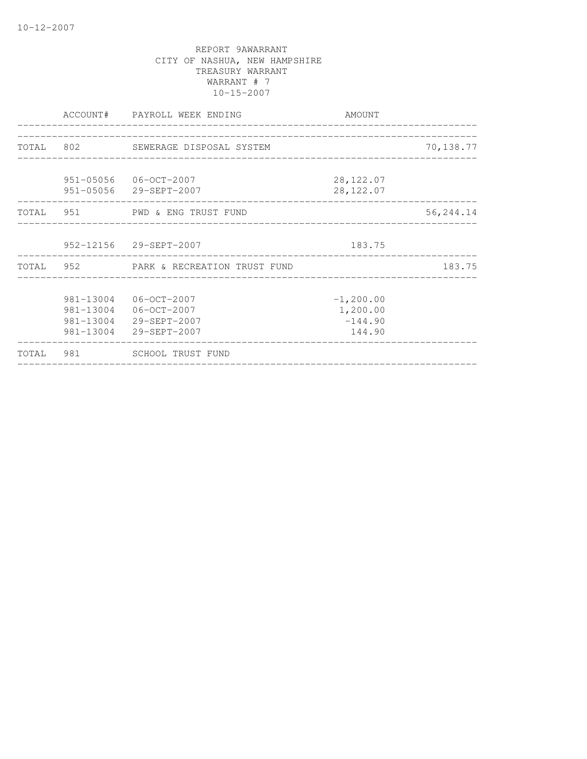REPORT 9AWARRANT
CITY OF NASHUA, NEW HAMPSHIRE
TREASURY WARRANT
WARRANT # 7
10-15-2007

| | ACCOUNT# | PAYROLL WEEK ENDING | AMOUNT | |
|---|---|---|---|---|
| TOTAL | 802 | SEWERAGE DISPOSAL SYSTEM | | 70,138.77 |
| | 951-05056 | 06-OCT-2007 | 28,122.07 | |
| | 951-05056 | 29-SEPT-2007 | 28,122.07 | |
| TOTAL | 951 | PWD & ENG TRUST FUND | | 56,244.14 |
| | 952-12156 | 29-SEPT-2007 | 183.75 | |
| TOTAL | 952 | PARK & RECREATION TRUST FUND | | 183.75 |
| | 981-13004 | 06-OCT-2007 | -1,200.00 | |
| | 981-13004 | 06-OCT-2007 | 1,200.00 | |
| | 981-13004 | 29-SEPT-2007 | -144.90 | |
| | 981-13004 | 29-SEPT-2007 | 144.90 | |
| TOTAL | 981 | SCHOOL TRUST FUND | | |